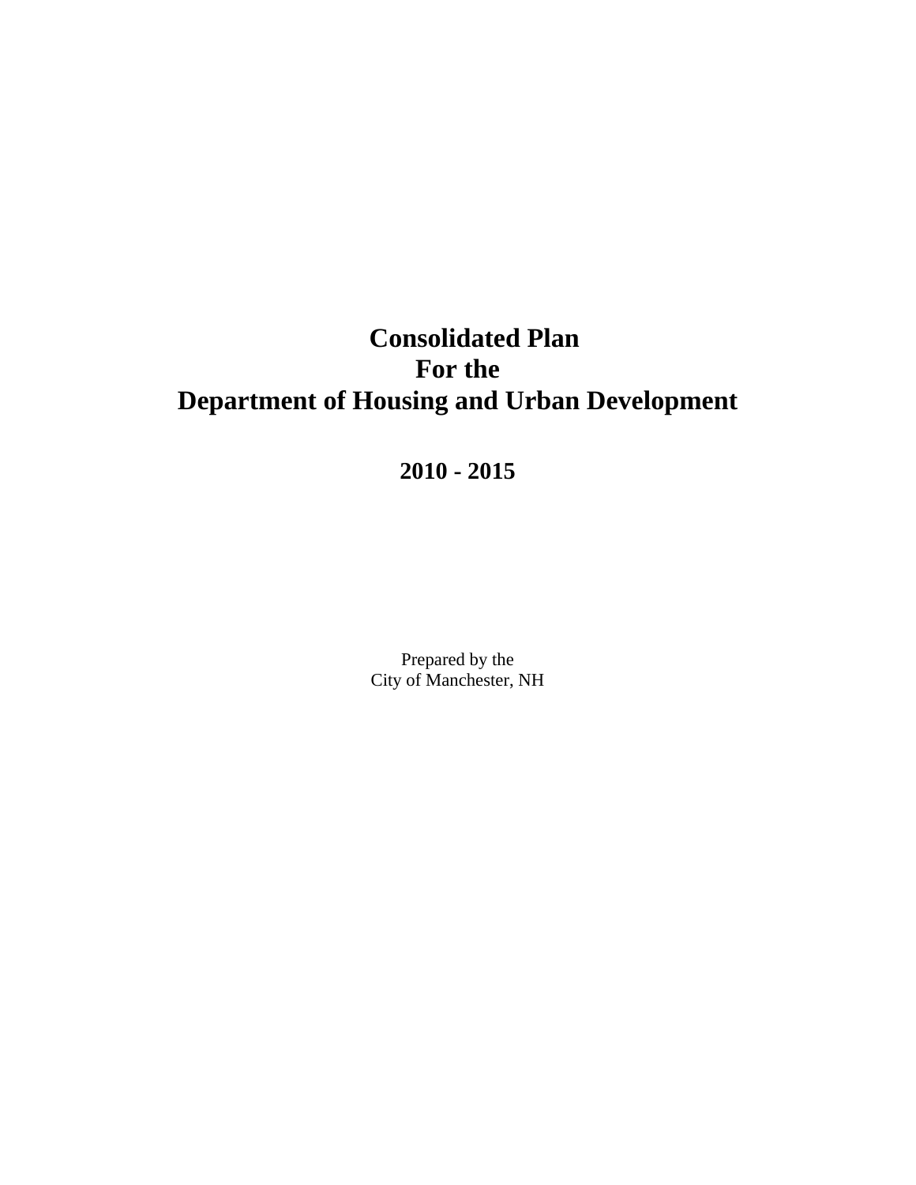# Consolidated Plan
# For the
# Department of Housing and Urban Development

## 2010 - 2015

Prepared by the
City of Manchester, NH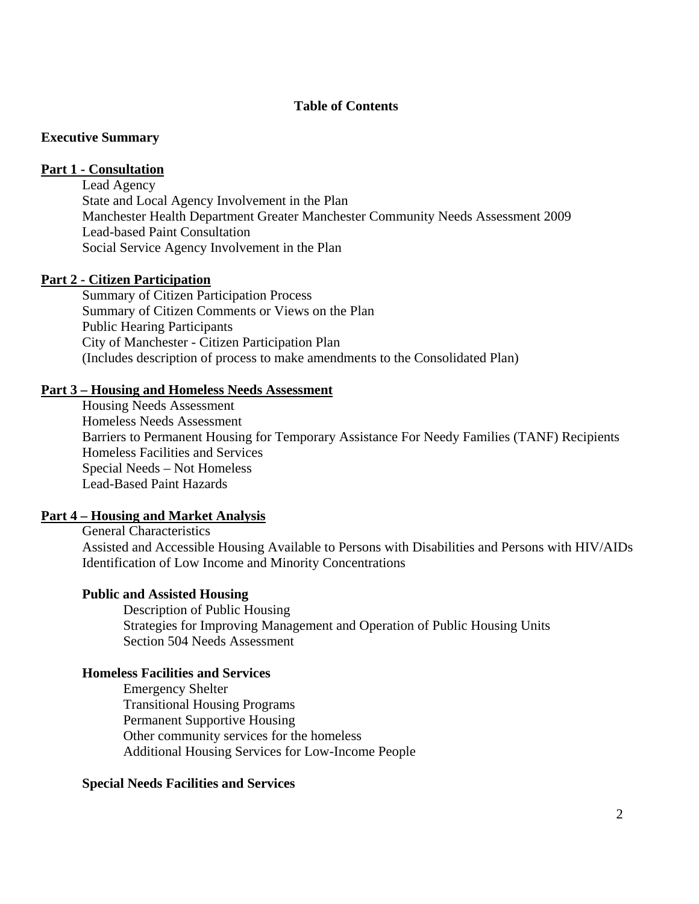# Table of Contents

**Executive Summary**

## Part 1 - Consultation

- Lead Agency
- State and Local Agency Involvement in the Plan
- Manchester Health Department Greater Manchester Community Needs Assessment 2009
- Lead-based Paint Consultation
- Social Service Agency Involvement in the Plan

## Part 2 - Citizen Participation

- Summary of Citizen Participation Process
- Summary of Citizen Comments or Views on the Plan
- Public Hearing Participants
- City of Manchester - Citizen Participation Plan
- (Includes description of process to make amendments to the Consolidated Plan)

## Part 3 – Housing and Homeless Needs Assessment

- Housing Needs Assessment
- Homeless Needs Assessment
- Barriers to Permanent Housing for Temporary Assistance For Needy Families (TANF) Recipients
- Homeless Facilities and Services
- Special Needs – Not Homeless
- Lead-Based Paint Hazards

## Part 4 – Housing and Market Analysis

- General Characteristics
- Assisted and Accessible Housing Available to Persons with Disabilities and Persons with HIV/AIDs
- Identification of Low Income and Minority Concentrations

### Public and Assisted Housing

- Description of Public Housing
- Strategies for Improving Management and Operation of Public Housing Units
- Section 504 Needs Assessment

### Homeless Facilities and Services

- Emergency Shelter
- Transitional Housing Programs
- Permanent Supportive Housing
- Other community services for the homeless
- Additional Housing Services for Low-Income People

### Special Needs Facilities and Services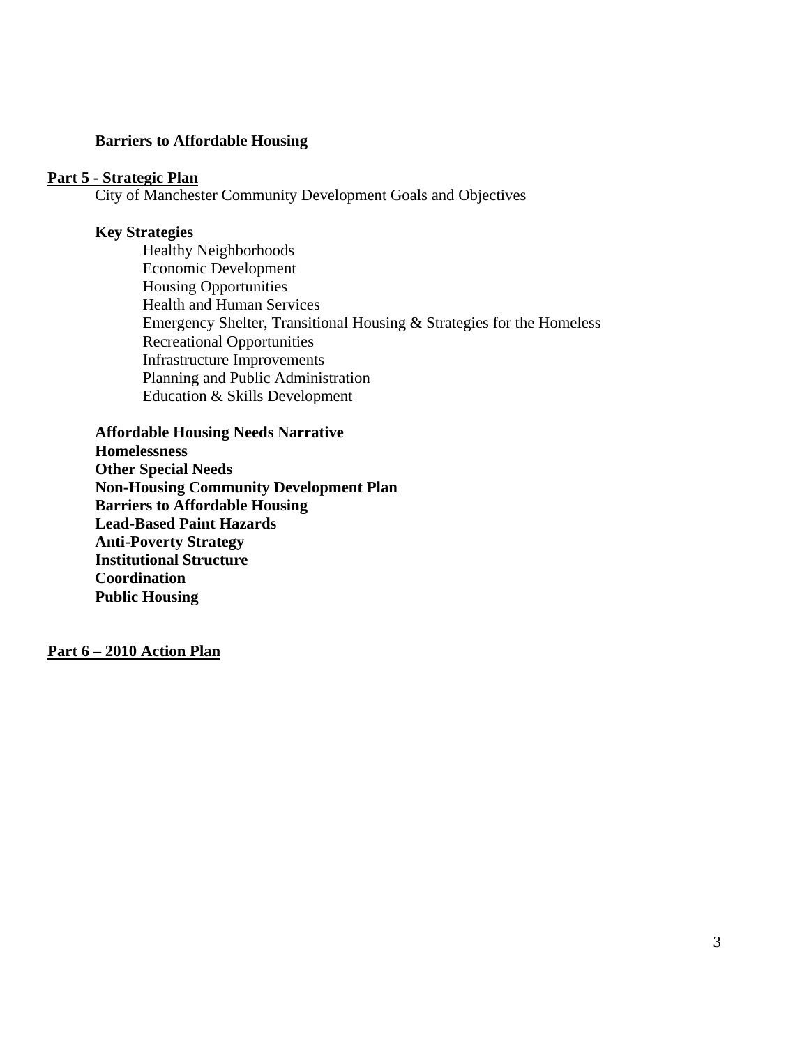**Barriers to Affordable Housing**

**Part 5 - Strategic Plan**

City of Manchester Community Development Goals and Objectives

**Key Strategies**

- Healthy Neighborhoods
- Economic Development
- Housing Opportunities
- Health and Human Services
- Emergency Shelter, Transitional Housing & Strategies for the Homeless
- Recreational Opportunities
- Infrastructure Improvements
- Planning and Public Administration
- Education & Skills Development

**Affordable Housing Needs Narrative**
**Homelessness**
**Other Special Needs**
**Non-Housing Community Development Plan**
**Barriers to Affordable Housing**
**Lead-Based Paint Hazards**
**Anti-Poverty Strategy**
**Institutional Structure**
**Coordination**
**Public Housing**

**Part 6 – 2010 Action Plan**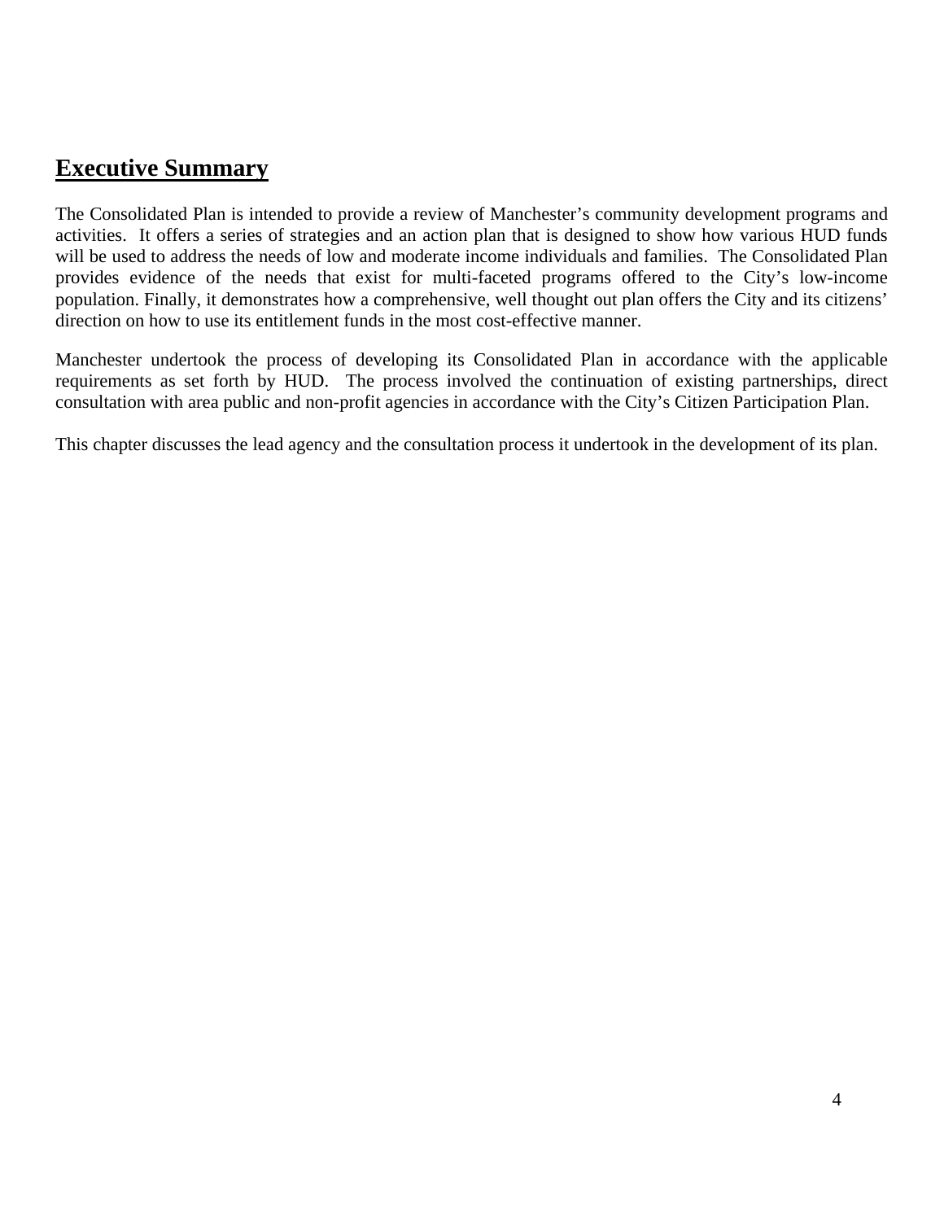# Executive Summary

The Consolidated Plan is intended to provide a review of Manchester's community development programs and activities. It offers a series of strategies and an action plan that is designed to show how various HUD funds will be used to address the needs of low and moderate income individuals and families. The Consolidated Plan provides evidence of the needs that exist for multi-faceted programs offered to the City's low-income population. Finally, it demonstrates how a comprehensive, well thought out plan offers the City and its citizens' direction on how to use its entitlement funds in the most cost-effective manner.

Manchester undertook the process of developing its Consolidated Plan in accordance with the applicable requirements as set forth by HUD. The process involved the continuation of existing partnerships, direct consultation with area public and non-profit agencies in accordance with the City's Citizen Participation Plan.

This chapter discusses the lead agency and the consultation process it undertook in the development of its plan.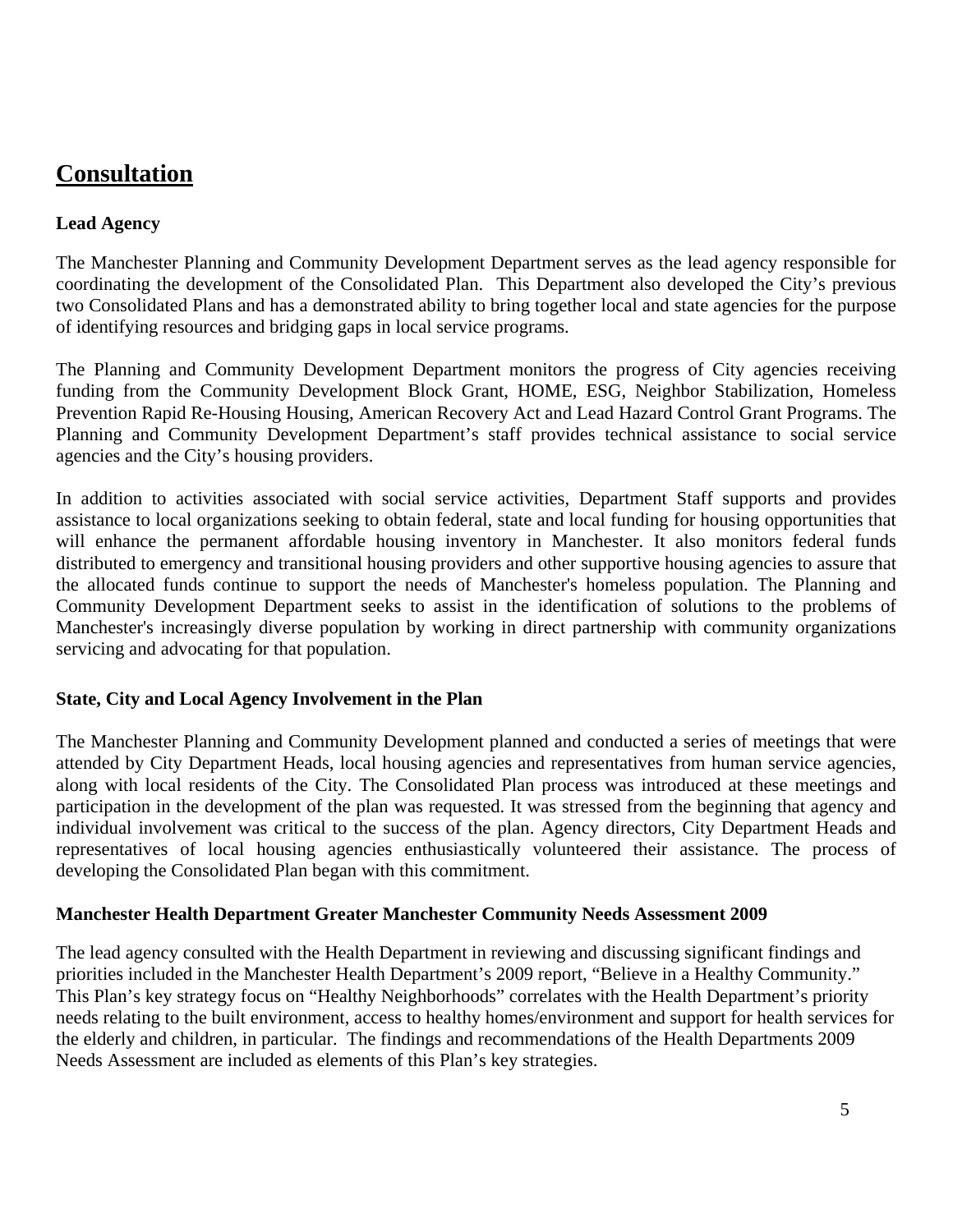# Consultation

### Lead Agency

The Manchester Planning and Community Development Department serves as the lead agency responsible for coordinating the development of the Consolidated Plan. This Department also developed the City's previous two Consolidated Plans and has a demonstrated ability to bring together local and state agencies for the purpose of identifying resources and bridging gaps in local service programs.

The Planning and Community Development Department monitors the progress of City agencies receiving funding from the Community Development Block Grant, HOME, ESG, Neighbor Stabilization, Homeless Prevention Rapid Re-Housing Housing, American Recovery Act and Lead Hazard Control Grant Programs. The Planning and Community Development Department's staff provides technical assistance to social service agencies and the City's housing providers.

In addition to activities associated with social service activities, Department Staff supports and provides assistance to local organizations seeking to obtain federal, state and local funding for housing opportunities that will enhance the permanent affordable housing inventory in Manchester. It also monitors federal funds distributed to emergency and transitional housing providers and other supportive housing agencies to assure that the allocated funds continue to support the needs of Manchester's homeless population. The Planning and Community Development Department seeks to assist in the identification of solutions to the problems of Manchester's increasingly diverse population by working in direct partnership with community organizations servicing and advocating for that population.

### State, City and Local Agency Involvement in the Plan

The Manchester Planning and Community Development planned and conducted a series of meetings that were attended by City Department Heads, local housing agencies and representatives from human service agencies, along with local residents of the City. The Consolidated Plan process was introduced at these meetings and participation in the development of the plan was requested. It was stressed from the beginning that agency and individual involvement was critical to the success of the plan. Agency directors, City Department Heads and representatives of local housing agencies enthusiastically volunteered their assistance. The process of developing the Consolidated Plan began with this commitment.

### Manchester Health Department Greater Manchester Community Needs Assessment 2009

The lead agency consulted with the Health Department in reviewing and discussing significant findings and priorities included in the Manchester Health Department's 2009 report, "Believe in a Healthy Community." This Plan's key strategy focus on "Healthy Neighborhoods" correlates with the Health Department's priority needs relating to the built environment, access to healthy homes/environment and support for health services for the elderly and children, in particular. The findings and recommendations of the Health Departments 2009 Needs Assessment are included as elements of this Plan's key strategies.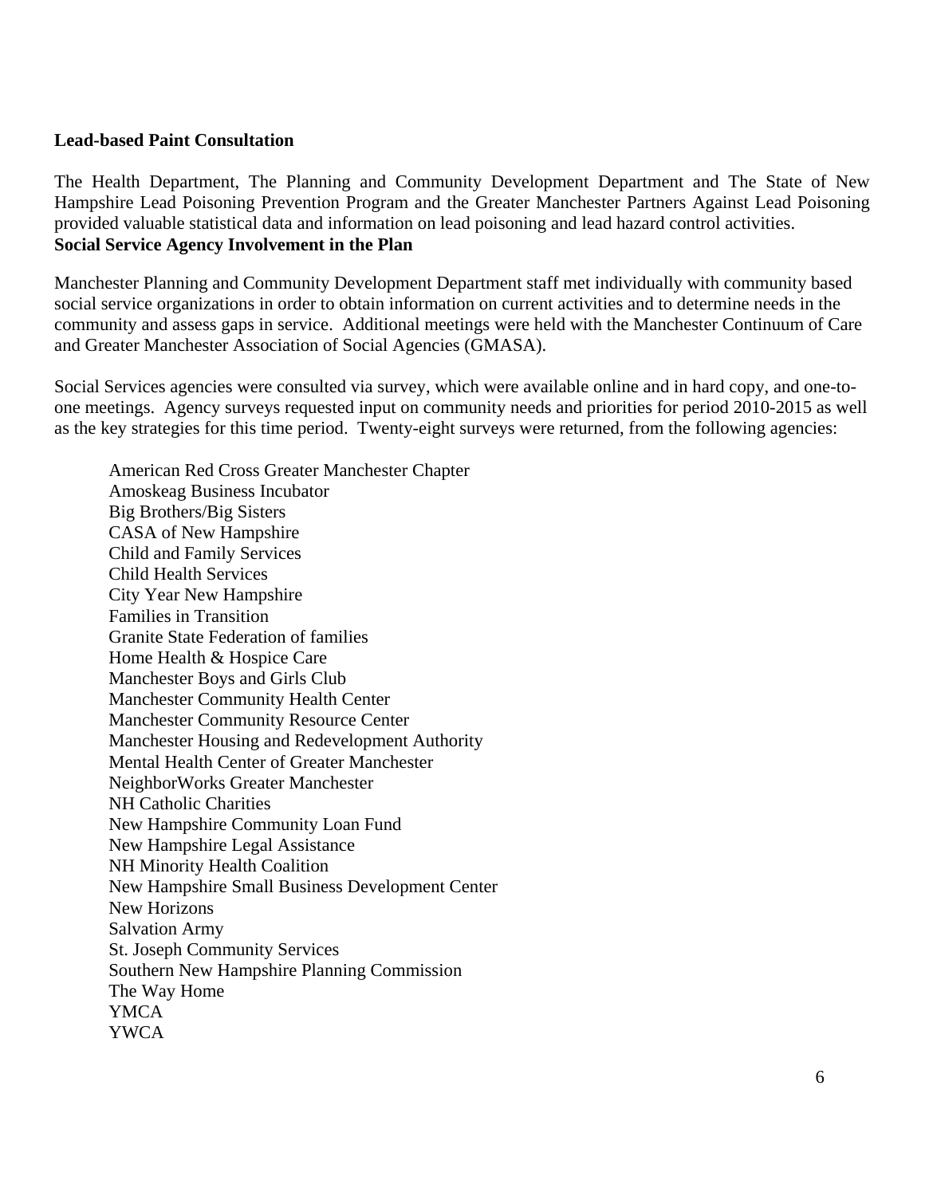**Lead-based Paint Consultation**

The Health Department, The Planning and Community Development Department and The State of New Hampshire Lead Poisoning Prevention Program and the Greater Manchester Partners Against Lead Poisoning provided valuable statistical data and information on lead poisoning and lead hazard control activities.

**Social Service Agency Involvement in the Plan**

Manchester Planning and Community Development Department staff met individually with community based social service organizations in order to obtain information on current activities and to determine needs in the community and assess gaps in service. Additional meetings were held with the Manchester Continuum of Care and Greater Manchester Association of Social Agencies (GMASA).

Social Services agencies were consulted via survey, which were available online and in hard copy, and one-to-one meetings. Agency surveys requested input on community needs and priorities for period 2010-2015 as well as the key strategies for this time period. Twenty-eight surveys were returned, from the following agencies:

American Red Cross Greater Manchester Chapter
Amoskeag Business Incubator
Big Brothers/Big Sisters
CASA of New Hampshire
Child and Family Services
Child Health Services
City Year New Hampshire
Families in Transition
Granite State Federation of families
Home Health & Hospice Care
Manchester Boys and Girls Club
Manchester Community Health Center
Manchester Community Resource Center
Manchester Housing and Redevelopment Authority
Mental Health Center of Greater Manchester
NeighborWorks Greater Manchester
NH Catholic Charities
New Hampshire Community Loan Fund
New Hampshire Legal Assistance
NH Minority Health Coalition
New Hampshire Small Business Development Center
New Horizons
Salvation Army
St. Joseph Community Services
Southern New Hampshire Planning Commission
The Way Home
YMCA
YWCA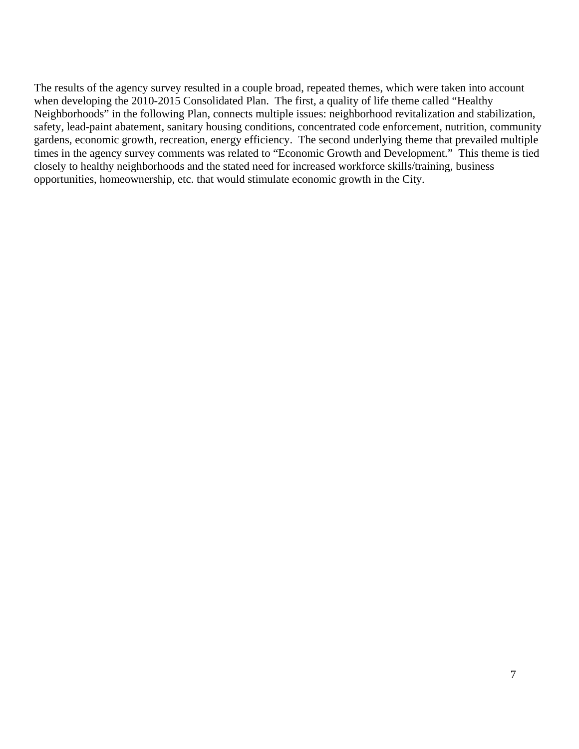The results of the agency survey resulted in a couple broad, repeated themes, which were taken into account when developing the 2010-2015 Consolidated Plan. The first, a quality of life theme called "Healthy Neighborhoods" in the following Plan, connects multiple issues: neighborhood revitalization and stabilization, safety, lead-paint abatement, sanitary housing conditions, concentrated code enforcement, nutrition, community gardens, economic growth, recreation, energy efficiency. The second underlying theme that prevailed multiple times in the agency survey comments was related to "Economic Growth and Development." This theme is tied closely to healthy neighborhoods and the stated need for increased workforce skills/training, business opportunities, homeownership, etc. that would stimulate economic growth in the City.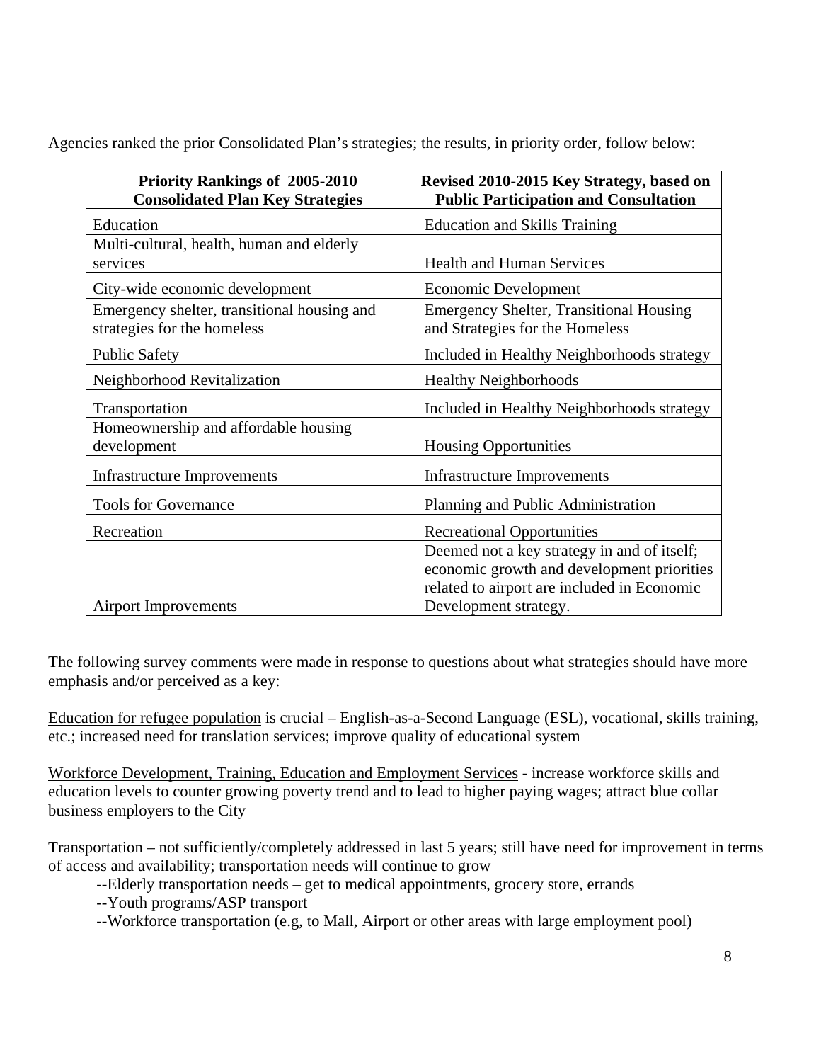Agencies ranked the prior Consolidated Plan's strategies; the results, in priority order, follow below:

| Priority Rankings of 2005-2010 Consolidated Plan Key Strategies | Revised 2010-2015 Key Strategy, based on Public Participation and Consultation |
|---|---|
| Education | Education and Skills Training |
| Multi-cultural, health, human and elderly services | Health and Human Services |
| City-wide economic development | Economic Development |
| Emergency shelter, transitional housing and strategies for the homeless | Emergency Shelter, Transitional Housing and Strategies for the Homeless |
| Public Safety | Included in Healthy Neighborhoods strategy |
| Neighborhood Revitalization | Healthy Neighborhoods |
| Transportation | Included in Healthy Neighborhoods strategy |
| Homeownership and affordable housing development | Housing Opportunities |
| Infrastructure Improvements | Infrastructure Improvements |
| Tools for Governance | Planning and Public Administration |
| Recreation | Recreational Opportunities |
| Airport Improvements | Deemed not a key strategy in and of itself; economic growth and development priorities related to airport are included in Economic Development strategy. |

The following survey comments were made in response to questions about what strategies should have more emphasis and/or perceived as a key:

<u>Education for refugee population</u> is crucial – English-as-a-Second Language (ESL), vocational, skills training, etc.; increased need for translation services; improve quality of educational system

<u>Workforce Development, Training, Education and Employment Services</u> - increase workforce skills and education levels to counter growing poverty trend and to lead to higher paying wages; attract blue collar business employers to the City

<u>Transportation</u> – not sufficiently/completely addressed in last 5 years; still have need for improvement in terms of access and availability; transportation needs will continue to grow

- --Elderly transportation needs – get to medical appointments, grocery store, errands
- --Youth programs/ASP transport
- --Workforce transportation (e.g, to Mall, Airport or other areas with large employment pool)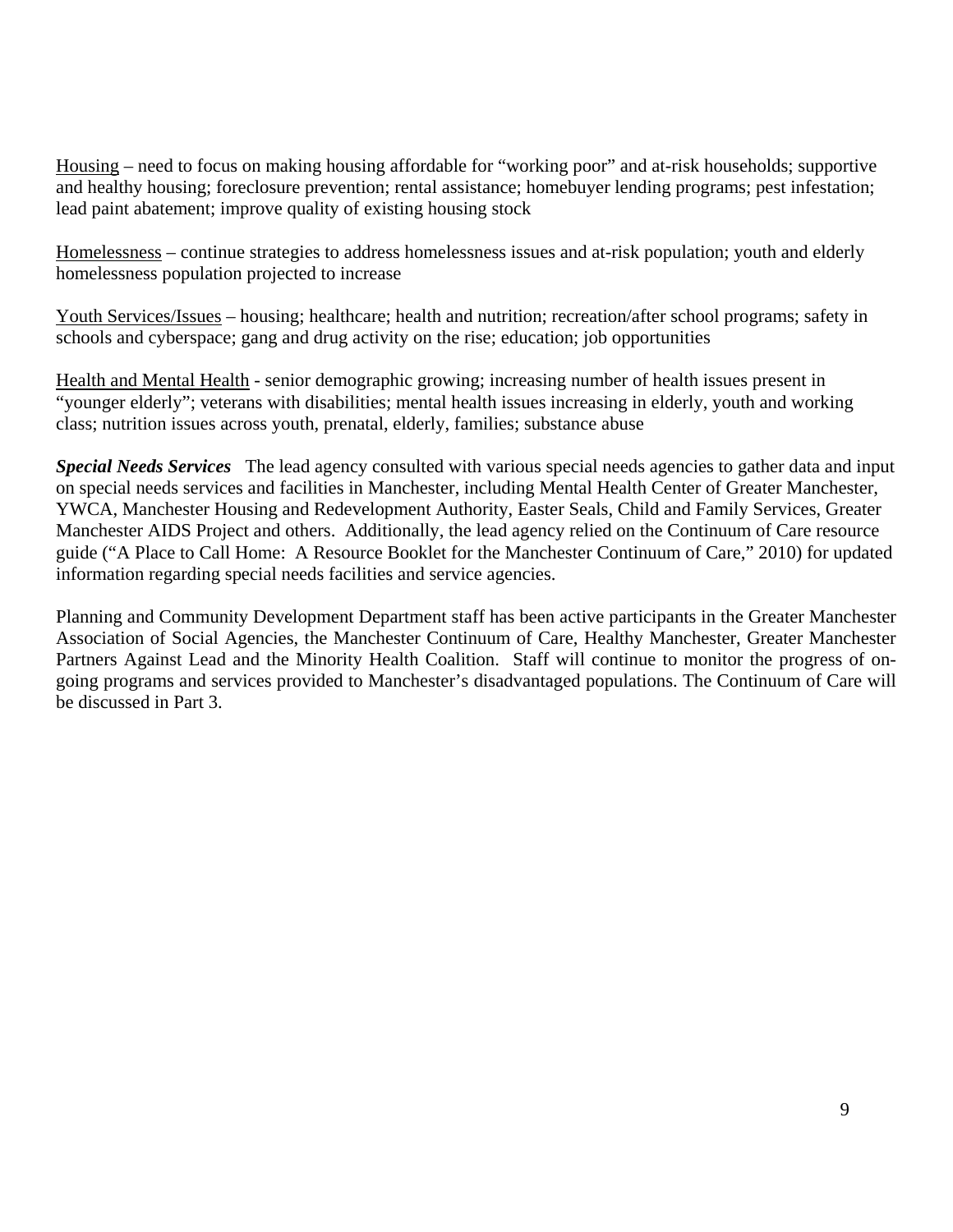<u>Housing</u> – need to focus on making housing affordable for "working poor" and at-risk households; supportive and healthy housing; foreclosure prevention; rental assistance; homebuyer lending programs; pest infestation; lead paint abatement; improve quality of existing housing stock

<u>Homelessness</u> – continue strategies to address homelessness issues and at-risk population; youth and elderly homelessness population projected to increase

<u>Youth Services/Issues</u> – housing; healthcare; health and nutrition; recreation/after school programs; safety in schools and cyberspace; gang and drug activity on the rise; education; job opportunities

<u>Health and Mental Health</u> - senior demographic growing; increasing number of health issues present in "younger elderly"; veterans with disabilities; mental health issues increasing in elderly, youth and working class; nutrition issues across youth, prenatal, elderly, families; substance abuse

***Special Needs Services*** The lead agency consulted with various special needs agencies to gather data and input on special needs services and facilities in Manchester, including Mental Health Center of Greater Manchester, YWCA, Manchester Housing and Redevelopment Authority, Easter Seals, Child and Family Services, Greater Manchester AIDS Project and others. Additionally, the lead agency relied on the Continuum of Care resource guide ("A Place to Call Home: A Resource Booklet for the Manchester Continuum of Care," 2010) for updated information regarding special needs facilities and service agencies.

Planning and Community Development Department staff has been active participants in the Greater Manchester Association of Social Agencies, the Manchester Continuum of Care, Healthy Manchester, Greater Manchester Partners Against Lead and the Minority Health Coalition. Staff will continue to monitor the progress of on-going programs and services provided to Manchester's disadvantaged populations. The Continuum of Care will be discussed in Part 3.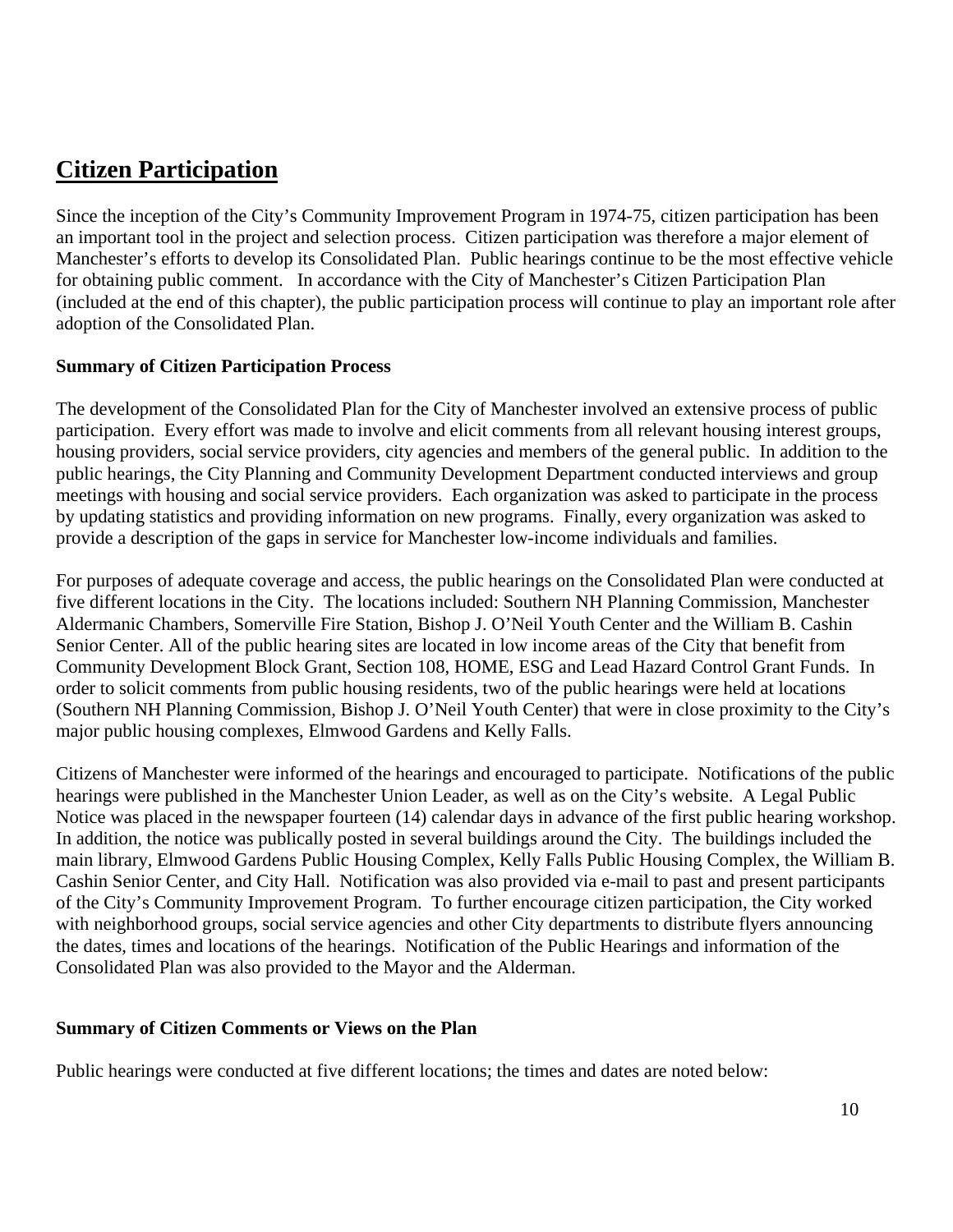## Citizen Participation

Since the inception of the City's Community Improvement Program in 1974-75, citizen participation has been an important tool in the project and selection process. Citizen participation was therefore a major element of Manchester's efforts to develop its Consolidated Plan. Public hearings continue to be the most effective vehicle for obtaining public comment. In accordance with the City of Manchester's Citizen Participation Plan (included at the end of this chapter), the public participation process will continue to play an important role after adoption of the Consolidated Plan.

**Summary of Citizen Participation Process**

The development of the Consolidated Plan for the City of Manchester involved an extensive process of public participation. Every effort was made to involve and elicit comments from all relevant housing interest groups, housing providers, social service providers, city agencies and members of the general public. In addition to the public hearings, the City Planning and Community Development Department conducted interviews and group meetings with housing and social service providers. Each organization was asked to participate in the process by updating statistics and providing information on new programs. Finally, every organization was asked to provide a description of the gaps in service for Manchester low-income individuals and families.

For purposes of adequate coverage and access, the public hearings on the Consolidated Plan were conducted at five different locations in the City. The locations included: Southern NH Planning Commission, Manchester Aldermanic Chambers, Somerville Fire Station, Bishop J. O'Neil Youth Center and the William B. Cashin Senior Center. All of the public hearing sites are located in low income areas of the City that benefit from Community Development Block Grant, Section 108, HOME, ESG and Lead Hazard Control Grant Funds. In order to solicit comments from public housing residents, two of the public hearings were held at locations (Southern NH Planning Commission, Bishop J. O'Neil Youth Center) that were in close proximity to the City's major public housing complexes, Elmwood Gardens and Kelly Falls.

Citizens of Manchester were informed of the hearings and encouraged to participate. Notifications of the public hearings were published in the Manchester Union Leader, as well as on the City's website. A Legal Public Notice was placed in the newspaper fourteen (14) calendar days in advance of the first public hearing workshop. In addition, the notice was publically posted in several buildings around the City. The buildings included the main library, Elmwood Gardens Public Housing Complex, Kelly Falls Public Housing Complex, the William B. Cashin Senior Center, and City Hall. Notification was also provided via e-mail to past and present participants of the City's Community Improvement Program. To further encourage citizen participation, the City worked with neighborhood groups, social service agencies and other City departments to distribute flyers announcing the dates, times and locations of the hearings. Notification of the Public Hearings and information of the Consolidated Plan was also provided to the Mayor and the Alderman.

**Summary of Citizen Comments or Views on the Plan**

Public hearings were conducted at five different locations; the times and dates are noted below: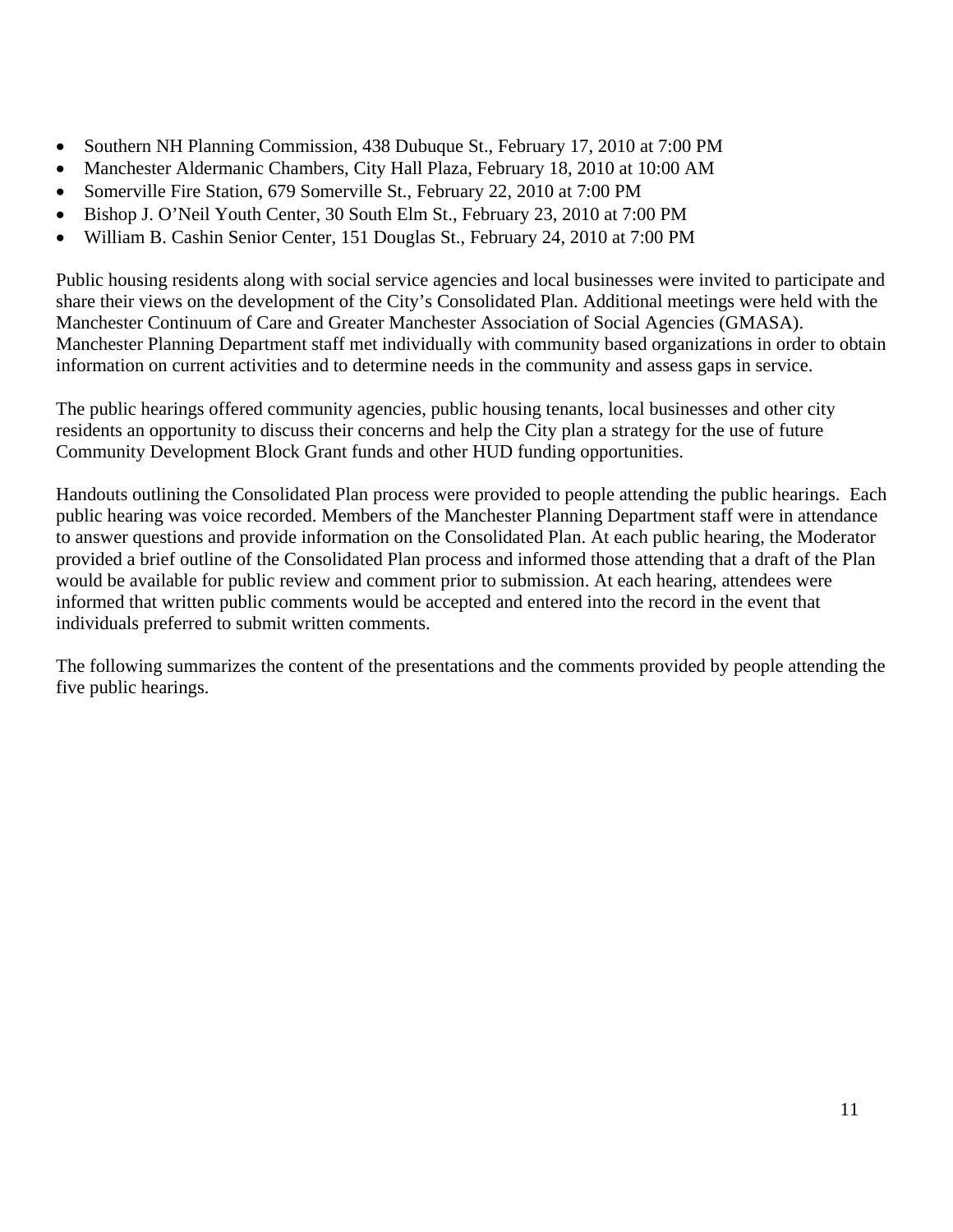- Southern NH Planning Commission, 438 Dubuque St., February 17, 2010 at 7:00 PM
- Manchester Aldermanic Chambers, City Hall Plaza, February 18, 2010 at 10:00 AM
- Somerville Fire Station, 679 Somerville St., February 22, 2010 at 7:00 PM
- Bishop J. O'Neil Youth Center, 30 South Elm St., February 23, 2010 at 7:00 PM
- William B. Cashin Senior Center, 151 Douglas St., February 24, 2010 at 7:00 PM

Public housing residents along with social service agencies and local businesses were invited to participate and share their views on the development of the City's Consolidated Plan. Additional meetings were held with the Manchester Continuum of Care and Greater Manchester Association of Social Agencies (GMASA). Manchester Planning Department staff met individually with community based organizations in order to obtain information on current activities and to determine needs in the community and assess gaps in service.

The public hearings offered community agencies, public housing tenants, local businesses and other city residents an opportunity to discuss their concerns and help the City plan a strategy for the use of future Community Development Block Grant funds and other HUD funding opportunities.

Handouts outlining the Consolidated Plan process were provided to people attending the public hearings. Each public hearing was voice recorded. Members of the Manchester Planning Department staff were in attendance to answer questions and provide information on the Consolidated Plan. At each public hearing, the Moderator provided a brief outline of the Consolidated Plan process and informed those attending that a draft of the Plan would be available for public review and comment prior to submission. At each hearing, attendees were informed that written public comments would be accepted and entered into the record in the event that individuals preferred to submit written comments.

The following summarizes the content of the presentations and the comments provided by people attending the five public hearings.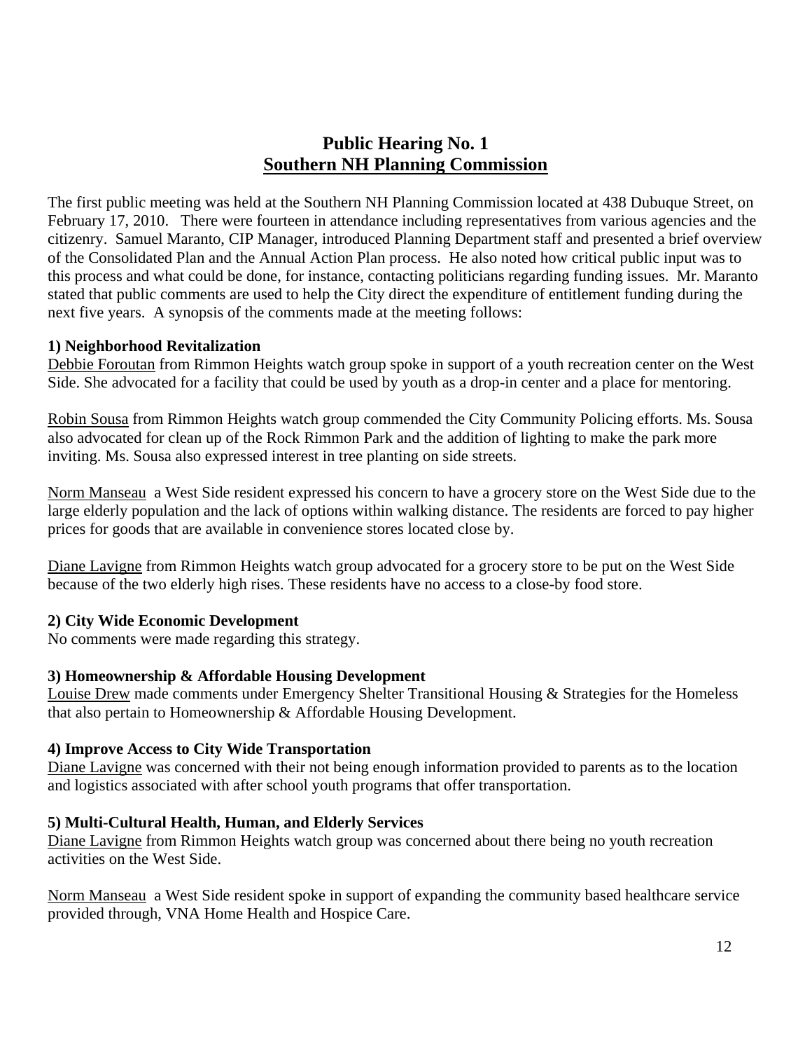# Public Hearing No. 1
## Southern NH Planning Commission

The first public meeting was held at the Southern NH Planning Commission located at 438 Dubuque Street, on February 17, 2010. There were fourteen in attendance including representatives from various agencies and the citizenry. Samuel Maranto, CIP Manager, introduced Planning Department staff and presented a brief overview of the Consolidated Plan and the Annual Action Plan process. He also noted how critical public input was to this process and what could be done, for instance, contacting politicians regarding funding issues. Mr. Maranto stated that public comments are used to help the City direct the expenditure of entitlement funding during the next five years. A synopsis of the comments made at the meeting follows:

**1) Neighborhood Revitalization**

Debbie Foroutan from Rimmon Heights watch group spoke in support of a youth recreation center on the West Side. She advocated for a facility that could be used by youth as a drop-in center and a place for mentoring.

Robin Sousa from Rimmon Heights watch group commended the City Community Policing efforts. Ms. Sousa also advocated for clean up of the Rock Rimmon Park and the addition of lighting to make the park more inviting. Ms. Sousa also expressed interest in tree planting on side streets.

Norm Manseau a West Side resident expressed his concern to have a grocery store on the West Side due to the large elderly population and the lack of options within walking distance. The residents are forced to pay higher prices for goods that are available in convenience stores located close by.

Diane Lavigne from Rimmon Heights watch group advocated for a grocery store to be put on the West Side because of the two elderly high rises. These residents have no access to a close-by food store.

**2) City Wide Economic Development**

No comments were made regarding this strategy.

**3) Homeownership & Affordable Housing Development**

Louise Drew made comments under Emergency Shelter Transitional Housing & Strategies for the Homeless that also pertain to Homeownership & Affordable Housing Development.

**4) Improve Access to City Wide Transportation**

Diane Lavigne was concerned with their not being enough information provided to parents as to the location and logistics associated with after school youth programs that offer transportation.

**5) Multi-Cultural Health, Human, and Elderly Services**

Diane Lavigne from Rimmon Heights watch group was concerned about there being no youth recreation activities on the West Side.

Norm Manseau a West Side resident spoke in support of expanding the community based healthcare service provided through, VNA Home Health and Hospice Care.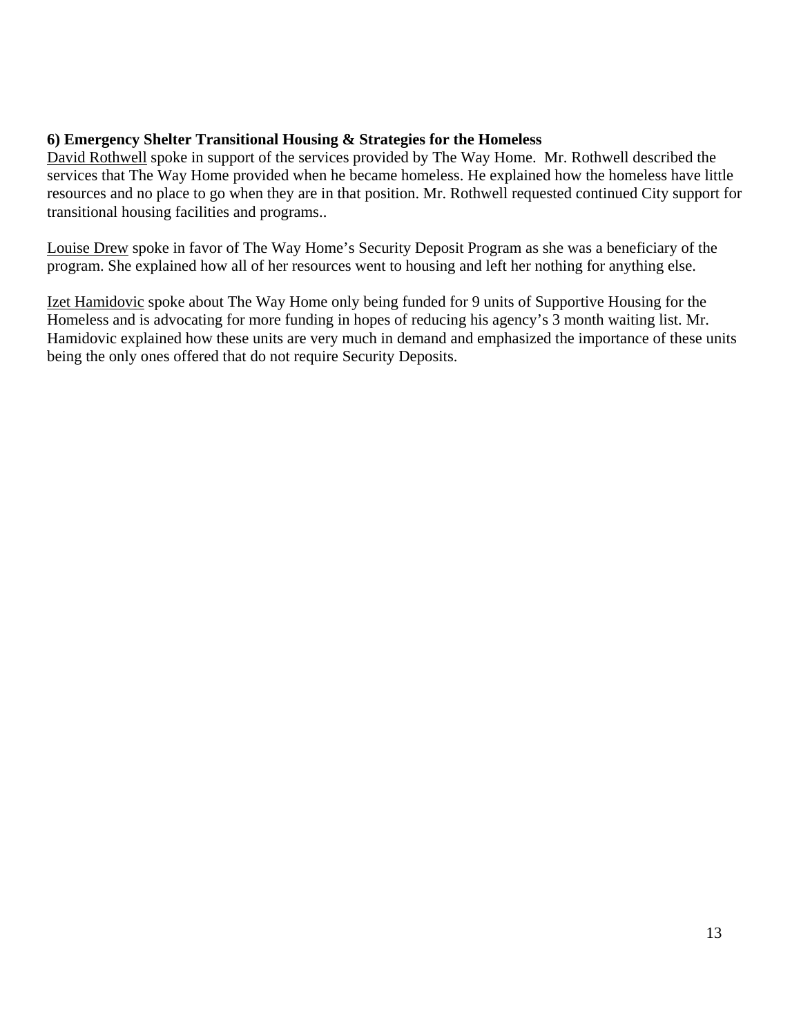**6) Emergency Shelter Transitional Housing & Strategies for the Homeless**

David Rothwell spoke in support of the services provided by The Way Home. Mr. Rothwell described the services that The Way Home provided when he became homeless. He explained how the homeless have little resources and no place to go when they are in that position. Mr. Rothwell requested continued City support for transitional housing facilities and programs..

Louise Drew spoke in favor of The Way Home's Security Deposit Program as she was a beneficiary of the program. She explained how all of her resources went to housing and left her nothing for anything else.

Izet Hamidovic spoke about The Way Home only being funded for 9 units of Supportive Housing for the Homeless and is advocating for more funding in hopes of reducing his agency's 3 month waiting list. Mr. Hamidovic explained how these units are very much in demand and emphasized the importance of these units being the only ones offered that do not require Security Deposits.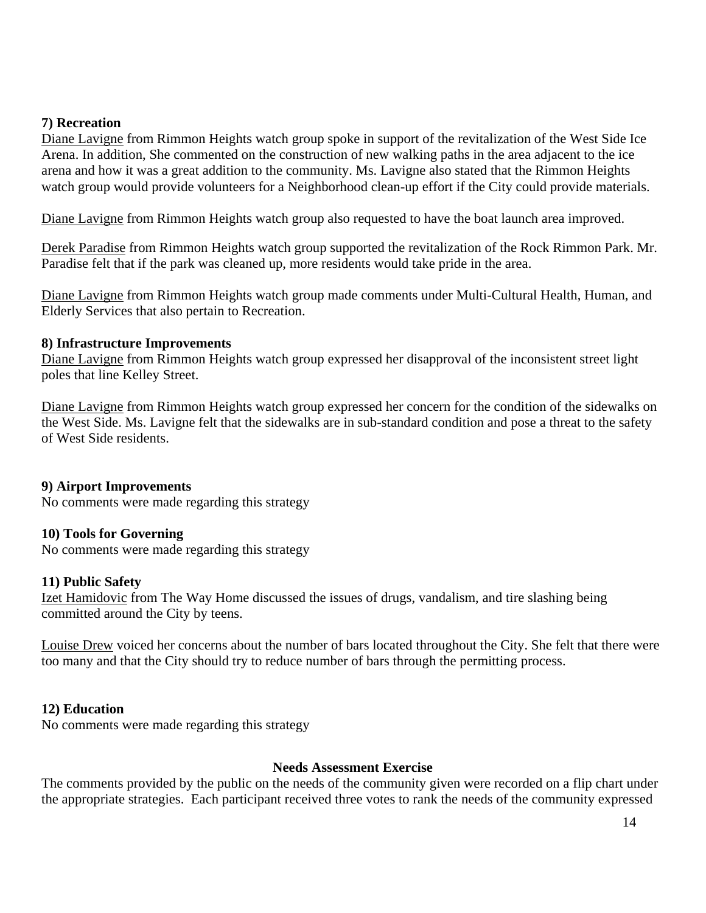**7) Recreation**

Diane Lavigne from Rimmon Heights watch group spoke in support of the revitalization of the West Side Ice Arena. In addition, She commented on the construction of new walking paths in the area adjacent to the ice arena and how it was a great addition to the community. Ms. Lavigne also stated that the Rimmon Heights watch group would provide volunteers for a Neighborhood clean-up effort if the City could provide materials.

Diane Lavigne from Rimmon Heights watch group also requested to have the boat launch area improved.

Derek Paradise from Rimmon Heights watch group supported the revitalization of the Rock Rimmon Park. Mr. Paradise felt that if the park was cleaned up, more residents would take pride in the area.

Diane Lavigne from Rimmon Heights watch group made comments under Multi-Cultural Health, Human, and Elderly Services that also pertain to Recreation.

**8) Infrastructure Improvements**

Diane Lavigne from Rimmon Heights watch group expressed her disapproval of the inconsistent street light poles that line Kelley Street.

Diane Lavigne from Rimmon Heights watch group expressed her concern for the condition of the sidewalks on the West Side. Ms. Lavigne felt that the sidewalks are in sub-standard condition and pose a threat to the safety of West Side residents.

**9) Airport Improvements**

No comments were made regarding this strategy

**10) Tools for Governing**

No comments were made regarding this strategy

**11) Public Safety**

Izet Hamidovic from The Way Home discussed the issues of drugs, vandalism, and tire slashing being committed around the City by teens.

Louise Drew voiced her concerns about the number of bars located throughout the City. She felt that there were too many and that the City should try to reduce number of bars through the permitting process.

**12) Education**

No comments were made regarding this strategy

**Needs Assessment Exercise**

The comments provided by the public on the needs of the community given were recorded on a flip chart under the appropriate strategies. Each participant received three votes to rank the needs of the community expressed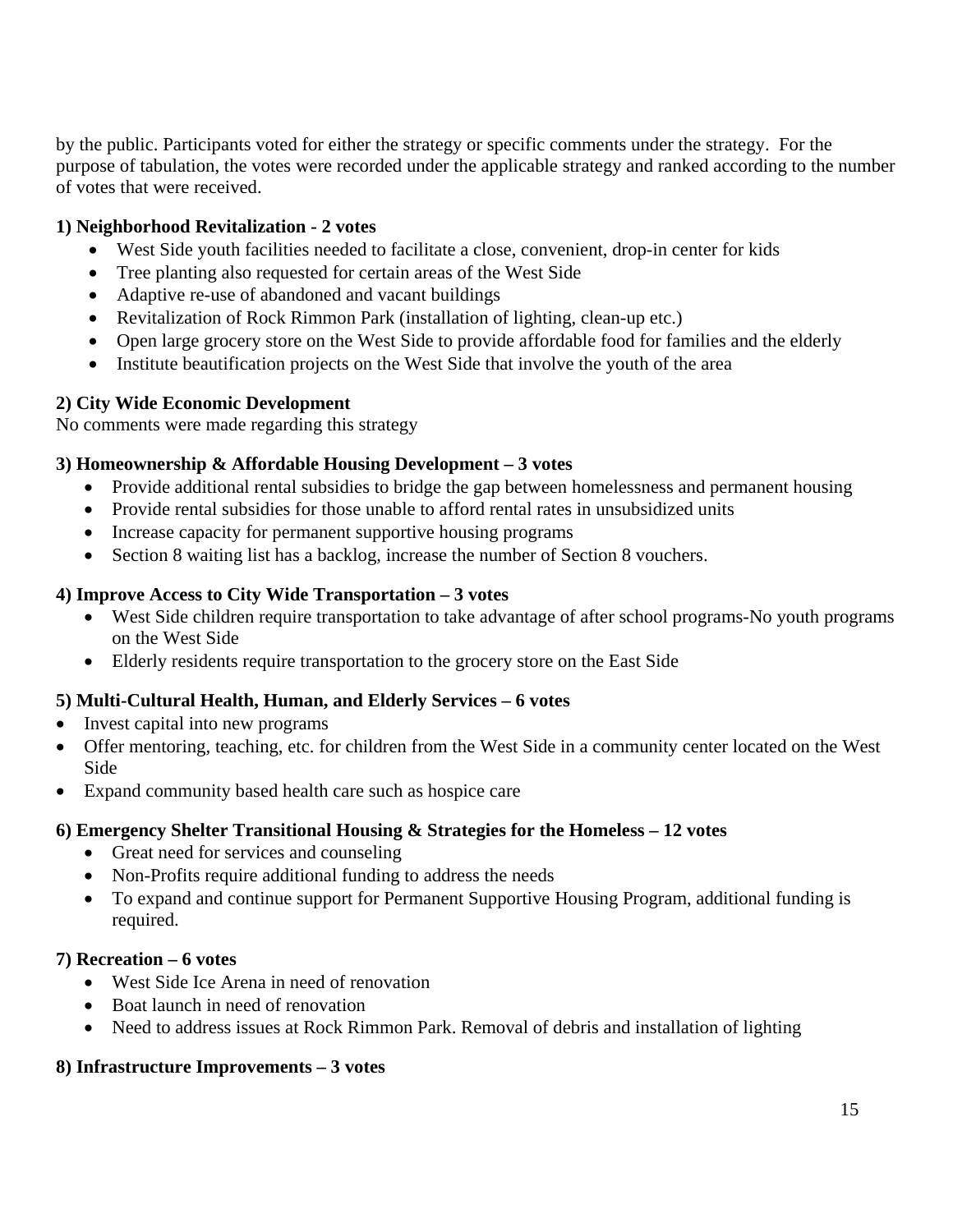by the public. Participants voted for either the strategy or specific comments under the strategy. For the purpose of tabulation, the votes were recorded under the applicable strategy and ranked according to the number of votes that were received.

**1) Neighborhood Revitalization - 2 votes**

- West Side youth facilities needed to facilitate a close, convenient, drop-in center for kids
- Tree planting also requested for certain areas of the West Side
- Adaptive re-use of abandoned and vacant buildings
- Revitalization of Rock Rimmon Park (installation of lighting, clean-up etc.)
- Open large grocery store on the West Side to provide affordable food for families and the elderly
- Institute beautification projects on the West Side that involve the youth of the area

**2) City Wide Economic Development**

No comments were made regarding this strategy

**3) Homeownership & Affordable Housing Development – 3 votes**

- Provide additional rental subsidies to bridge the gap between homelessness and permanent housing
- Provide rental subsidies for those unable to afford rental rates in unsubsidized units
- Increase capacity for permanent supportive housing programs
- Section 8 waiting list has a backlog, increase the number of Section 8 vouchers.

**4) Improve Access to City Wide Transportation – 3 votes**

- West Side children require transportation to take advantage of after school programs-No youth programs on the West Side
- Elderly residents require transportation to the grocery store on the East Side

**5) Multi-Cultural Health, Human, and Elderly Services – 6 votes**

- Invest capital into new programs
- Offer mentoring, teaching, etc. for children from the West Side in a community center located on the West Side
- Expand community based health care such as hospice care

**6) Emergency Shelter Transitional Housing & Strategies for the Homeless – 12 votes**

- Great need for services and counseling
- Non-Profits require additional funding to address the needs
- To expand and continue support for Permanent Supportive Housing Program, additional funding is required.

**7) Recreation – 6 votes**

- West Side Ice Arena in need of renovation
- Boat launch in need of renovation
- Need to address issues at Rock Rimmon Park. Removal of debris and installation of lighting

**8) Infrastructure Improvements – 3 votes**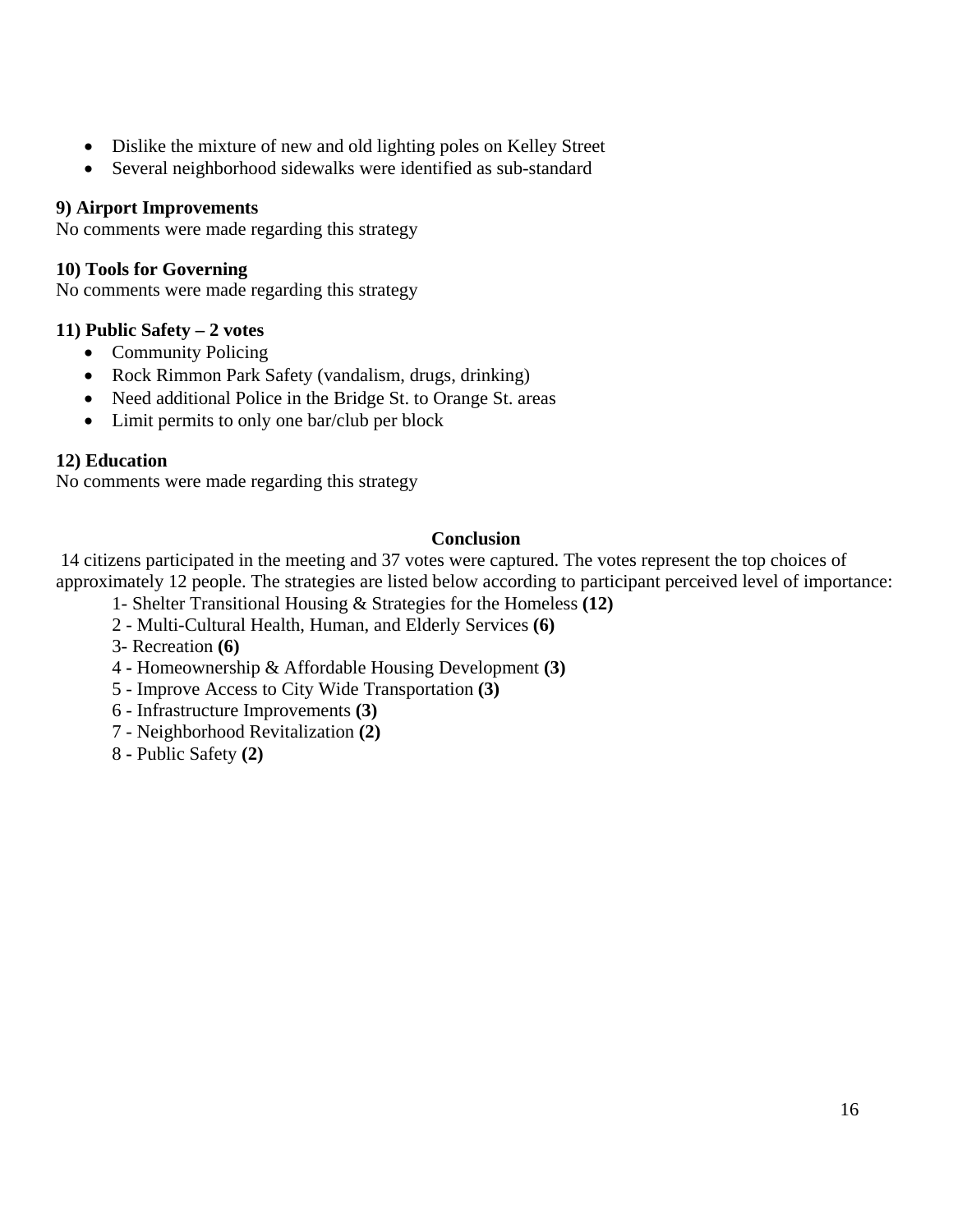- Dislike the mixture of new and old lighting poles on Kelley Street
- Several neighborhood sidewalks were identified as sub-standard

**9) Airport Improvements**
No comments were made regarding this strategy

**10) Tools for Governing**
No comments were made regarding this strategy

**11) Public Safety – 2 votes**
- Community Policing
- Rock Rimmon Park Safety (vandalism, drugs, drinking)
- Need additional Police in the Bridge St. to Orange St. areas
- Limit permits to only one bar/club per block

**12) Education**
No comments were made regarding this strategy

**Conclusion**

14 citizens participated in the meeting and 37 votes were captured. The votes represent the top choices of approximately 12 people. The strategies are listed below according to participant perceived level of importance:

1- Shelter Transitional Housing & Strategies for the Homeless **(12)**
2 - Multi-Cultural Health, Human, and Elderly Services **(6)**
3- Recreation **(6)**
4 - Homeownership & Affordable Housing Development **(3)**
5 - Improve Access to City Wide Transportation **(3)**
6 - Infrastructure Improvements **(3)**
7 - Neighborhood Revitalization **(2)**
8 - Public Safety **(2)**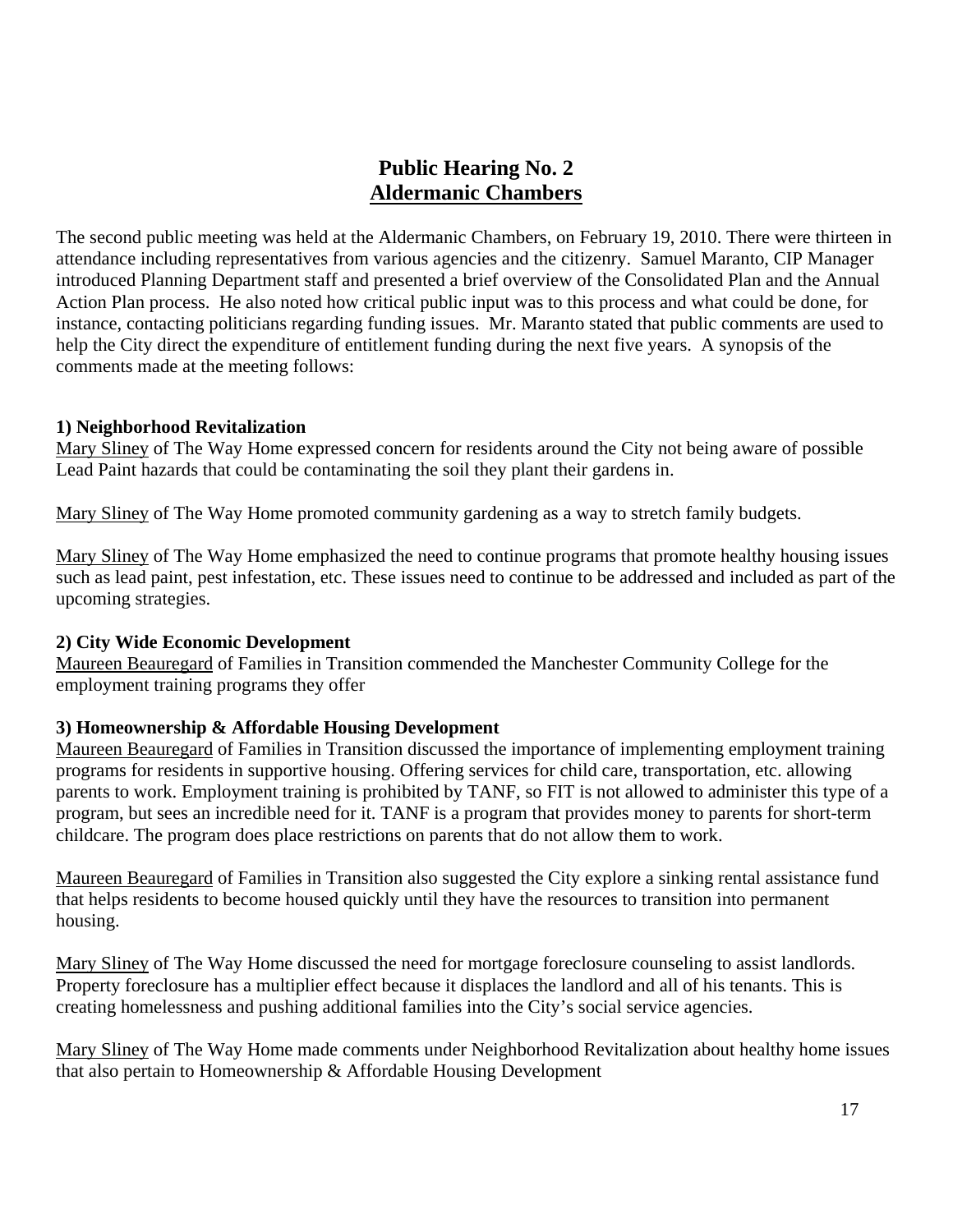## Public Hearing No. 2
## Aldermanic Chambers

The second public meeting was held at the Aldermanic Chambers, on February 19, 2010. There were thirteen in attendance including representatives from various agencies and the citizenry. Samuel Maranto, CIP Manager introduced Planning Department staff and presented a brief overview of the Consolidated Plan and the Annual Action Plan process. He also noted how critical public input was to this process and what could be done, for instance, contacting politicians regarding funding issues. Mr. Maranto stated that public comments are used to help the City direct the expenditure of entitlement funding during the next five years. A synopsis of the comments made at the meeting follows:

**1) Neighborhood Revitalization**

Mary Sliney of The Way Home expressed concern for residents around the City not being aware of possible Lead Paint hazards that could be contaminating the soil they plant their gardens in.

Mary Sliney of The Way Home promoted community gardening as a way to stretch family budgets.

Mary Sliney of The Way Home emphasized the need to continue programs that promote healthy housing issues such as lead paint, pest infestation, etc. These issues need to continue to be addressed and included as part of the upcoming strategies.

**2) City Wide Economic Development**

Maureen Beauregard of Families in Transition commended the Manchester Community College for the employment training programs they offer

**3) Homeownership & Affordable Housing Development**

Maureen Beauregard of Families in Transition discussed the importance of implementing employment training programs for residents in supportive housing. Offering services for child care, transportation, etc. allowing parents to work. Employment training is prohibited by TANF, so FIT is not allowed to administer this type of a program, but sees an incredible need for it. TANF is a program that provides money to parents for short-term childcare. The program does place restrictions on parents that do not allow them to work.

Maureen Beauregard of Families in Transition also suggested the City explore a sinking rental assistance fund that helps residents to become housed quickly until they have the resources to transition into permanent housing.

Mary Sliney of The Way Home discussed the need for mortgage foreclosure counseling to assist landlords. Property foreclosure has a multiplier effect because it displaces the landlord and all of his tenants. This is creating homelessness and pushing additional families into the City's social service agencies.

Mary Sliney of The Way Home made comments under Neighborhood Revitalization about healthy home issues that also pertain to Homeownership & Affordable Housing Development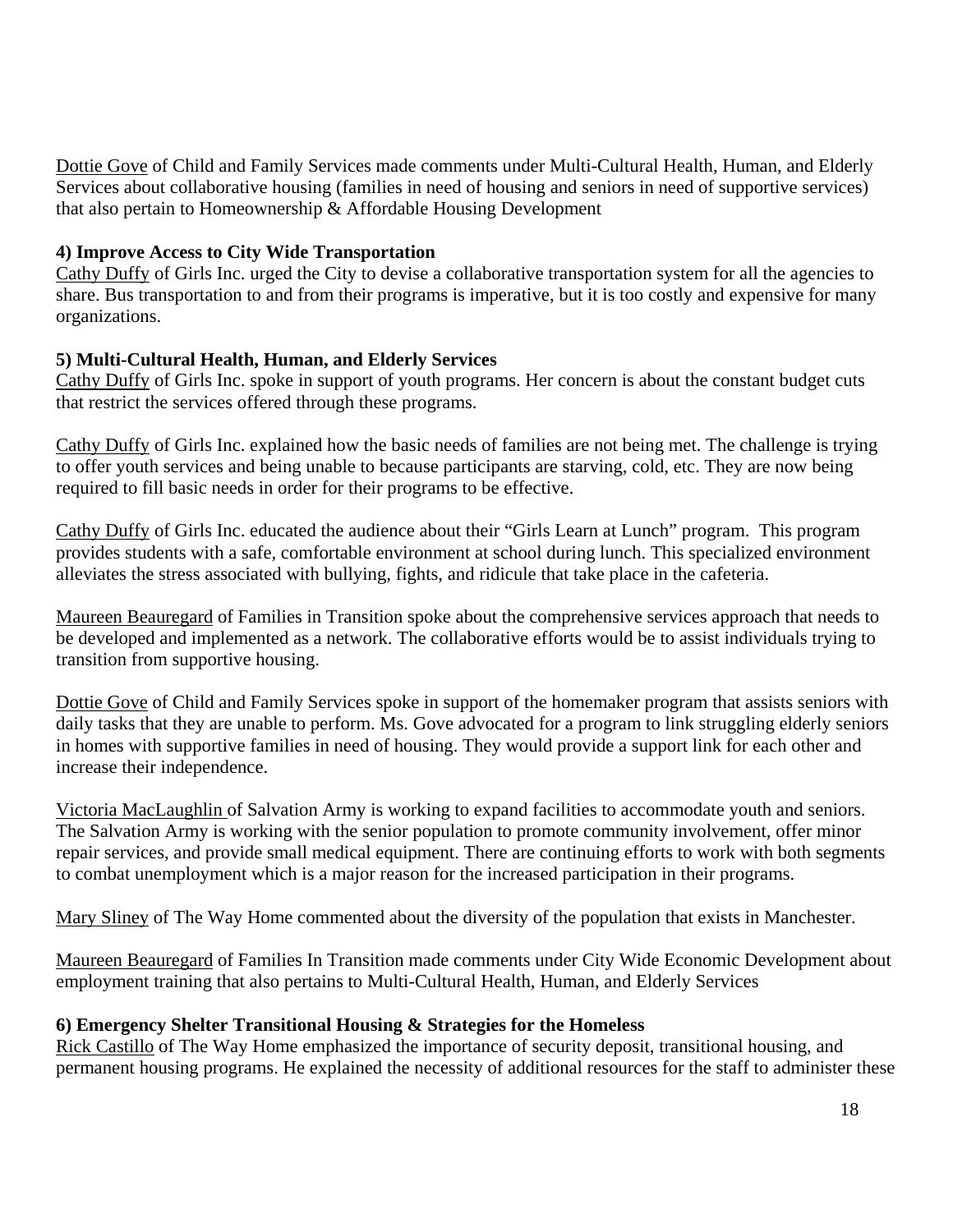<u>Dottie Gove</u> of Child and Family Services made comments under Multi-Cultural Health, Human, and Elderly Services about collaborative housing (families in need of housing and seniors in need of supportive services) that also pertain to Homeownership & Affordable Housing Development

**4) Improve Access to City Wide Transportation**

<u>Cathy Duffy</u> of Girls Inc. urged the City to devise a collaborative transportation system for all the agencies to share. Bus transportation to and from their programs is imperative, but it is too costly and expensive for many organizations.

**5) Multi-Cultural Health, Human, and Elderly Services**

<u>Cathy Duffy</u> of Girls Inc. spoke in support of youth programs. Her concern is about the constant budget cuts that restrict the services offered through these programs.

<u>Cathy Duffy</u> of Girls Inc. explained how the basic needs of families are not being met. The challenge is trying to offer youth services and being unable to because participants are starving, cold, etc. They are now being required to fill basic needs in order for their programs to be effective.

<u>Cathy Duffy</u> of Girls Inc. educated the audience about their "Girls Learn at Lunch" program. This program provides students with a safe, comfortable environment at school during lunch. This specialized environment alleviates the stress associated with bullying, fights, and ridicule that take place in the cafeteria.

<u>Maureen Beauregard</u> of Families in Transition spoke about the comprehensive services approach that needs to be developed and implemented as a network. The collaborative efforts would be to assist individuals trying to transition from supportive housing.

<u>Dottie Gove</u> of Child and Family Services spoke in support of the homemaker program that assists seniors with daily tasks that they are unable to perform. Ms. Gove advocated for a program to link struggling elderly seniors in homes with supportive families in need of housing. They would provide a support link for each other and increase their independence.

<u>Victoria MacLaughlin</u> of Salvation Army is working to expand facilities to accommodate youth and seniors. The Salvation Army is working with the senior population to promote community involvement, offer minor repair services, and provide small medical equipment. There are continuing efforts to work with both segments to combat unemployment which is a major reason for the increased participation in their programs.

<u>Mary Sliney</u> of The Way Home commented about the diversity of the population that exists in Manchester.

<u>Maureen Beauregard</u> of Families In Transition made comments under City Wide Economic Development about employment training that also pertains to Multi-Cultural Health, Human, and Elderly Services

**6) Emergency Shelter Transitional Housing & Strategies for the Homeless**

<u>Rick Castillo</u> of The Way Home emphasized the importance of security deposit, transitional housing, and permanent housing programs. He explained the necessity of additional resources for the staff to administer these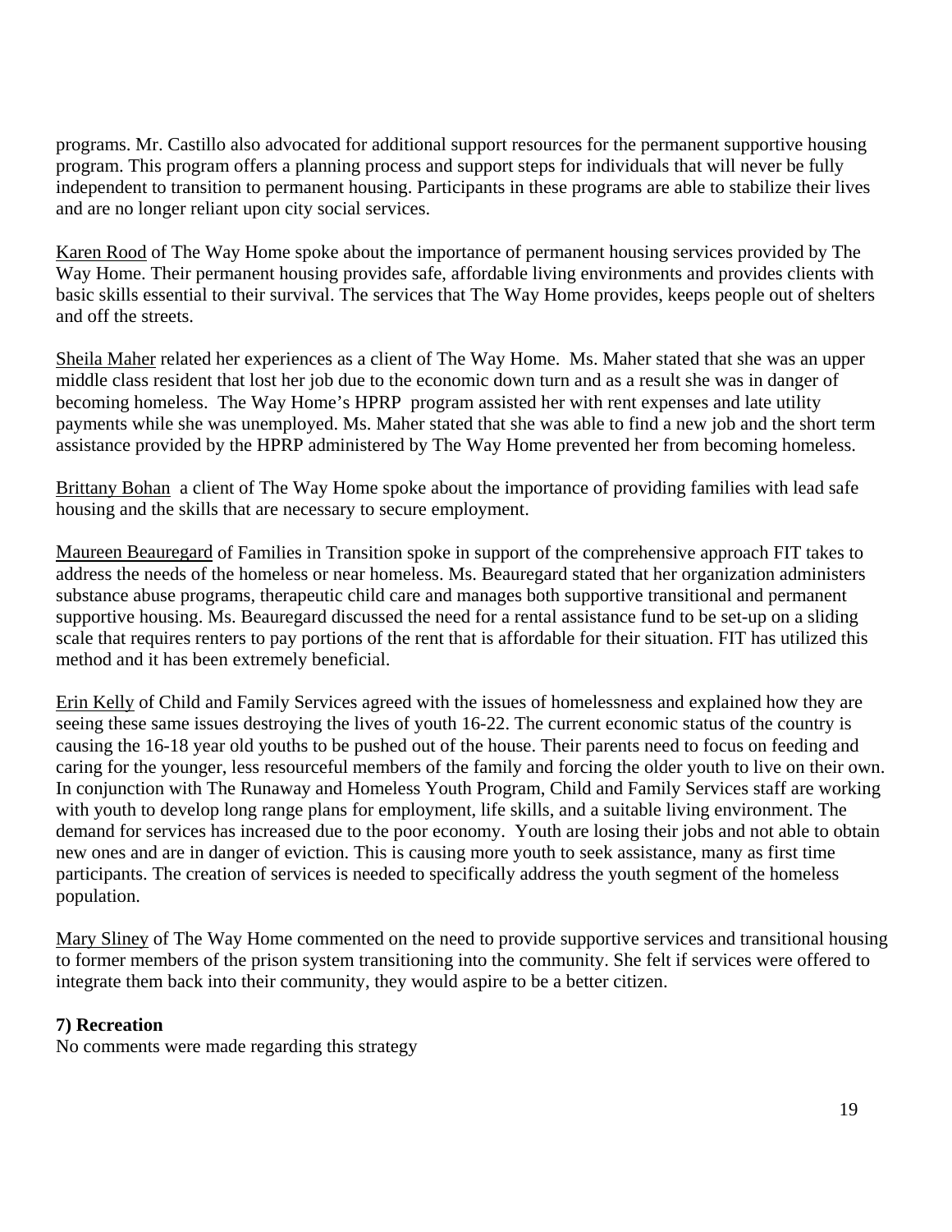programs. Mr. Castillo also advocated for additional support resources for the permanent supportive housing program. This program offers a planning process and support steps for individuals that will never be fully independent to transition to permanent housing. Participants in these programs are able to stabilize their lives and are no longer reliant upon city social services.

<u>Karen Rood</u> of The Way Home spoke about the importance of permanent housing services provided by The Way Home. Their permanent housing provides safe, affordable living environments and provides clients with basic skills essential to their survival. The services that The Way Home provides, keeps people out of shelters and off the streets.

<u>Sheila Maher</u> related her experiences as a client of The Way Home. Ms. Maher stated that she was an upper middle class resident that lost her job due to the economic down turn and as a result she was in danger of becoming homeless. The Way Home's HPRP program assisted her with rent expenses and late utility payments while she was unemployed. Ms. Maher stated that she was able to find a new job and the short term assistance provided by the HPRP administered by The Way Home prevented her from becoming homeless.

<u>Brittany Bohan</u> a client of The Way Home spoke about the importance of providing families with lead safe housing and the skills that are necessary to secure employment.

<u>Maureen Beauregard</u> of Families in Transition spoke in support of the comprehensive approach FIT takes to address the needs of the homeless or near homeless. Ms. Beauregard stated that her organization administers substance abuse programs, therapeutic child care and manages both supportive transitional and permanent supportive housing. Ms. Beauregard discussed the need for a rental assistance fund to be set-up on a sliding scale that requires renters to pay portions of the rent that is affordable for their situation. FIT has utilized this method and it has been extremely beneficial.

<u>Erin Kelly</u> of Child and Family Services agreed with the issues of homelessness and explained how they are seeing these same issues destroying the lives of youth 16-22. The current economic status of the country is causing the 16-18 year old youths to be pushed out of the house. Their parents need to focus on feeding and caring for the younger, less resourceful members of the family and forcing the older youth to live on their own. In conjunction with The Runaway and Homeless Youth Program, Child and Family Services staff are working with youth to develop long range plans for employment, life skills, and a suitable living environment. The demand for services has increased due to the poor economy. Youth are losing their jobs and not able to obtain new ones and are in danger of eviction. This is causing more youth to seek assistance, many as first time participants. The creation of services is needed to specifically address the youth segment of the homeless population.

<u>Mary Sliney</u> of The Way Home commented on the need to provide supportive services and transitional housing to former members of the prison system transitioning into the community. She felt if services were offered to integrate them back into their community, they would aspire to be a better citizen.

**7) Recreation**

No comments were made regarding this strategy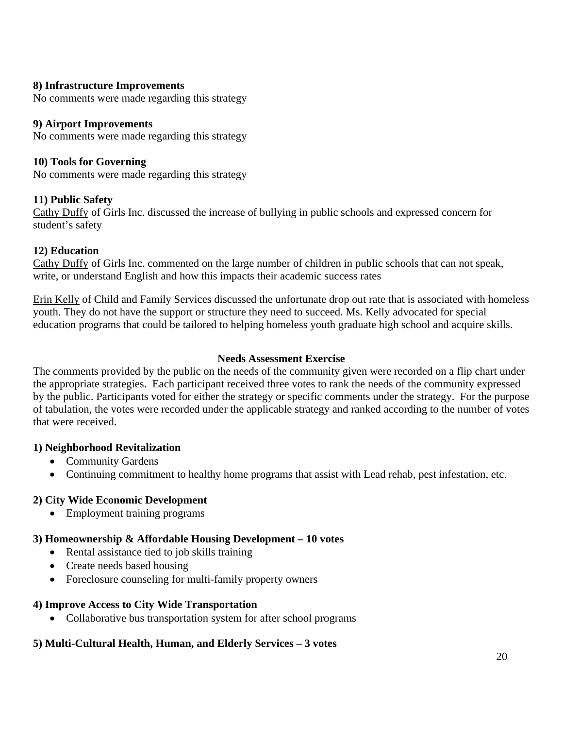**8) Infrastructure Improvements**
No comments were made regarding this strategy

**9) Airport Improvements**
No comments were made regarding this strategy

**10) Tools for Governing**
No comments were made regarding this strategy

**11) Public Safety**
Cathy Duffy of Girls Inc. discussed the increase of bullying in public schools and expressed concern for student's safety

**12) Education**
Cathy Duffy of Girls Inc. commented on the large number of children in public schools that can not speak, write, or understand English and how this impacts their academic success rates

Erin Kelly of Child and Family Services discussed the unfortunate drop out rate that is associated with homeless youth. They do not have the support or structure they need to succeed. Ms. Kelly advocated for special education programs that could be tailored to helping homeless youth graduate high school and acquire skills.

**Needs Assessment Exercise**

The comments provided by the public on the needs of the community given were recorded on a flip chart under the appropriate strategies. Each participant received three votes to rank the needs of the community expressed by the public. Participants voted for either the strategy or specific comments under the strategy. For the purpose of tabulation, the votes were recorded under the applicable strategy and ranked according to the number of votes that were received.

**1) Neighborhood Revitalization**

- Community Gardens
- Continuing commitment to healthy home programs that assist with Lead rehab, pest infestation, etc.

**2) City Wide Economic Development**

- Employment training programs

**3) Homeownership & Affordable Housing Development – 10 votes**

- Rental assistance tied to job skills training
- Create needs based housing
- Foreclosure counseling for multi-family property owners

**4) Improve Access to City Wide Transportation**

- Collaborative bus transportation system for after school programs

**5) Multi-Cultural Health, Human, and Elderly Services – 3 votes**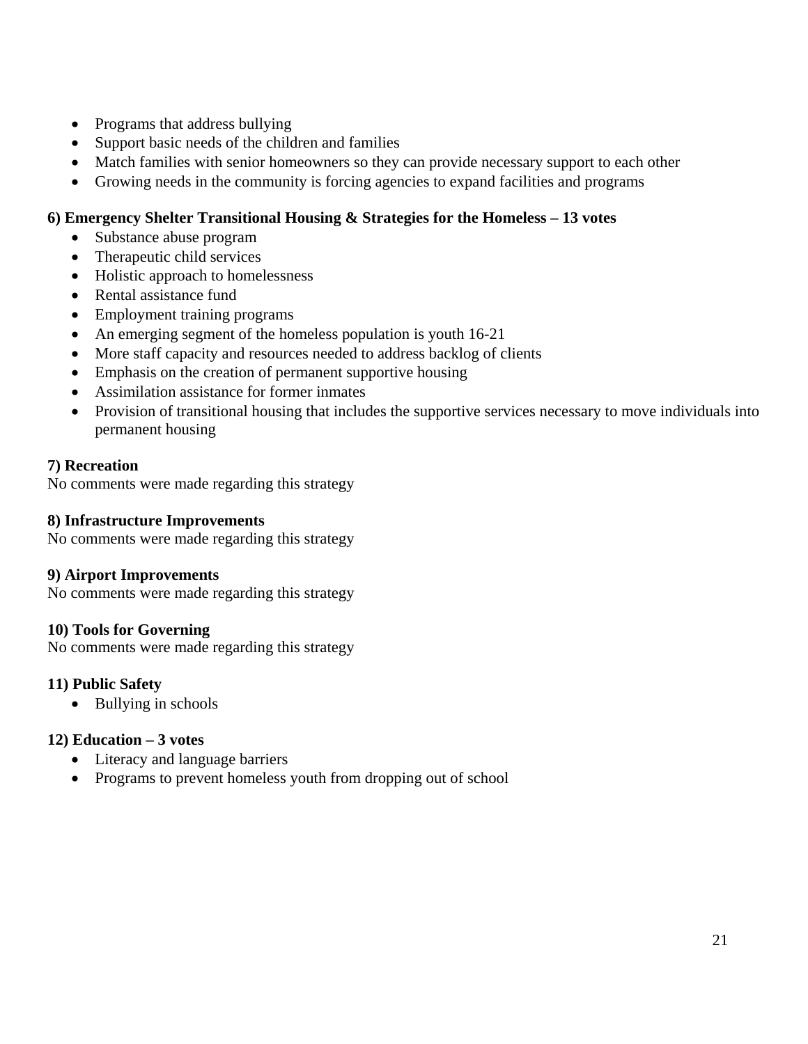- Programs that address bullying
- Support basic needs of the children and families
- Match families with senior homeowners so they can provide necessary support to each other
- Growing needs in the community is forcing agencies to expand facilities and programs

**6) Emergency Shelter Transitional Housing & Strategies for the Homeless – 13 votes**

- Substance abuse program
- Therapeutic child services
- Holistic approach to homelessness
- Rental assistance fund
- Employment training programs
- An emerging segment of the homeless population is youth 16-21
- More staff capacity and resources needed to address backlog of clients
- Emphasis on the creation of permanent supportive housing
- Assimilation assistance for former inmates
- Provision of transitional housing that includes the supportive services necessary to move individuals into permanent housing

**7) Recreation**

No comments were made regarding this strategy

**8) Infrastructure Improvements**

No comments were made regarding this strategy

**9) Airport Improvements**

No comments were made regarding this strategy

**10) Tools for Governing**

No comments were made regarding this strategy

**11) Public Safety**

- Bullying in schools

**12) Education – 3 votes**

- Literacy and language barriers
- Programs to prevent homeless youth from dropping out of school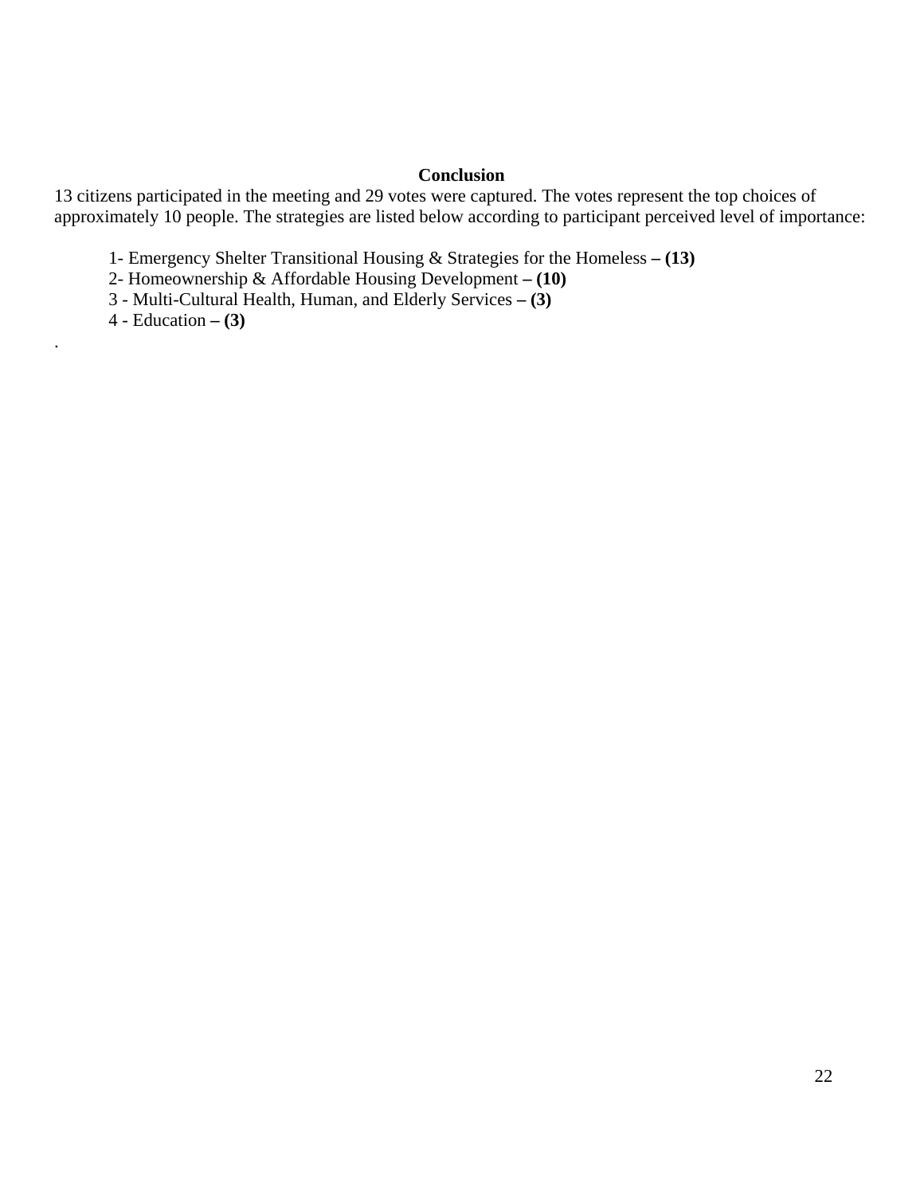## Conclusion

13 citizens participated in the meeting and 29 votes were captured. The votes represent the top choices of approximately 10 people. The strategies are listed below according to participant perceived level of importance:

1- Emergency Shelter Transitional Housing & Strategies for the Homeless **– (13)**
2- Homeownership & Affordable Housing Development **– (10)**
3 - Multi-Cultural Health, Human, and Elderly Services **– (3)**
4 - Education **– (3)**

.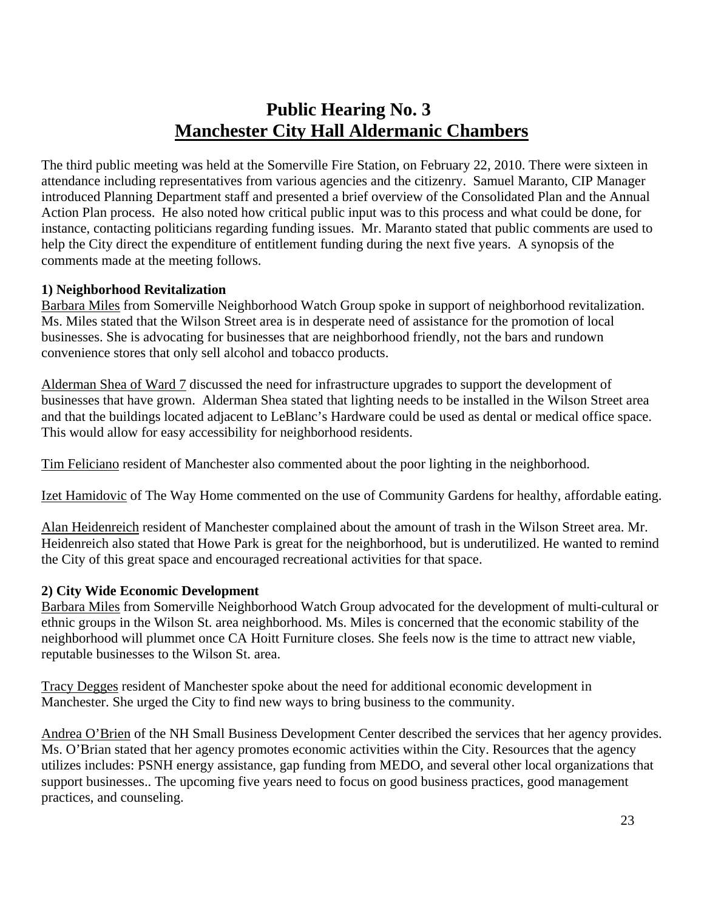# Public Hearing No. 3
# Manchester City Hall Aldermanic Chambers

The third public meeting was held at the Somerville Fire Station, on February 22, 2010. There were sixteen in attendance including representatives from various agencies and the citizenry. Samuel Maranto, CIP Manager introduced Planning Department staff and presented a brief overview of the Consolidated Plan and the Annual Action Plan process. He also noted how critical public input was to this process and what could be done, for instance, contacting politicians regarding funding issues. Mr. Maranto stated that public comments are used to help the City direct the expenditure of entitlement funding during the next five years. A synopsis of the comments made at the meeting follows.

**1) Neighborhood Revitalization**

Barbara Miles from Somerville Neighborhood Watch Group spoke in support of neighborhood revitalization. Ms. Miles stated that the Wilson Street area is in desperate need of assistance for the promotion of local businesses. She is advocating for businesses that are neighborhood friendly, not the bars and rundown convenience stores that only sell alcohol and tobacco products.

Alderman Shea of Ward 7 discussed the need for infrastructure upgrades to support the development of businesses that have grown. Alderman Shea stated that lighting needs to be installed in the Wilson Street area and that the buildings located adjacent to LeBlanc's Hardware could be used as dental or medical office space. This would allow for easy accessibility for neighborhood residents.

Tim Feliciano resident of Manchester also commented about the poor lighting in the neighborhood.

Izet Hamidovic of The Way Home commented on the use of Community Gardens for healthy, affordable eating.

Alan Heidenreich resident of Manchester complained about the amount of trash in the Wilson Street area. Mr. Heidenreich also stated that Howe Park is great for the neighborhood, but is underutilized. He wanted to remind the City of this great space and encouraged recreational activities for that space.

**2) City Wide Economic Development**

Barbara Miles from Somerville Neighborhood Watch Group advocated for the development of multi-cultural or ethnic groups in the Wilson St. area neighborhood. Ms. Miles is concerned that the economic stability of the neighborhood will plummet once CA Hoitt Furniture closes. She feels now is the time to attract new viable, reputable businesses to the Wilson St. area.

Tracy Degges resident of Manchester spoke about the need for additional economic development in Manchester. She urged the City to find new ways to bring business to the community.

Andrea O'Brien of the NH Small Business Development Center described the services that her agency provides. Ms. O'Brian stated that her agency promotes economic activities within the City. Resources that the agency utilizes includes: PSNH energy assistance, gap funding from MEDO, and several other local organizations that support businesses.. The upcoming five years need to focus on good business practices, good management practices, and counseling.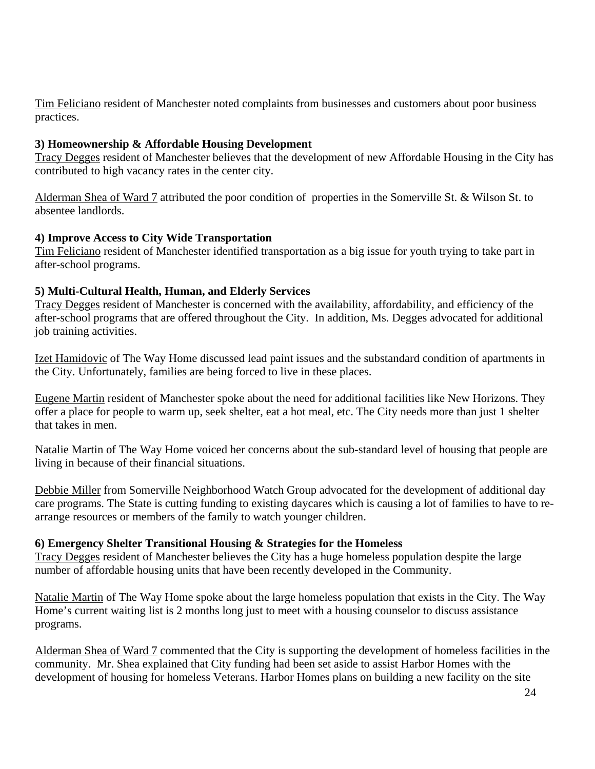Tim Feliciano resident of Manchester noted complaints from businesses and customers about poor business practices.

**3) Homeownership & Affordable Housing Development**

Tracy Degges resident of Manchester believes that the development of new Affordable Housing in the City has contributed to high vacancy rates in the center city.

Alderman Shea of Ward 7 attributed the poor condition of properties in the Somerville St. & Wilson St. to absentee landlords.

**4) Improve Access to City Wide Transportation**

Tim Feliciano resident of Manchester identified transportation as a big issue for youth trying to take part in after-school programs.

**5) Multi-Cultural Health, Human, and Elderly Services**

Tracy Degges resident of Manchester is concerned with the availability, affordability, and efficiency of the after-school programs that are offered throughout the City. In addition, Ms. Degges advocated for additional job training activities.

Izet Hamidovic of The Way Home discussed lead paint issues and the substandard condition of apartments in the City. Unfortunately, families are being forced to live in these places.

Eugene Martin resident of Manchester spoke about the need for additional facilities like New Horizons. They offer a place for people to warm up, seek shelter, eat a hot meal, etc. The City needs more than just 1 shelter that takes in men.

Natalie Martin of The Way Home voiced her concerns about the sub-standard level of housing that people are living in because of their financial situations.

Debbie Miller from Somerville Neighborhood Watch Group advocated for the development of additional day care programs. The State is cutting funding to existing daycares which is causing a lot of families to have to re-arrange resources or members of the family to watch younger children.

**6) Emergency Shelter Transitional Housing & Strategies for the Homeless**

Tracy Degges resident of Manchester believes the City has a huge homeless population despite the large number of affordable housing units that have been recently developed in the Community.

Natalie Martin of The Way Home spoke about the large homeless population that exists in the City. The Way Home's current waiting list is 2 months long just to meet with a housing counselor to discuss assistance programs.

Alderman Shea of Ward 7 commented that the City is supporting the development of homeless facilities in the community. Mr. Shea explained that City funding had been set aside to assist Harbor Homes with the development of housing for homeless Veterans. Harbor Homes plans on building a new facility on the site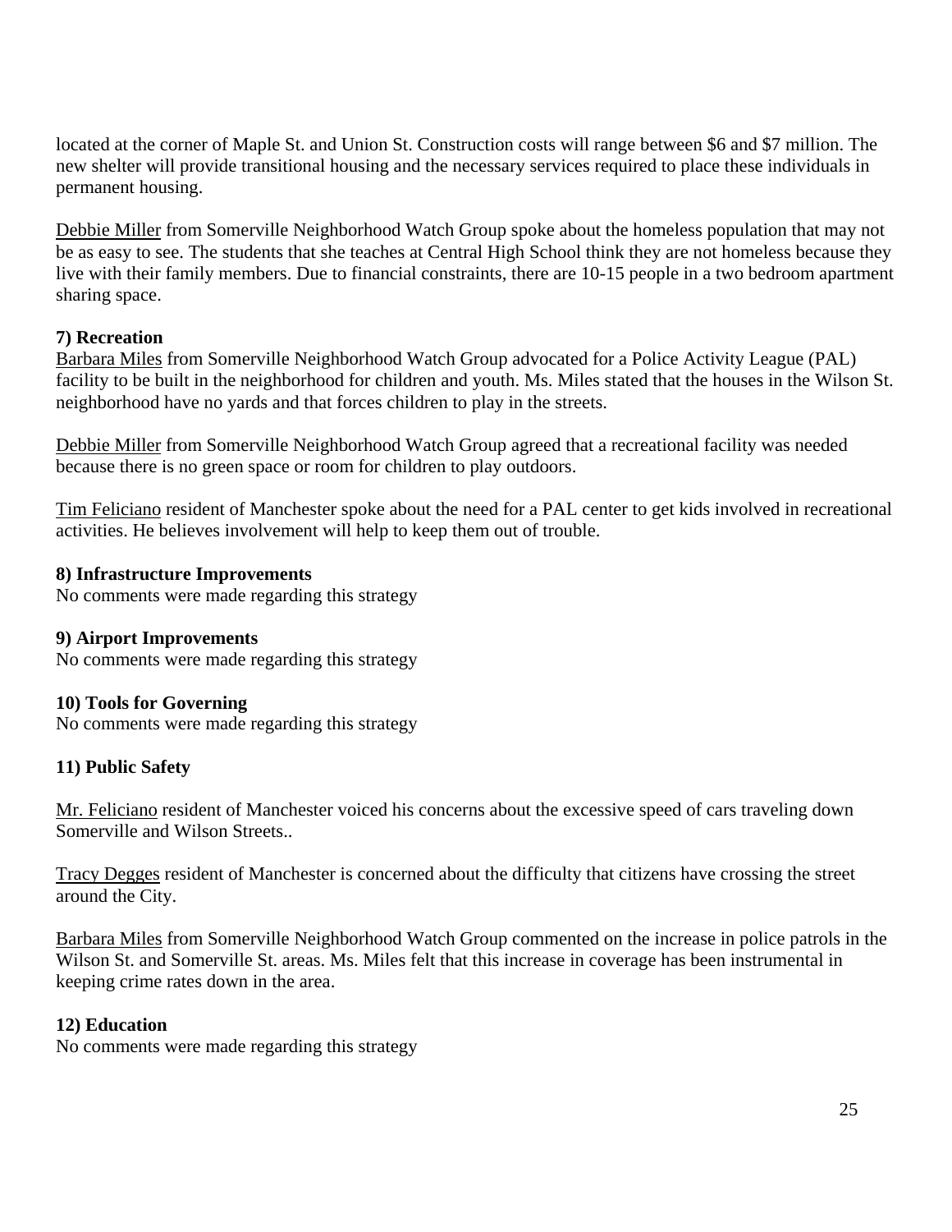located at the corner of Maple St. and Union St. Construction costs will range between $6 and $7 million. The new shelter will provide transitional housing and the necessary services required to place these individuals in permanent housing.

Debbie Miller from Somerville Neighborhood Watch Group spoke about the homeless population that may not be as easy to see. The students that she teaches at Central High School think they are not homeless because they live with their family members. Due to financial constraints, there are 10-15 people in a two bedroom apartment sharing space.

**7) Recreation**

Barbara Miles from Somerville Neighborhood Watch Group advocated for a Police Activity League (PAL) facility to be built in the neighborhood for children and youth. Ms. Miles stated that the houses in the Wilson St. neighborhood have no yards and that forces children to play in the streets.

Debbie Miller from Somerville Neighborhood Watch Group agreed that a recreational facility was needed because there is no green space or room for children to play outdoors.

Tim Feliciano resident of Manchester spoke about the need for a PAL center to get kids involved in recreational activities. He believes involvement will help to keep them out of trouble.

**8) Infrastructure Improvements**

No comments were made regarding this strategy

**9) Airport Improvements**

No comments were made regarding this strategy

**10) Tools for Governing**

No comments were made regarding this strategy

**11) Public Safety**

Mr. Feliciano resident of Manchester voiced his concerns about the excessive speed of cars traveling down Somerville and Wilson Streets..

Tracy Degges resident of Manchester is concerned about the difficulty that citizens have crossing the street around the City.

Barbara Miles from Somerville Neighborhood Watch Group commented on the increase in police patrols in the Wilson St. and Somerville St. areas. Ms. Miles felt that this increase in coverage has been instrumental in keeping crime rates down in the area.

**12) Education**

No comments were made regarding this strategy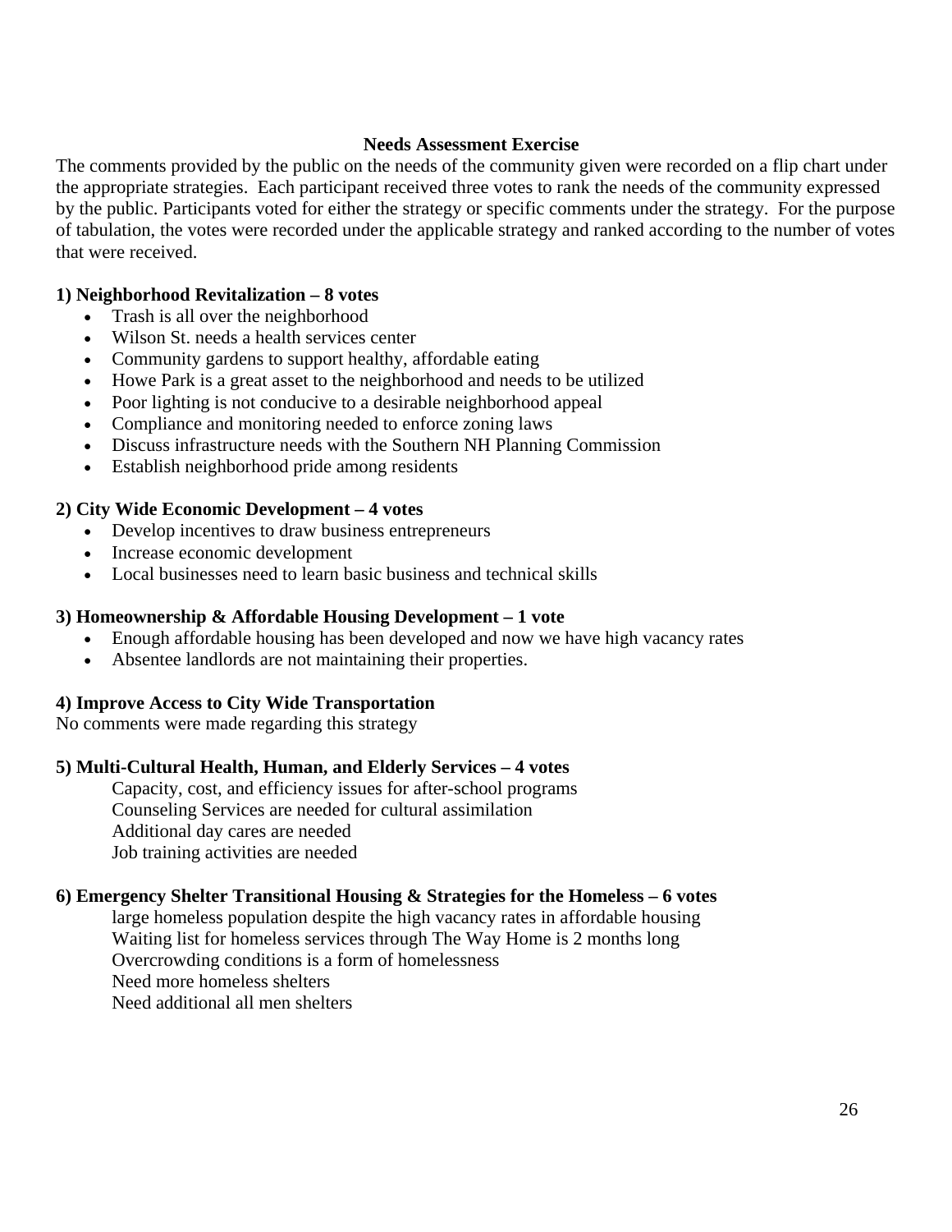## Needs Assessment Exercise

The comments provided by the public on the needs of the community given were recorded on a flip chart under the appropriate strategies. Each participant received three votes to rank the needs of the community expressed by the public. Participants voted for either the strategy or specific comments under the strategy. For the purpose of tabulation, the votes were recorded under the applicable strategy and ranked according to the number of votes that were received.

**1) Neighborhood Revitalization – 8 votes**

- Trash is all over the neighborhood
- Wilson St. needs a health services center
- Community gardens to support healthy, affordable eating
- Howe Park is a great asset to the neighborhood and needs to be utilized
- Poor lighting is not conducive to a desirable neighborhood appeal
- Compliance and monitoring needed to enforce zoning laws
- Discuss infrastructure needs with the Southern NH Planning Commission
- Establish neighborhood pride among residents

**2) City Wide Economic Development – 4 votes**

- Develop incentives to draw business entrepreneurs
- Increase economic development
- Local businesses need to learn basic business and technical skills

**3) Homeownership & Affordable Housing Development – 1 vote**

- Enough affordable housing has been developed and now we have high vacancy rates
- Absentee landlords are not maintaining their properties.

**4) Improve Access to City Wide Transportation**

No comments were made regarding this strategy

**5) Multi-Cultural Health, Human, and Elderly Services – 4 votes**

Capacity, cost, and efficiency issues for after-school programs
Counseling Services are needed for cultural assimilation
Additional day cares are needed
Job training activities are needed

**6) Emergency Shelter Transitional Housing & Strategies for the Homeless – 6 votes**

large homeless population despite the high vacancy rates in affordable housing
Waiting list for homeless services through The Way Home is 2 months long
Overcrowding conditions is a form of homelessness
Need more homeless shelters
Need additional all men shelters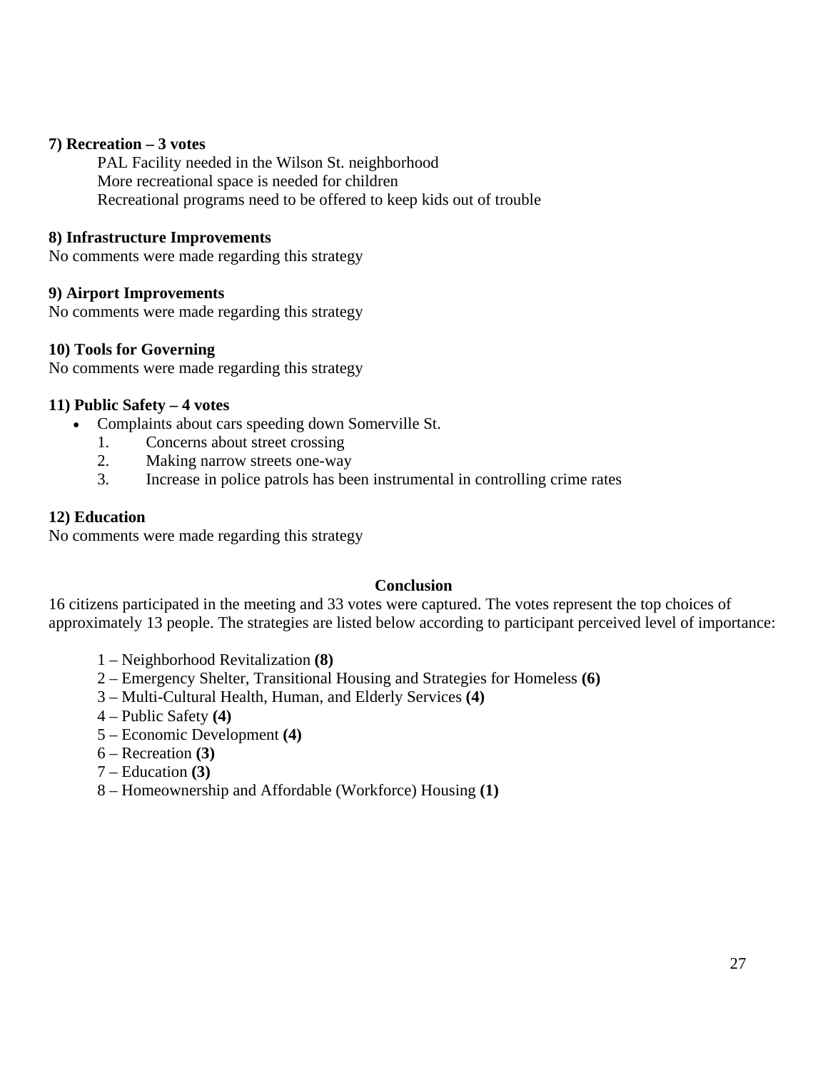**7) Recreation – 3 votes**

PAL Facility needed in the Wilson St. neighborhood
More recreational space is needed for children
Recreational programs need to be offered to keep kids out of trouble

**8) Infrastructure Improvements**

No comments were made regarding this strategy

**9) Airport Improvements**

No comments were made regarding this strategy

**10) Tools for Governing**

No comments were made regarding this strategy

**11) Public Safety – 4 votes**

- Complaints about cars speeding down Somerville St.
  1. Concerns about street crossing
  2. Making narrow streets one-way
  3. Increase in police patrols has been instrumental in controlling crime rates

**12) Education**

No comments were made regarding this strategy

**Conclusion**

16 citizens participated in the meeting and 33 votes were captured. The votes represent the top choices of approximately 13 people. The strategies are listed below according to participant perceived level of importance:

1 – Neighborhood Revitalization **(8)**
2 – Emergency Shelter, Transitional Housing and Strategies for Homeless **(6)**
3 – Multi-Cultural Health, Human, and Elderly Services **(4)**
4 – Public Safety **(4)**
5 – Economic Development **(4)**
6 – Recreation **(3)**
7 – Education **(3)**
8 – Homeownership and Affordable (Workforce) Housing **(1)**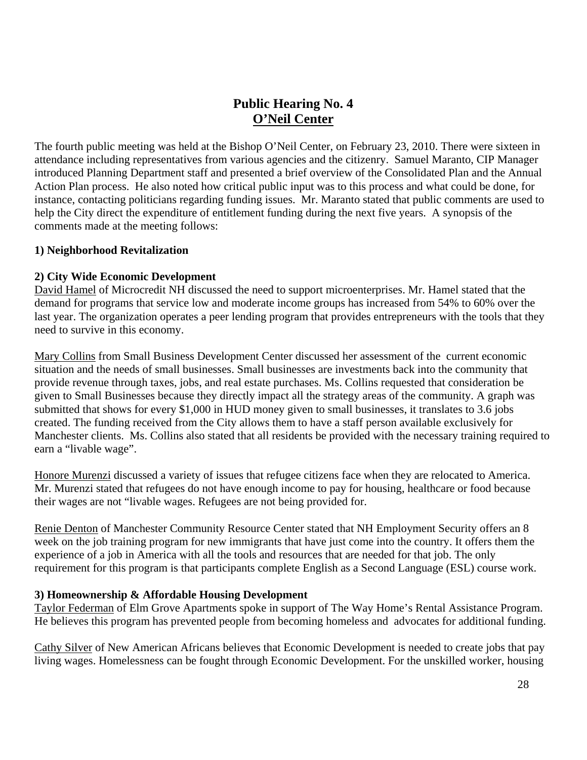# Public Hearing No. 4
## O'Neil Center

The fourth public meeting was held at the Bishop O'Neil Center, on February 23, 2010. There were sixteen in attendance including representatives from various agencies and the citizenry. Samuel Maranto, CIP Manager introduced Planning Department staff and presented a brief overview of the Consolidated Plan and the Annual Action Plan process. He also noted how critical public input was to this process and what could be done, for instance, contacting politicians regarding funding issues. Mr. Maranto stated that public comments are used to help the City direct the expenditure of entitlement funding during the next five years. A synopsis of the comments made at the meeting follows:

**1) Neighborhood Revitalization**

**2) City Wide Economic Development**

David Hamel of Microcredit NH discussed the need to support microenterprises. Mr. Hamel stated that the demand for programs that service low and moderate income groups has increased from 54% to 60% over the last year. The organization operates a peer lending program that provides entrepreneurs with the tools that they need to survive in this economy.

Mary Collins from Small Business Development Center discussed her assessment of the current economic situation and the needs of small businesses. Small businesses are investments back into the community that provide revenue through taxes, jobs, and real estate purchases. Ms. Collins requested that consideration be given to Small Businesses because they directly impact all the strategy areas of the community. A graph was submitted that shows for every $1,000 in HUD money given to small businesses, it translates to 3.6 jobs created. The funding received from the City allows them to have a staff person available exclusively for Manchester clients. Ms. Collins also stated that all residents be provided with the necessary training required to earn a "livable wage".

Honore Murenzi discussed a variety of issues that refugee citizens face when they are relocated to America. Mr. Murenzi stated that refugees do not have enough income to pay for housing, healthcare or food because their wages are not "livable wages. Refugees are not being provided for.

Renie Denton of Manchester Community Resource Center stated that NH Employment Security offers an 8 week on the job training program for new immigrants that have just come into the country. It offers them the experience of a job in America with all the tools and resources that are needed for that job. The only requirement for this program is that participants complete English as a Second Language (ESL) course work.

**3) Homeownership & Affordable Housing Development**

Taylor Federman of Elm Grove Apartments spoke in support of The Way Home's Rental Assistance Program. He believes this program has prevented people from becoming homeless and advocates for additional funding.

Cathy Silver of New American Africans believes that Economic Development is needed to create jobs that pay living wages. Homelessness can be fought through Economic Development. For the unskilled worker, housing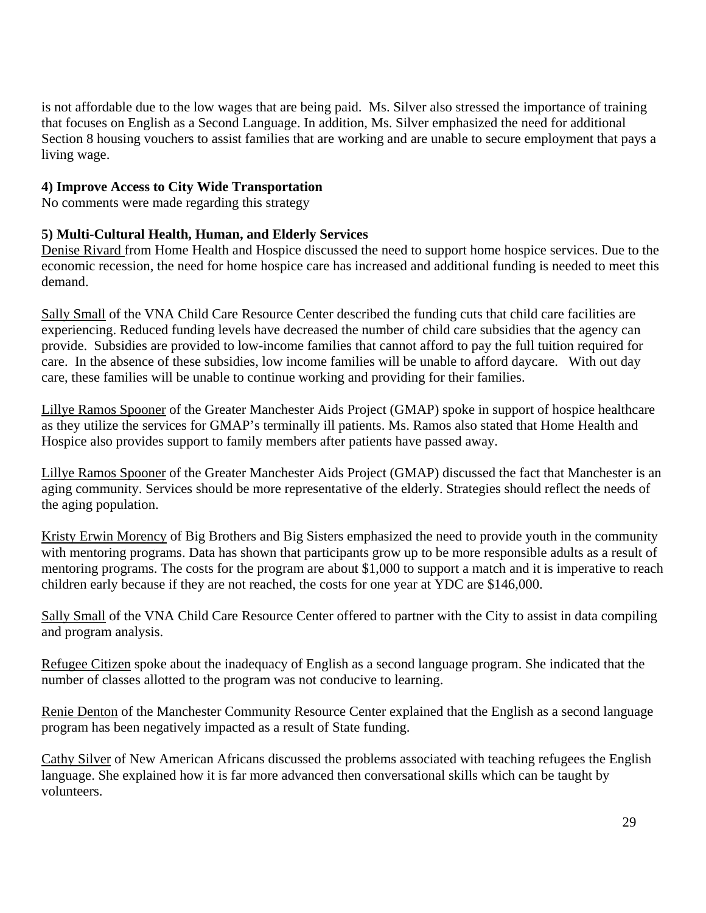is not affordable due to the low wages that are being paid. Ms. Silver also stressed the importance of training that focuses on English as a Second Language. In addition, Ms. Silver emphasized the need for additional Section 8 housing vouchers to assist families that are working and are unable to secure employment that pays a living wage.

**4) Improve Access to City Wide Transportation**
No comments were made regarding this strategy

**5) Multi-Cultural Health, Human, and Elderly Services**
Denise Rivard from Home Health and Hospice discussed the need to support home hospice services. Due to the economic recession, the need for home hospice care has increased and additional funding is needed to meet this demand.

Sally Small of the VNA Child Care Resource Center described the funding cuts that child care facilities are experiencing. Reduced funding levels have decreased the number of child care subsidies that the agency can provide. Subsidies are provided to low-income families that cannot afford to pay the full tuition required for care. In the absence of these subsidies, low income families will be unable to afford daycare. With out day care, these families will be unable to continue working and providing for their families.

Lillye Ramos Spooner of the Greater Manchester Aids Project (GMAP) spoke in support of hospice healthcare as they utilize the services for GMAP's terminally ill patients. Ms. Ramos also stated that Home Health and Hospice also provides support to family members after patients have passed away.

Lillye Ramos Spooner of the Greater Manchester Aids Project (GMAP) discussed the fact that Manchester is an aging community. Services should be more representative of the elderly. Strategies should reflect the needs of the aging population.

Kristy Erwin Morency of Big Brothers and Big Sisters emphasized the need to provide youth in the community with mentoring programs. Data has shown that participants grow up to be more responsible adults as a result of mentoring programs. The costs for the program are about $1,000 to support a match and it is imperative to reach children early because if they are not reached, the costs for one year at YDC are $146,000.

Sally Small of the VNA Child Care Resource Center offered to partner with the City to assist in data compiling and program analysis.

Refugee Citizen spoke about the inadequacy of English as a second language program. She indicated that the number of classes allotted to the program was not conducive to learning.

Renie Denton of the Manchester Community Resource Center explained that the English as a second language program has been negatively impacted as a result of State funding.

Cathy Silver of New American Africans discussed the problems associated with teaching refugees the English language. She explained how it is far more advanced then conversational skills which can be taught by volunteers.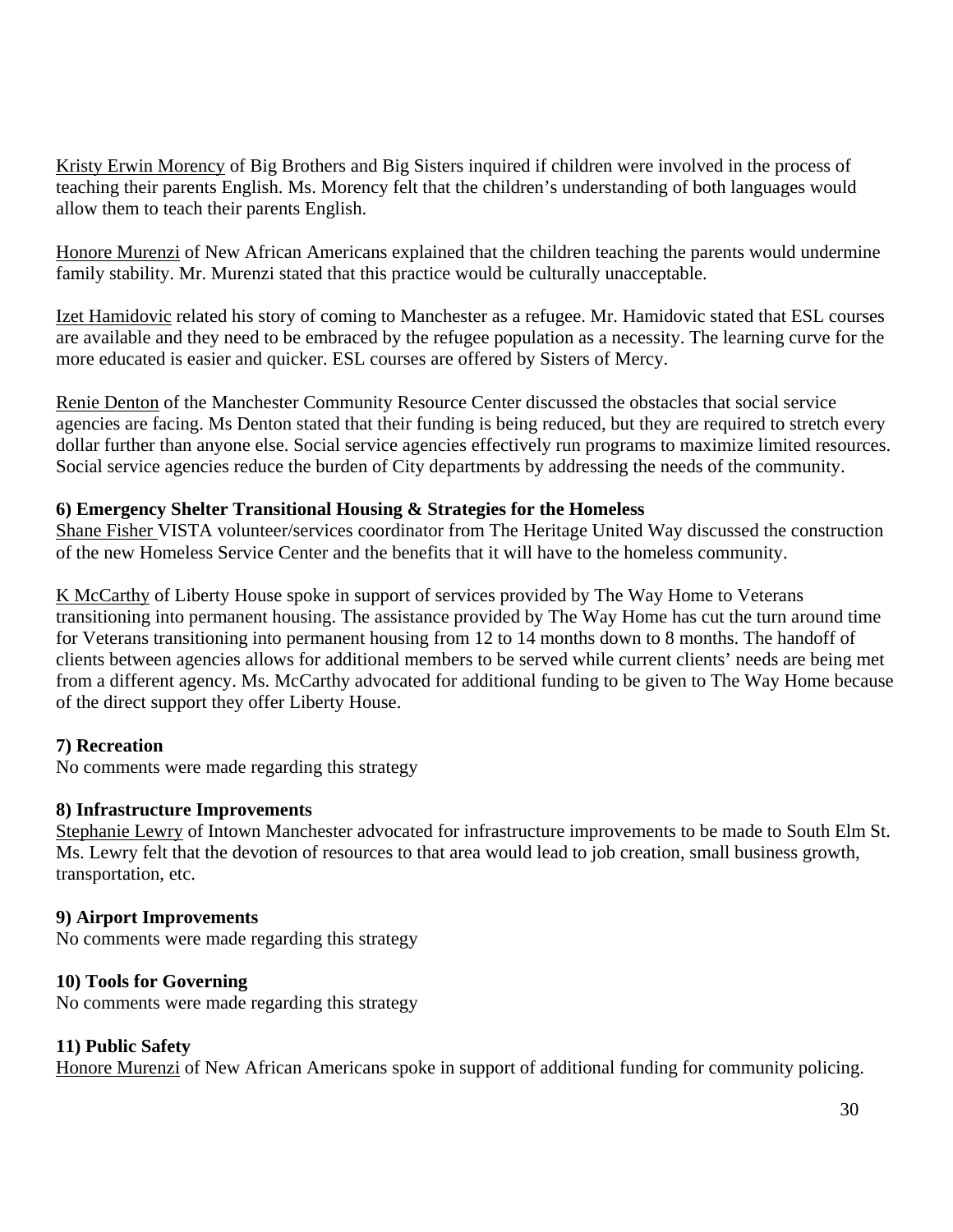Kristy Erwin Morency of Big Brothers and Big Sisters inquired if children were involved in the process of teaching their parents English. Ms. Morency felt that the children's understanding of both languages would allow them to teach their parents English.

Honore Murenzi of New African Americans explained that the children teaching the parents would undermine family stability. Mr. Murenzi stated that this practice would be culturally unacceptable.

Izet Hamidovic related his story of coming to Manchester as a refugee. Mr. Hamidovic stated that ESL courses are available and they need to be embraced by the refugee population as a necessity. The learning curve for the more educated is easier and quicker. ESL courses are offered by Sisters of Mercy.

Renie Denton of the Manchester Community Resource Center discussed the obstacles that social service agencies are facing. Ms Denton stated that their funding is being reduced, but they are required to stretch every dollar further than anyone else. Social service agencies effectively run programs to maximize limited resources. Social service agencies reduce the burden of City departments by addressing the needs of the community.

**6) Emergency Shelter Transitional Housing & Strategies for the Homeless**

Shane Fisher VISTA volunteer/services coordinator from The Heritage United Way discussed the construction of the new Homeless Service Center and the benefits that it will have to the homeless community.

K McCarthy of Liberty House spoke in support of services provided by The Way Home to Veterans transitioning into permanent housing. The assistance provided by The Way Home has cut the turn around time for Veterans transitioning into permanent housing from 12 to 14 months down to 8 months. The handoff of clients between agencies allows for additional members to be served while current clients' needs are being met from a different agency. Ms. McCarthy advocated for additional funding to be given to The Way Home because of the direct support they offer Liberty House.

**7) Recreation**

No comments were made regarding this strategy

**8) Infrastructure Improvements**

Stephanie Lewry of Intown Manchester advocated for infrastructure improvements to be made to South Elm St. Ms. Lewry felt that the devotion of resources to that area would lead to job creation, small business growth, transportation, etc.

**9) Airport Improvements**

No comments were made regarding this strategy

**10) Tools for Governing**

No comments were made regarding this strategy

**11) Public Safety**

Honore Murenzi of New African Americans spoke in support of additional funding for community policing.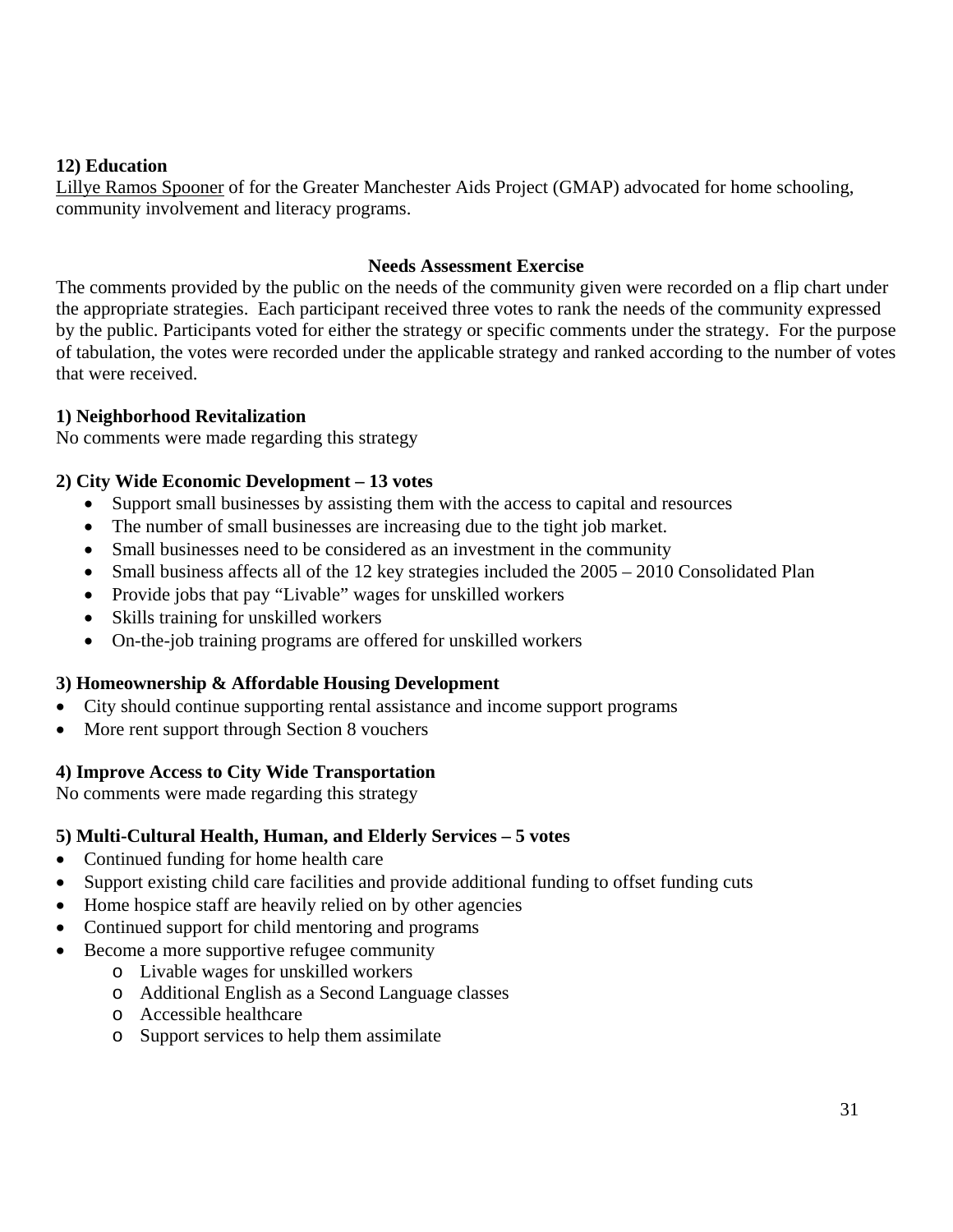**12) Education**

Lillye Ramos Spooner of for the Greater Manchester Aids Project (GMAP) advocated for home schooling, community involvement and literacy programs.

**Needs Assessment Exercise**

The comments provided by the public on the needs of the community given were recorded on a flip chart under the appropriate strategies. Each participant received three votes to rank the needs of the community expressed by the public. Participants voted for either the strategy or specific comments under the strategy. For the purpose of tabulation, the votes were recorded under the applicable strategy and ranked according to the number of votes that were received.

**1) Neighborhood Revitalization**

No comments were made regarding this strategy

**2) City Wide Economic Development – 13 votes**

- Support small businesses by assisting them with the access to capital and resources
- The number of small businesses are increasing due to the tight job market.
- Small businesses need to be considered as an investment in the community
- Small business affects all of the 12 key strategies included the 2005 – 2010 Consolidated Plan
- Provide jobs that pay "Livable" wages for unskilled workers
- Skills training for unskilled workers
- On-the-job training programs are offered for unskilled workers

**3) Homeownership & Affordable Housing Development**

- City should continue supporting rental assistance and income support programs
- More rent support through Section 8 vouchers

**4) Improve Access to City Wide Transportation**

No comments were made regarding this strategy

**5) Multi-Cultural Health, Human, and Elderly Services – 5 votes**

- Continued funding for home health care
- Support existing child care facilities and provide additional funding to offset funding cuts
- Home hospice staff are heavily relied on by other agencies
- Continued support for child mentoring and programs
- Become a more supportive refugee community
  - Livable wages for unskilled workers
  - Additional English as a Second Language classes
  - Accessible healthcare
  - Support services to help them assimilate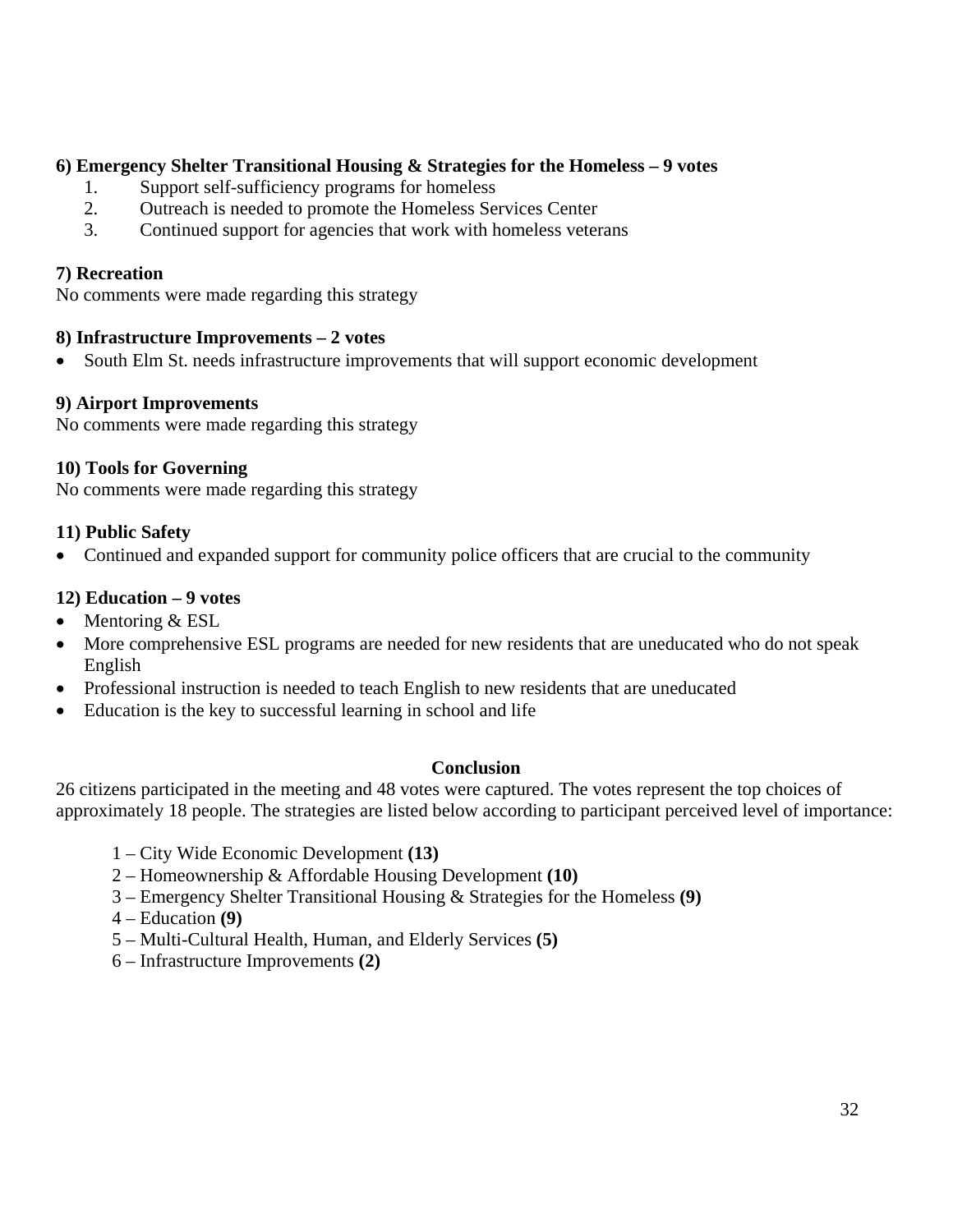**6) Emergency Shelter Transitional Housing & Strategies for the Homeless – 9 votes**

1. Support self-sufficiency programs for homeless
2. Outreach is needed to promote the Homeless Services Center
3. Continued support for agencies that work with homeless veterans

**7) Recreation**

No comments were made regarding this strategy

**8) Infrastructure Improvements – 2 votes**

- South Elm St. needs infrastructure improvements that will support economic development

**9) Airport Improvements**

No comments were made regarding this strategy

**10) Tools for Governing**

No comments were made regarding this strategy

**11) Public Safety**

- Continued and expanded support for community police officers that are crucial to the community

**12) Education – 9 votes**

- Mentoring & ESL
- More comprehensive ESL programs are needed for new residents that are uneducated who do not speak English
- Professional instruction is needed to teach English to new residents that are uneducated
- Education is the key to successful learning in school and life

**Conclusion**

26 citizens participated in the meeting and 48 votes were captured. The votes represent the top choices of approximately 18 people. The strategies are listed below according to participant perceived level of importance:

1 – City Wide Economic Development **(13)**
2 – Homeownership & Affordable Housing Development **(10)**
3 – Emergency Shelter Transitional Housing & Strategies for the Homeless **(9)**
4 – Education **(9)**
5 – Multi-Cultural Health, Human, and Elderly Services **(5)**
6 – Infrastructure Improvements **(2)**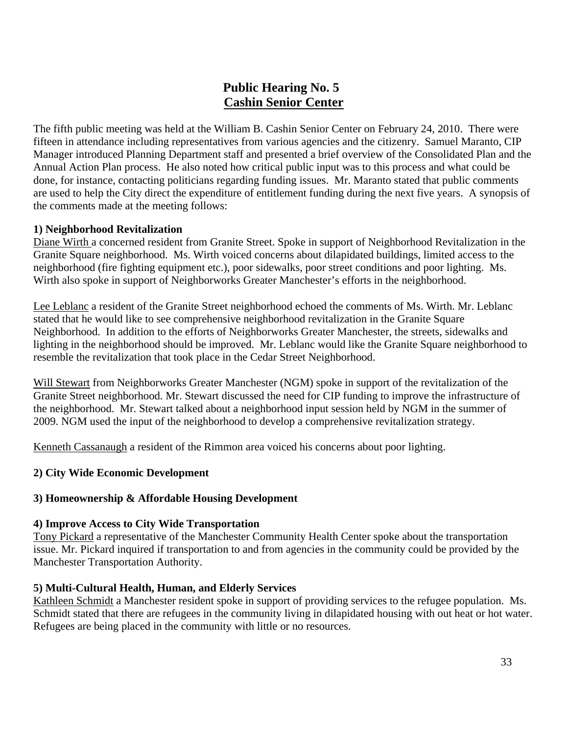# Public Hearing No. 5
## Cashin Senior Center

The fifth public meeting was held at the William B. Cashin Senior Center on February 24, 2010. There were fifteen in attendance including representatives from various agencies and the citizenry. Samuel Maranto, CIP Manager introduced Planning Department staff and presented a brief overview of the Consolidated Plan and the Annual Action Plan process. He also noted how critical public input was to this process and what could be done, for instance, contacting politicians regarding funding issues. Mr. Maranto stated that public comments are used to help the City direct the expenditure of entitlement funding during the next five years. A synopsis of the comments made at the meeting follows:

**1) Neighborhood Revitalization**

Diane Wirth a concerned resident from Granite Street. Spoke in support of Neighborhood Revitalization in the Granite Square neighborhood. Ms. Wirth voiced concerns about dilapidated buildings, limited access to the neighborhood (fire fighting equipment etc.), poor sidewalks, poor street conditions and poor lighting. Ms. Wirth also spoke in support of Neighborworks Greater Manchester's efforts in the neighborhood.

Lee Leblanc a resident of the Granite Street neighborhood echoed the comments of Ms. Wirth. Mr. Leblanc stated that he would like to see comprehensive neighborhood revitalization in the Granite Square Neighborhood. In addition to the efforts of Neighborworks Greater Manchester, the streets, sidewalks and lighting in the neighborhood should be improved. Mr. Leblanc would like the Granite Square neighborhood to resemble the revitalization that took place in the Cedar Street Neighborhood.

Will Stewart from Neighborworks Greater Manchester (NGM) spoke in support of the revitalization of the Granite Street neighborhood. Mr. Stewart discussed the need for CIP funding to improve the infrastructure of the neighborhood. Mr. Stewart talked about a neighborhood input session held by NGM in the summer of 2009. NGM used the input of the neighborhood to develop a comprehensive revitalization strategy.

Kenneth Cassanaugh a resident of the Rimmon area voiced his concerns about poor lighting.

**2) City Wide Economic Development**

**3) Homeownership & Affordable Housing Development**

**4) Improve Access to City Wide Transportation**

Tony Pickard a representative of the Manchester Community Health Center spoke about the transportation issue. Mr. Pickard inquired if transportation to and from agencies in the community could be provided by the Manchester Transportation Authority.

**5) Multi-Cultural Health, Human, and Elderly Services**

Kathleen Schmidt a Manchester resident spoke in support of providing services to the refugee population. Ms. Schmidt stated that there are refugees in the community living in dilapidated housing with out heat or hot water. Refugees are being placed in the community with little or no resources.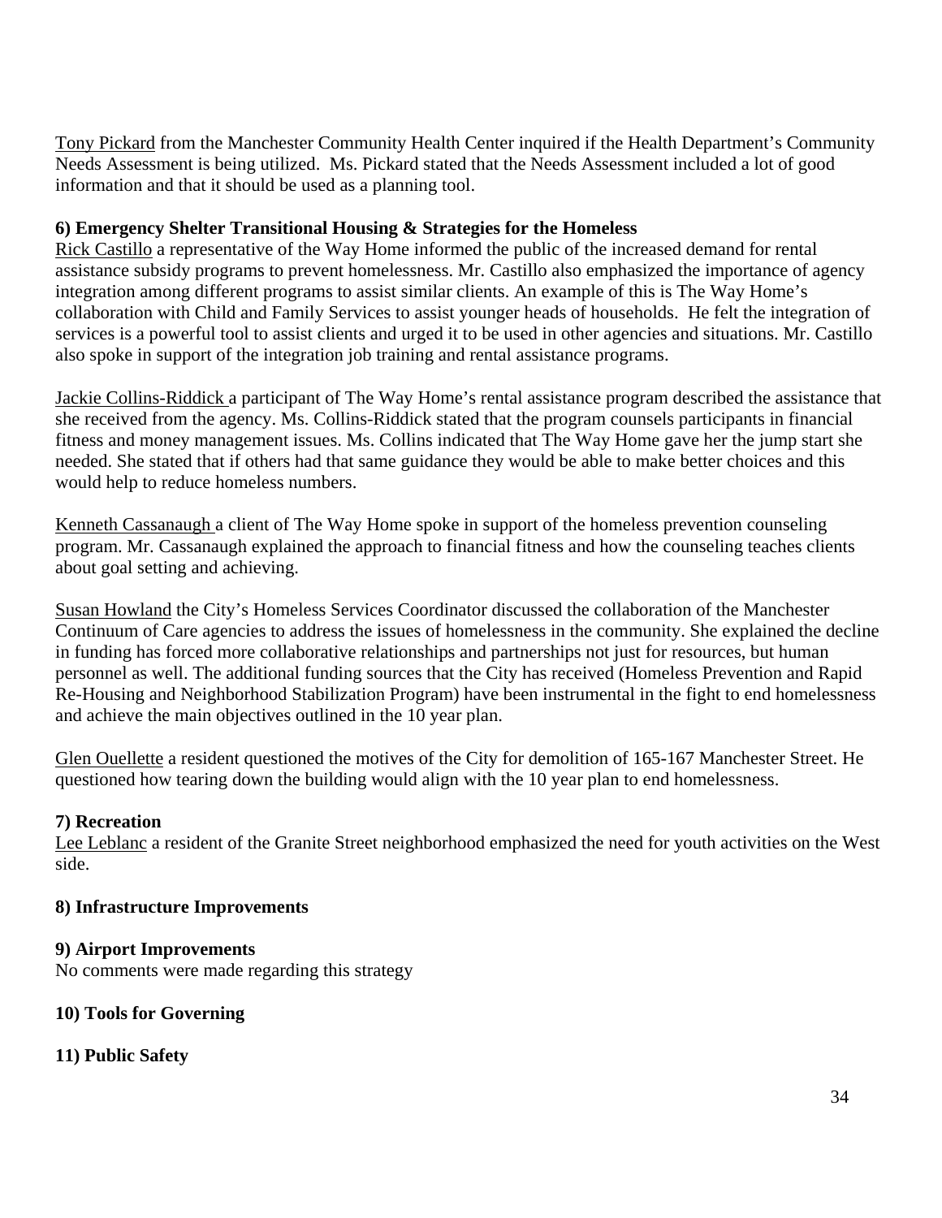Tony Pickard from the Manchester Community Health Center inquired if the Health Department's Community Needs Assessment is being utilized. Ms. Pickard stated that the Needs Assessment included a lot of good information and that it should be used as a planning tool.

**6) Emergency Shelter Transitional Housing & Strategies for the Homeless**

Rick Castillo a representative of the Way Home informed the public of the increased demand for rental assistance subsidy programs to prevent homelessness. Mr. Castillo also emphasized the importance of agency integration among different programs to assist similar clients. An example of this is The Way Home's collaboration with Child and Family Services to assist younger heads of households. He felt the integration of services is a powerful tool to assist clients and urged it to be used in other agencies and situations. Mr. Castillo also spoke in support of the integration job training and rental assistance programs.

Jackie Collins-Riddick a participant of The Way Home's rental assistance program described the assistance that she received from the agency. Ms. Collins-Riddick stated that the program counsels participants in financial fitness and money management issues. Ms. Collins indicated that The Way Home gave her the jump start she needed. She stated that if others had that same guidance they would be able to make better choices and this would help to reduce homeless numbers.

Kenneth Cassanaugh a client of The Way Home spoke in support of the homeless prevention counseling program. Mr. Cassanaugh explained the approach to financial fitness and how the counseling teaches clients about goal setting and achieving.

Susan Howland the City's Homeless Services Coordinator discussed the collaboration of the Manchester Continuum of Care agencies to address the issues of homelessness in the community. She explained the decline in funding has forced more collaborative relationships and partnerships not just for resources, but human personnel as well. The additional funding sources that the City has received (Homeless Prevention and Rapid Re-Housing and Neighborhood Stabilization Program) have been instrumental in the fight to end homelessness and achieve the main objectives outlined in the 10 year plan.

Glen Ouellette a resident questioned the motives of the City for demolition of 165-167 Manchester Street. He questioned how tearing down the building would align with the 10 year plan to end homelessness.

**7) Recreation**

Lee Leblanc a resident of the Granite Street neighborhood emphasized the need for youth activities on the West side.

**8) Infrastructure Improvements**

**9) Airport Improvements**

No comments were made regarding this strategy

**10) Tools for Governing**

**11) Public Safety**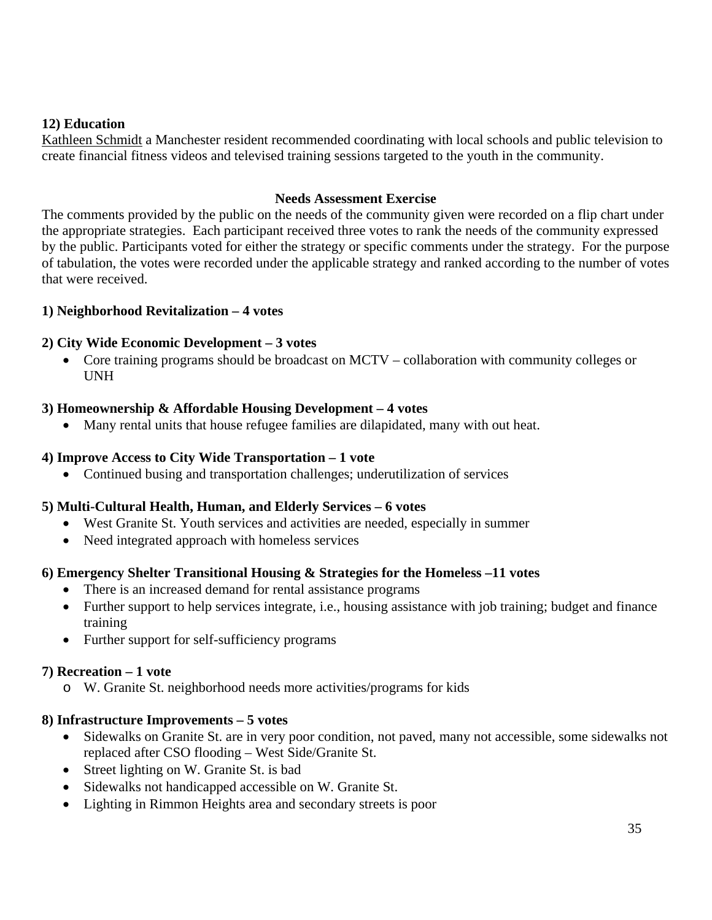**12) Education**

Kathleen Schmidt a Manchester resident recommended coordinating with local schools and public television to create financial fitness videos and televised training sessions targeted to the youth in the community.

**Needs Assessment Exercise**

The comments provided by the public on the needs of the community given were recorded on a flip chart under the appropriate strategies. Each participant received three votes to rank the needs of the community expressed by the public. Participants voted for either the strategy or specific comments under the strategy. For the purpose of tabulation, the votes were recorded under the applicable strategy and ranked according to the number of votes that were received.

**1) Neighborhood Revitalization – 4 votes**

**2) City Wide Economic Development – 3 votes**

- Core training programs should be broadcast on MCTV – collaboration with community colleges or UNH

**3) Homeownership & Affordable Housing Development – 4 votes**

- Many rental units that house refugee families are dilapidated, many with out heat.

**4) Improve Access to City Wide Transportation – 1 vote**

- Continued busing and transportation challenges; underutilization of services

**5) Multi-Cultural Health, Human, and Elderly Services – 6 votes**

- West Granite St. Youth services and activities are needed, especially in summer
- Need integrated approach with homeless services

**6) Emergency Shelter Transitional Housing & Strategies for the Homeless –11 votes**

- There is an increased demand for rental assistance programs
- Further support to help services integrate, i.e., housing assistance with job training; budget and finance training
- Further support for self-sufficiency programs

**7) Recreation – 1 vote**

- W. Granite St. neighborhood needs more activities/programs for kids

**8) Infrastructure Improvements – 5 votes**

- Sidewalks on Granite St. are in very poor condition, not paved, many not accessible, some sidewalks not replaced after CSO flooding – West Side/Granite St.
- Street lighting on W. Granite St. is bad
- Sidewalks not handicapped accessible on W. Granite St.
- Lighting in Rimmon Heights area and secondary streets is poor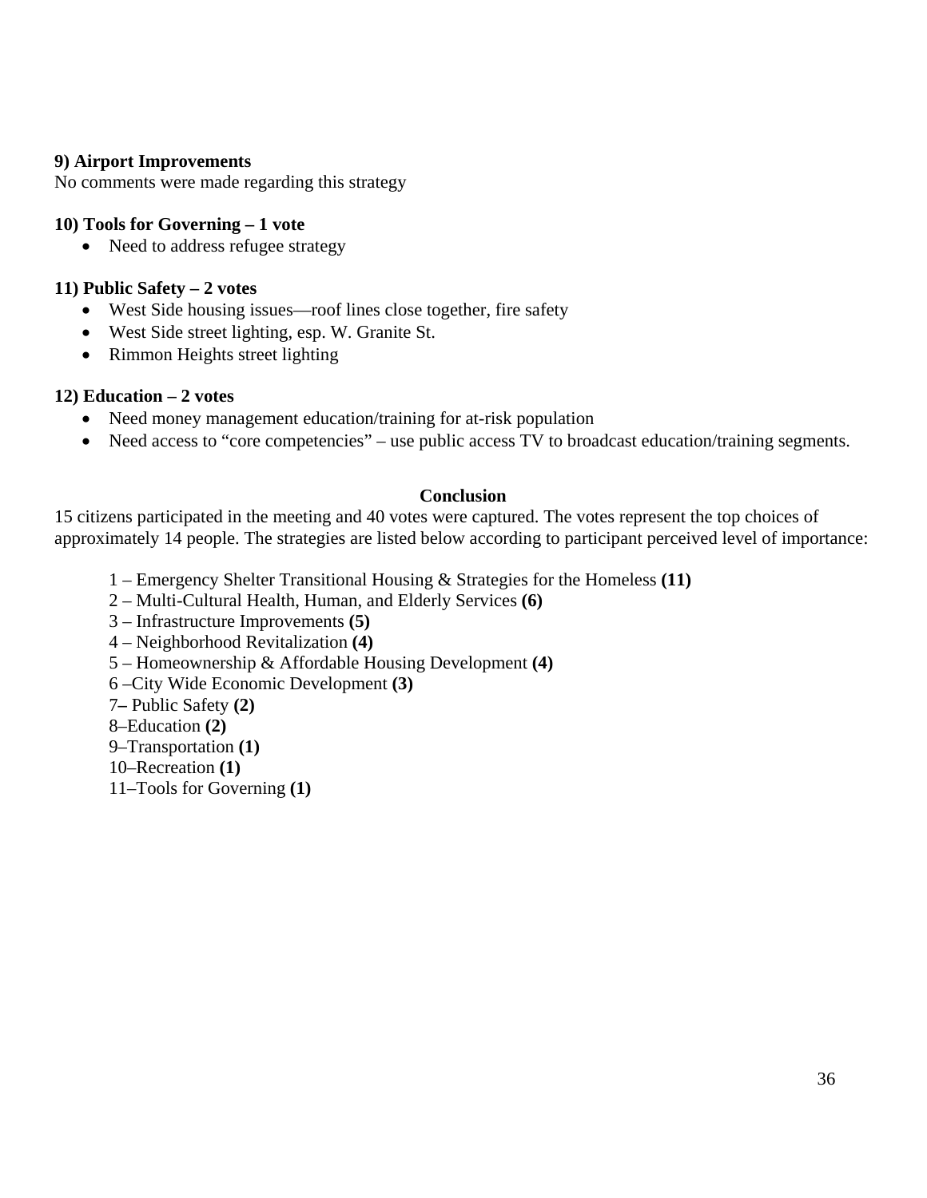**9) Airport Improvements**
No comments were made regarding this strategy

**10) Tools for Governing – 1 vote**

- Need to address refugee strategy

**11) Public Safety – 2 votes**

- West Side housing issues—roof lines close together, fire safety
- West Side street lighting, esp. W. Granite St.
- Rimmon Heights street lighting

**12) Education – 2 votes**

- Need money management education/training for at-risk population
- Need access to "core competencies" – use public access TV to broadcast education/training segments.

**Conclusion**

15 citizens participated in the meeting and 40 votes were captured. The votes represent the top choices of approximately 14 people. The strategies are listed below according to participant perceived level of importance:

1 – Emergency Shelter Transitional Housing & Strategies for the Homeless **(11)**
2 – Multi-Cultural Health, Human, and Elderly Services **(6)**
3 – Infrastructure Improvements **(5)**
4 – Neighborhood Revitalization **(4)**
5 – Homeownership & Affordable Housing Development **(4)**
6 –City Wide Economic Development **(3)**
7– Public Safety **(2)**
8–Education **(2)**
9–Transportation **(1)**
10–Recreation **(1)**
11–Tools for Governing **(1)**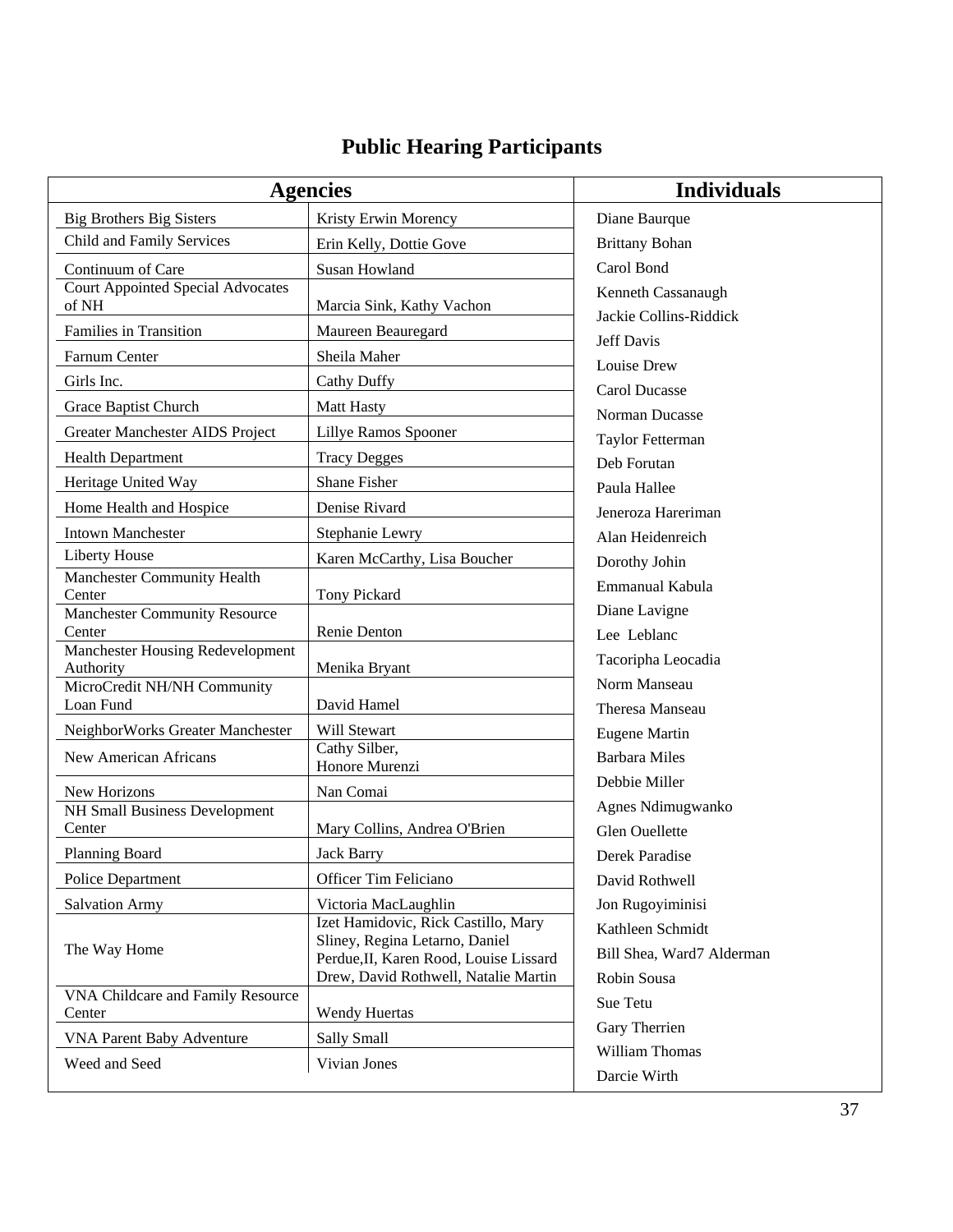# Public Hearing Participants

| Agencies | | Individuals |
|---|---|---|
| Big Brothers Big Sisters | Kristy Erwin Morency | Diane Baurque |
| Child and Family Services | Erin Kelly, Dottie Gove | Brittany Bohan |
| Continuum of Care | Susan Howland | Carol Bond |
| Court Appointed Special Advocates of NH | Marcia Sink, Kathy Vachon | Kenneth Cassanaugh |
| Families in Transition | Maureen Beauregard | Jackie Collins-Riddick |
| Farnum Center | Sheila Maher | Jeff Davis |
| Girls Inc. | Cathy Duffy | Louise Drew |
| Grace Baptist Church | Matt Hasty | Carol Ducasse |
| Greater Manchester AIDS Project | Lillye Ramos Spooner | Norman Ducasse |
| Health Department | Tracy Degges | Taylor Fetterman |
| Heritage United Way | Shane Fisher | Deb Forutan |
| Home Health and Hospice | Denise Rivard | Paula Hallee |
| Intown Manchester | Stephanie Lewry | Jeneroza Harariman |
| Liberty House | Karen McCarthy, Lisa Boucher | Alan Heidenreich |
| Manchester Community Health Center | Tony Pickard | Dorothy Johin |
| Manchester Community Resource Center | Renie Denton | Emmanual Kabula |
| Manchester Housing Redevelopment Authority | Menika Bryant | Diane Lavigne |
| MicroCredit NH/NH Community Loan Fund | David Hamel | Lee Leblanc |
| NeighborWorks Greater Manchester | Will Stewart | Tacoripha Leocadia |
| New American Africans | Cathy Silber, Honore Murenzi | Norm Manseau |
| New Horizons | Nan Comai | Theresa Manseau |
| NH Small Business Development Center | Mary Collins, Andrea O'Brien | Eugene Martin |
| Planning Board | Jack Barry | Barbara Miles |
| Police Department | Officer Tim Feliciano | Debbie Miller |
| Salvation Army | Victoria MacLaughlin | Agnes Ndimugwanko |
| The Way Home | Izet Hamidovic, Rick Castillo, Mary Sliney, Regina Letarno, Daniel Perdue,II, Karen Rood, Louise Lissard Drew, David Rothwell, Natalie Martin | Glen Ouellette |
| VNA Childcare and Family Resource Center | Wendy Huertas | Derek Paradise |
| VNA Parent Baby Adventure | Sally Small | David Rothwell |
| Weed and Seed | Vivian Jones | Jon Rugoyiminisi |
| | | Kathleen Schmidt |
| | | Bill Shea, Ward7 Alderman |
| | | Robin Sousa |
| | | Sue Tetu |
| | | Gary Therrien |
| | | William Thomas |
| | | Darcie Wirth |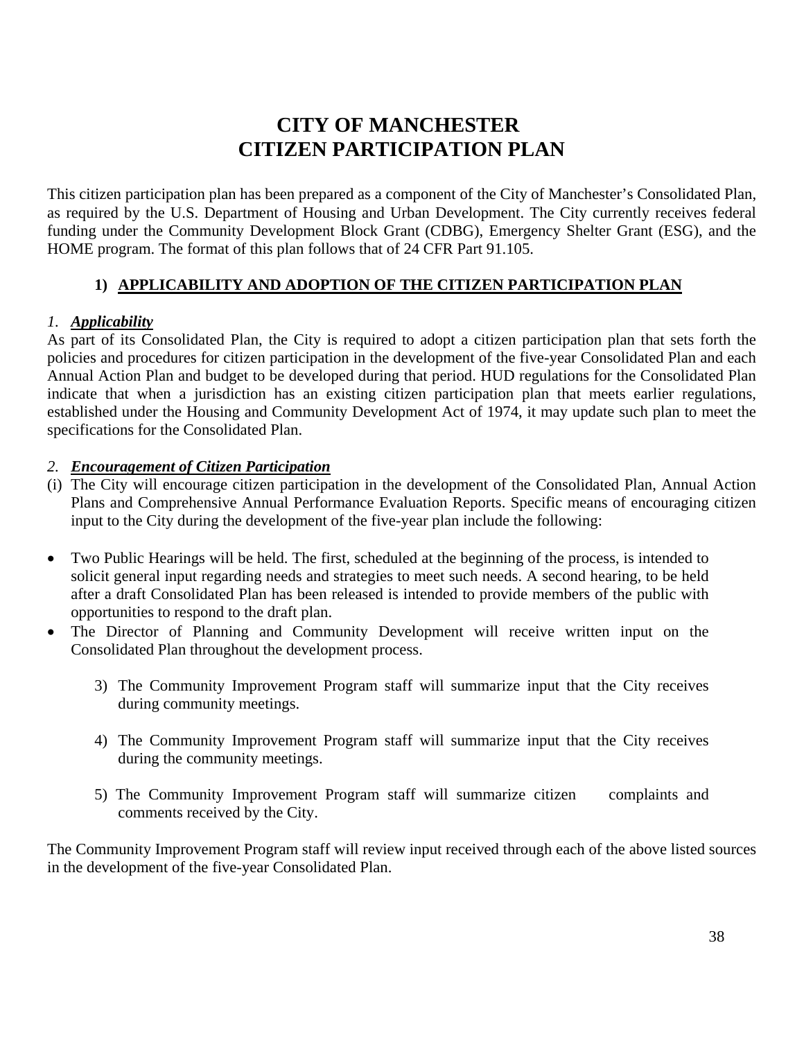# CITY OF MANCHESTER
# CITIZEN PARTICIPATION PLAN

This citizen participation plan has been prepared as a component of the City of Manchester's Consolidated Plan, as required by the U.S. Department of Housing and Urban Development. The City currently receives federal funding under the Community Development Block Grant (CDBG), Emergency Shelter Grant (ESG), and the HOME program. The format of this plan follows that of 24 CFR Part 91.105.

## 1) APPLICABILITY AND ADOPTION OF THE CITIZEN PARTICIPATION PLAN

### *1. **Applicability***

As part of its Consolidated Plan, the City is required to adopt a citizen participation plan that sets forth the policies and procedures for citizen participation in the development of the five-year Consolidated Plan and each Annual Action Plan and budget to be developed during that period. HUD regulations for the Consolidated Plan indicate that when a jurisdiction has an existing citizen participation plan that meets earlier regulations, established under the Housing and Community Development Act of 1974, it may update such plan to meet the specifications for the Consolidated Plan.

### *2. **Encouragement of Citizen Participation***

(i) The City will encourage citizen participation in the development of the Consolidated Plan, Annual Action Plans and Comprehensive Annual Performance Evaluation Reports. Specific means of encouraging citizen input to the City during the development of the five-year plan include the following:

- Two Public Hearings will be held. The first, scheduled at the beginning of the process, is intended to solicit general input regarding needs and strategies to meet such needs. A second hearing, to be held after a draft Consolidated Plan has been released is intended to provide members of the public with opportunities to respond to the draft plan.
- The Director of Planning and Community Development will receive written input on the Consolidated Plan throughout the development process.

3) The Community Improvement Program staff will summarize input that the City receives during community meetings.

4) The Community Improvement Program staff will summarize input that the City receives during the community meetings.

5) The Community Improvement Program staff will summarize citizen complaints and comments received by the City.

The Community Improvement Program staff will review input received through each of the above listed sources in the development of the five-year Consolidated Plan.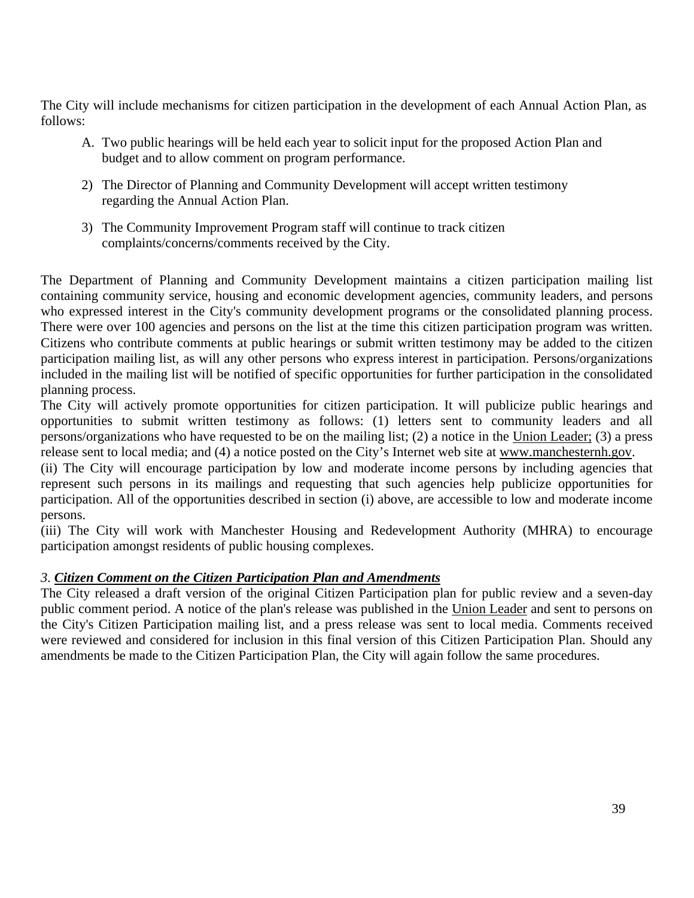The City will include mechanisms for citizen participation in the development of each Annual Action Plan, as follows:

A. Two public hearings will be held each year to solicit input for the proposed Action Plan and budget and to allow comment on program performance.

2) The Director of Planning and Community Development will accept written testimony regarding the Annual Action Plan.

3) The Community Improvement Program staff will continue to track citizen complaints/concerns/comments received by the City.

The Department of Planning and Community Development maintains a citizen participation mailing list containing community service, housing and economic development agencies, community leaders, and persons who expressed interest in the City's community development programs or the consolidated planning process. There were over 100 agencies and persons on the list at the time this citizen participation program was written. Citizens who contribute comments at public hearings or submit written testimony may be added to the citizen participation mailing list, as will any other persons who express interest in participation. Persons/organizations included in the mailing list will be notified of specific opportunities for further participation in the consolidated planning process.

The City will actively promote opportunities for citizen participation. It will publicize public hearings and opportunities to submit written testimony as follows: (1) letters sent to community leaders and all persons/organizations who have requested to be on the mailing list; (2) a notice in the Union Leader; (3) a press release sent to local media; and (4) a notice posted on the City's Internet web site at www.manchesternh.gov.

(ii) The City will encourage participation by low and moderate income persons by including agencies that represent such persons in its mailings and requesting that such agencies help publicize opportunities for participation. All of the opportunities described in section (i) above, are accessible to low and moderate income persons.

(iii) The City will work with Manchester Housing and Redevelopment Authority (MHRA) to encourage participation amongst residents of public housing complexes.

*3.* ***Citizen Comment on the Citizen Participation Plan and Amendments***

The City released a draft version of the original Citizen Participation plan for public review and a seven-day public comment period. A notice of the plan's release was published in the Union Leader and sent to persons on the City's Citizen Participation mailing list, and a press release was sent to local media. Comments received were reviewed and considered for inclusion in this final version of this Citizen Participation Plan. Should any amendments be made to the Citizen Participation Plan, the City will again follow the same procedures.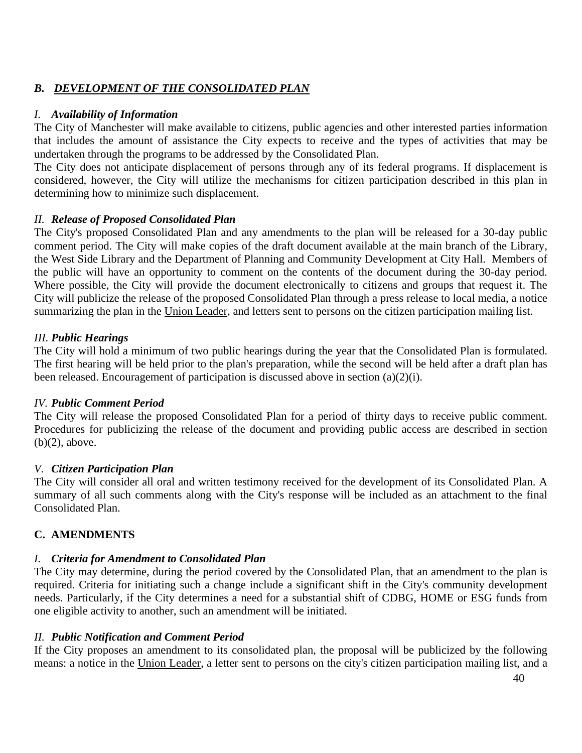## *B. DEVELOPMENT OF THE CONSOLIDATED PLAN*

### *I. **Availability of Information***

The City of Manchester will make available to citizens, public agencies and other interested parties information that includes the amount of assistance the City expects to receive and the types of activities that may be undertaken through the programs to be addressed by the Consolidated Plan.

The City does not anticipate displacement of persons through any of its federal programs. If displacement is considered, however, the City will utilize the mechanisms for citizen participation described in this plan in determining how to minimize such displacement.

### *II. **Release of Proposed Consolidated Plan***

The City's proposed Consolidated Plan and any amendments to the plan will be released for a 30-day public comment period. The City will make copies of the draft document available at the main branch of the Library, the West Side Library and the Department of Planning and Community Development at City Hall. Members of the public will have an opportunity to comment on the contents of the document during the 30-day period. Where possible, the City will provide the document electronically to citizens and groups that request it. The City will publicize the release of the proposed Consolidated Plan through a press release to local media, a notice summarizing the plan in the Union Leader, and letters sent to persons on the citizen participation mailing list.

### *III. **Public Hearings***

The City will hold a minimum of two public hearings during the year that the Consolidated Plan is formulated. The first hearing will be held prior to the plan's preparation, while the second will be held after a draft plan has been released. Encouragement of participation is discussed above in section (a)(2)(i).

### *IV. **Public Comment Period***

The City will release the proposed Consolidated Plan for a period of thirty days to receive public comment. Procedures for publicizing the release of the document and providing public access are described in section (b)(2), above.

### *V. **Citizen Participation Plan***

The City will consider all oral and written testimony received for the development of its Consolidated Plan. A summary of all such comments along with the City's response will be included as an attachment to the final Consolidated Plan.

## **C. AMENDMENTS**

### *I. **Criteria for Amendment to Consolidated Plan***

The City may determine, during the period covered by the Consolidated Plan, that an amendment to the plan is required. Criteria for initiating such a change include a significant shift in the City's community development needs. Particularly, if the City determines a need for a substantial shift of CDBG, HOME or ESG funds from one eligible activity to another, such an amendment will be initiated.

### *II. **Public Notification and Comment Period***

If the City proposes an amendment to its consolidated plan, the proposal will be publicized by the following means: a notice in the Union Leader, a letter sent to persons on the city's citizen participation mailing list, and a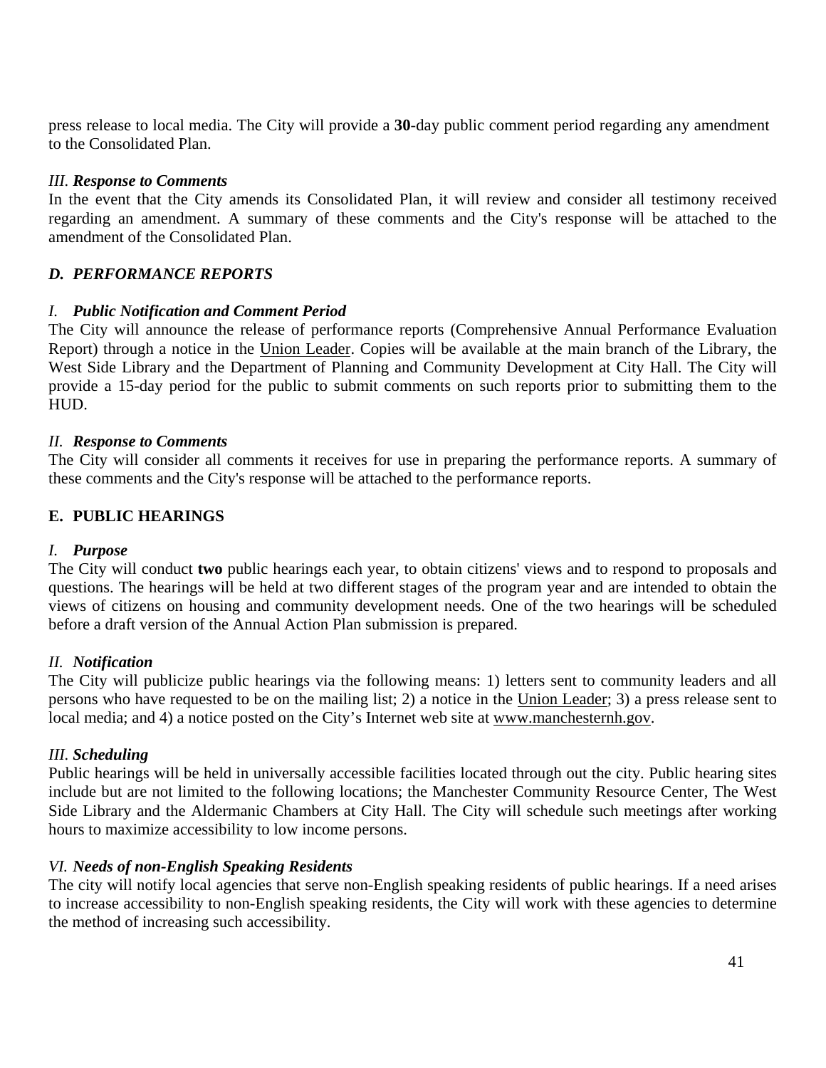press release to local media. The City will provide a **30**-day public comment period regarding any amendment to the Consolidated Plan.

*III.* ***Response to Comments***

In the event that the City amends its Consolidated Plan, it will review and consider all testimony received regarding an amendment. A summary of these comments and the City's response will be attached to the amendment of the Consolidated Plan.

### *D. PERFORMANCE REPORTS*

*I.* ***Public Notification and Comment Period***

The City will announce the release of performance reports (Comprehensive Annual Performance Evaluation Report) through a notice in the Union Leader. Copies will be available at the main branch of the Library, the West Side Library and the Department of Planning and Community Development at City Hall. The City will provide a 15-day period for the public to submit comments on such reports prior to submitting them to the HUD.

*II.* ***Response to Comments***

The City will consider all comments it receives for use in preparing the performance reports. A summary of these comments and the City's response will be attached to the performance reports.

### E. PUBLIC HEARINGS

*I.* ***Purpose***

The City will conduct **two** public hearings each year, to obtain citizens' views and to respond to proposals and questions. The hearings will be held at two different stages of the program year and are intended to obtain the views of citizens on housing and community development needs. One of the two hearings will be scheduled before a draft version of the Annual Action Plan submission is prepared.

*II.* ***Notification***

The City will publicize public hearings via the following means: 1) letters sent to community leaders and all persons who have requested to be on the mailing list; 2) a notice in the Union Leader; 3) a press release sent to local media; and 4) a notice posted on the City's Internet web site at www.manchesternh.gov.

*III.* ***Scheduling***

Public hearings will be held in universally accessible facilities located through out the city. Public hearing sites include but are not limited to the following locations; the Manchester Community Resource Center, The West Side Library and the Aldermanic Chambers at City Hall. The City will schedule such meetings after working hours to maximize accessibility to low income persons.

*VI.* ***Needs of non-English Speaking Residents***

The city will notify local agencies that serve non-English speaking residents of public hearings. If a need arises to increase accessibility to non-English speaking residents, the City will work with these agencies to determine the method of increasing such accessibility.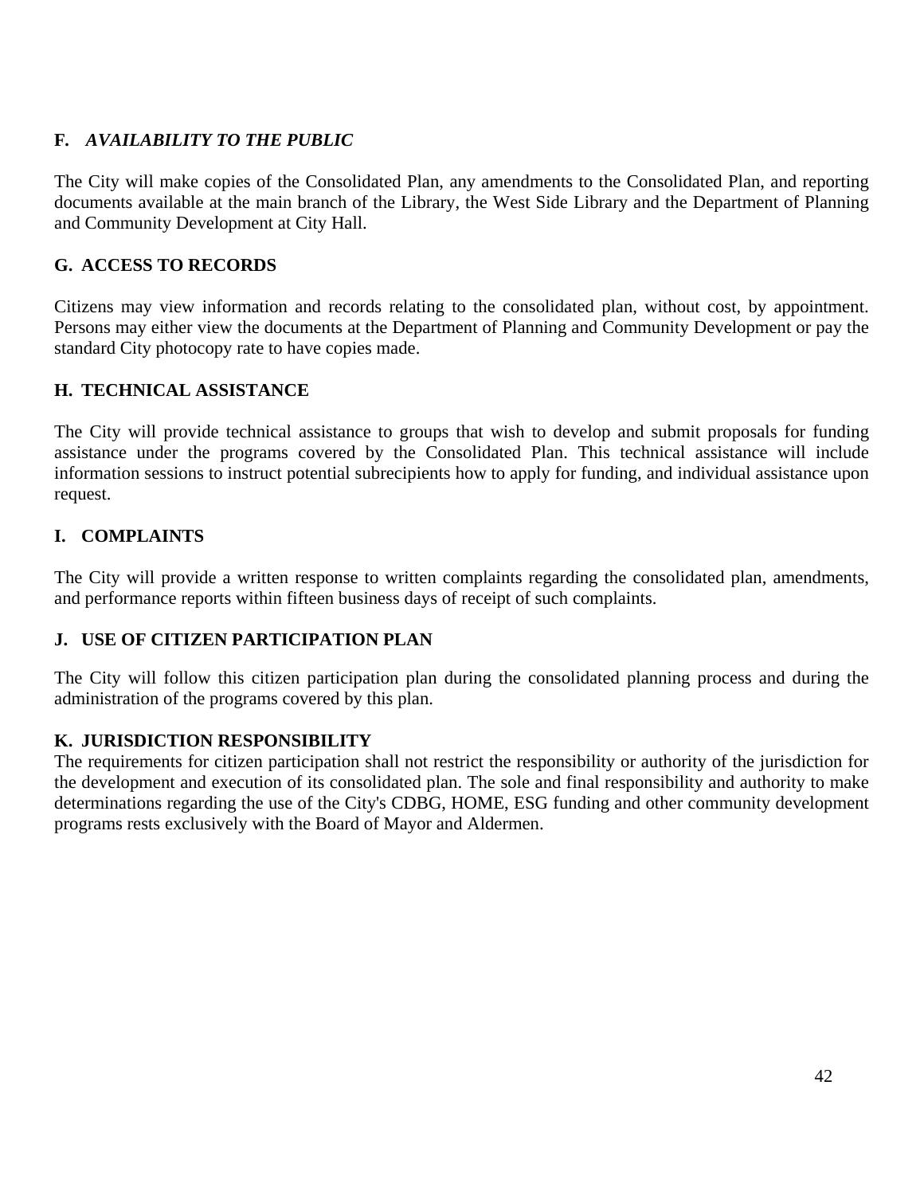## F. *AVAILABILITY TO THE PUBLIC*

The City will make copies of the Consolidated Plan, any amendments to the Consolidated Plan, and reporting documents available at the main branch of the Library, the West Side Library and the Department of Planning and Community Development at City Hall.

## G. ACCESS TO RECORDS

Citizens may view information and records relating to the consolidated plan, without cost, by appointment. Persons may either view the documents at the Department of Planning and Community Development or pay the standard City photocopy rate to have copies made.

## H. TECHNICAL ASSISTANCE

The City will provide technical assistance to groups that wish to develop and submit proposals for funding assistance under the programs covered by the Consolidated Plan. This technical assistance will include information sessions to instruct potential subrecipients how to apply for funding, and individual assistance upon request.

## I. COMPLAINTS

The City will provide a written response to written complaints regarding the consolidated plan, amendments, and performance reports within fifteen business days of receipt of such complaints.

## J. USE OF CITIZEN PARTICIPATION PLAN

The City will follow this citizen participation plan during the consolidated planning process and during the administration of the programs covered by this plan.

## K. JURISDICTION RESPONSIBILITY

The requirements for citizen participation shall not restrict the responsibility or authority of the jurisdiction for the development and execution of its consolidated plan. The sole and final responsibility and authority to make determinations regarding the use of the City's CDBG, HOME, ESG funding and other community development programs rests exclusively with the Board of Mayor and Aldermen.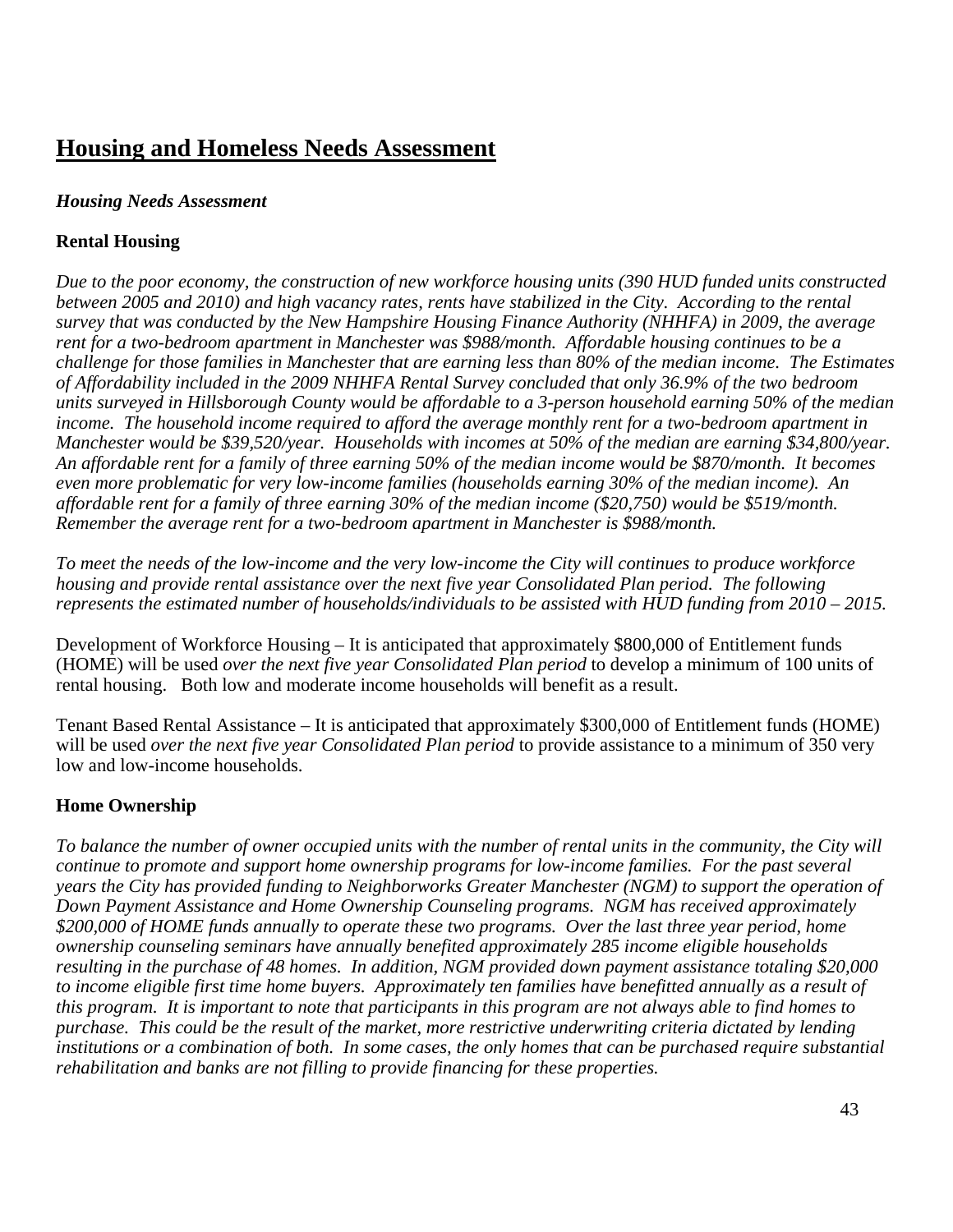# Housing and Homeless Needs Assessment

***Housing Needs Assessment***

**Rental Housing**

*Due to the poor economy, the construction of new workforce housing units (390 HUD funded units constructed between 2005 and 2010) and high vacancy rates, rents have stabilized in the City. According to the rental survey that was conducted by the New Hampshire Housing Finance Authority (NHHFA) in 2009, the average rent for a two-bedroom apartment in Manchester was $988/month. Affordable housing continues to be a challenge for those families in Manchester that are earning less than 80% of the median income. The Estimates of Affordability included in the 2009 NHHFA Rental Survey concluded that only 36.9% of the two bedroom units surveyed in Hillsborough County would be affordable to a 3-person household earning 50% of the median income. The household income required to afford the average monthly rent for a two-bedroom apartment in Manchester would be $39,520/year. Households with incomes at 50% of the median are earning $34,800/year. An affordable rent for a family of three earning 50% of the median income would be $870/month. It becomes even more problematic for very low-income families (households earning 30% of the median income). An affordable rent for a family of three earning 30% of the median income ($20,750) would be $519/month. Remember the average rent for a two-bedroom apartment in Manchester is $988/month.*

*To meet the needs of the low-income and the very low-income the City will continues to produce workforce housing and provide rental assistance over the next five year Consolidated Plan period. The following represents the estimated number of households/individuals to be assisted with HUD funding from 2010 – 2015.*

Development of Workforce Housing – It is anticipated that approximately $800,000 of Entitlement funds (HOME) will be used *over the next five year Consolidated Plan period* to develop a minimum of 100 units of rental housing. Both low and moderate income households will benefit as a result.

Tenant Based Rental Assistance – It is anticipated that approximately $300,000 of Entitlement funds (HOME) will be used *over the next five year Consolidated Plan period* to provide assistance to a minimum of 350 very low and low-income households.

**Home Ownership**

*To balance the number of owner occupied units with the number of rental units in the community, the City will continue to promote and support home ownership programs for low-income families. For the past several years the City has provided funding to Neighborworks Greater Manchester (NGM) to support the operation of Down Payment Assistance and Home Ownership Counseling programs. NGM has received approximately $200,000 of HOME funds annually to operate these two programs. Over the last three year period, home ownership counseling seminars have annually benefited approximately 285 income eligible households resulting in the purchase of 48 homes. In addition, NGM provided down payment assistance totaling $20,000 to income eligible first time home buyers. Approximately ten families have benefitted annually as a result of this program. It is important to note that participants in this program are not always able to find homes to purchase. This could be the result of the market, more restrictive underwriting criteria dictated by lending institutions or a combination of both. In some cases, the only homes that can be purchased require substantial rehabilitation and banks are not filling to provide financing for these properties.*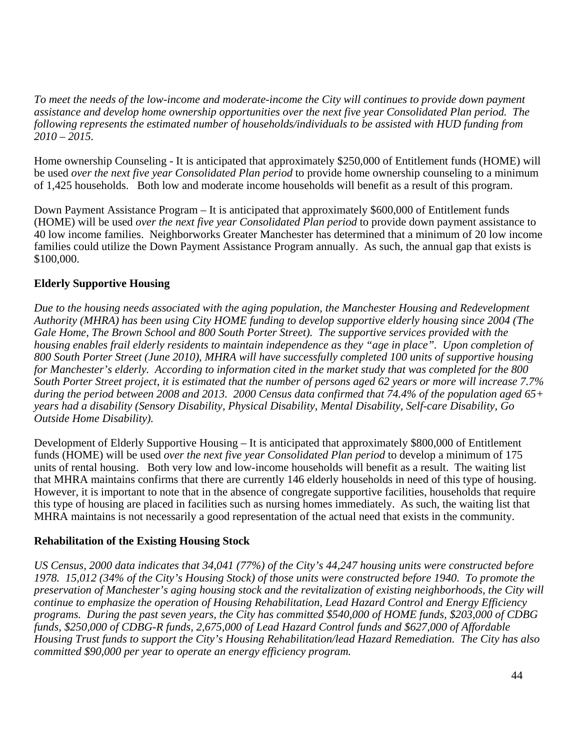*To meet the needs of the low-income and moderate-income the City will continues to provide down payment assistance and develop home ownership opportunities over the next five year Consolidated Plan period. The following represents the estimated number of households/individuals to be assisted with HUD funding from 2010 – 2015.*

Home ownership Counseling - It is anticipated that approximately $250,000 of Entitlement funds (HOME) will be used *over the next five year Consolidated Plan period* to provide home ownership counseling to a minimum of 1,425 households. Both low and moderate income households will benefit as a result of this program.

Down Payment Assistance Program – It is anticipated that approximately $600,000 of Entitlement funds (HOME) will be used *over the next five year Consolidated Plan period* to provide down payment assistance to 40 low income families. Neighborworks Greater Manchester has determined that a minimum of 20 low income families could utilize the Down Payment Assistance Program annually. As such, the annual gap that exists is $100,000.

**Elderly Supportive Housing**

*Due to the housing needs associated with the aging population, the Manchester Housing and Redevelopment Authority (MHRA) has been using City HOME funding to develop supportive elderly housing since 2004 (The Gale Home, The Brown School and 800 South Porter Street). The supportive services provided with the housing enables frail elderly residents to maintain independence as they "age in place". Upon completion of 800 South Porter Street (June 2010), MHRA will have successfully completed 100 units of supportive housing for Manchester's elderly. According to information cited in the market study that was completed for the 800 South Porter Street project, it is estimated that the number of persons aged 62 years or more will increase 7.7% during the period between 2008 and 2013. 2000 Census data confirmed that 74.4% of the population aged 65+ years had a disability (Sensory Disability, Physical Disability, Mental Disability, Self-care Disability, Go Outside Home Disability).*

Development of Elderly Supportive Housing – It is anticipated that approximately $800,000 of Entitlement funds (HOME) will be used *over the next five year Consolidated Plan period* to develop a minimum of 175 units of rental housing. Both very low and low-income households will benefit as a result. The waiting list that MHRA maintains confirms that there are currently 146 elderly households in need of this type of housing. However, it is important to note that in the absence of congregate supportive facilities, households that require this type of housing are placed in facilities such as nursing homes immediately. As such, the waiting list that MHRA maintains is not necessarily a good representation of the actual need that exists in the community.

**Rehabilitation of the Existing Housing Stock**

*US Census, 2000 data indicates that 34,041 (77%) of the City's 44,247 housing units were constructed before 1978. 15,012 (34% of the City's Housing Stock) of those units were constructed before 1940. To promote the preservation of Manchester's aging housing stock and the revitalization of existing neighborhoods, the City will continue to emphasize the operation of Housing Rehabilitation, Lead Hazard Control and Energy Efficiency programs. During the past seven years, the City has committed $540,000 of HOME funds, $203,000 of CDBG funds, $250,000 of CDBG-R funds, 2,675,000 of Lead Hazard Control funds and $627,000 of Affordable Housing Trust funds to support the City's Housing Rehabilitation/lead Hazard Remediation. The City has also committed $90,000 per year to operate an energy efficiency program.*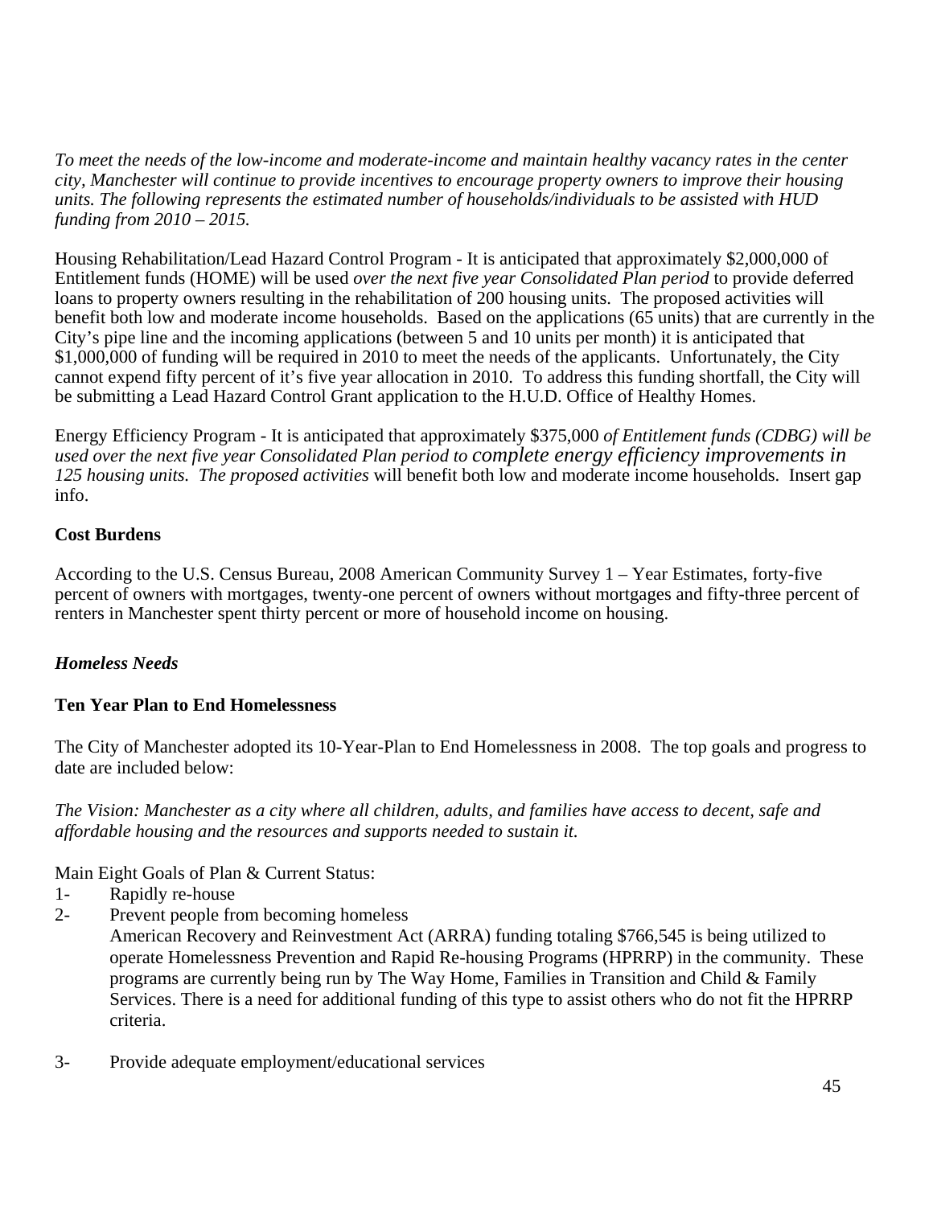*To meet the needs of the low-income and moderate-income and maintain healthy vacancy rates in the center city, Manchester will continue to provide incentives to encourage property owners to improve their housing units. The following represents the estimated number of households/individuals to be assisted with HUD funding from 2010 – 2015.*

Housing Rehabilitation/Lead Hazard Control Program - It is anticipated that approximately $2,000,000 of Entitlement funds (HOME) will be used *over the next five year Consolidated Plan period* to provide deferred loans to property owners resulting in the rehabilitation of 200 housing units. The proposed activities will benefit both low and moderate income households. Based on the applications (65 units) that are currently in the City's pipe line and the incoming applications (between 5 and 10 units per month) it is anticipated that $1,000,000 of funding will be required in 2010 to meet the needs of the applicants. Unfortunately, the City cannot expend fifty percent of it's five year allocation in 2010. To address this funding shortfall, the City will be submitting a Lead Hazard Control Grant application to the H.U.D. Office of Healthy Homes.

Energy Efficiency Program - It is anticipated that approximately $375,000 *of Entitlement funds (CDBG) will be used over the next five year Consolidated Plan period to complete energy efficiency improvements in 125 housing units. The proposed activities* will benefit both low and moderate income households. Insert gap info.

**Cost Burdens**

According to the U.S. Census Bureau, 2008 American Community Survey 1 – Year Estimates, forty-five percent of owners with mortgages, twenty-one percent of owners without mortgages and fifty-three percent of renters in Manchester spent thirty percent or more of household income on housing.

***Homeless Needs***

**Ten Year Plan to End Homelessness**

The City of Manchester adopted its 10-Year-Plan to End Homelessness in 2008. The top goals and progress to date are included below:

*The Vision: Manchester as a city where all children, adults, and families have access to decent, safe and affordable housing and the resources and supports needed to sustain it.*

Main Eight Goals of Plan & Current Status:

1- Rapidly re-house

2- Prevent people from becoming homeless

   American Recovery and Reinvestment Act (ARRA) funding totaling $766,545 is being utilized to operate Homelessness Prevention and Rapid Re-housing Programs (HPRRP) in the community. These programs are currently being run by The Way Home, Families in Transition and Child & Family Services. There is a need for additional funding of this type to assist others who do not fit the HPRRP criteria.

3- Provide adequate employment/educational services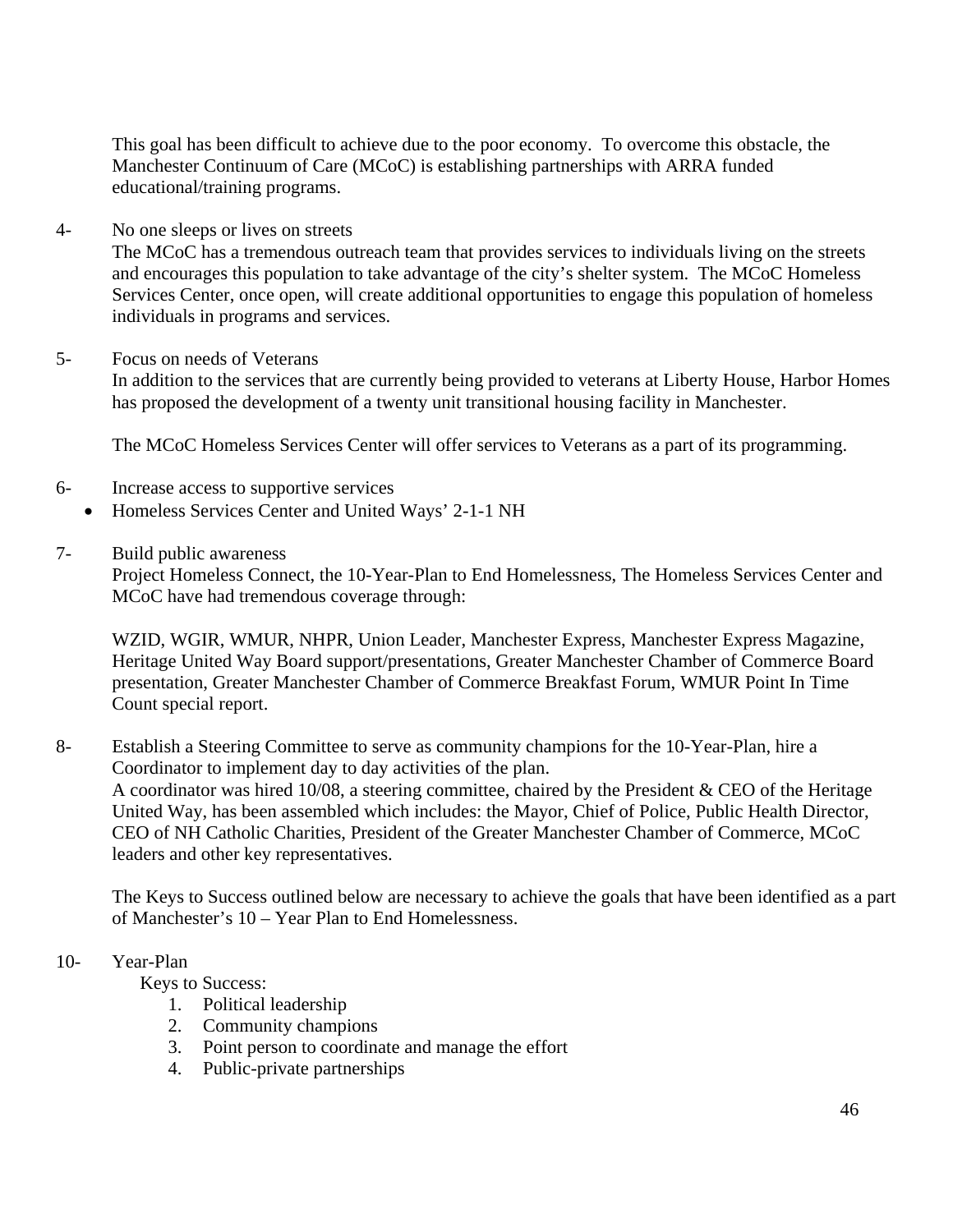This goal has been difficult to achieve due to the poor economy. To overcome this obstacle, the Manchester Continuum of Care (MCoC) is establishing partnerships with ARRA funded educational/training programs.

4- No one sleeps or lives on streets

The MCoC has a tremendous outreach team that provides services to individuals living on the streets and encourages this population to take advantage of the city's shelter system. The MCoC Homeless Services Center, once open, will create additional opportunities to engage this population of homeless individuals in programs and services.

5- Focus on needs of Veterans

In addition to the services that are currently being provided to veterans at Liberty House, Harbor Homes has proposed the development of a twenty unit transitional housing facility in Manchester.

The MCoC Homeless Services Center will offer services to Veterans as a part of its programming.

6- Increase access to supportive services

- Homeless Services Center and United Ways' 2-1-1 NH

7- Build public awareness

Project Homeless Connect, the 10-Year-Plan to End Homelessness, The Homeless Services Center and MCoC have had tremendous coverage through:

WZID, WGIR, WMUR, NHPR, Union Leader, Manchester Express, Manchester Express Magazine, Heritage United Way Board support/presentations, Greater Manchester Chamber of Commerce Board presentation, Greater Manchester Chamber of Commerce Breakfast Forum, WMUR Point In Time Count special report.

8- Establish a Steering Committee to serve as community champions for the 10-Year-Plan, hire a Coordinator to implement day to day activities of the plan.

A coordinator was hired 10/08, a steering committee, chaired by the President & CEO of the Heritage United Way, has been assembled which includes: the Mayor, Chief of Police, Public Health Director, CEO of NH Catholic Charities, President of the Greater Manchester Chamber of Commerce, MCoC leaders and other key representatives.

The Keys to Success outlined below are necessary to achieve the goals that have been identified as a part of Manchester's 10 – Year Plan to End Homelessness.

10- Year-Plan

Keys to Success:

1. Political leadership
2. Community champions
3. Point person to coordinate and manage the effort
4. Public-private partnerships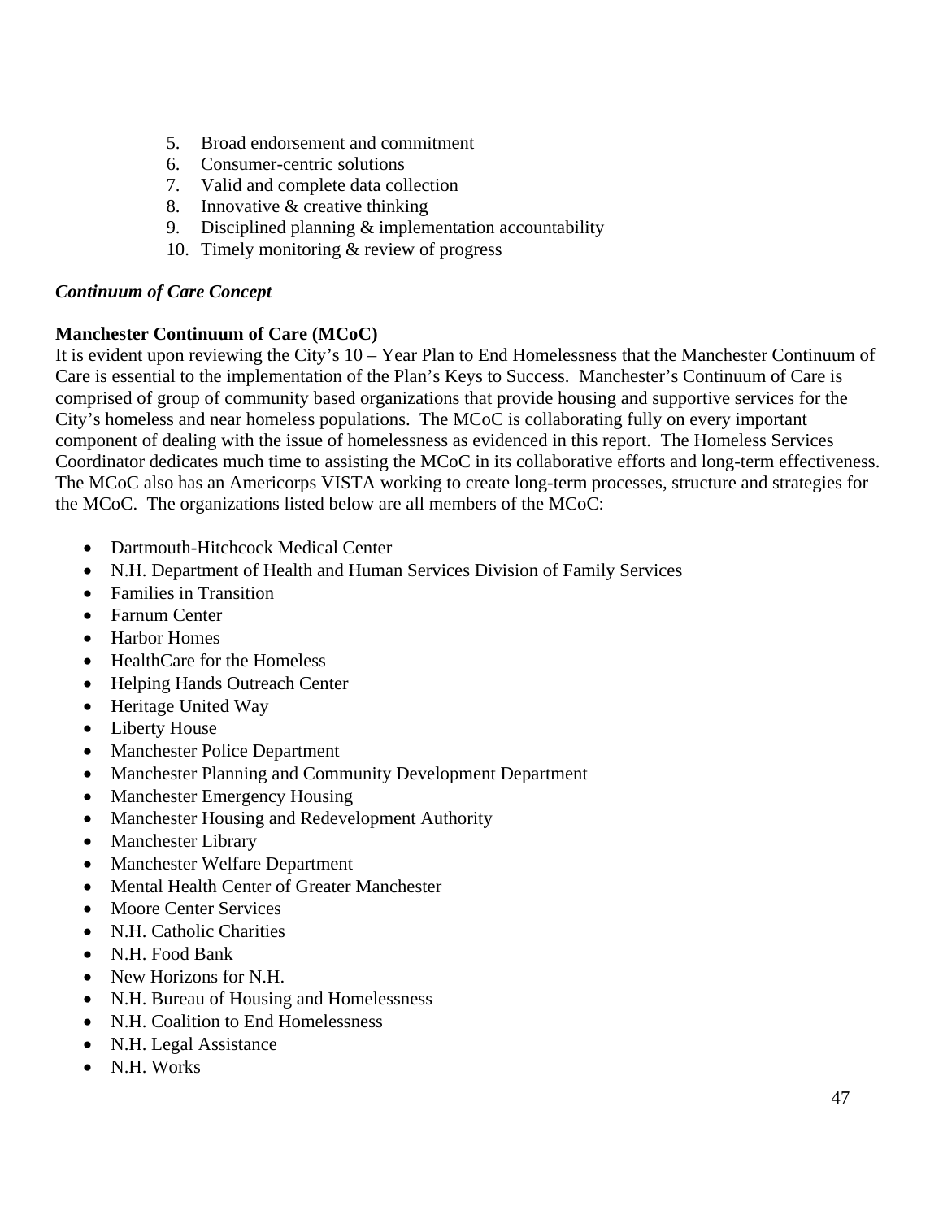5. Broad endorsement and commitment
6. Consumer-centric solutions
7. Valid and complete data collection
8. Innovative & creative thinking
9. Disciplined planning & implementation accountability
10. Timely monitoring & review of progress

***Continuum of Care Concept***

**Manchester Continuum of Care (MCoC)**

It is evident upon reviewing the City's 10 – Year Plan to End Homelessness that the Manchester Continuum of Care is essential to the implementation of the Plan's Keys to Success. Manchester's Continuum of Care is comprised of group of community based organizations that provide housing and supportive services for the City's homeless and near homeless populations. The MCoC is collaborating fully on every important component of dealing with the issue of homelessness as evidenced in this report. The Homeless Services Coordinator dedicates much time to assisting the MCoC in its collaborative efforts and long-term effectiveness. The MCoC also has an Americorps VISTA working to create long-term processes, structure and strategies for the MCoC. The organizations listed below are all members of the MCoC:

- Dartmouth-Hitchcock Medical Center
- N.H. Department of Health and Human Services Division of Family Services
- Families in Transition
- Farnum Center
- Harbor Homes
- HealthCare for the Homeless
- Helping Hands Outreach Center
- Heritage United Way
- Liberty House
- Manchester Police Department
- Manchester Planning and Community Development Department
- Manchester Emergency Housing
- Manchester Housing and Redevelopment Authority
- Manchester Library
- Manchester Welfare Department
- Mental Health Center of Greater Manchester
- Moore Center Services
- N.H. Catholic Charities
- N.H. Food Bank
- New Horizons for N.H.
- N.H. Bureau of Housing and Homelessness
- N.H. Coalition to End Homelessness
- N.H. Legal Assistance
- N.H. Works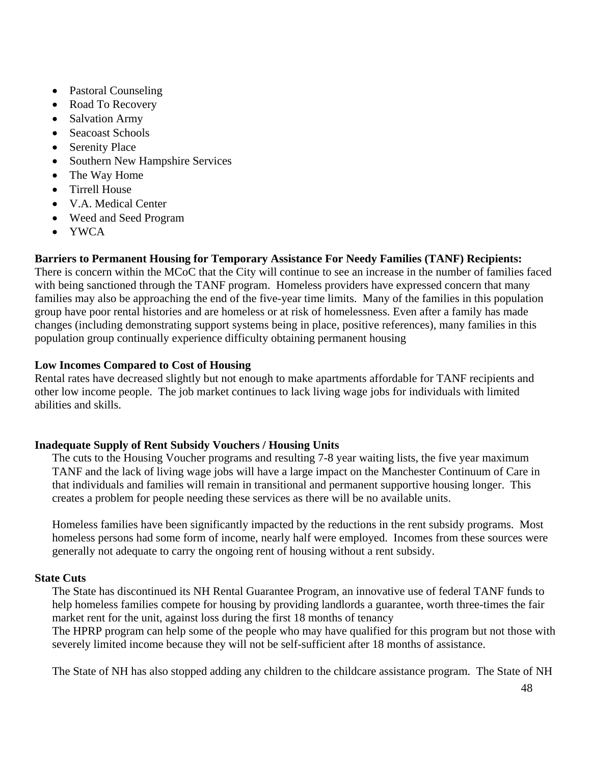- Pastoral Counseling
- Road To Recovery
- Salvation Army
- Seacoast Schools
- Serenity Place
- Southern New Hampshire Services
- The Way Home
- Tirrell House
- V.A. Medical Center
- Weed and Seed Program
- YWCA

**Barriers to Permanent Housing for Temporary Assistance For Needy Families (TANF) Recipients:**
There is concern within the MCoC that the City will continue to see an increase in the number of families faced with being sanctioned through the TANF program. Homeless providers have expressed concern that many families may also be approaching the end of the five-year time limits. Many of the families in this population group have poor rental histories and are homeless or at risk of homelessness. Even after a family has made changes (including demonstrating support systems being in place, positive references), many families in this population group continually experience difficulty obtaining permanent housing

**Low Incomes Compared to Cost of Housing**
Rental rates have decreased slightly but not enough to make apartments affordable for TANF recipients and other low income people. The job market continues to lack living wage jobs for individuals with limited abilities and skills.

**Inadequate Supply of Rent Subsidy Vouchers / Housing Units**

The cuts to the Housing Voucher programs and resulting 7-8 year waiting lists, the five year maximum TANF and the lack of living wage jobs will have a large impact on the Manchester Continuum of Care in that individuals and families will remain in transitional and permanent supportive housing longer. This creates a problem for people needing these services as there will be no available units.

Homeless families have been significantly impacted by the reductions in the rent subsidy programs. Most homeless persons had some form of income, nearly half were employed. Incomes from these sources were generally not adequate to carry the ongoing rent of housing without a rent subsidy.

**State Cuts**

The State has discontinued its NH Rental Guarantee Program, an innovative use of federal TANF funds to help homeless families compete for housing by providing landlords a guarantee, worth three-times the fair market rent for the unit, against loss during the first 18 months of tenancy
The HPRP program can help some of the people who may have qualified for this program but not those with severely limited income because they will not be self-sufficient after 18 months of assistance.

The State of NH has also stopped adding any children to the childcare assistance program. The State of NH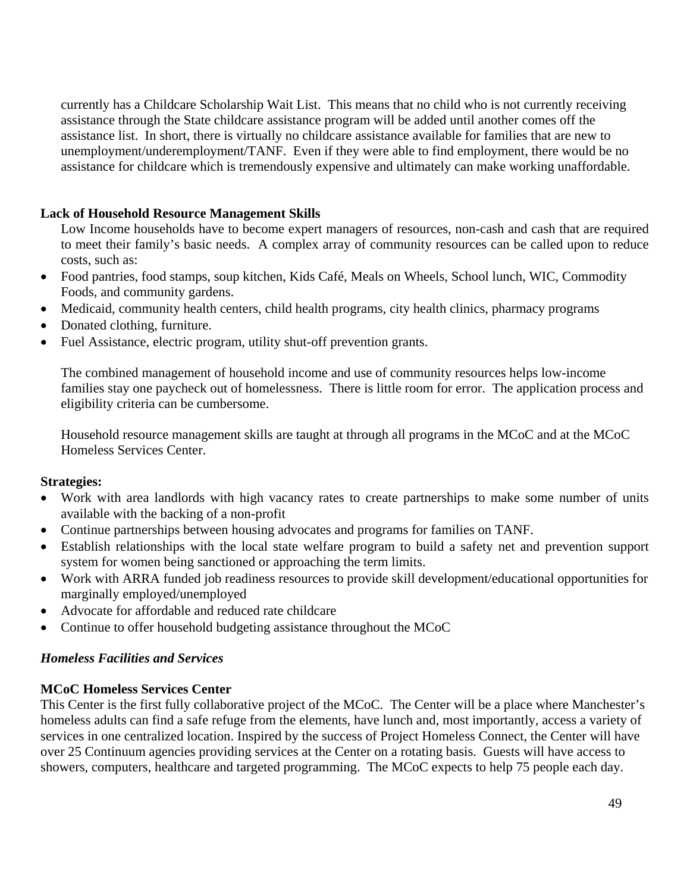currently has a Childcare Scholarship Wait List. This means that no child who is not currently receiving assistance through the State childcare assistance program will be added until another comes off the assistance list. In short, there is virtually no childcare assistance available for families that are new to unemployment/underemployment/TANF. Even if they were able to find employment, there would be no assistance for childcare which is tremendously expensive and ultimately can make working unaffordable.

**Lack of Household Resource Management Skills**

Low Income households have to become expert managers of resources, non-cash and cash that are required to meet their family's basic needs. A complex array of community resources can be called upon to reduce costs, such as:

- Food pantries, food stamps, soup kitchen, Kids Café, Meals on Wheels, School lunch, WIC, Commodity Foods, and community gardens.
- Medicaid, community health centers, child health programs, city health clinics, pharmacy programs
- Donated clothing, furniture.
- Fuel Assistance, electric program, utility shut-off prevention grants.

The combined management of household income and use of community resources helps low-income families stay one paycheck out of homelessness. There is little room for error. The application process and eligibility criteria can be cumbersome.

Household resource management skills are taught at through all programs in the MCoC and at the MCoC Homeless Services Center.

**Strategies:**

- Work with area landlords with high vacancy rates to create partnerships to make some number of units available with the backing of a non-profit
- Continue partnerships between housing advocates and programs for families on TANF.
- Establish relationships with the local state welfare program to build a safety net and prevention support system for women being sanctioned or approaching the term limits.
- Work with ARRA funded job readiness resources to provide skill development/educational opportunities for marginally employed/unemployed
- Advocate for affordable and reduced rate childcare
- Continue to offer household budgeting assistance throughout the MCoC

***Homeless Facilities and Services***

**MCoC Homeless Services Center**

This Center is the first fully collaborative project of the MCoC. The Center will be a place where Manchester's homeless adults can find a safe refuge from the elements, have lunch and, most importantly, access a variety of services in one centralized location. Inspired by the success of Project Homeless Connect, the Center will have over 25 Continuum agencies providing services at the Center on a rotating basis. Guests will have access to showers, computers, healthcare and targeted programming. The MCoC expects to help 75 people each day.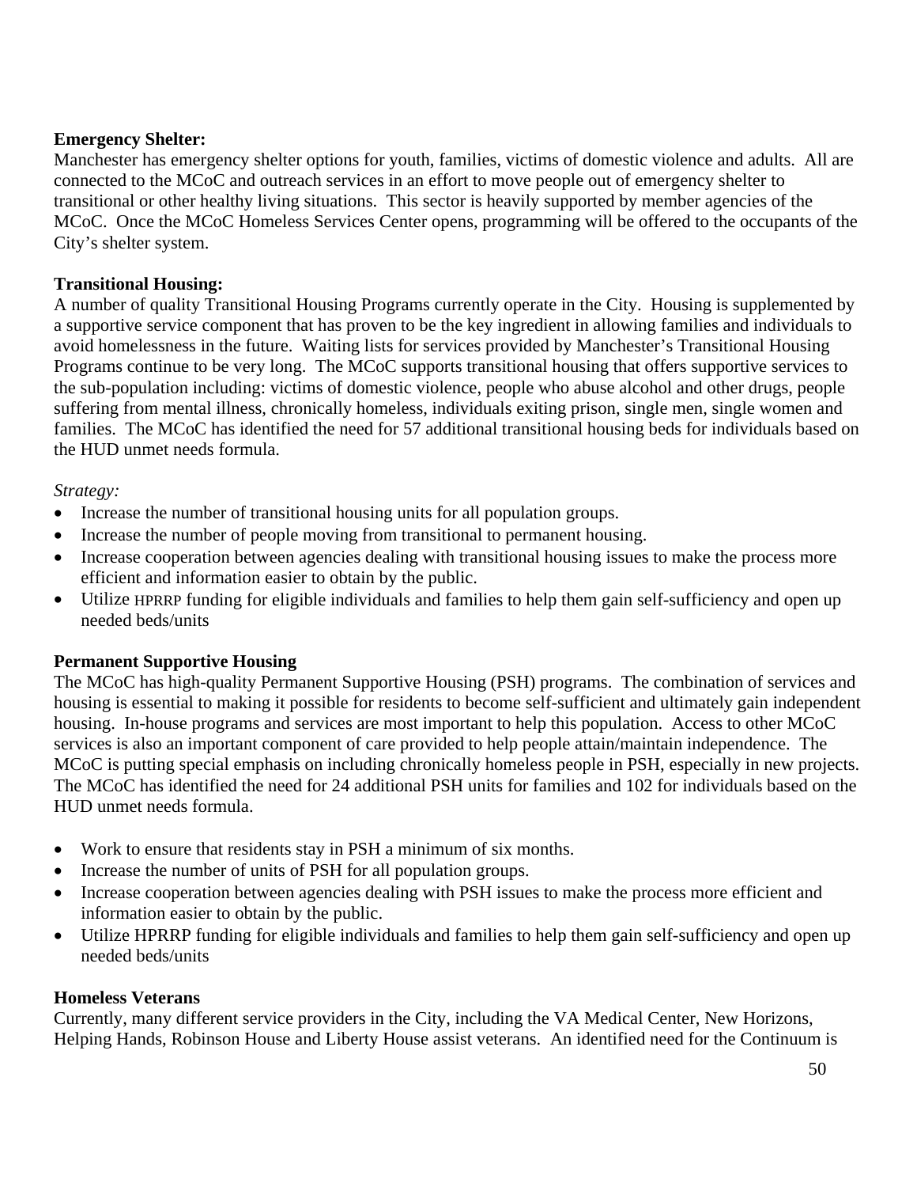**Emergency Shelter:**
Manchester has emergency shelter options for youth, families, victims of domestic violence and adults. All are connected to the MCoC and outreach services in an effort to move people out of emergency shelter to transitional or other healthy living situations. This sector is heavily supported by member agencies of the MCoC. Once the MCoC Homeless Services Center opens, programming will be offered to the occupants of the City's shelter system.

**Transitional Housing:**
A number of quality Transitional Housing Programs currently operate in the City. Housing is supplemented by a supportive service component that has proven to be the key ingredient in allowing families and individuals to avoid homelessness in the future. Waiting lists for services provided by Manchester's Transitional Housing Programs continue to be very long. The MCoC supports transitional housing that offers supportive services to the sub-population including: victims of domestic violence, people who abuse alcohol and other drugs, people suffering from mental illness, chronically homeless, individuals exiting prison, single men, single women and families. The MCoC has identified the need for 57 additional transitional housing beds for individuals based on the HUD unmet needs formula.

*Strategy:*

- Increase the number of transitional housing units for all population groups.
- Increase the number of people moving from transitional to permanent housing.
- Increase cooperation between agencies dealing with transitional housing issues to make the process more efficient and information easier to obtain by the public.
- Utilize HPRRP funding for eligible individuals and families to help them gain self-sufficiency and open up needed beds/units

**Permanent Supportive Housing**
The MCoC has high-quality Permanent Supportive Housing (PSH) programs. The combination of services and housing is essential to making it possible for residents to become self-sufficient and ultimately gain independent housing. In-house programs and services are most important to help this population. Access to other MCoC services is also an important component of care provided to help people attain/maintain independence. The MCoC is putting special emphasis on including chronically homeless people in PSH, especially in new projects. The MCoC has identified the need for 24 additional PSH units for families and 102 for individuals based on the HUD unmet needs formula.

- Work to ensure that residents stay in PSH a minimum of six months.
- Increase the number of units of PSH for all population groups.
- Increase cooperation between agencies dealing with PSH issues to make the process more efficient and information easier to obtain by the public.
- Utilize HPRRP funding for eligible individuals and families to help them gain self-sufficiency and open up needed beds/units

**Homeless Veterans**
Currently, many different service providers in the City, including the VA Medical Center, New Horizons, Helping Hands, Robinson House and Liberty House assist veterans. An identified need for the Continuum is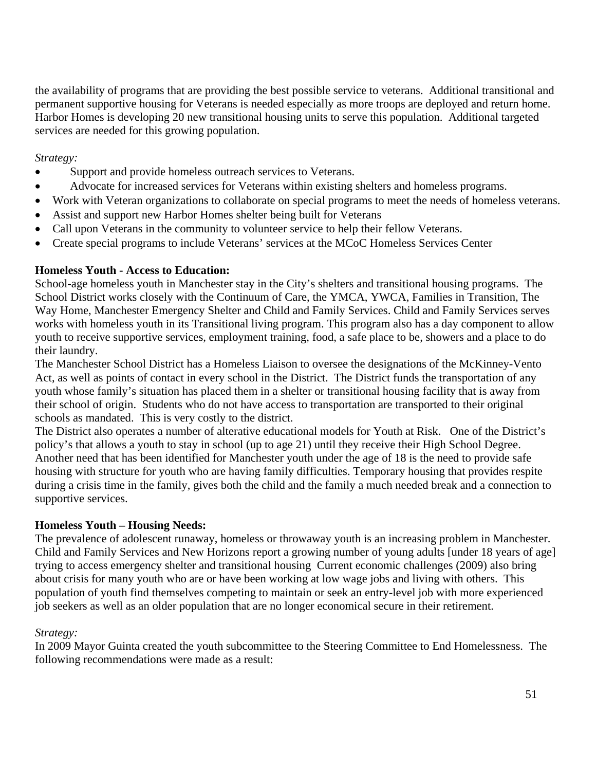the availability of programs that are providing the best possible service to veterans. Additional transitional and permanent supportive housing for Veterans is needed especially as more troops are deployed and return home. Harbor Homes is developing 20 new transitional housing units to serve this population. Additional targeted services are needed for this growing population.

*Strategy:*

- Support and provide homeless outreach services to Veterans.
- Advocate for increased services for Veterans within existing shelters and homeless programs.
- Work with Veteran organizations to collaborate on special programs to meet the needs of homeless veterans.
- Assist and support new Harbor Homes shelter being built for Veterans
- Call upon Veterans in the community to volunteer service to help their fellow Veterans.
- Create special programs to include Veterans' services at the MCoC Homeless Services Center

**Homeless Youth - Access to Education:**

School-age homeless youth in Manchester stay in the City's shelters and transitional housing programs. The School District works closely with the Continuum of Care, the YMCA, YWCA, Families in Transition, The Way Home, Manchester Emergency Shelter and Child and Family Services. Child and Family Services serves works with homeless youth in its Transitional living program. This program also has a day component to allow youth to receive supportive services, employment training, food, a safe place to be, showers and a place to do their laundry.

The Manchester School District has a Homeless Liaison to oversee the designations of the McKinney-Vento Act, as well as points of contact in every school in the District. The District funds the transportation of any youth whose family's situation has placed them in a shelter or transitional housing facility that is away from their school of origin. Students who do not have access to transportation are transported to their original schools as mandated. This is very costly to the district.

The District also operates a number of alterative educational models for Youth at Risk. One of the District's policy's that allows a youth to stay in school (up to age 21) until they receive their High School Degree. Another need that has been identified for Manchester youth under the age of 18 is the need to provide safe housing with structure for youth who are having family difficulties. Temporary housing that provides respite during a crisis time in the family, gives both the child and the family a much needed break and a connection to supportive services.

**Homeless Youth – Housing Needs:**

The prevalence of adolescent runaway, homeless or throwaway youth is an increasing problem in Manchester. Child and Family Services and New Horizons report a growing number of young adults [under 18 years of age] trying to access emergency shelter and transitional housing Current economic challenges (2009) also bring about crisis for many youth who are or have been working at low wage jobs and living with others. This population of youth find themselves competing to maintain or seek an entry-level job with more experienced job seekers as well as an older population that are no longer economical secure in their retirement.

*Strategy:*

In 2009 Mayor Guinta created the youth subcommittee to the Steering Committee to End Homelessness. The following recommendations were made as a result: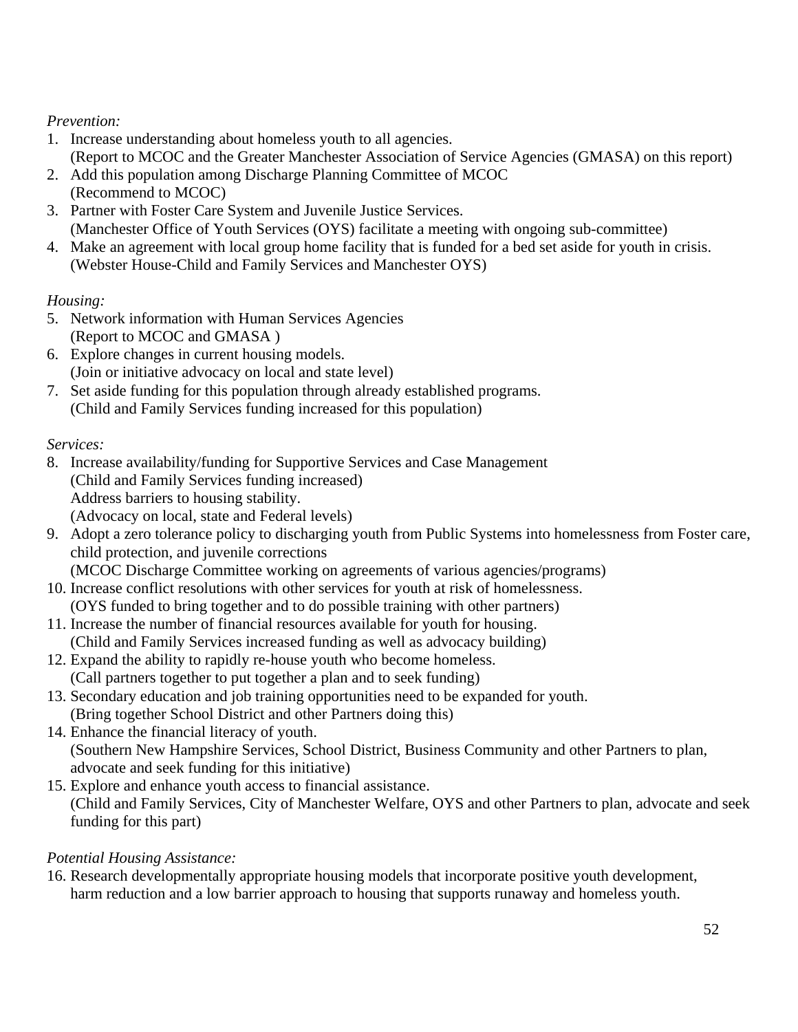*Prevention:*

1. Increase understanding about homeless youth to all agencies.
   (Report to MCOC and the Greater Manchester Association of Service Agencies (GMASA) on this report)
2. Add this population among Discharge Planning Committee of MCOC
   (Recommend to MCOC)
3. Partner with Foster Care System and Juvenile Justice Services.
   (Manchester Office of Youth Services (OYS) facilitate a meeting with ongoing sub-committee)
4. Make an agreement with local group home facility that is funded for a bed set aside for youth in crisis.
   (Webster House-Child and Family Services and Manchester OYS)

*Housing:*

5. Network information with Human Services Agencies
   (Report to MCOC and GMASA )
6. Explore changes in current housing models.
   (Join or initiative advocacy on local and state level)
7. Set aside funding for this population through already established programs.
   (Child and Family Services funding increased for this population)

*Services:*

8. Increase availability/funding for Supportive Services and Case Management
   (Child and Family Services funding increased)
   Address barriers to housing stability.
   (Advocacy on local, state and Federal levels)
9. Adopt a zero tolerance policy to discharging youth from Public Systems into homelessness from Foster care, child protection, and juvenile corrections
   (MCOC Discharge Committee working on agreements of various agencies/programs)
10. Increase conflict resolutions with other services for youth at risk of homelessness.
    (OYS funded to bring together and to do possible training with other partners)
11. Increase the number of financial resources available for youth for housing.
    (Child and Family Services increased funding as well as advocacy building)
12. Expand the ability to rapidly re-house youth who become homeless.
    (Call partners together to put together a plan and to seek funding)
13. Secondary education and job training opportunities need to be expanded for youth.
    (Bring together School District and other Partners doing this)
14. Enhance the financial literacy of youth.
    (Southern New Hampshire Services, School District, Business Community and other Partners to plan, advocate and seek funding for this initiative)
15. Explore and enhance youth access to financial assistance.
    (Child and Family Services, City of Manchester Welfare, OYS and other Partners to plan, advocate and seek funding for this part)

*Potential Housing Assistance:*

16. Research developmentally appropriate housing models that incorporate positive youth development, harm reduction and a low barrier approach to housing that supports runaway and homeless youth.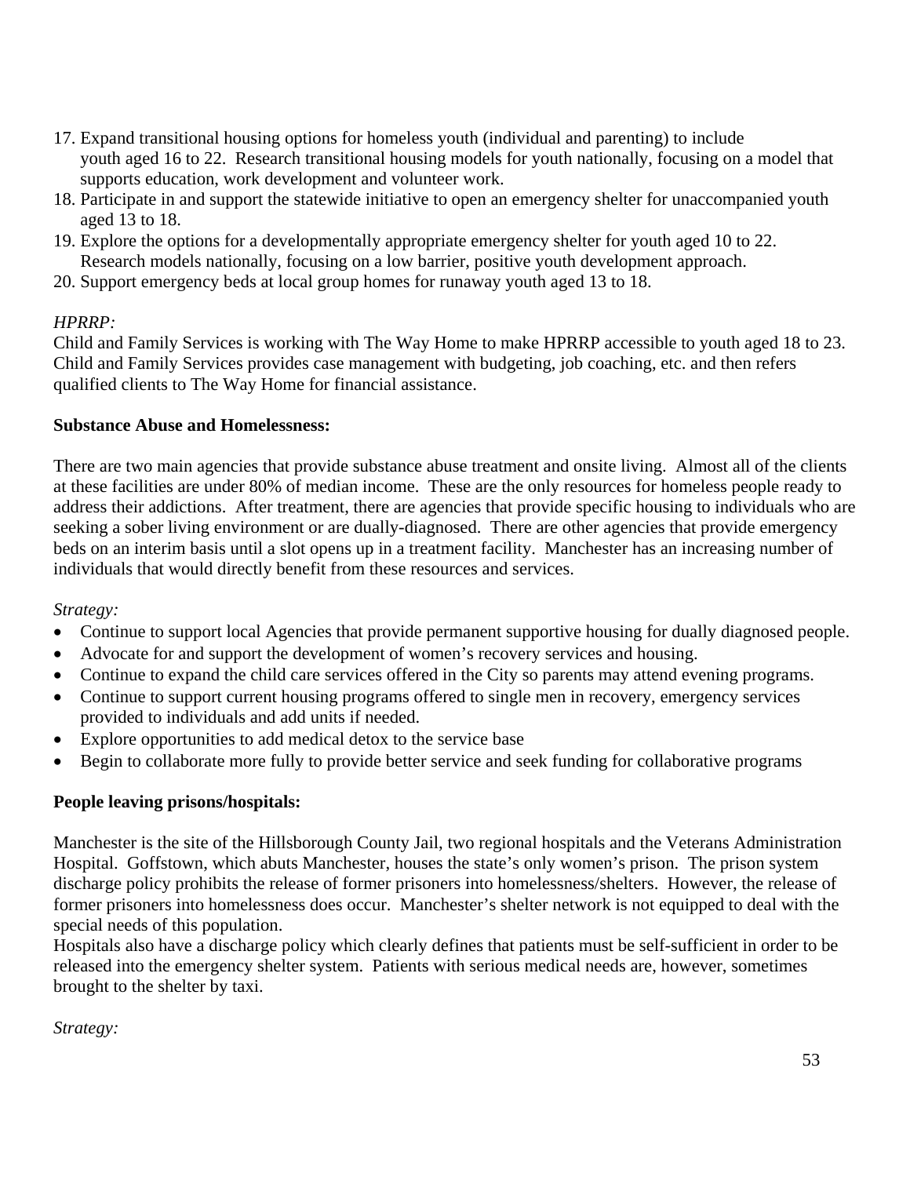17. Expand transitional housing options for homeless youth (individual and parenting) to include youth aged 16 to 22. Research transitional housing models for youth nationally, focusing on a model that supports education, work development and volunteer work.
18. Participate in and support the statewide initiative to open an emergency shelter for unaccompanied youth aged 13 to 18.
19. Explore the options for a developmentally appropriate emergency shelter for youth aged 10 to 22. Research models nationally, focusing on a low barrier, positive youth development approach.
20. Support emergency beds at local group homes for runaway youth aged 13 to 18.

*HPRRP:*
Child and Family Services is working with The Way Home to make HPRRP accessible to youth aged 18 to 23. Child and Family Services provides case management with budgeting, job coaching, etc. and then refers qualified clients to The Way Home for financial assistance.

**Substance Abuse and Homelessness:**

There are two main agencies that provide substance abuse treatment and onsite living. Almost all of the clients at these facilities are under 80% of median income. These are the only resources for homeless people ready to address their addictions. After treatment, there are agencies that provide specific housing to individuals who are seeking a sober living environment or are dually-diagnosed. There are other agencies that provide emergency beds on an interim basis until a slot opens up in a treatment facility. Manchester has an increasing number of individuals that would directly benefit from these resources and services.

*Strategy:*

- Continue to support local Agencies that provide permanent supportive housing for dually diagnosed people.
- Advocate for and support the development of women's recovery services and housing.
- Continue to expand the child care services offered in the City so parents may attend evening programs.
- Continue to support current housing programs offered to single men in recovery, emergency services provided to individuals and add units if needed.
- Explore opportunities to add medical detox to the service base
- Begin to collaborate more fully to provide better service and seek funding for collaborative programs

**People leaving prisons/hospitals:**

Manchester is the site of the Hillsborough County Jail, two regional hospitals and the Veterans Administration Hospital. Goffstown, which abuts Manchester, houses the state's only women's prison. The prison system discharge policy prohibits the release of former prisoners into homelessness/shelters. However, the release of former prisoners into homelessness does occur. Manchester's shelter network is not equipped to deal with the special needs of this population.
Hospitals also have a discharge policy which clearly defines that patients must be self-sufficient in order to be released into the emergency shelter system. Patients with serious medical needs are, however, sometimes brought to the shelter by taxi.

*Strategy:*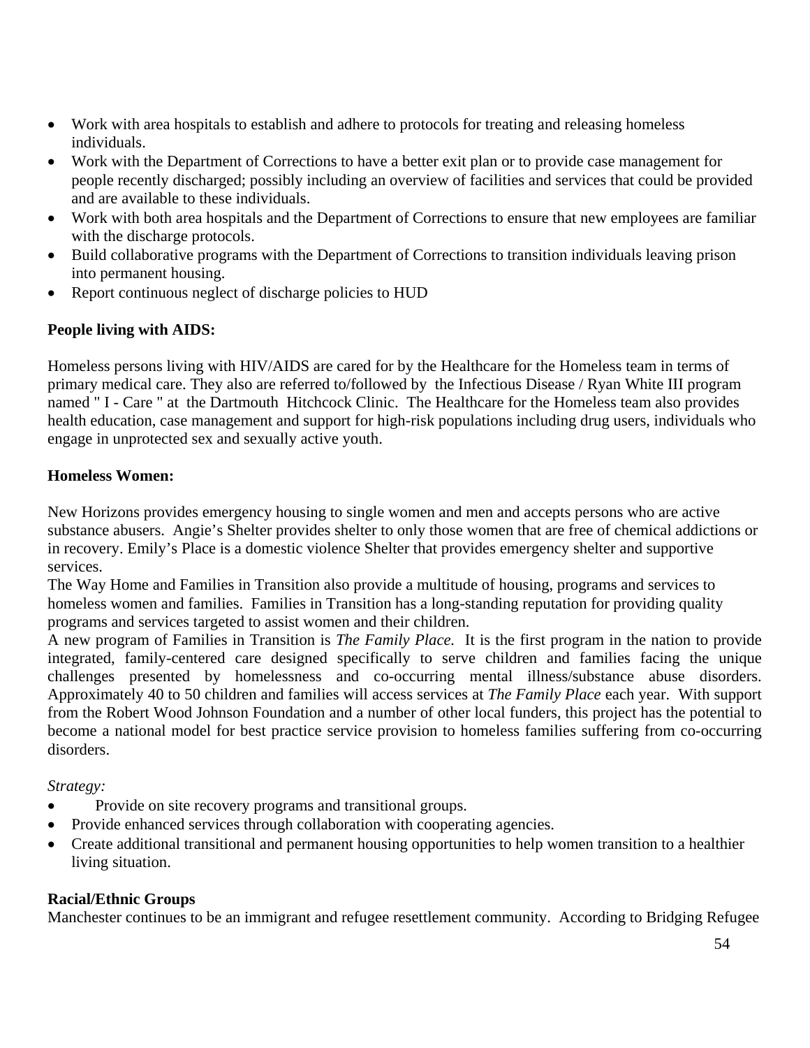- Work with area hospitals to establish and adhere to protocols for treating and releasing homeless individuals.
- Work with the Department of Corrections to have a better exit plan or to provide case management for people recently discharged; possibly including an overview of facilities and services that could be provided and are available to these individuals.
- Work with both area hospitals and the Department of Corrections to ensure that new employees are familiar with the discharge protocols.
- Build collaborative programs with the Department of Corrections to transition individuals leaving prison into permanent housing.
- Report continuous neglect of discharge policies to HUD

**People living with AIDS:**

Homeless persons living with HIV/AIDS are cared for by the Healthcare for the Homeless team in terms of primary medical care. They also are referred to/followed by the Infectious Disease / Ryan White III program named " I - Care " at the Dartmouth Hitchcock Clinic. The Healthcare for the Homeless team also provides health education, case management and support for high-risk populations including drug users, individuals who engage in unprotected sex and sexually active youth.

**Homeless Women:**

New Horizons provides emergency housing to single women and men and accepts persons who are active substance abusers. Angie's Shelter provides shelter to only those women that are free of chemical addictions or in recovery. Emily's Place is a domestic violence Shelter that provides emergency shelter and supportive services.

The Way Home and Families in Transition also provide a multitude of housing, programs and services to homeless women and families. Families in Transition has a long-standing reputation for providing quality programs and services targeted to assist women and their children.

A new program of Families in Transition is *The Family Place.* It is the first program in the nation to provide integrated, family-centered care designed specifically to serve children and families facing the unique challenges presented by homelessness and co-occurring mental illness/substance abuse disorders. Approximately 40 to 50 children and families will access services at *The Family Place* each year. With support from the Robert Wood Johnson Foundation and a number of other local funders, this project has the potential to become a national model for best practice service provision to homeless families suffering from co-occurring disorders.

*Strategy:*

- Provide on site recovery programs and transitional groups.
- Provide enhanced services through collaboration with cooperating agencies.
- Create additional transitional and permanent housing opportunities to help women transition to a healthier living situation.

**Racial/Ethnic Groups**

Manchester continues to be an immigrant and refugee resettlement community. According to Bridging Refugee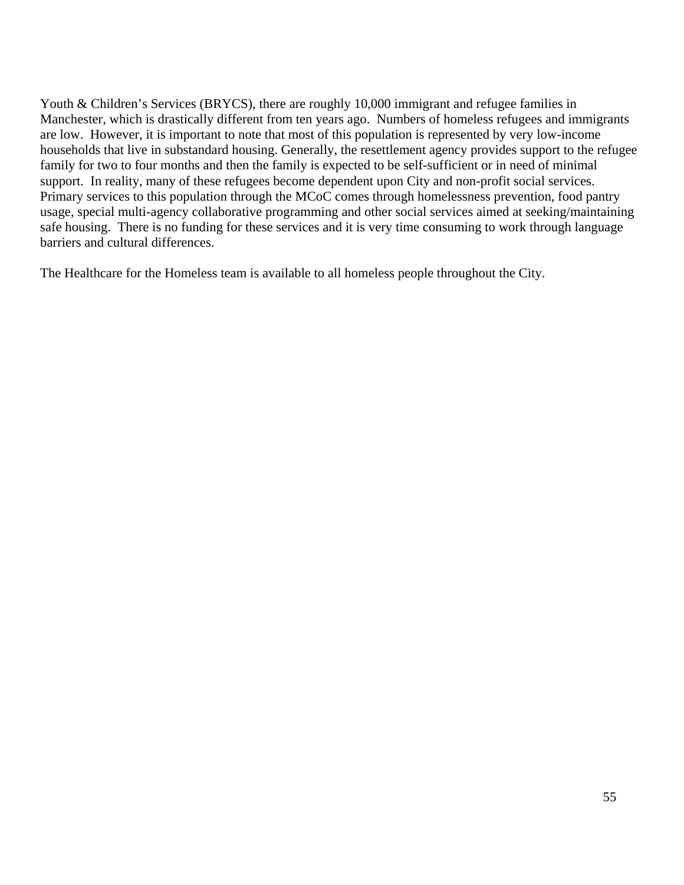Youth & Children's Services (BRYCS), there are roughly 10,000 immigrant and refugee families in Manchester, which is drastically different from ten years ago. Numbers of homeless refugees and immigrants are low. However, it is important to note that most of this population is represented by very low-income households that live in substandard housing. Generally, the resettlement agency provides support to the refugee family for two to four months and then the family is expected to be self-sufficient or in need of minimal support. In reality, many of these refugees become dependent upon City and non-profit social services. Primary services to this population through the MCoC comes through homelessness prevention, food pantry usage, special multi-agency collaborative programming and other social services aimed at seeking/maintaining safe housing. There is no funding for these services and it is very time consuming to work through language barriers and cultural differences.

The Healthcare for the Homeless team is available to all homeless people throughout the City.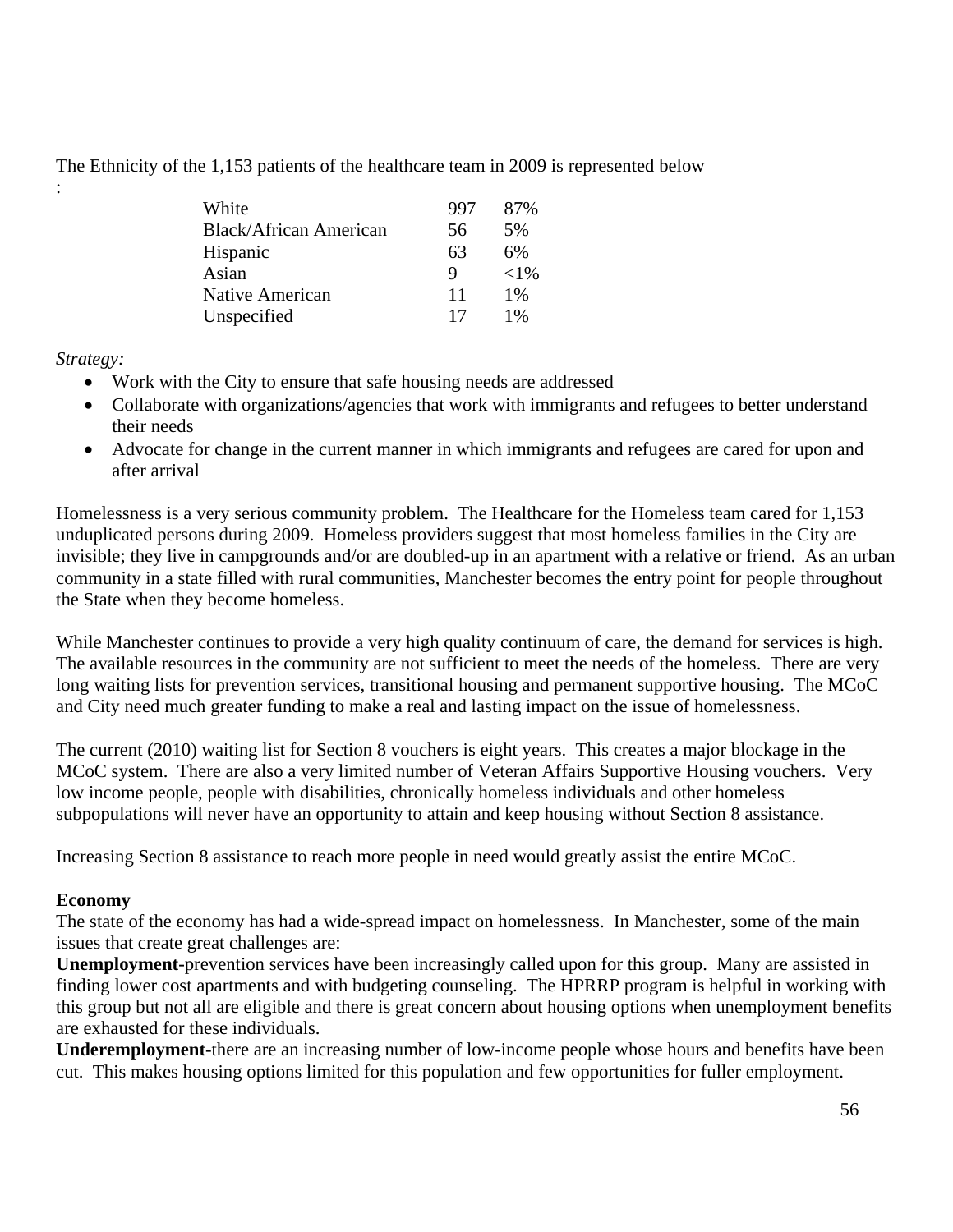The Ethnicity of the 1,153 patients of the healthcare team in 2009 is represented below
:

| Ethnicity | Count | Percent |
|---|---|---|
| White | 997 | 87% |
| Black/African American | 56 | 5% |
| Hispanic | 63 | 6% |
| Asian | 9 | <1% |
| Native American | 11 | 1% |
| Unspecified | 17 | 1% |

*Strategy:*

- Work with the City to ensure that safe housing needs are addressed
- Collaborate with organizations/agencies that work with immigrants and refugees to better understand their needs
- Advocate for change in the current manner in which immigrants and refugees are cared for upon and after arrival

Homelessness is a very serious community problem. The Healthcare for the Homeless team cared for 1,153 unduplicated persons during 2009. Homeless providers suggest that most homeless families in the City are invisible; they live in campgrounds and/or are doubled-up in an apartment with a relative or friend. As an urban community in a state filled with rural communities, Manchester becomes the entry point for people throughout the State when they become homeless.

While Manchester continues to provide a very high quality continuum of care, the demand for services is high. The available resources in the community are not sufficient to meet the needs of the homeless. There are very long waiting lists for prevention services, transitional housing and permanent supportive housing. The MCoC and City need much greater funding to make a real and lasting impact on the issue of homelessness.

The current (2010) waiting list for Section 8 vouchers is eight years. This creates a major blockage in the MCoC system. There are also a very limited number of Veteran Affairs Supportive Housing vouchers. Very low income people, people with disabilities, chronically homeless individuals and other homeless subpopulations will never have an opportunity to attain and keep housing without Section 8 assistance.

Increasing Section 8 assistance to reach more people in need would greatly assist the entire MCoC.

**Economy**

The state of the economy has had a wide-spread impact on homelessness. In Manchester, some of the main issues that create great challenges are:

**Unemployment**-prevention services have been increasingly called upon for this group. Many are assisted in finding lower cost apartments and with budgeting counseling. The HPRRP program is helpful in working with this group but not all are eligible and there is great concern about housing options when unemployment benefits are exhausted for these individuals.

**Underemployment**-there are an increasing number of low-income people whose hours and benefits have been cut. This makes housing options limited for this population and few opportunities for fuller employment.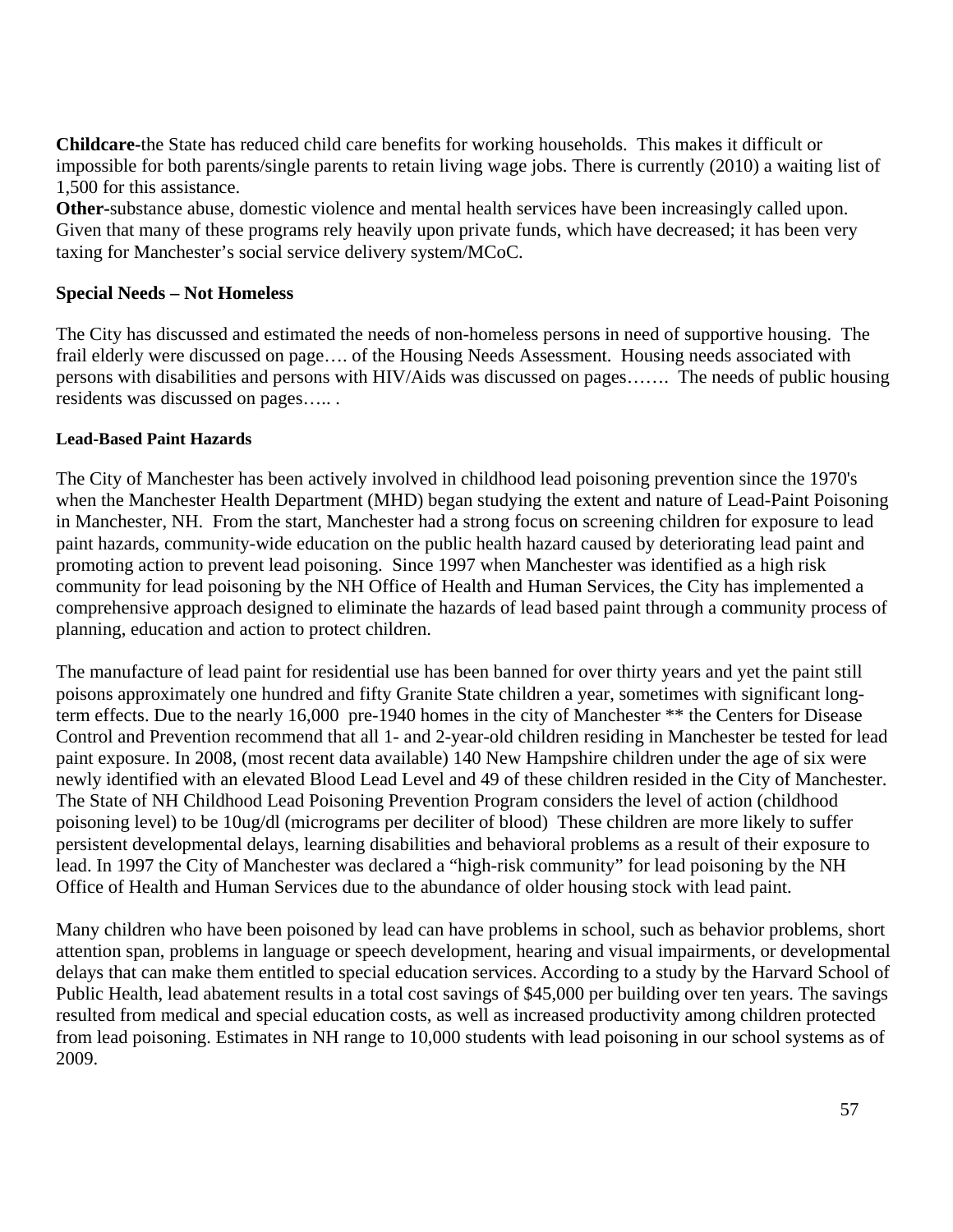**Childcare-**the State has reduced child care benefits for working households. This makes it difficult or impossible for both parents/single parents to retain living wage jobs. There is currently (2010) a waiting list of 1,500 for this assistance.
**Other-**substance abuse, domestic violence and mental health services have been increasingly called upon. Given that many of these programs rely heavily upon private funds, which have decreased; it has been very taxing for Manchester's social service delivery system/MCoC.

### Special Needs – Not Homeless

The City has discussed and estimated the needs of non-homeless persons in need of supportive housing. The frail elderly were discussed on page…. of the Housing Needs Assessment. Housing needs associated with persons with disabilities and persons with HIV/Aids was discussed on pages……. The needs of public housing residents was discussed on pages….. .

#### Lead-Based Paint Hazards

The City of Manchester has been actively involved in childhood lead poisoning prevention since the 1970's when the Manchester Health Department (MHD) began studying the extent and nature of Lead-Paint Poisoning in Manchester, NH. From the start, Manchester had a strong focus on screening children for exposure to lead paint hazards, community-wide education on the public health hazard caused by deteriorating lead paint and promoting action to prevent lead poisoning. Since 1997 when Manchester was identified as a high risk community for lead poisoning by the NH Office of Health and Human Services, the City has implemented a comprehensive approach designed to eliminate the hazards of lead based paint through a community process of planning, education and action to protect children.

The manufacture of lead paint for residential use has been banned for over thirty years and yet the paint still poisons approximately one hundred and fifty Granite State children a year, sometimes with significant long-term effects. Due to the nearly 16,000 pre-1940 homes in the city of Manchester ** the Centers for Disease Control and Prevention recommend that all 1- and 2-year-old children residing in Manchester be tested for lead paint exposure. In 2008, (most recent data available) 140 New Hampshire children under the age of six were newly identified with an elevated Blood Lead Level and 49 of these children resided in the City of Manchester. The State of NH Childhood Lead Poisoning Prevention Program considers the level of action (childhood poisoning level) to be 10ug/dl (micrograms per deciliter of blood) These children are more likely to suffer persistent developmental delays, learning disabilities and behavioral problems as a result of their exposure to lead. In 1997 the City of Manchester was declared a "high-risk community" for lead poisoning by the NH Office of Health and Human Services due to the abundance of older housing stock with lead paint.

Many children who have been poisoned by lead can have problems in school, such as behavior problems, short attention span, problems in language or speech development, hearing and visual impairments, or developmental delays that can make them entitled to special education services. According to a study by the Harvard School of Public Health, lead abatement results in a total cost savings of $45,000 per building over ten years. The savings resulted from medical and special education costs, as well as increased productivity among children protected from lead poisoning. Estimates in NH range to 10,000 students with lead poisoning in our school systems as of 2009.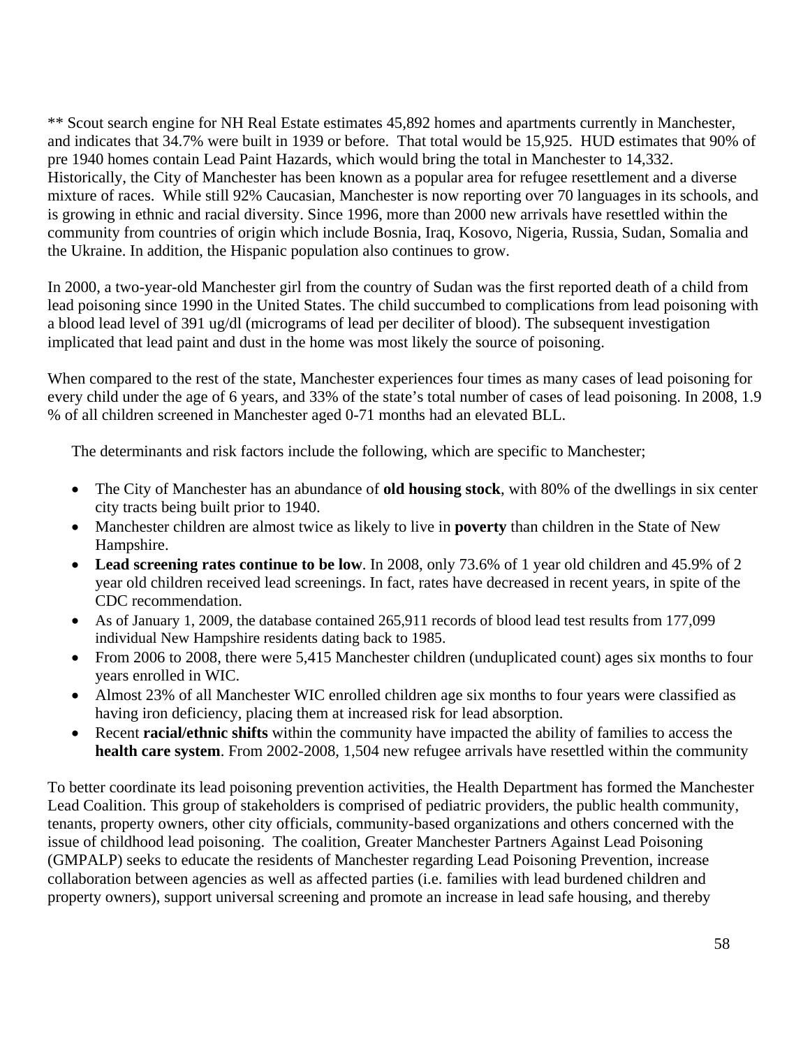** Scout search engine for NH Real Estate estimates 45,892 homes and apartments currently in Manchester, and indicates that 34.7% were built in 1939 or before. That total would be 15,925. HUD estimates that 90% of pre 1940 homes contain Lead Paint Hazards, which would bring the total in Manchester to 14,332. Historically, the City of Manchester has been known as a popular area for refugee resettlement and a diverse mixture of races. While still 92% Caucasian, Manchester is now reporting over 70 languages in its schools, and is growing in ethnic and racial diversity. Since 1996, more than 2000 new arrivals have resettled within the community from countries of origin which include Bosnia, Iraq, Kosovo, Nigeria, Russia, Sudan, Somalia and the Ukraine. In addition, the Hispanic population also continues to grow.

In 2000, a two-year-old Manchester girl from the country of Sudan was the first reported death of a child from lead poisoning since 1990 in the United States. The child succumbed to complications from lead poisoning with a blood lead level of 391 ug/dl (micrograms of lead per deciliter of blood). The subsequent investigation implicated that lead paint and dust in the home was most likely the source of poisoning.

When compared to the rest of the state, Manchester experiences four times as many cases of lead poisoning for every child under the age of 6 years, and 33% of the state's total number of cases of lead poisoning. In 2008, 1.9 % of all children screened in Manchester aged 0-71 months had an elevated BLL.

The determinants and risk factors include the following, which are specific to Manchester;

- The City of Manchester has an abundance of **old housing stock**, with 80% of the dwellings in six center city tracts being built prior to 1940.
- Manchester children are almost twice as likely to live in **poverty** than children in the State of New Hampshire.
- **Lead screening rates continue to be low**. In 2008, only 73.6% of 1 year old children and 45.9% of 2 year old children received lead screenings. In fact, rates have decreased in recent years, in spite of the CDC recommendation.
- As of January 1, 2009, the database contained 265,911 records of blood lead test results from 177,099 individual New Hampshire residents dating back to 1985.
- From 2006 to 2008, there were 5,415 Manchester children (unduplicated count) ages six months to four years enrolled in WIC.
- Almost 23% of all Manchester WIC enrolled children age six months to four years were classified as having iron deficiency, placing them at increased risk for lead absorption.
- Recent **racial/ethnic shifts** within the community have impacted the ability of families to access the **health care system**. From 2002-2008, 1,504 new refugee arrivals have resettled within the community

To better coordinate its lead poisoning prevention activities, the Health Department has formed the Manchester Lead Coalition. This group of stakeholders is comprised of pediatric providers, the public health community, tenants, property owners, other city officials, community-based organizations and others concerned with the issue of childhood lead poisoning. The coalition, Greater Manchester Partners Against Lead Poisoning (GMPALP) seeks to educate the residents of Manchester regarding Lead Poisoning Prevention, increase collaboration between agencies as well as affected parties (i.e. families with lead burdened children and property owners), support universal screening and promote an increase in lead safe housing, and thereby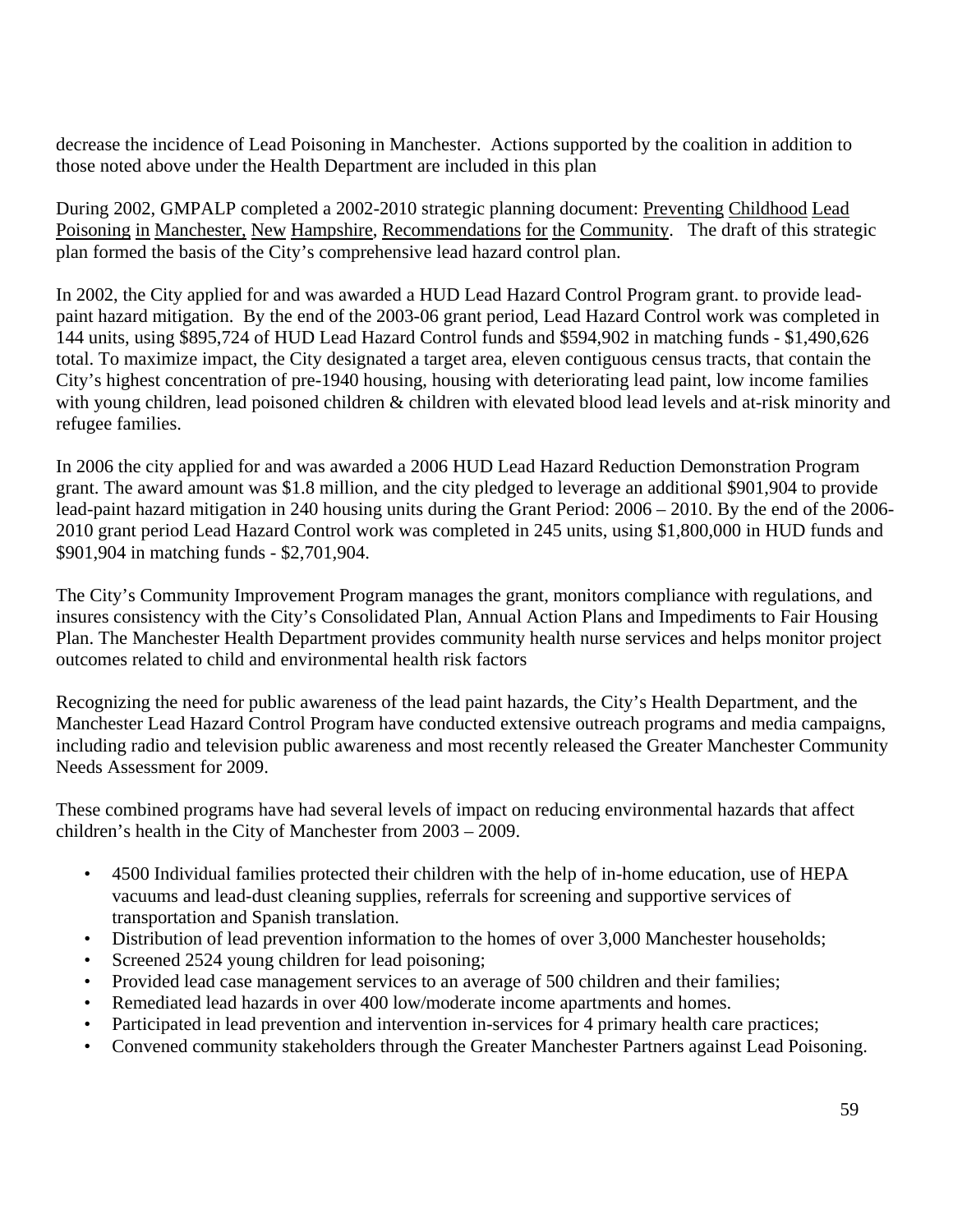decrease the incidence of Lead Poisoning in Manchester. Actions supported by the coalition in addition to those noted above under the Health Department are included in this plan

During 2002, GMPALP completed a 2002-2010 strategic planning document: Preventing Childhood Lead Poisoning in Manchester, New Hampshire, Recommendations for the Community. The draft of this strategic plan formed the basis of the City's comprehensive lead hazard control plan.

In 2002, the City applied for and was awarded a HUD Lead Hazard Control Program grant. to provide lead-paint hazard mitigation. By the end of the 2003-06 grant period, Lead Hazard Control work was completed in 144 units, using $895,724 of HUD Lead Hazard Control funds and $594,902 in matching funds - $1,490,626 total. To maximize impact, the City designated a target area, eleven contiguous census tracts, that contain the City's highest concentration of pre-1940 housing, housing with deteriorating lead paint, low income families with young children, lead poisoned children & children with elevated blood lead levels and at-risk minority and refugee families.

In 2006 the city applied for and was awarded a 2006 HUD Lead Hazard Reduction Demonstration Program grant. The award amount was $1.8 million, and the city pledged to leverage an additional $901,904 to provide lead-paint hazard mitigation in 240 housing units during the Grant Period: 2006 – 2010. By the end of the 2006-2010 grant period Lead Hazard Control work was completed in 245 units, using $1,800,000 in HUD funds and $901,904 in matching funds - $2,701,904.

The City's Community Improvement Program manages the grant, monitors compliance with regulations, and insures consistency with the City's Consolidated Plan, Annual Action Plans and Impediments to Fair Housing Plan. The Manchester Health Department provides community health nurse services and helps monitor project outcomes related to child and environmental health risk factors

Recognizing the need for public awareness of the lead paint hazards, the City's Health Department, and the Manchester Lead Hazard Control Program have conducted extensive outreach programs and media campaigns, including radio and television public awareness and most recently released the Greater Manchester Community Needs Assessment for 2009.

These combined programs have had several levels of impact on reducing environmental hazards that affect children's health in the City of Manchester from 2003 – 2009.

- 4500 Individual families protected their children with the help of in-home education, use of HEPA vacuums and lead-dust cleaning supplies, referrals for screening and supportive services of transportation and Spanish translation.
- Distribution of lead prevention information to the homes of over 3,000 Manchester households;
- Screened 2524 young children for lead poisoning;
- Provided lead case management services to an average of 500 children and their families;
- Remediated lead hazards in over 400 low/moderate income apartments and homes.
- Participated in lead prevention and intervention in-services for 4 primary health care practices;
- Convened community stakeholders through the Greater Manchester Partners against Lead Poisoning.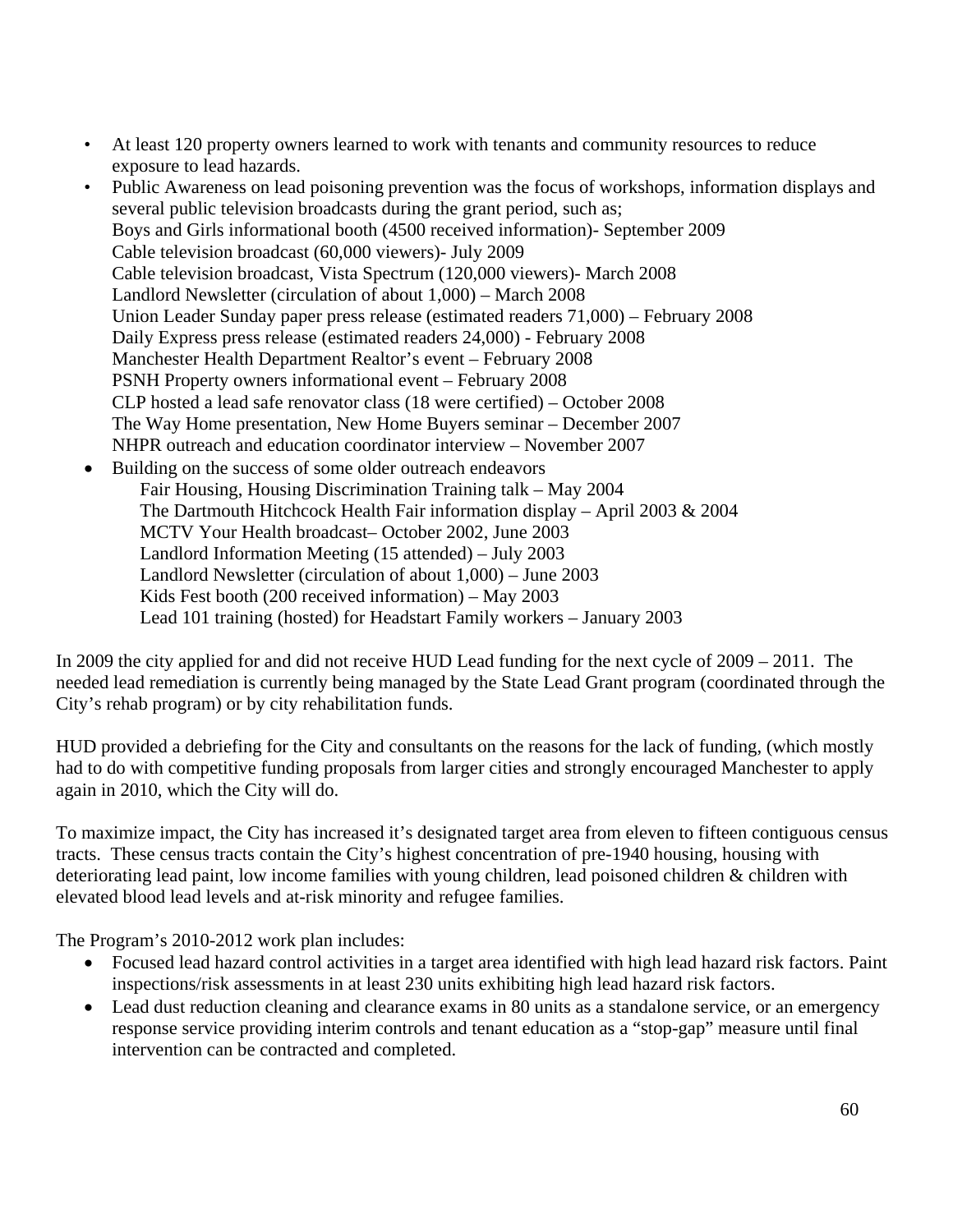- At least 120 property owners learned to work with tenants and community resources to reduce exposure to lead hazards.
- Public Awareness on lead poisoning prevention was the focus of workshops, information displays and several public television broadcasts during the grant period, such as;
  Boys and Girls informational booth (4500 received information)- September 2009
  Cable television broadcast (60,000 viewers)- July 2009
  Cable television broadcast, Vista Spectrum (120,000 viewers)- March 2008
  Landlord Newsletter (circulation of about 1,000) – March 2008
  Union Leader Sunday paper press release (estimated readers 71,000) – February 2008
  Daily Express press release (estimated readers 24,000) - February 2008
  Manchester Health Department Realtor's event – February 2008
  PSNH Property owners informational event – February 2008
  CLP hosted a lead safe renovator class (18 were certified) – October 2008
  The Way Home presentation, New Home Buyers seminar – December 2007
  NHPR outreach and education coordinator interview – November 2007
- Building on the success of some older outreach endeavors
  Fair Housing, Housing Discrimination Training talk – May 2004
  The Dartmouth Hitchcock Health Fair information display – April 2003 & 2004
  MCTV Your Health broadcast– October 2002, June 2003
  Landlord Information Meeting (15 attended) – July 2003
  Landlord Newsletter (circulation of about 1,000) – June 2003
  Kids Fest booth (200 received information) – May 2003
  Lead 101 training (hosted) for Headstart Family workers – January 2003

In 2009 the city applied for and did not receive HUD Lead funding for the next cycle of 2009 – 2011. The needed lead remediation is currently being managed by the State Lead Grant program (coordinated through the City's rehab program) or by city rehabilitation funds.

HUD provided a debriefing for the City and consultants on the reasons for the lack of funding, (which mostly had to do with competitive funding proposals from larger cities and strongly encouraged Manchester to apply again in 2010, which the City will do.

To maximize impact, the City has increased it's designated target area from eleven to fifteen contiguous census tracts. These census tracts contain the City's highest concentration of pre-1940 housing, housing with deteriorating lead paint, low income families with young children, lead poisoned children & children with elevated blood lead levels and at-risk minority and refugee families.

The Program's 2010-2012 work plan includes:

- Focused lead hazard control activities in a target area identified with high lead hazard risk factors. Paint inspections/risk assessments in at least 230 units exhibiting high lead hazard risk factors.
- Lead dust reduction cleaning and clearance exams in 80 units as a standalone service, or an emergency response service providing interim controls and tenant education as a "stop-gap" measure until final intervention can be contracted and completed.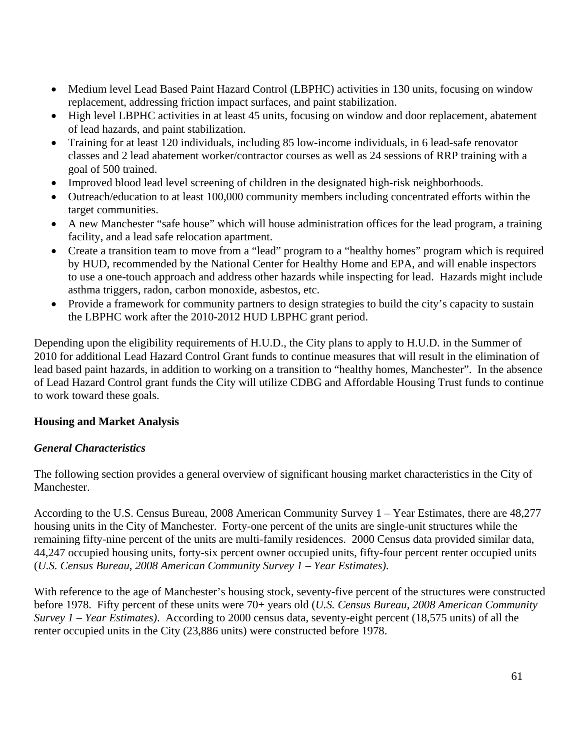- Medium level Lead Based Paint Hazard Control (LBPHC) activities in 130 units, focusing on window replacement, addressing friction impact surfaces, and paint stabilization.
- High level LBPHC activities in at least 45 units, focusing on window and door replacement, abatement of lead hazards, and paint stabilization.
- Training for at least 120 individuals, including 85 low-income individuals, in 6 lead-safe renovator classes and 2 lead abatement worker/contractor courses as well as 24 sessions of RRP training with a goal of 500 trained.
- Improved blood lead level screening of children in the designated high-risk neighborhoods.
- Outreach/education to at least 100,000 community members including concentrated efforts within the target communities.
- A new Manchester "safe house" which will house administration offices for the lead program, a training facility, and a lead safe relocation apartment.
- Create a transition team to move from a "lead" program to a "healthy homes" program which is required by HUD, recommended by the National Center for Healthy Home and EPA, and will enable inspectors to use a one-touch approach and address other hazards while inspecting for lead. Hazards might include asthma triggers, radon, carbon monoxide, asbestos, etc.
- Provide a framework for community partners to design strategies to build the city's capacity to sustain the LBPHC work after the 2010-2012 HUD LBPHC grant period.

Depending upon the eligibility requirements of H.U.D., the City plans to apply to H.U.D. in the Summer of 2010 for additional Lead Hazard Control Grant funds to continue measures that will result in the elimination of lead based paint hazards, in addition to working on a transition to "healthy homes, Manchester". In the absence of Lead Hazard Control grant funds the City will utilize CDBG and Affordable Housing Trust funds to continue to work toward these goals.

**Housing and Market Analysis**

***General Characteristics***

The following section provides a general overview of significant housing market characteristics in the City of Manchester.

According to the U.S. Census Bureau, 2008 American Community Survey 1 – Year Estimates, there are 48,277 housing units in the City of Manchester. Forty-one percent of the units are single-unit structures while the remaining fifty-nine percent of the units are multi-family residences. 2000 Census data provided similar data, 44,247 occupied housing units, forty-six percent owner occupied units, fifty-four percent renter occupied units (*U.S. Census Bureau, 2008 American Community Survey 1 – Year Estimates)*.

With reference to the age of Manchester's housing stock, seventy-five percent of the structures were constructed before 1978. Fifty percent of these units were 70+ years old (*U.S. Census Bureau, 2008 American Community Survey 1 – Year Estimates)*. According to 2000 census data, seventy-eight percent (18,575 units) of all the renter occupied units in the City (23,886 units) were constructed before 1978.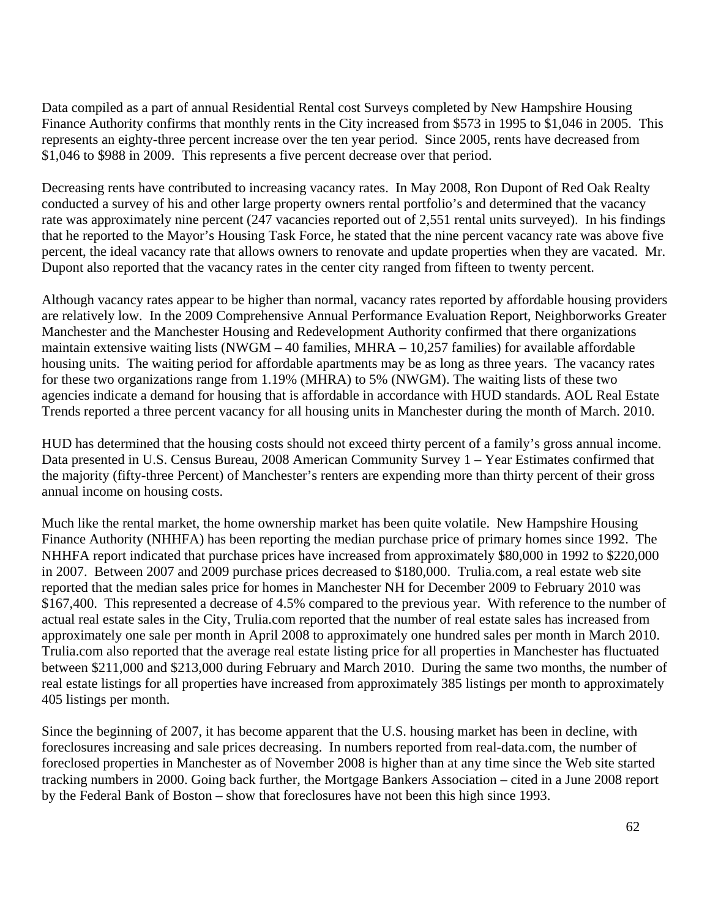Data compiled as a part of annual Residential Rental cost Surveys completed by New Hampshire Housing Finance Authority confirms that monthly rents in the City increased from $573 in 1995 to $1,046 in 2005. This represents an eighty-three percent increase over the ten year period. Since 2005, rents have decreased from $1,046 to $988 in 2009. This represents a five percent decrease over that period.

Decreasing rents have contributed to increasing vacancy rates. In May 2008, Ron Dupont of Red Oak Realty conducted a survey of his and other large property owners rental portfolio's and determined that the vacancy rate was approximately nine percent (247 vacancies reported out of 2,551 rental units surveyed). In his findings that he reported to the Mayor's Housing Task Force, he stated that the nine percent vacancy rate was above five percent, the ideal vacancy rate that allows owners to renovate and update properties when they are vacated. Mr. Dupont also reported that the vacancy rates in the center city ranged from fifteen to twenty percent.

Although vacancy rates appear to be higher than normal, vacancy rates reported by affordable housing providers are relatively low. In the 2009 Comprehensive Annual Performance Evaluation Report, Neighborworks Greater Manchester and the Manchester Housing and Redevelopment Authority confirmed that there organizations maintain extensive waiting lists (NWGM – 40 families, MHRA – 10,257 families) for available affordable housing units. The waiting period for affordable apartments may be as long as three years. The vacancy rates for these two organizations range from 1.19% (MHRA) to 5% (NWGM). The waiting lists of these two agencies indicate a demand for housing that is affordable in accordance with HUD standards. AOL Real Estate Trends reported a three percent vacancy for all housing units in Manchester during the month of March. 2010.

HUD has determined that the housing costs should not exceed thirty percent of a family's gross annual income. Data presented in U.S. Census Bureau, 2008 American Community Survey 1 – Year Estimates confirmed that the majority (fifty-three Percent) of Manchester's renters are expending more than thirty percent of their gross annual income on housing costs.

Much like the rental market, the home ownership market has been quite volatile. New Hampshire Housing Finance Authority (NHHFA) has been reporting the median purchase price of primary homes since 1992. The NHHFA report indicated that purchase prices have increased from approximately $80,000 in 1992 to $220,000 in 2007. Between 2007 and 2009 purchase prices decreased to $180,000. Trulia.com, a real estate web site reported that the median sales price for homes in Manchester NH for December 2009 to February 2010 was $167,400. This represented a decrease of 4.5% compared to the previous year. With reference to the number of actual real estate sales in the City, Trulia.com reported that the number of real estate sales has increased from approximately one sale per month in April 2008 to approximately one hundred sales per month in March 2010. Trulia.com also reported that the average real estate listing price for all properties in Manchester has fluctuated between $211,000 and $213,000 during February and March 2010. During the same two months, the number of real estate listings for all properties have increased from approximately 385 listings per month to approximately 405 listings per month.

Since the beginning of 2007, it has become apparent that the U.S. housing market has been in decline, with foreclosures increasing and sale prices decreasing. In numbers reported from real-data.com, the number of foreclosed properties in Manchester as of November 2008 is higher than at any time since the Web site started tracking numbers in 2000. Going back further, the Mortgage Bankers Association – cited in a June 2008 report by the Federal Bank of Boston – show that foreclosures have not been this high since 1993.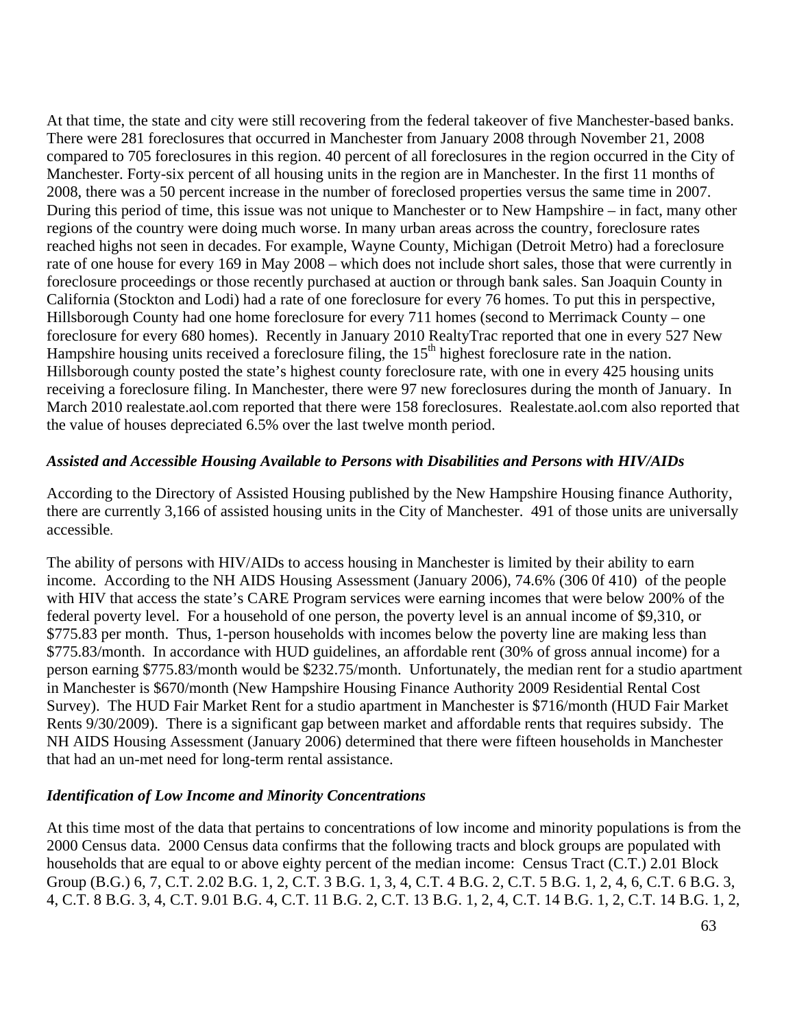At that time, the state and city were still recovering from the federal takeover of five Manchester-based banks. There were 281 foreclosures that occurred in Manchester from January 2008 through November 21, 2008 compared to 705 foreclosures in this region. 40 percent of all foreclosures in the region occurred in the City of Manchester. Forty-six percent of all housing units in the region are in Manchester. In the first 11 months of 2008, there was a 50 percent increase in the number of foreclosed properties versus the same time in 2007. During this period of time, this issue was not unique to Manchester or to New Hampshire – in fact, many other regions of the country were doing much worse. In many urban areas across the country, foreclosure rates reached highs not seen in decades. For example, Wayne County, Michigan (Detroit Metro) had a foreclosure rate of one house for every 169 in May 2008 – which does not include short sales, those that were currently in foreclosure proceedings or those recently purchased at auction or through bank sales. San Joaquin County in California (Stockton and Lodi) had a rate of one foreclosure for every 76 homes. To put this in perspective, Hillsborough County had one home foreclosure for every 711 homes (second to Merrimack County – one foreclosure for every 680 homes). Recently in January 2010 RealtyTrac reported that one in every 527 New Hampshire housing units received a foreclosure filing, the 15th highest foreclosure rate in the nation. Hillsborough county posted the state's highest county foreclosure rate, with one in every 425 housing units receiving a foreclosure filing. In Manchester, there were 97 new foreclosures during the month of January. In March 2010 realestate.aol.com reported that there were 158 foreclosures. Realestate.aol.com also reported that the value of houses depreciated 6.5% over the last twelve month period.

### *Assisted and Accessible Housing Available to Persons with Disabilities and Persons with HIV/AIDs*

According to the Directory of Assisted Housing published by the New Hampshire Housing finance Authority, there are currently 3,166 of assisted housing units in the City of Manchester. 491 of those units are universally accessible.

The ability of persons with HIV/AIDs to access housing in Manchester is limited by their ability to earn income. According to the NH AIDS Housing Assessment (January 2006), 74.6% (306 0f 410) of the people with HIV that access the state's CARE Program services were earning incomes that were below 200% of the federal poverty level. For a household of one person, the poverty level is an annual income of $9,310, or $775.83 per month. Thus, 1-person households with incomes below the poverty line are making less than $775.83/month. In accordance with HUD guidelines, an affordable rent (30% of gross annual income) for a person earning $775.83/month would be $232.75/month. Unfortunately, the median rent for a studio apartment in Manchester is $670/month (New Hampshire Housing Finance Authority 2009 Residential Rental Cost Survey). The HUD Fair Market Rent for a studio apartment in Manchester is $716/month (HUD Fair Market Rents 9/30/2009). There is a significant gap between market and affordable rents that requires subsidy. The NH AIDS Housing Assessment (January 2006) determined that there were fifteen households in Manchester that had an un-met need for long-term rental assistance.

### *Identification of Low Income and Minority Concentrations*

At this time most of the data that pertains to concentrations of low income and minority populations is from the 2000 Census data. 2000 Census data confirms that the following tracts and block groups are populated with households that are equal to or above eighty percent of the median income: Census Tract (C.T.) 2.01 Block Group (B.G.) 6, 7, C.T. 2.02 B.G. 1, 2, C.T. 3 B.G. 1, 3, 4, C.T. 4 B.G. 2, C.T. 5 B.G. 1, 2, 4, 6, C.T. 6 B.G. 3, 4, C.T. 8 B.G. 3, 4, C.T. 9.01 B.G. 4, C.T. 11 B.G. 2, C.T. 13 B.G. 1, 2, 4, C.T. 14 B.G. 1, 2, C.T. 14 B.G. 1, 2,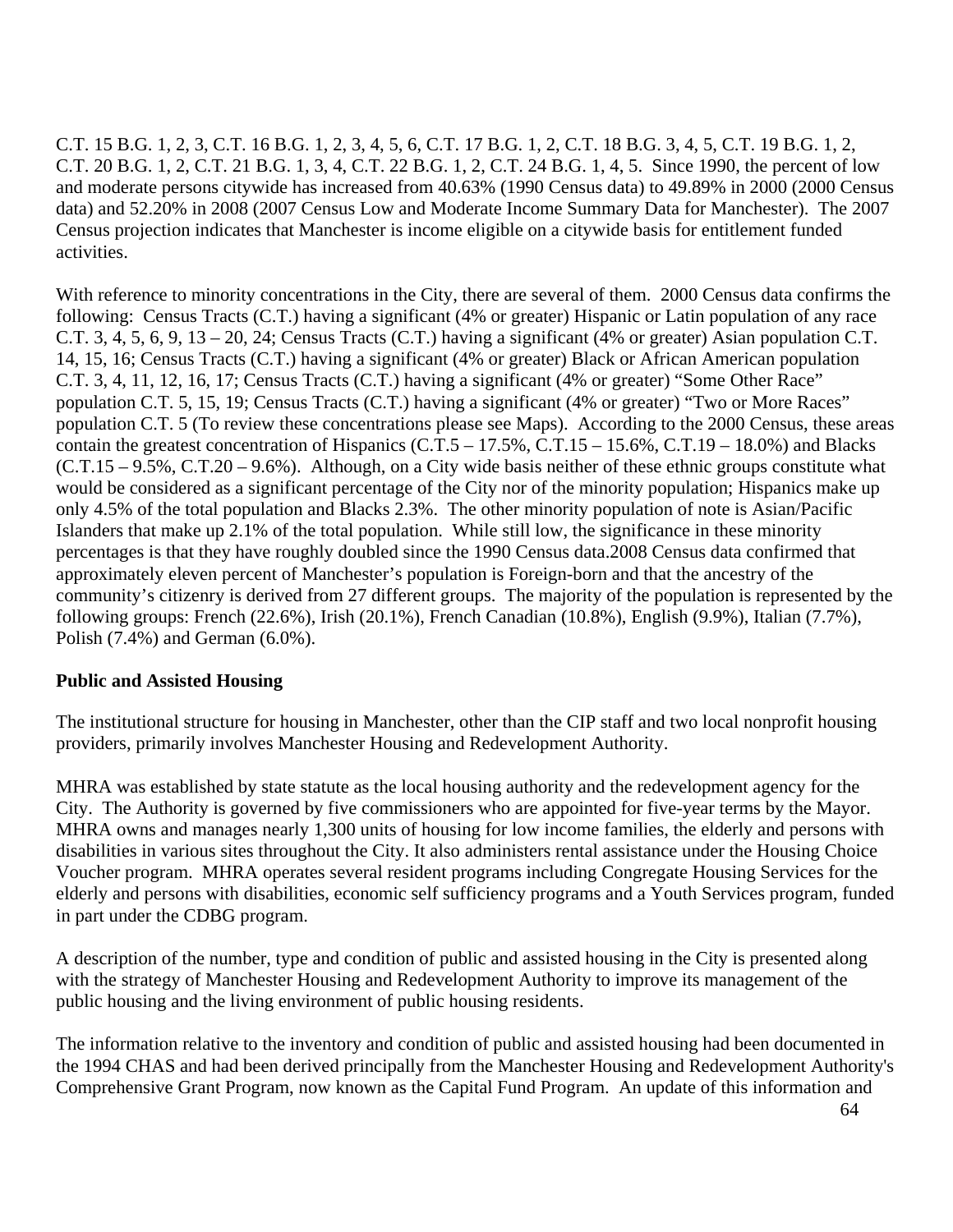C.T. 15 B.G. 1, 2, 3, C.T. 16 B.G. 1, 2, 3, 4, 5, 6, C.T. 17 B.G. 1, 2, C.T. 18 B.G. 3, 4, 5, C.T. 19 B.G. 1, 2, C.T. 20 B.G. 1, 2, C.T. 21 B.G. 1, 3, 4, C.T. 22 B.G. 1, 2, C.T. 24 B.G. 1, 4, 5. Since 1990, the percent of low and moderate persons citywide has increased from 40.63% (1990 Census data) to 49.89% in 2000 (2000 Census data) and 52.20% in 2008 (2007 Census Low and Moderate Income Summary Data for Manchester). The 2007 Census projection indicates that Manchester is income eligible on a citywide basis for entitlement funded activities.

With reference to minority concentrations in the City, there are several of them. 2000 Census data confirms the following: Census Tracts (C.T.) having a significant (4% or greater) Hispanic or Latin population of any race C.T. 3, 4, 5, 6, 9, 13 – 20, 24; Census Tracts (C.T.) having a significant (4% or greater) Asian population C.T. 14, 15, 16; Census Tracts (C.T.) having a significant (4% or greater) Black or African American population C.T. 3, 4, 11, 12, 16, 17; Census Tracts (C.T.) having a significant (4% or greater) "Some Other Race" population C.T. 5, 15, 19; Census Tracts (C.T.) having a significant (4% or greater) "Two or More Races" population C.T. 5 (To review these concentrations please see Maps). According to the 2000 Census, these areas contain the greatest concentration of Hispanics (C.T.5 – 17.5%, C.T.15 – 15.6%, C.T.19 – 18.0%) and Blacks (C.T.15 – 9.5%, C.T.20 – 9.6%). Although, on a City wide basis neither of these ethnic groups constitute what would be considered as a significant percentage of the City nor of the minority population; Hispanics make up only 4.5% of the total population and Blacks 2.3%. The other minority population of note is Asian/Pacific Islanders that make up 2.1% of the total population. While still low, the significance in these minority percentages is that they have roughly doubled since the 1990 Census data.2008 Census data confirmed that approximately eleven percent of Manchester's population is Foreign-born and that the ancestry of the community's citizenry is derived from 27 different groups. The majority of the population is represented by the following groups: French (22.6%), Irish (20.1%), French Canadian (10.8%), English (9.9%), Italian (7.7%), Polish (7.4%) and German (6.0%).

**Public and Assisted Housing**

The institutional structure for housing in Manchester, other than the CIP staff and two local nonprofit housing providers, primarily involves Manchester Housing and Redevelopment Authority.

MHRA was established by state statute as the local housing authority and the redevelopment agency for the City. The Authority is governed by five commissioners who are appointed for five-year terms by the Mayor. MHRA owns and manages nearly 1,300 units of housing for low income families, the elderly and persons with disabilities in various sites throughout the City. It also administers rental assistance under the Housing Choice Voucher program. MHRA operates several resident programs including Congregate Housing Services for the elderly and persons with disabilities, economic self sufficiency programs and a Youth Services program, funded in part under the CDBG program.

A description of the number, type and condition of public and assisted housing in the City is presented along with the strategy of Manchester Housing and Redevelopment Authority to improve its management of the public housing and the living environment of public housing residents.

The information relative to the inventory and condition of public and assisted housing had been documented in the 1994 CHAS and had been derived principally from the Manchester Housing and Redevelopment Authority's Comprehensive Grant Program, now known as the Capital Fund Program. An update of this information and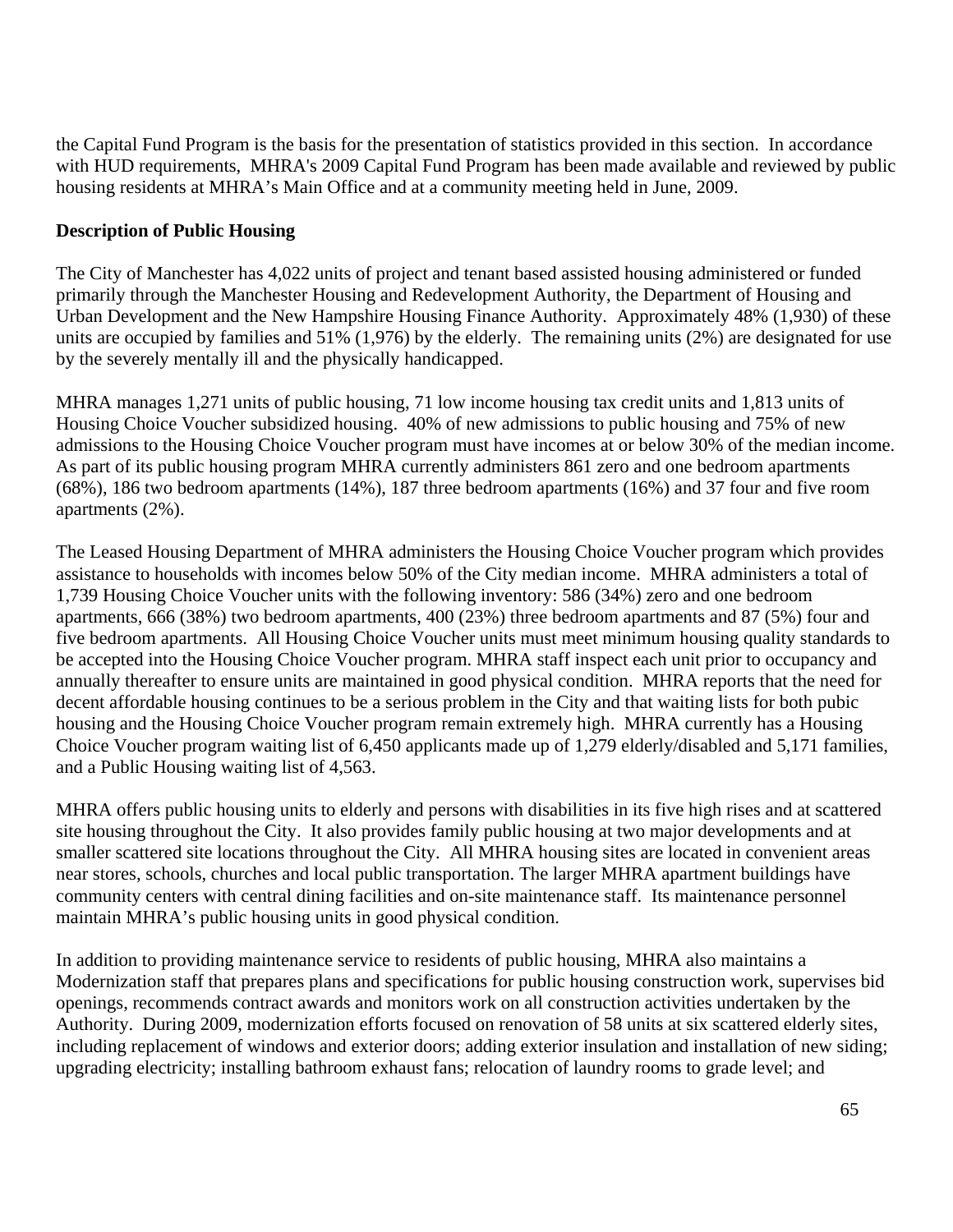the Capital Fund Program is the basis for the presentation of statistics provided in this section. In accordance with HUD requirements, MHRA's 2009 Capital Fund Program has been made available and reviewed by public housing residents at MHRA's Main Office and at a community meeting held in June, 2009.

**Description of Public Housing**

The City of Manchester has 4,022 units of project and tenant based assisted housing administered or funded primarily through the Manchester Housing and Redevelopment Authority, the Department of Housing and Urban Development and the New Hampshire Housing Finance Authority. Approximately 48% (1,930) of these units are occupied by families and 51% (1,976) by the elderly. The remaining units (2%) are designated for use by the severely mentally ill and the physically handicapped.

MHRA manages 1,271 units of public housing, 71 low income housing tax credit units and 1,813 units of Housing Choice Voucher subsidized housing. 40% of new admissions to public housing and 75% of new admissions to the Housing Choice Voucher program must have incomes at or below 30% of the median income. As part of its public housing program MHRA currently administers 861 zero and one bedroom apartments (68%), 186 two bedroom apartments (14%), 187 three bedroom apartments (16%) and 37 four and five room apartments (2%).

The Leased Housing Department of MHRA administers the Housing Choice Voucher program which provides assistance to households with incomes below 50% of the City median income. MHRA administers a total of 1,739 Housing Choice Voucher units with the following inventory: 586 (34%) zero and one bedroom apartments, 666 (38%) two bedroom apartments, 400 (23%) three bedroom apartments and 87 (5%) four and five bedroom apartments. All Housing Choice Voucher units must meet minimum housing quality standards to be accepted into the Housing Choice Voucher program. MHRA staff inspect each unit prior to occupancy and annually thereafter to ensure units are maintained in good physical condition. MHRA reports that the need for decent affordable housing continues to be a serious problem in the City and that waiting lists for both pubic housing and the Housing Choice Voucher program remain extremely high. MHRA currently has a Housing Choice Voucher program waiting list of 6,450 applicants made up of 1,279 elderly/disabled and 5,171 families, and a Public Housing waiting list of 4,563.

MHRA offers public housing units to elderly and persons with disabilities in its five high rises and at scattered site housing throughout the City. It also provides family public housing at two major developments and at smaller scattered site locations throughout the City. All MHRA housing sites are located in convenient areas near stores, schools, churches and local public transportation. The larger MHRA apartment buildings have community centers with central dining facilities and on-site maintenance staff. Its maintenance personnel maintain MHRA's public housing units in good physical condition.

In addition to providing maintenance service to residents of public housing, MHRA also maintains a Modernization staff that prepares plans and specifications for public housing construction work, supervises bid openings, recommends contract awards and monitors work on all construction activities undertaken by the Authority. During 2009, modernization efforts focused on renovation of 58 units at six scattered elderly sites, including replacement of windows and exterior doors; adding exterior insulation and installation of new siding; upgrading electricity; installing bathroom exhaust fans; relocation of laundry rooms to grade level; and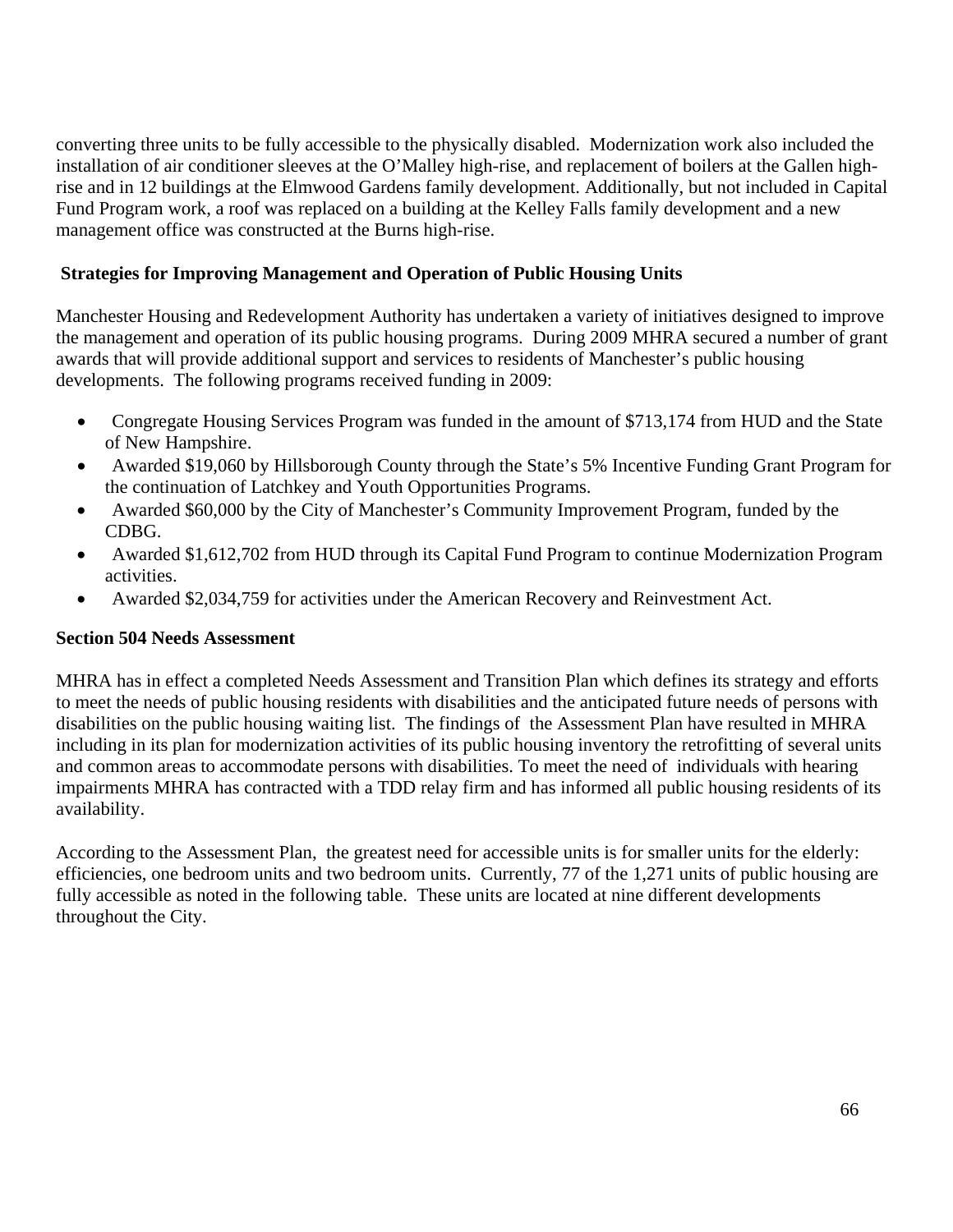converting three units to be fully accessible to the physically disabled. Modernization work also included the installation of air conditioner sleeves at the O'Malley high-rise, and replacement of boilers at the Gallen high-rise and in 12 buildings at the Elmwood Gardens family development. Additionally, but not included in Capital Fund Program work, a roof was replaced on a building at the Kelley Falls family development and a new management office was constructed at the Burns high-rise.

**Strategies for Improving Management and Operation of Public Housing Units**

Manchester Housing and Redevelopment Authority has undertaken a variety of initiatives designed to improve the management and operation of its public housing programs. During 2009 MHRA secured a number of grant awards that will provide additional support and services to residents of Manchester's public housing developments. The following programs received funding in 2009:

- Congregate Housing Services Program was funded in the amount of $713,174 from HUD and the State of New Hampshire.
- Awarded $19,060 by Hillsborough County through the State's 5% Incentive Funding Grant Program for the continuation of Latchkey and Youth Opportunities Programs.
- Awarded $60,000 by the City of Manchester's Community Improvement Program, funded by the CDBG.
- Awarded $1,612,702 from HUD through its Capital Fund Program to continue Modernization Program activities.
- Awarded $2,034,759 for activities under the American Recovery and Reinvestment Act.

**Section 504 Needs Assessment**

MHRA has in effect a completed Needs Assessment and Transition Plan which defines its strategy and efforts to meet the needs of public housing residents with disabilities and the anticipated future needs of persons with disabilities on the public housing waiting list. The findings of the Assessment Plan have resulted in MHRA including in its plan for modernization activities of its public housing inventory the retrofitting of several units and common areas to accommodate persons with disabilities. To meet the need of individuals with hearing impairments MHRA has contracted with a TDD relay firm and has informed all public housing residents of its availability.

According to the Assessment Plan, the greatest need for accessible units is for smaller units for the elderly: efficiencies, one bedroom units and two bedroom units. Currently, 77 of the 1,271 units of public housing are fully accessible as noted in the following table. These units are located at nine different developments throughout the City.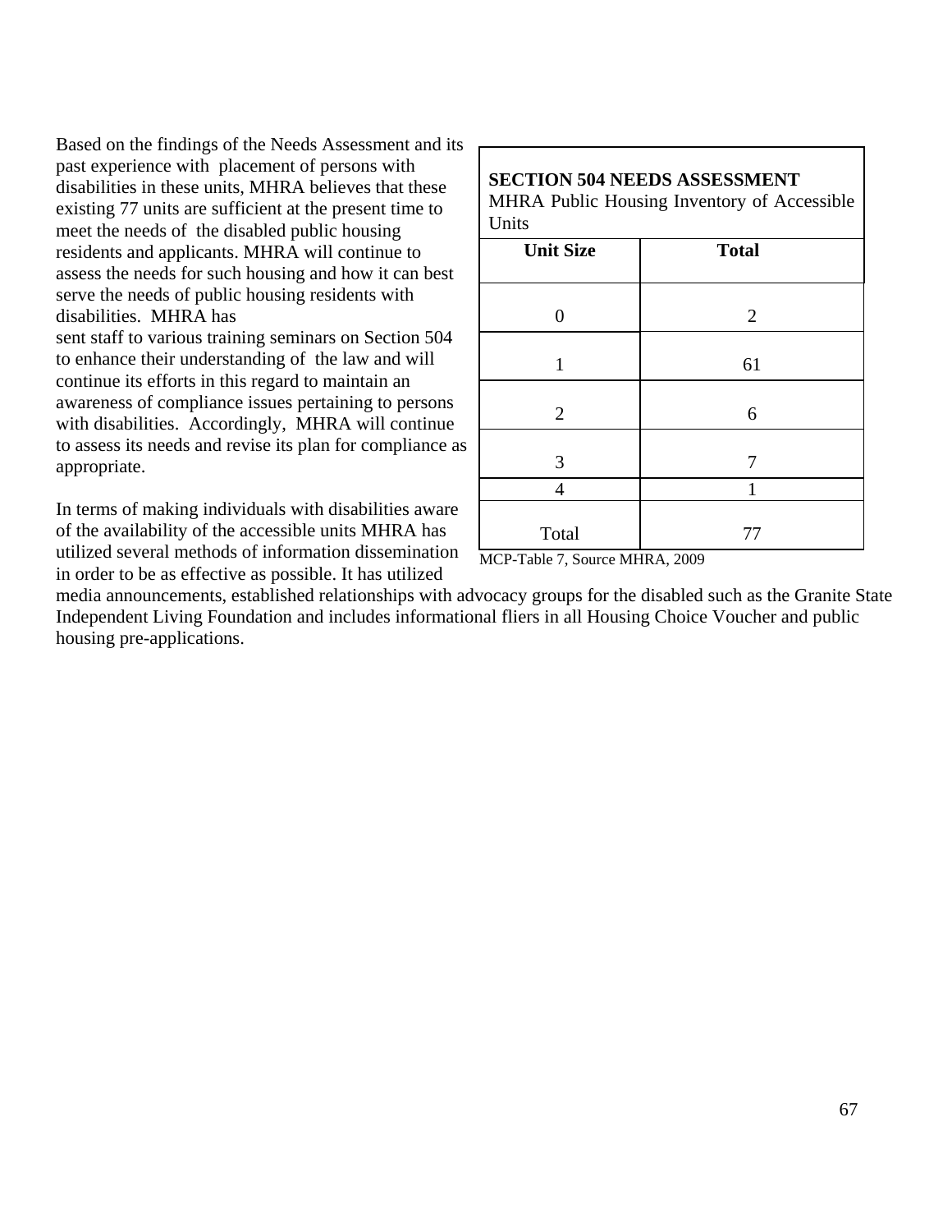Based on the findings of the Needs Assessment and its past experience with placement of persons with disabilities in these units, MHRA believes that these existing 77 units are sufficient at the present time to meet the needs of the disabled public housing residents and applicants. MHRA will continue to assess the needs for such housing and how it can best serve the needs of public housing residents with disabilities. MHRA has sent staff to various training seminars on Section 504 to enhance their understanding of the law and will continue its efforts in this regard to maintain an awareness of compliance issues pertaining to persons with disabilities. Accordingly, MHRA will continue to assess its needs and revise its plan for compliance as appropriate.

**SECTION 504 NEEDS ASSESSMENT**
MHRA Public Housing Inventory of Accessible Units

| Unit Size | Total |
|---|---|
| 0 | 2 |
| 1 | 61 |
| 2 | 6 |
| 3 | 7 |
| 4 | 1 |
| Total | 77 |

MCP-Table 7, Source MHRA, 2009

In terms of making individuals with disabilities aware of the availability of the accessible units MHRA has utilized several methods of information dissemination in order to be as effective as possible. It has utilized media announcements, established relationships with advocacy groups for the disabled such as the Granite State Independent Living Foundation and includes informational fliers in all Housing Choice Voucher and public housing pre-applications.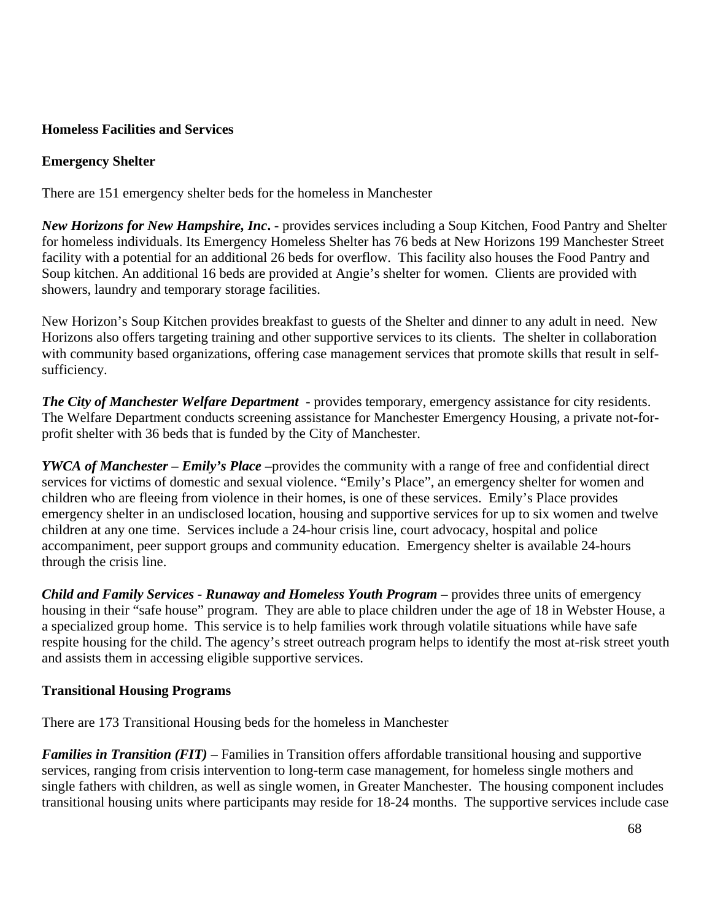**Homeless Facilities and Services**

**Emergency Shelter**

There are 151 emergency shelter beds for the homeless in Manchester

***New Horizons for New Hampshire, Inc.*** - provides services including a Soup Kitchen, Food Pantry and Shelter for homeless individuals. Its Emergency Homeless Shelter has 76 beds at New Horizons 199 Manchester Street facility with a potential for an additional 26 beds for overflow. This facility also houses the Food Pantry and Soup kitchen. An additional 16 beds are provided at Angie's shelter for women. Clients are provided with showers, laundry and temporary storage facilities.

New Horizon's Soup Kitchen provides breakfast to guests of the Shelter and dinner to any adult in need. New Horizons also offers targeting training and other supportive services to its clients. The shelter in collaboration with community based organizations, offering case management services that promote skills that result in self-sufficiency.

***The City of Manchester Welfare Department*** - provides temporary, emergency assistance for city residents. The Welfare Department conducts screening assistance for Manchester Emergency Housing, a private not-for-profit shelter with 36 beds that is funded by the City of Manchester.

***YWCA of Manchester – Emily's Place –***provides the community with a range of free and confidential direct services for victims of domestic and sexual violence. "Emily's Place", an emergency shelter for women and children who are fleeing from violence in their homes, is one of these services. Emily's Place provides emergency shelter in an undisclosed location, housing and supportive services for up to six women and twelve children at any one time. Services include a 24-hour crisis line, court advocacy, hospital and police accompaniment, peer support groups and community education. Emergency shelter is available 24-hours through the crisis line.

***Child and Family Services - Runaway and Homeless Youth Program –*** provides three units of emergency housing in their "safe house" program. They are able to place children under the age of 18 in Webster House, a a specialized group home. This service is to help families work through volatile situations while have safe respite housing for the child. The agency's street outreach program helps to identify the most at-risk street youth and assists them in accessing eligible supportive services.

**Transitional Housing Programs**

There are 173 Transitional Housing beds for the homeless in Manchester

***Families in Transition (FIT)*** – Families in Transition offers affordable transitional housing and supportive services, ranging from crisis intervention to long-term case management, for homeless single mothers and single fathers with children, as well as single women, in Greater Manchester. The housing component includes transitional housing units where participants may reside for 18-24 months. The supportive services include case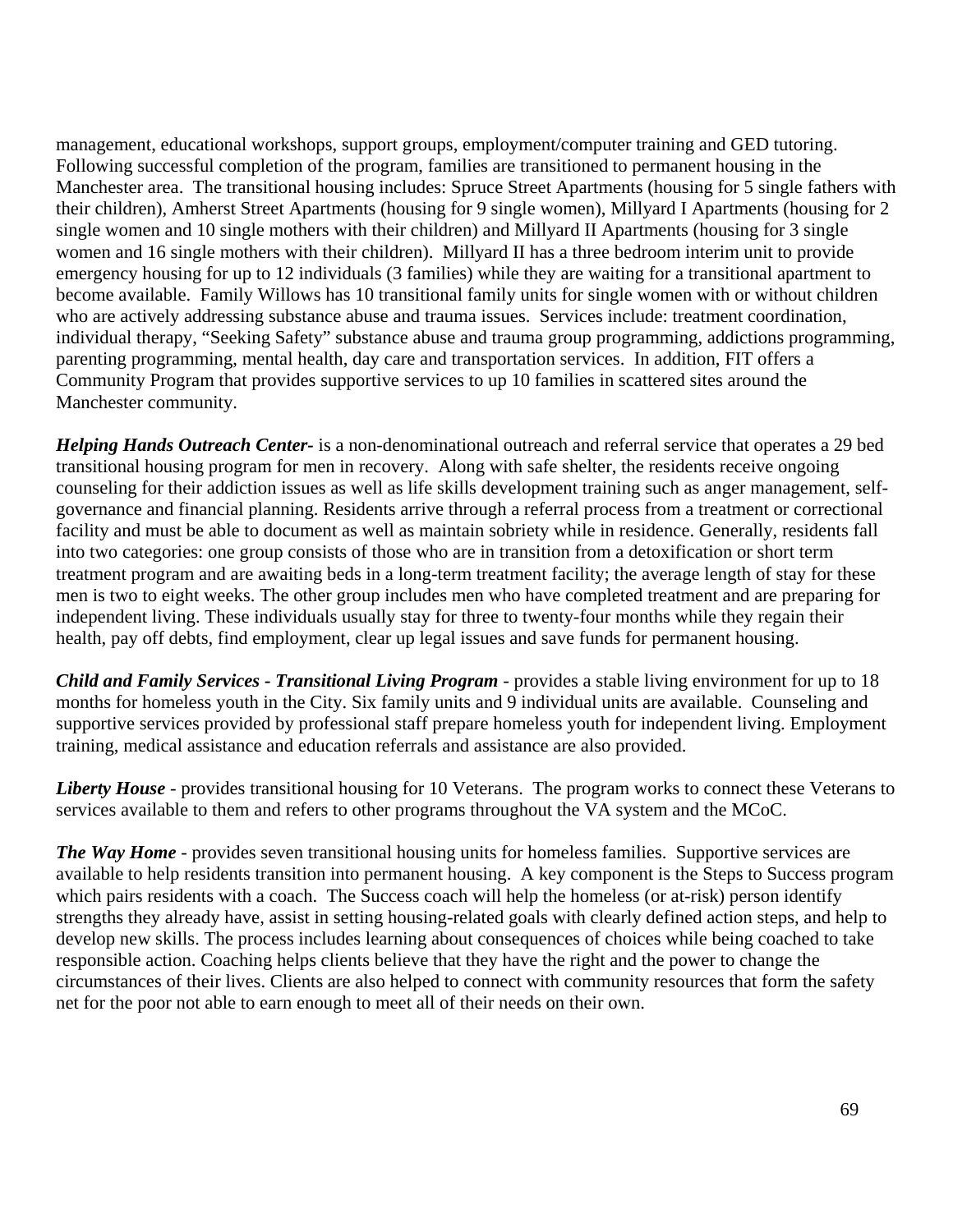management, educational workshops, support groups, employment/computer training and GED tutoring. Following successful completion of the program, families are transitioned to permanent housing in the Manchester area. The transitional housing includes: Spruce Street Apartments (housing for 5 single fathers with their children), Amherst Street Apartments (housing for 9 single women), Millyard I Apartments (housing for 2 single women and 10 single mothers with their children) and Millyard II Apartments (housing for 3 single women and 16 single mothers with their children). Millyard II has a three bedroom interim unit to provide emergency housing for up to 12 individuals (3 families) while they are waiting for a transitional apartment to become available. Family Willows has 10 transitional family units for single women with or without children who are actively addressing substance abuse and trauma issues. Services include: treatment coordination, individual therapy, "Seeking Safety" substance abuse and trauma group programming, addictions programming, parenting programming, mental health, day care and transportation services. In addition, FIT offers a Community Program that provides supportive services to up 10 families in scattered sites around the Manchester community.

***Helping Hands Outreach Center-*** is a non-denominational outreach and referral service that operates a 29 bed transitional housing program for men in recovery. Along with safe shelter, the residents receive ongoing counseling for their addiction issues as well as life skills development training such as anger management, self-governance and financial planning. Residents arrive through a referral process from a treatment or correctional facility and must be able to document as well as maintain sobriety while in residence. Generally, residents fall into two categories: one group consists of those who are in transition from a detoxification or short term treatment program and are awaiting beds in a long-term treatment facility; the average length of stay for these men is two to eight weeks. The other group includes men who have completed treatment and are preparing for independent living. These individuals usually stay for three to twenty-four months while they regain their health, pay off debts, find employment, clear up legal issues and save funds for permanent housing.

***Child and Family Services - Transitional Living Program*** - provides a stable living environment for up to 18 months for homeless youth in the City. Six family units and 9 individual units are available. Counseling and supportive services provided by professional staff prepare homeless youth for independent living. Employment training, medical assistance and education referrals and assistance are also provided.

***Liberty House*** - provides transitional housing for 10 Veterans. The program works to connect these Veterans to services available to them and refers to other programs throughout the VA system and the MCoC.

***The Way Home*** - provides seven transitional housing units for homeless families. Supportive services are available to help residents transition into permanent housing. A key component is the Steps to Success program which pairs residents with a coach. The Success coach will help the homeless (or at-risk) person identify strengths they already have, assist in setting housing-related goals with clearly defined action steps, and help to develop new skills. The process includes learning about consequences of choices while being coached to take responsible action. Coaching helps clients believe that they have the right and the power to change the circumstances of their lives. Clients are also helped to connect with community resources that form the safety net for the poor not able to earn enough to meet all of their needs on their own.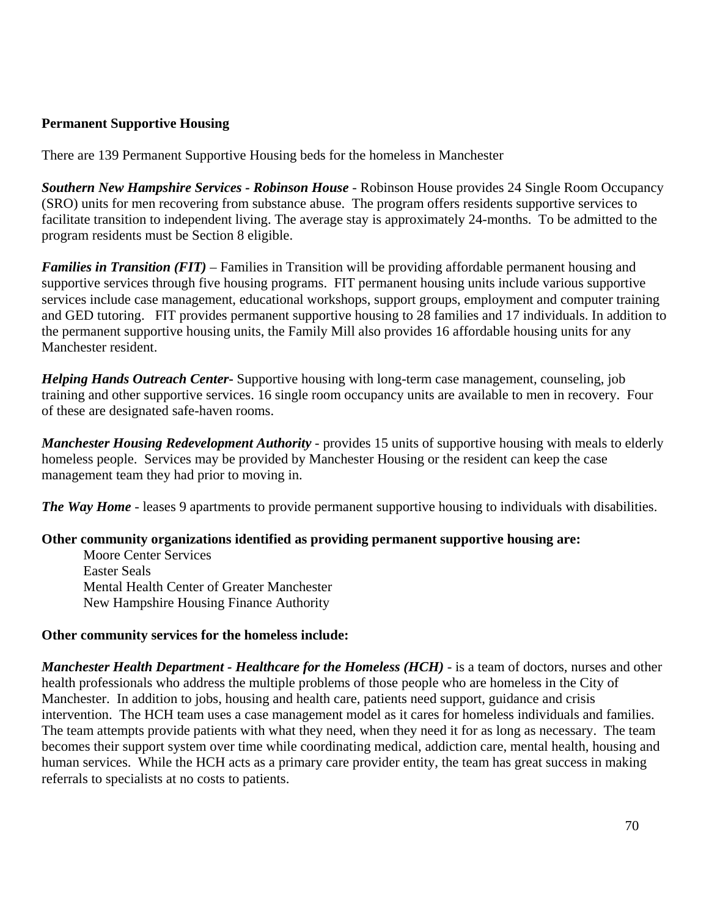**Permanent Supportive Housing**

There are 139 Permanent Supportive Housing beds for the homeless in Manchester

***Southern New Hampshire Services - Robinson House*** - Robinson House provides 24 Single Room Occupancy (SRO) units for men recovering from substance abuse. The program offers residents supportive services to facilitate transition to independent living. The average stay is approximately 24-months. To be admitted to the program residents must be Section 8 eligible.

***Families in Transition (FIT)*** – Families in Transition will be providing affordable permanent housing and supportive services through five housing programs. FIT permanent housing units include various supportive services include case management, educational workshops, support groups, employment and computer training and GED tutoring. FIT provides permanent supportive housing to 28 families and 17 individuals. In addition to the permanent supportive housing units, the Family Mill also provides 16 affordable housing units for any Manchester resident.

***Helping Hands Outreach Center-*** Supportive housing with long-term case management, counseling, job training and other supportive services. 16 single room occupancy units are available to men in recovery. Four of these are designated safe-haven rooms.

***Manchester Housing Redevelopment Authority*** - provides 15 units of supportive housing with meals to elderly homeless people. Services may be provided by Manchester Housing or the resident can keep the case management team they had prior to moving in.

***The Way Home*** - leases 9 apartments to provide permanent supportive housing to individuals with disabilities.

**Other community organizations identified as providing permanent supportive housing are:**

- Moore Center Services
- Easter Seals
- Mental Health Center of Greater Manchester
- New Hampshire Housing Finance Authority

**Other community services for the homeless include:**

***Manchester Health Department - Healthcare for the Homeless (HCH)*** - is a team of doctors, nurses and other health professionals who address the multiple problems of those people who are homeless in the City of Manchester. In addition to jobs, housing and health care, patients need support, guidance and crisis intervention. The HCH team uses a case management model as it cares for homeless individuals and families. The team attempts provide patients with what they need, when they need it for as long as necessary. The team becomes their support system over time while coordinating medical, addiction care, mental health, housing and human services. While the HCH acts as a primary care provider entity, the team has great success in making referrals to specialists at no costs to patients.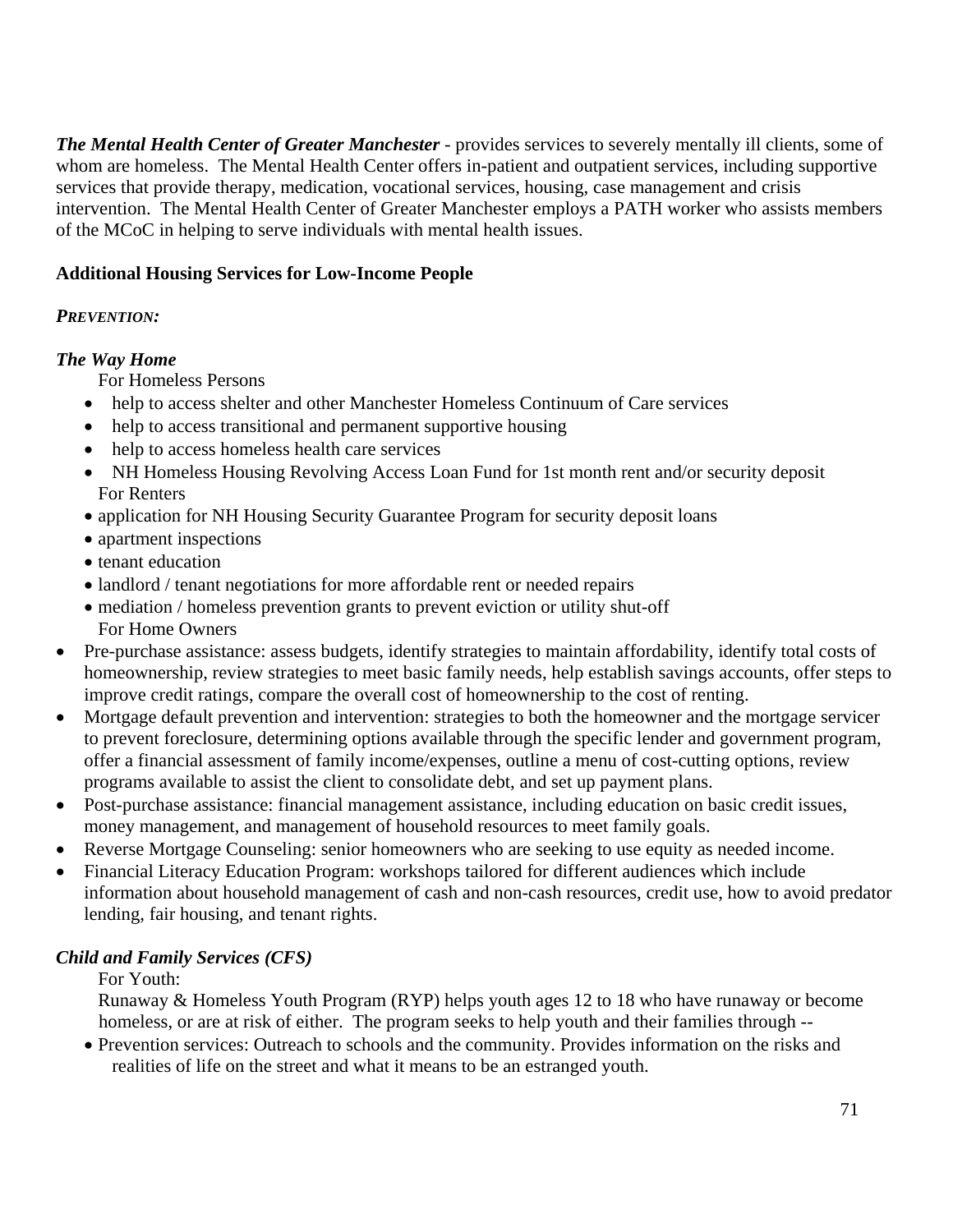***The Mental Health Center of Greater Manchester*** - provides services to severely mentally ill clients, some of whom are homeless. The Mental Health Center offers in-patient and outpatient services, including supportive services that provide therapy, medication, vocational services, housing, case management and crisis intervention. The Mental Health Center of Greater Manchester employs a PATH worker who assists members of the MCoC in helping to serve individuals with mental health issues.

**Additional Housing Services for Low-Income People**

***PREVENTION:***

***The Way Home***

For Homeless Persons

- help to access shelter and other Manchester Homeless Continuum of Care services
- help to access transitional and permanent supportive housing
- help to access homeless health care services
- NH Homeless Housing Revolving Access Loan Fund for 1st month rent and/or security deposit

For Renters

- application for NH Housing Security Guarantee Program for security deposit loans
- apartment inspections
- tenant education
- landlord / tenant negotiations for more affordable rent or needed repairs
- mediation / homeless prevention grants to prevent eviction or utility shut-off

For Home Owners

- Pre-purchase assistance: assess budgets, identify strategies to maintain affordability, identify total costs of homeownership, review strategies to meet basic family needs, help establish savings accounts, offer steps to improve credit ratings, compare the overall cost of homeownership to the cost of renting.
- Mortgage default prevention and intervention: strategies to both the homeowner and the mortgage servicer to prevent foreclosure, determining options available through the specific lender and government program, offer a financial assessment of family income/expenses, outline a menu of cost-cutting options, review programs available to assist the client to consolidate debt, and set up payment plans.
- Post-purchase assistance: financial management assistance, including education on basic credit issues, money management, and management of household resources to meet family goals.
- Reverse Mortgage Counseling: senior homeowners who are seeking to use equity as needed income.
- Financial Literacy Education Program: workshops tailored for different audiences which include information about household management of cash and non-cash resources, credit use, how to avoid predator lending, fair housing, and tenant rights.

***Child and Family Services (CFS)***

For Youth:

Runaway & Homeless Youth Program (RYP) helps youth ages 12 to 18 who have runaway or become homeless, or are at risk of either. The program seeks to help youth and their families through --

- Prevention services: Outreach to schools and the community. Provides information on the risks and realities of life on the street and what it means to be an estranged youth.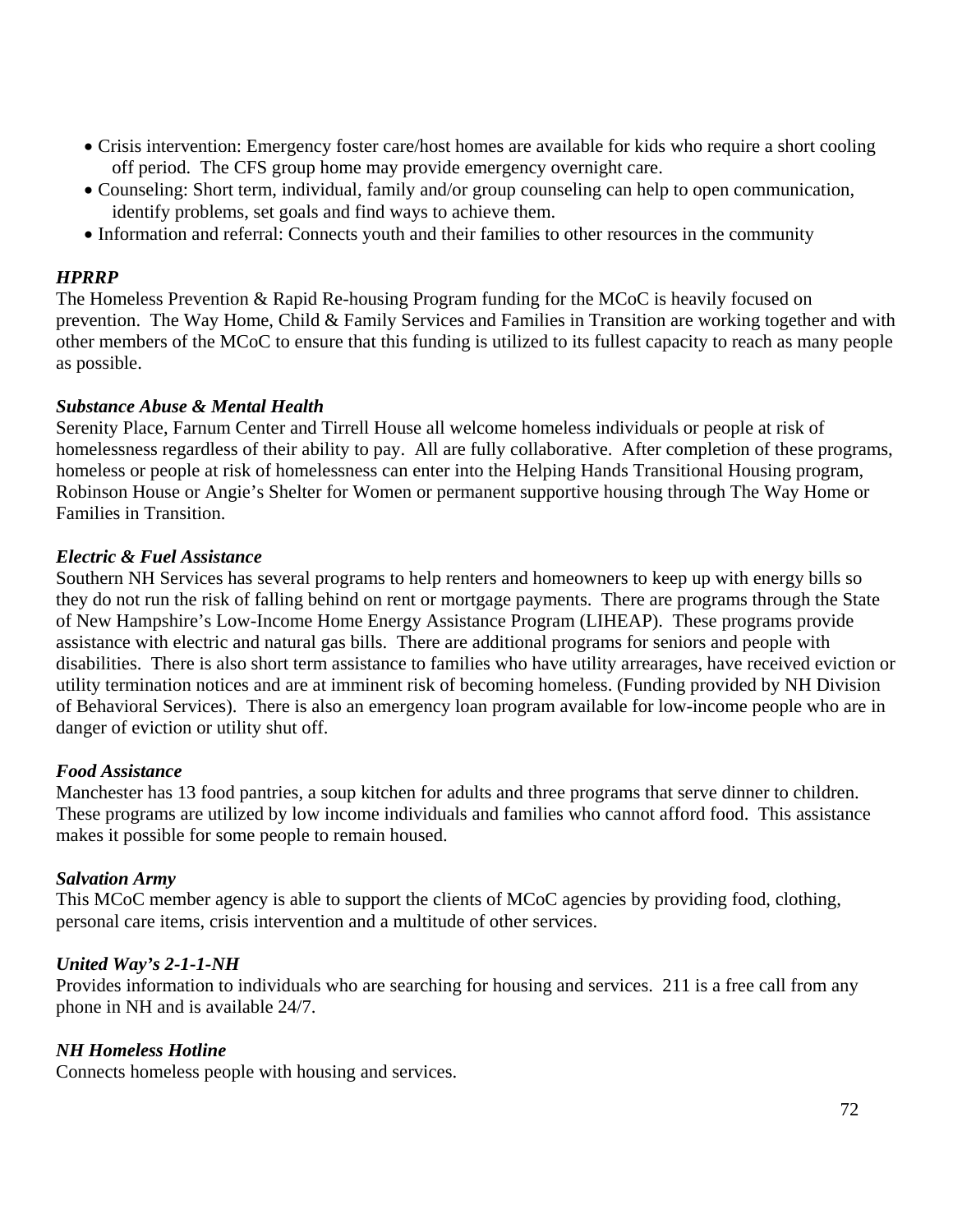- Crisis intervention: Emergency foster care/host homes are available for kids who require a short cooling off period. The CFS group home may provide emergency overnight care.
- Counseling: Short term, individual, family and/or group counseling can help to open communication, identify problems, set goals and find ways to achieve them.
- Information and referral: Connects youth and their families to other resources in the community

***HPRRP***

The Homeless Prevention & Rapid Re-housing Program funding for the MCoC is heavily focused on prevention. The Way Home, Child & Family Services and Families in Transition are working together and with other members of the MCoC to ensure that this funding is utilized to its fullest capacity to reach as many people as possible.

***Substance Abuse & Mental Health***

Serenity Place, Farnum Center and Tirrell House all welcome homeless individuals or people at risk of homelessness regardless of their ability to pay. All are fully collaborative. After completion of these programs, homeless or people at risk of homelessness can enter into the Helping Hands Transitional Housing program, Robinson House or Angie's Shelter for Women or permanent supportive housing through The Way Home or Families in Transition.

***Electric & Fuel Assistance***

Southern NH Services has several programs to help renters and homeowners to keep up with energy bills so they do not run the risk of falling behind on rent or mortgage payments. There are programs through the State of New Hampshire's Low-Income Home Energy Assistance Program (LIHEAP). These programs provide assistance with electric and natural gas bills. There are additional programs for seniors and people with disabilities. There is also short term assistance to families who have utility arrearages, have received eviction or utility termination notices and are at imminent risk of becoming homeless. (Funding provided by NH Division of Behavioral Services). There is also an emergency loan program available for low-income people who are in danger of eviction or utility shut off.

***Food Assistance***

Manchester has 13 food pantries, a soup kitchen for adults and three programs that serve dinner to children. These programs are utilized by low income individuals and families who cannot afford food. This assistance makes it possible for some people to remain housed.

***Salvation Army***

This MCoC member agency is able to support the clients of MCoC agencies by providing food, clothing, personal care items, crisis intervention and a multitude of other services.

***United Way's 2-1-1-NH***

Provides information to individuals who are searching for housing and services. 211 is a free call from any phone in NH and is available 24/7.

***NH Homeless Hotline***

Connects homeless people with housing and services.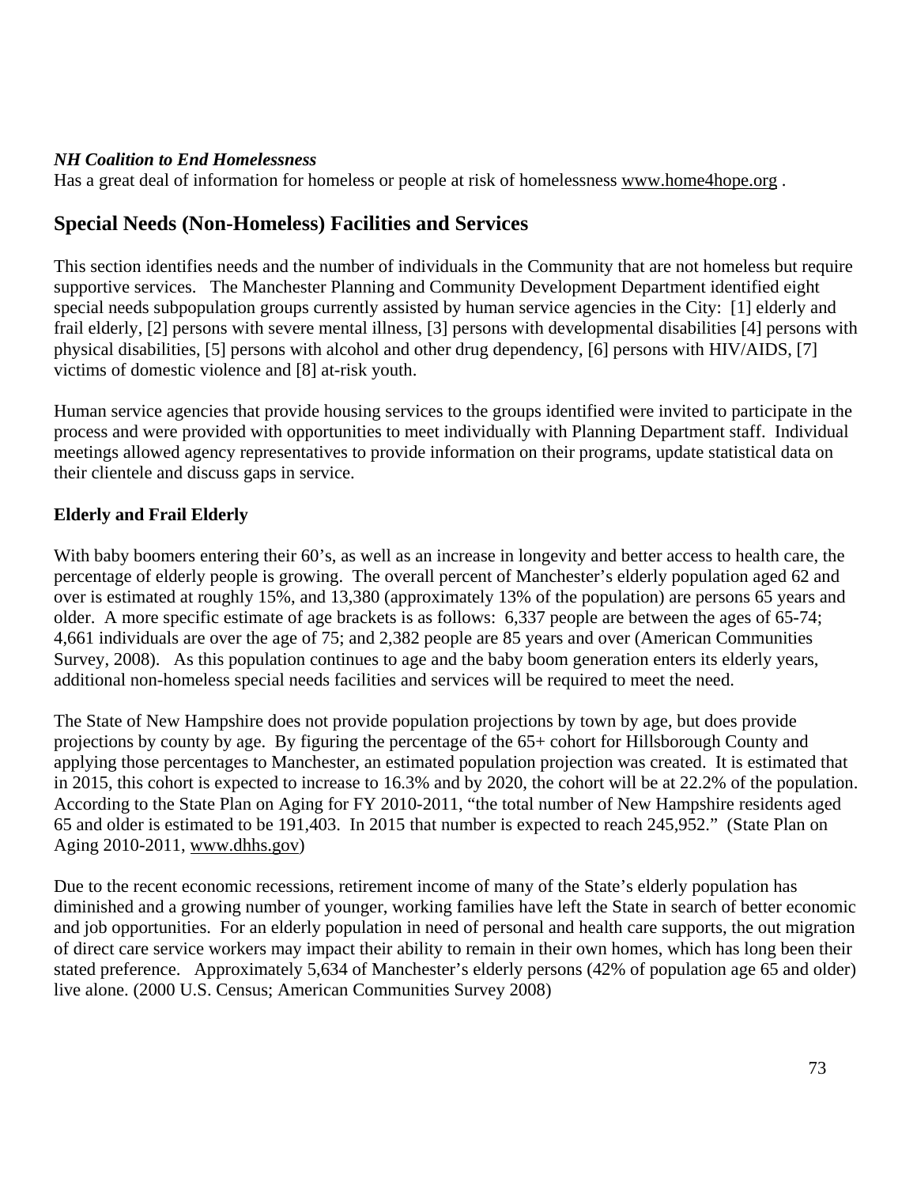***NH Coalition to End Homelessness***
Has a great deal of information for homeless or people at risk of homelessness www.home4hope.org .

## Special Needs (Non-Homeless) Facilities and Services

This section identifies needs and the number of individuals in the Community that are not homeless but require supportive services. The Manchester Planning and Community Development Department identified eight special needs subpopulation groups currently assisted by human service agencies in the City: [1] elderly and frail elderly, [2] persons with severe mental illness, [3] persons with developmental disabilities [4] persons with physical disabilities, [5] persons with alcohol and other drug dependency, [6] persons with HIV/AIDS, [7] victims of domestic violence and [8] at-risk youth.

Human service agencies that provide housing services to the groups identified were invited to participate in the process and were provided with opportunities to meet individually with Planning Department staff. Individual meetings allowed agency representatives to provide information on their programs, update statistical data on their clientele and discuss gaps in service.

### Elderly and Frail Elderly

With baby boomers entering their 60's, as well as an increase in longevity and better access to health care, the percentage of elderly people is growing. The overall percent of Manchester's elderly population aged 62 and over is estimated at roughly 15%, and 13,380 (approximately 13% of the population) are persons 65 years and older. A more specific estimate of age brackets is as follows: 6,337 people are between the ages of 65-74; 4,661 individuals are over the age of 75; and 2,382 people are 85 years and over (American Communities Survey, 2008). As this population continues to age and the baby boom generation enters its elderly years, additional non-homeless special needs facilities and services will be required to meet the need.

The State of New Hampshire does not provide population projections by town by age, but does provide projections by county by age. By figuring the percentage of the 65+ cohort for Hillsborough County and applying those percentages to Manchester, an estimated population projection was created. It is estimated that in 2015, this cohort is expected to increase to 16.3% and by 2020, the cohort will be at 22.2% of the population. According to the State Plan on Aging for FY 2010-2011, "the total number of New Hampshire residents aged 65 and older is estimated to be 191,403. In 2015 that number is expected to reach 245,952." (State Plan on Aging 2010-2011, www.dhhs.gov)

Due to the recent economic recessions, retirement income of many of the State's elderly population has diminished and a growing number of younger, working families have left the State in search of better economic and job opportunities. For an elderly population in need of personal and health care supports, the out migration of direct care service workers may impact their ability to remain in their own homes, which has long been their stated preference. Approximately 5,634 of Manchester's elderly persons (42% of population age 65 and older) live alone. (2000 U.S. Census; American Communities Survey 2008)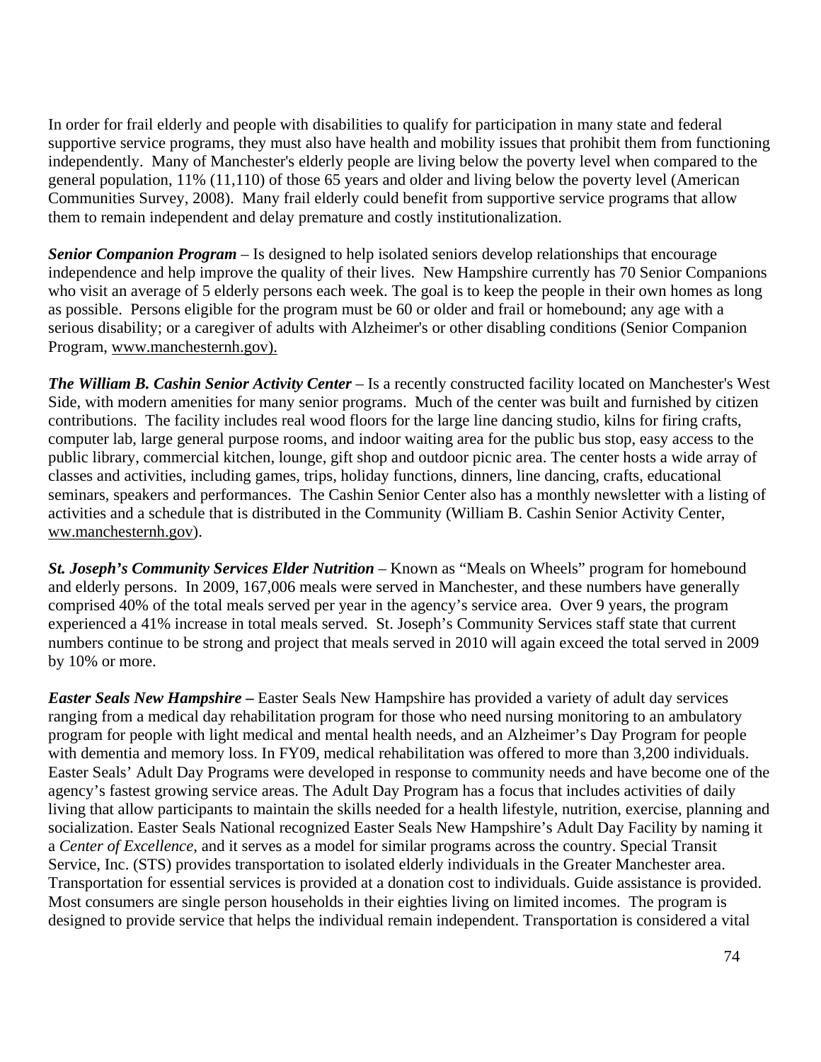In order for frail elderly and people with disabilities to qualify for participation in many state and federal supportive service programs, they must also have health and mobility issues that prohibit them from functioning independently. Many of Manchester's elderly people are living below the poverty level when compared to the general population, 11% (11,110) of those 65 years and older and living below the poverty level (American Communities Survey, 2008). Many frail elderly could benefit from supportive service programs that allow them to remain independent and delay premature and costly institutionalization.

***Senior Companion Program*** – Is designed to help isolated seniors develop relationships that encourage independence and help improve the quality of their lives. New Hampshire currently has 70 Senior Companions who visit an average of 5 elderly persons each week. The goal is to keep the people in their own homes as long as possible. Persons eligible for the program must be 60 or older and frail or homebound; any age with a serious disability; or a caregiver of adults with Alzheimer's or other disabling conditions (Senior Companion Program, www.manchesternh.gov).

***The William B. Cashin Senior Activity Center*** – Is a recently constructed facility located on Manchester's West Side, with modern amenities for many senior programs. Much of the center was built and furnished by citizen contributions. The facility includes real wood floors for the large line dancing studio, kilns for firing crafts, computer lab, large general purpose rooms, and indoor waiting area for the public bus stop, easy access to the public library, commercial kitchen, lounge, gift shop and outdoor picnic area. The center hosts a wide array of classes and activities, including games, trips, holiday functions, dinners, line dancing, crafts, educational seminars, speakers and performances. The Cashin Senior Center also has a monthly newsletter with a listing of activities and a schedule that is distributed in the Community (William B. Cashin Senior Activity Center, ww.manchesternh.gov).

***St. Joseph's Community Services Elder Nutrition*** – Known as "Meals on Wheels" program for homebound and elderly persons. In 2009, 167,006 meals were served in Manchester, and these numbers have generally comprised 40% of the total meals served per year in the agency's service area. Over 9 years, the program experienced a 41% increase in total meals served. St. Joseph's Community Services staff state that current numbers continue to be strong and project that meals served in 2010 will again exceed the total served in 2009 by 10% or more.

***Easter Seals New Hampshire –*** Easter Seals New Hampshire has provided a variety of adult day services ranging from a medical day rehabilitation program for those who need nursing monitoring to an ambulatory program for people with light medical and mental health needs, and an Alzheimer's Day Program for people with dementia and memory loss. In FY09, medical rehabilitation was offered to more than 3,200 individuals. Easter Seals' Adult Day Programs were developed in response to community needs and have become one of the agency's fastest growing service areas. The Adult Day Program has a focus that includes activities of daily living that allow participants to maintain the skills needed for a health lifestyle, nutrition, exercise, planning and socialization. Easter Seals National recognized Easter Seals New Hampshire's Adult Day Facility by naming it a *Center of Excellence*, and it serves as a model for similar programs across the country. Special Transit Service, Inc. (STS) provides transportation to isolated elderly individuals in the Greater Manchester area. Transportation for essential services is provided at a donation cost to individuals. Guide assistance is provided. Most consumers are single person households in their eighties living on limited incomes. The program is designed to provide service that helps the individual remain independent. Transportation is considered a vital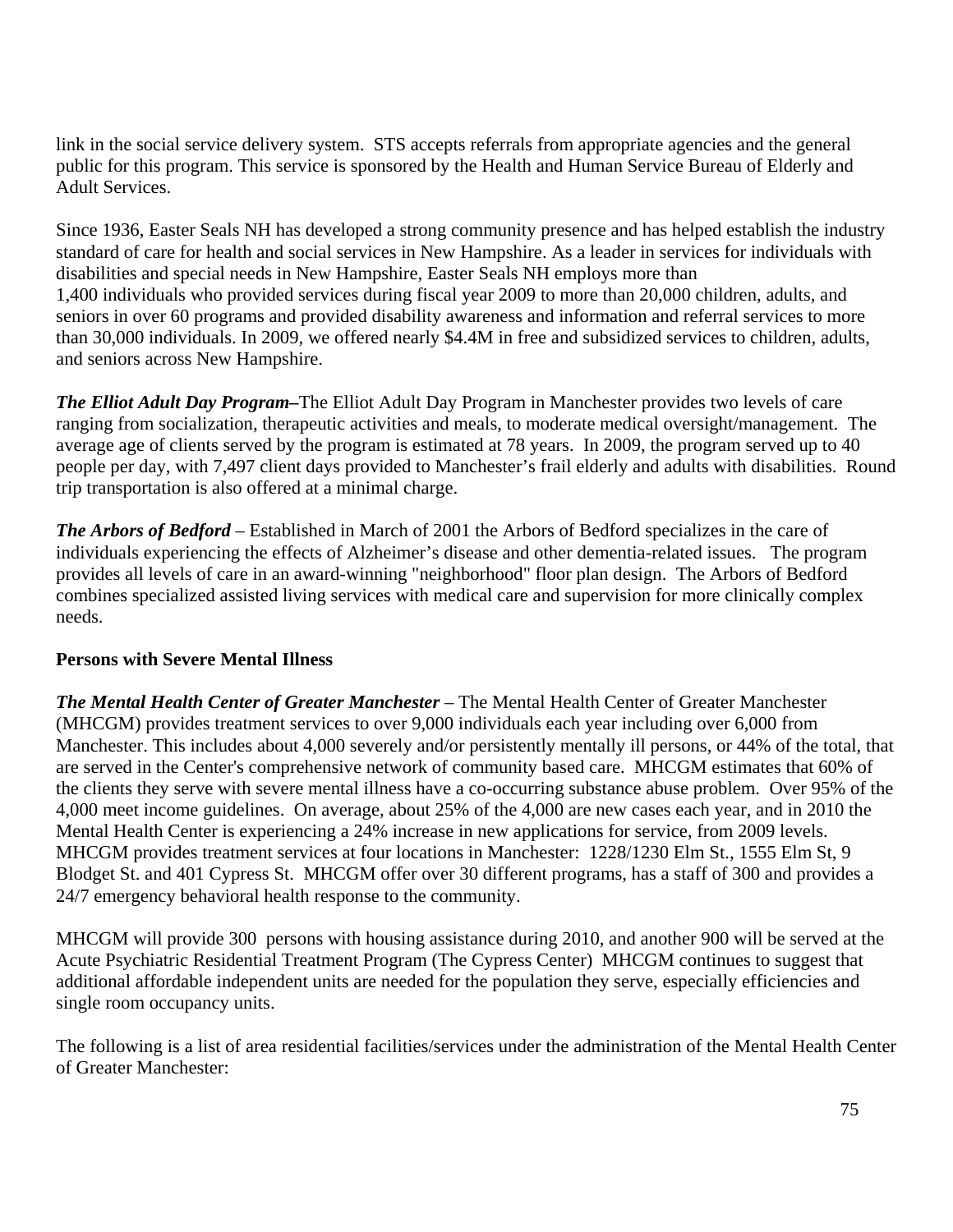link in the social service delivery system.  STS accepts referrals from appropriate agencies and the general public for this program. This service is sponsored by the Health and Human Service Bureau of Elderly and Adult Services.

Since 1936, Easter Seals NH has developed a strong community presence and has helped establish the industry standard of care for health and social services in New Hampshire. As a leader in services for individuals with disabilities and special needs in New Hampshire, Easter Seals NH employs more than 1,400 individuals who provided services during fiscal year 2009 to more than 20,000 children, adults, and seniors in over 60 programs and provided disability awareness and information and referral services to more than 30,000 individuals. In 2009, we offered nearly $4.4M in free and subsidized services to children, adults, and seniors across New Hampshire.

***The Elliot Adult Day Program*****–**The Elliot Adult Day Program in Manchester provides two levels of care ranging from socialization, therapeutic activities and meals, to moderate medical oversight/management.  The average age of clients served by the program is estimated at 78 years.  In 2009, the program served up to 40 people per day, with 7,497 client days provided to Manchester's frail elderly and adults with disabilities.  Round trip transportation is also offered at a minimal charge.

***The Arbors of Bedford*** – Established in March of 2001 the Arbors of Bedford specializes in the care of individuals experiencing the effects of Alzheimer's disease and other dementia-related issues.   The program provides all levels of care in an award-winning "neighborhood" floor plan design.  The Arbors of Bedford combines specialized assisted living services with medical care and supervision for more clinically complex needs.

**Persons with Severe Mental Illness**

***The Mental Health Center of Greater Manchester*** – The Mental Health Center of Greater Manchester (MHCGM) provides treatment services to over 9,000 individuals each year including over 6,000 from Manchester. This includes about 4,000 severely and/or persistently mentally ill persons, or 44% of the total, that are served in the Center's comprehensive network of community based care.  MHCGM estimates that 60% of the clients they serve with severe mental illness have a co-occurring substance abuse problem.  Over 95% of the 4,000 meet income guidelines.  On average, about 25% of the 4,000 are new cases each year, and in 2010 the Mental Health Center is experiencing a 24% increase in new applications for service, from 2009 levels.  MHCGM provides treatment services at four locations in Manchester:  1228/1230 Elm St., 1555 Elm St, 9 Blodget St. and 401 Cypress St.  MHCGM offer over 30 different programs, has a staff of 300 and provides a 24/7 emergency behavioral health response to the community.

MHCGM will provide 300  persons with housing assistance during 2010, and another 900 will be served at the Acute Psychiatric Residential Treatment Program (The Cypress Center)  MHCGM continues to suggest that additional affordable independent units are needed for the population they serve, especially efficiencies and single room occupancy units.

The following is a list of area residential facilities/services under the administration of the Mental Health Center of Greater Manchester: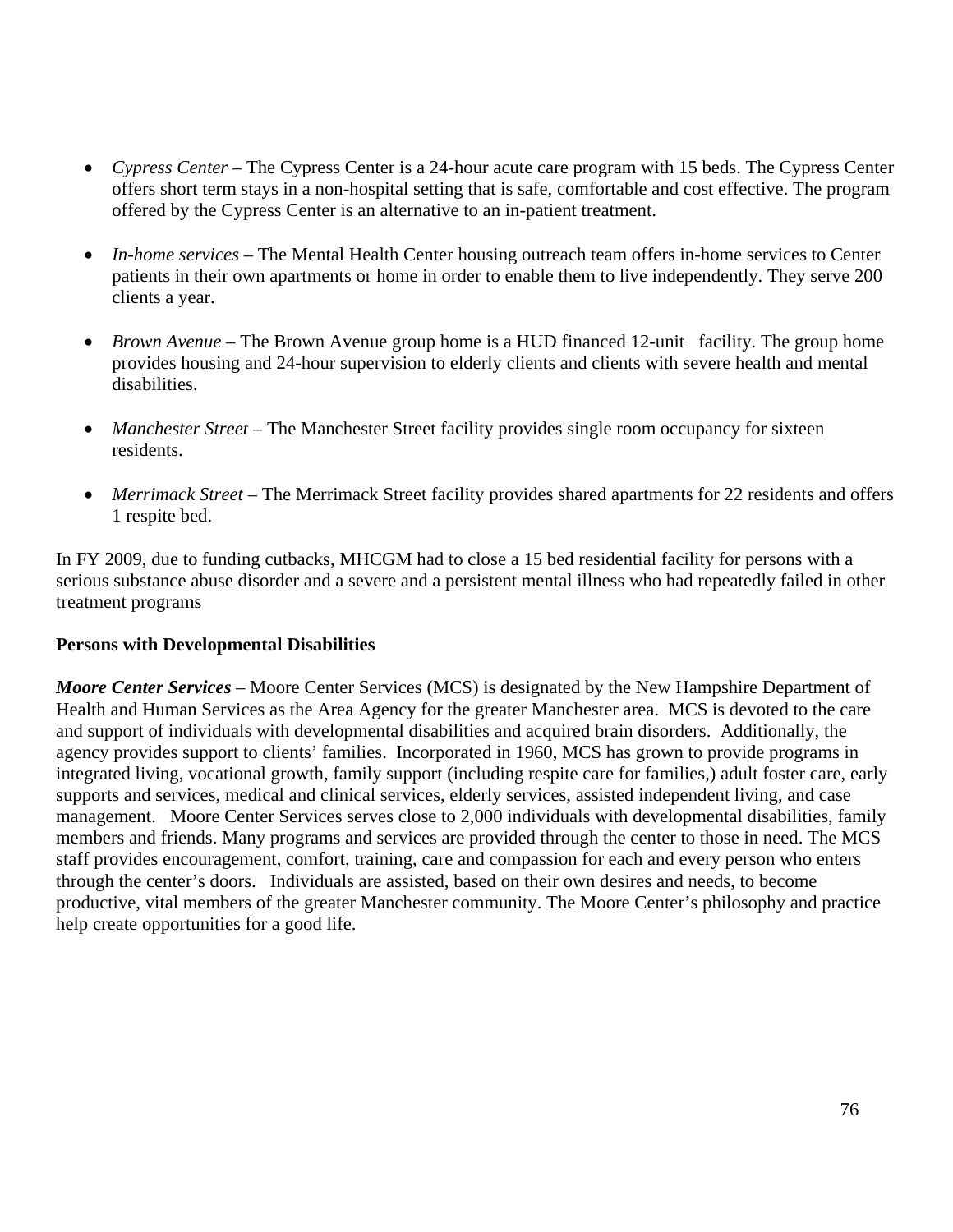- *Cypress Center* – The Cypress Center is a 24-hour acute care program with 15 beds. The Cypress Center offers short term stays in a non-hospital setting that is safe, comfortable and cost effective. The program offered by the Cypress Center is an alternative to an in-patient treatment.

- *In-home services* – The Mental Health Center housing outreach team offers in-home services to Center patients in their own apartments or home in order to enable them to live independently. They serve 200 clients a year.

- *Brown Avenue* – The Brown Avenue group home is a HUD financed 12-unit facility. The group home provides housing and 24-hour supervision to elderly clients and clients with severe health and mental disabilities.

- *Manchester Street* – The Manchester Street facility provides single room occupancy for sixteen residents.

- *Merrimack Street* – The Merrimack Street facility provides shared apartments for 22 residents and offers 1 respite bed.

In FY 2009, due to funding cutbacks, MHCGM had to close a 15 bed residential facility for persons with a serious substance abuse disorder and a severe and a persistent mental illness who had repeatedly failed in other treatment programs

**Persons with Developmental Disabilities**

***Moore Center Services*** – Moore Center Services (MCS) is designated by the New Hampshire Department of Health and Human Services as the Area Agency for the greater Manchester area. MCS is devoted to the care and support of individuals with developmental disabilities and acquired brain disorders. Additionally, the agency provides support to clients' families. Incorporated in 1960, MCS has grown to provide programs in integrated living, vocational growth, family support (including respite care for families,) adult foster care, early supports and services, medical and clinical services, elderly services, assisted independent living, and case management. Moore Center Services serves close to 2,000 individuals with developmental disabilities, family members and friends. Many programs and services are provided through the center to those in need. The MCS staff provides encouragement, comfort, training, care and compassion for each and every person who enters through the center's doors. Individuals are assisted, based on their own desires and needs, to become productive, vital members of the greater Manchester community. The Moore Center's philosophy and practice help create opportunities for a good life.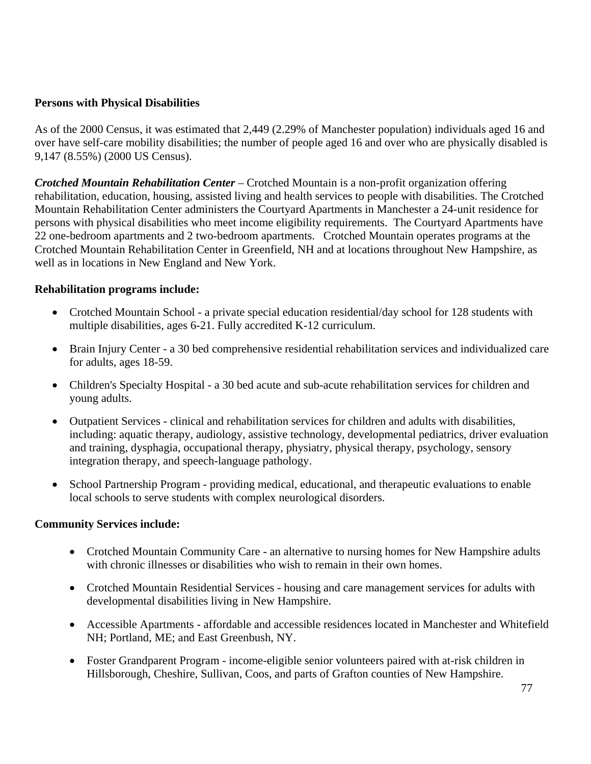**Persons with Physical Disabilities**

As of the 2000 Census, it was estimated that 2,449 (2.29% of Manchester population) individuals aged 16 and over have self-care mobility disabilities; the number of people aged 16 and over who are physically disabled is 9,147 (8.55%) (2000 US Census).

***Crotched Mountain Rehabilitation Center*** – Crotched Mountain is a non-profit organization offering rehabilitation, education, housing, assisted living and health services to people with disabilities. The Crotched Mountain Rehabilitation Center administers the Courtyard Apartments in Manchester a 24-unit residence for persons with physical disabilities who meet income eligibility requirements. The Courtyard Apartments have 22 one-bedroom apartments and 2 two-bedroom apartments. Crotched Mountain operates programs at the Crotched Mountain Rehabilitation Center in Greenfield, NH and at locations throughout New Hampshire, as well as in locations in New England and New York.

**Rehabilitation programs include:**

- Crotched Mountain School - a private special education residential/day school for 128 students with multiple disabilities, ages 6-21. Fully accredited K-12 curriculum.
- Brain Injury Center - a 30 bed comprehensive residential rehabilitation services and individualized care for adults, ages 18-59.
- Children's Specialty Hospital - a 30 bed acute and sub-acute rehabilitation services for children and young adults.
- Outpatient Services - clinical and rehabilitation services for children and adults with disabilities, including: aquatic therapy, audiology, assistive technology, developmental pediatrics, driver evaluation and training, dysphagia, occupational therapy, physiatry, physical therapy, psychology, sensory integration therapy, and speech-language pathology.
- School Partnership Program - providing medical, educational, and therapeutic evaluations to enable local schools to serve students with complex neurological disorders.

**Community Services include:**

- Crotched Mountain Community Care - an alternative to nursing homes for New Hampshire adults with chronic illnesses or disabilities who wish to remain in their own homes.
- Crotched Mountain Residential Services - housing and care management services for adults with developmental disabilities living in New Hampshire.
- Accessible Apartments - affordable and accessible residences located in Manchester and Whitefield NH; Portland, ME; and East Greenbush, NY.
- Foster Grandparent Program - income-eligible senior volunteers paired with at-risk children in Hillsborough, Cheshire, Sullivan, Coos, and parts of Grafton counties of New Hampshire.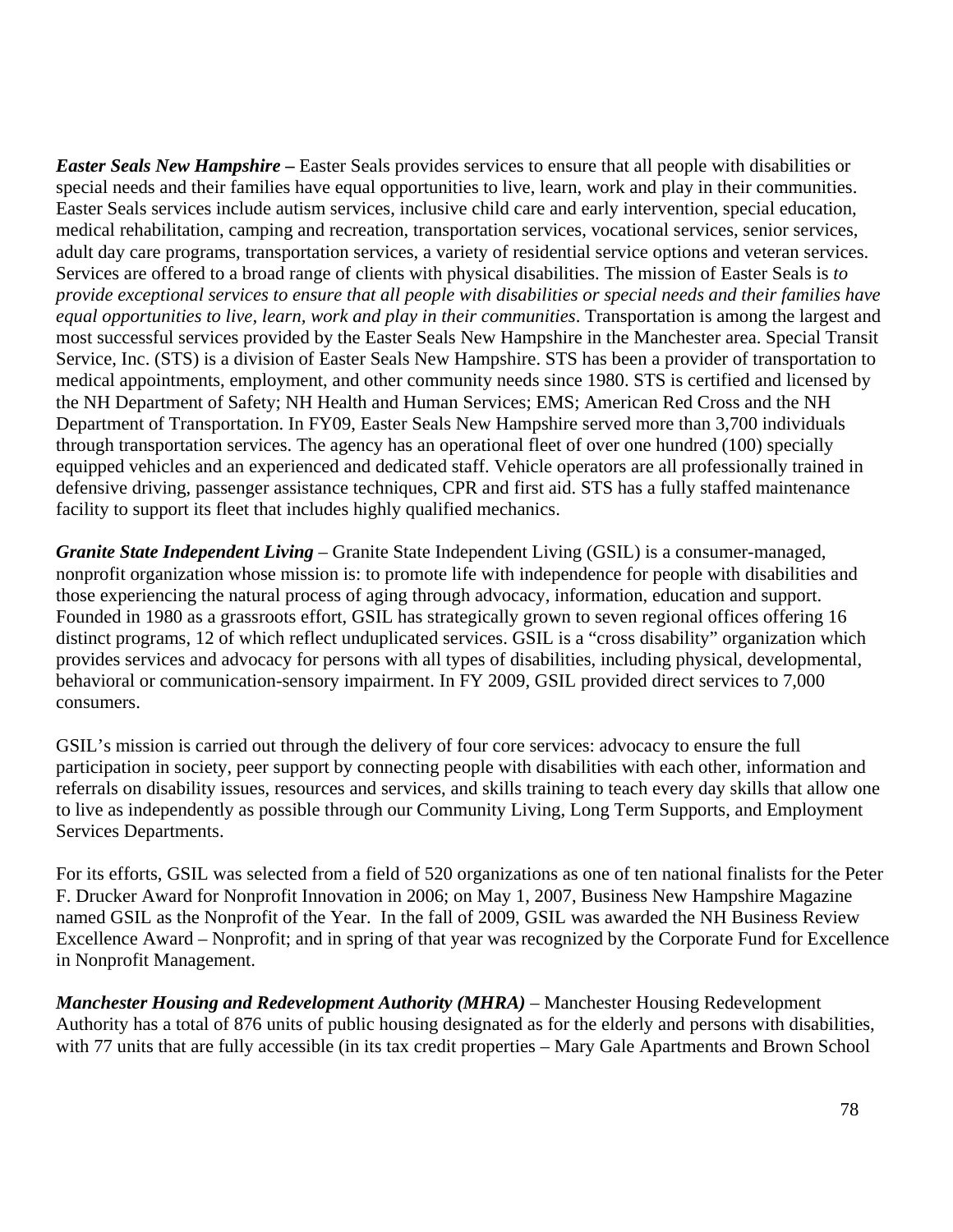***Easter Seals New Hampshire –*** Easter Seals provides services to ensure that all people with disabilities or special needs and their families have equal opportunities to live, learn, work and play in their communities. Easter Seals services include autism services, inclusive child care and early intervention, special education, medical rehabilitation, camping and recreation, transportation services, vocational services, senior services, adult day care programs, transportation services, a variety of residential service options and veteran services. Services are offered to a broad range of clients with physical disabilities. The mission of Easter Seals is *to provide exceptional services to ensure that all people with disabilities or special needs and their families have equal opportunities to live, learn, work and play in their communities*. Transportation is among the largest and most successful services provided by the Easter Seals New Hampshire in the Manchester area. Special Transit Service, Inc. (STS) is a division of Easter Seals New Hampshire. STS has been a provider of transportation to medical appointments, employment, and other community needs since 1980. STS is certified and licensed by the NH Department of Safety; NH Health and Human Services; EMS; American Red Cross and the NH Department of Transportation. In FY09, Easter Seals New Hampshire served more than 3,700 individuals through transportation services. The agency has an operational fleet of over one hundred (100) specially equipped vehicles and an experienced and dedicated staff. Vehicle operators are all professionally trained in defensive driving, passenger assistance techniques, CPR and first aid. STS has a fully staffed maintenance facility to support its fleet that includes highly qualified mechanics.

***Granite State Independent Living*** – Granite State Independent Living (GSIL) is a consumer-managed, nonprofit organization whose mission is: to promote life with independence for people with disabilities and those experiencing the natural process of aging through advocacy, information, education and support. Founded in 1980 as a grassroots effort, GSIL has strategically grown to seven regional offices offering 16 distinct programs, 12 of which reflect unduplicated services. GSIL is a "cross disability" organization which provides services and advocacy for persons with all types of disabilities, including physical, developmental, behavioral or communication-sensory impairment. In FY 2009, GSIL provided direct services to 7,000 consumers.

GSIL's mission is carried out through the delivery of four core services: advocacy to ensure the full participation in society, peer support by connecting people with disabilities with each other, information and referrals on disability issues, resources and services, and skills training to teach every day skills that allow one to live as independently as possible through our Community Living, Long Term Supports, and Employment Services Departments.

For its efforts, GSIL was selected from a field of 520 organizations as one of ten national finalists for the Peter F. Drucker Award for Nonprofit Innovation in 2006; on May 1, 2007, Business New Hampshire Magazine named GSIL as the Nonprofit of the Year. In the fall of 2009, GSIL was awarded the NH Business Review Excellence Award – Nonprofit; and in spring of that year was recognized by the Corporate Fund for Excellence in Nonprofit Management.

***Manchester Housing and Redevelopment Authority (MHRA)*** – Manchester Housing Redevelopment Authority has a total of 876 units of public housing designated as for the elderly and persons with disabilities, with 77 units that are fully accessible (in its tax credit properties – Mary Gale Apartments and Brown School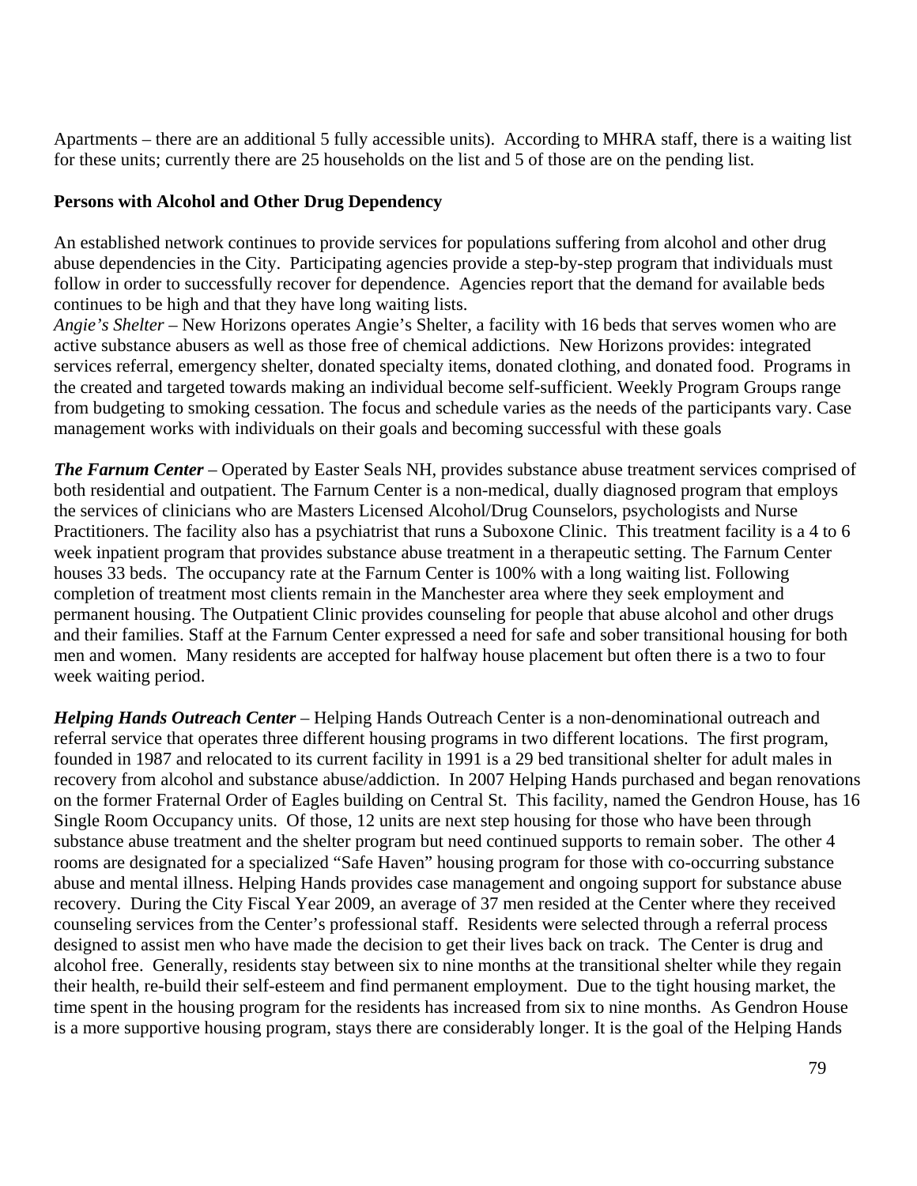Apartments – there are an additional 5 fully accessible units). According to MHRA staff, there is a waiting list for these units; currently there are 25 households on the list and 5 of those are on the pending list.

**Persons with Alcohol and Other Drug Dependency**

An established network continues to provide services for populations suffering from alcohol and other drug abuse dependencies in the City. Participating agencies provide a step-by-step program that individuals must follow in order to successfully recover for dependence. Agencies report that the demand for available beds continues to be high and that they have long waiting lists.

*Angie's Shelter* – New Horizons operates Angie's Shelter, a facility with 16 beds that serves women who are active substance abusers as well as those free of chemical addictions. New Horizons provides: integrated services referral, emergency shelter, donated specialty items, donated clothing, and donated food. Programs in the created and targeted towards making an individual become self-sufficient. Weekly Program Groups range from budgeting to smoking cessation. The focus and schedule varies as the needs of the participants vary. Case management works with individuals on their goals and becoming successful with these goals

***The Farnum Center*** – Operated by Easter Seals NH, provides substance abuse treatment services comprised of both residential and outpatient. The Farnum Center is a non-medical, dually diagnosed program that employs the services of clinicians who are Masters Licensed Alcohol/Drug Counselors, psychologists and Nurse Practitioners. The facility also has a psychiatrist that runs a Suboxone Clinic. This treatment facility is a 4 to 6 week inpatient program that provides substance abuse treatment in a therapeutic setting. The Farnum Center houses 33 beds. The occupancy rate at the Farnum Center is 100% with a long waiting list. Following completion of treatment most clients remain in the Manchester area where they seek employment and permanent housing. The Outpatient Clinic provides counseling for people that abuse alcohol and other drugs and their families. Staff at the Farnum Center expressed a need for safe and sober transitional housing for both men and women. Many residents are accepted for halfway house placement but often there is a two to four week waiting period.

***Helping Hands Outreach Center*** – Helping Hands Outreach Center is a non-denominational outreach and referral service that operates three different housing programs in two different locations. The first program, founded in 1987 and relocated to its current facility in 1991 is a 29 bed transitional shelter for adult males in recovery from alcohol and substance abuse/addiction. In 2007 Helping Hands purchased and began renovations on the former Fraternal Order of Eagles building on Central St. This facility, named the Gendron House, has 16 Single Room Occupancy units. Of those, 12 units are next step housing for those who have been through substance abuse treatment and the shelter program but need continued supports to remain sober. The other 4 rooms are designated for a specialized "Safe Haven" housing program for those with co-occurring substance abuse and mental illness. Helping Hands provides case management and ongoing support for substance abuse recovery. During the City Fiscal Year 2009, an average of 37 men resided at the Center where they received counseling services from the Center's professional staff. Residents were selected through a referral process designed to assist men who have made the decision to get their lives back on track. The Center is drug and alcohol free. Generally, residents stay between six to nine months at the transitional shelter while they regain their health, re-build their self-esteem and find permanent employment. Due to the tight housing market, the time spent in the housing program for the residents has increased from six to nine months. As Gendron House is a more supportive housing program, stays there are considerably longer. It is the goal of the Helping Hands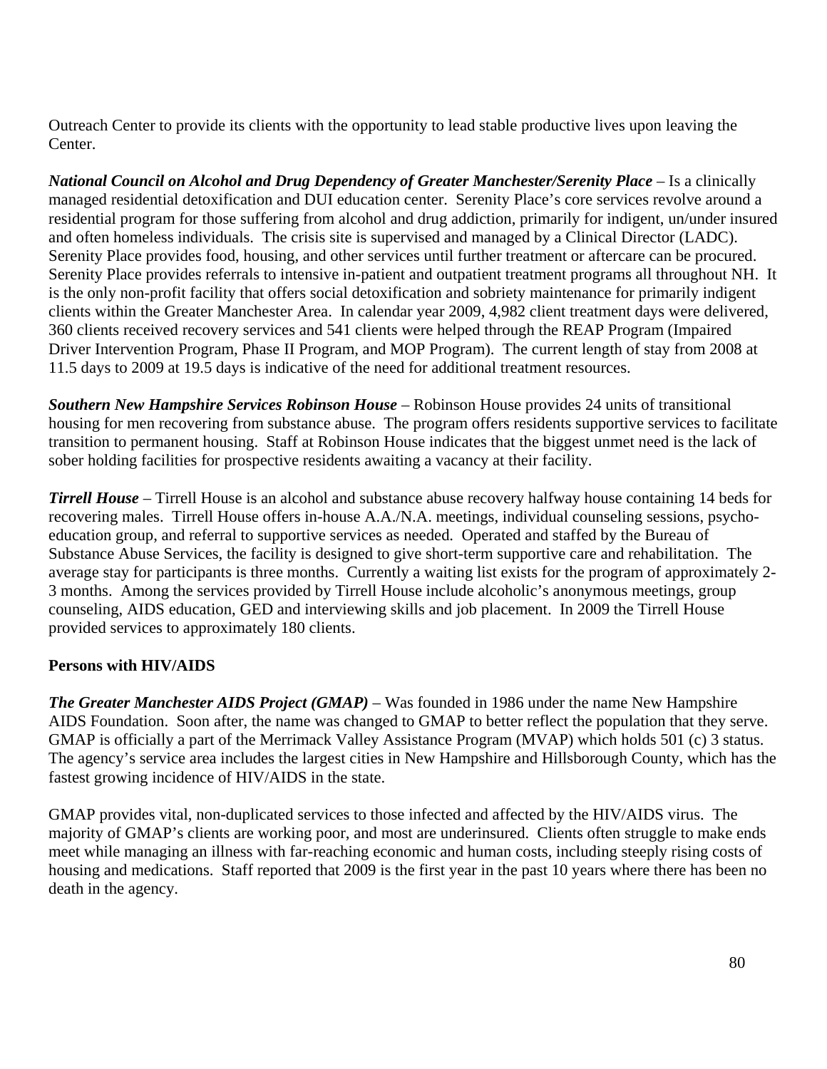Outreach Center to provide its clients with the opportunity to lead stable productive lives upon leaving the Center.

***National Council on Alcohol and Drug Dependency of Greater Manchester/Serenity Place*** – Is a clinically managed residential detoxification and DUI education center. Serenity Place's core services revolve around a residential program for those suffering from alcohol and drug addiction, primarily for indigent, un/under insured and often homeless individuals. The crisis site is supervised and managed by a Clinical Director (LADC). Serenity Place provides food, housing, and other services until further treatment or aftercare can be procured. Serenity Place provides referrals to intensive in-patient and outpatient treatment programs all throughout NH. It is the only non-profit facility that offers social detoxification and sobriety maintenance for primarily indigent clients within the Greater Manchester Area. In calendar year 2009, 4,982 client treatment days were delivered, 360 clients received recovery services and 541 clients were helped through the REAP Program (Impaired Driver Intervention Program, Phase II Program, and MOP Program). The current length of stay from 2008 at 11.5 days to 2009 at 19.5 days is indicative of the need for additional treatment resources.

***Southern New Hampshire Services Robinson House*** – Robinson House provides 24 units of transitional housing for men recovering from substance abuse. The program offers residents supportive services to facilitate transition to permanent housing. Staff at Robinson House indicates that the biggest unmet need is the lack of sober holding facilities for prospective residents awaiting a vacancy at their facility.

***Tirrell House*** – Tirrell House is an alcohol and substance abuse recovery halfway house containing 14 beds for recovering males. Tirrell House offers in-house A.A./N.A. meetings, individual counseling sessions, psycho-education group, and referral to supportive services as needed. Operated and staffed by the Bureau of Substance Abuse Services, the facility is designed to give short-term supportive care and rehabilitation. The average stay for participants is three months. Currently a waiting list exists for the program of approximately 2-3 months. Among the services provided by Tirrell House include alcoholic's anonymous meetings, group counseling, AIDS education, GED and interviewing skills and job placement. In 2009 the Tirrell House provided services to approximately 180 clients.

**Persons with HIV/AIDS**

***The Greater Manchester AIDS Project (GMAP)*** – Was founded in 1986 under the name New Hampshire AIDS Foundation. Soon after, the name was changed to GMAP to better reflect the population that they serve. GMAP is officially a part of the Merrimack Valley Assistance Program (MVAP) which holds 501 (c) 3 status. The agency's service area includes the largest cities in New Hampshire and Hillsborough County, which has the fastest growing incidence of HIV/AIDS in the state.

GMAP provides vital, non-duplicated services to those infected and affected by the HIV/AIDS virus. The majority of GMAP's clients are working poor, and most are underinsured. Clients often struggle to make ends meet while managing an illness with far-reaching economic and human costs, including steeply rising costs of housing and medications. Staff reported that 2009 is the first year in the past 10 years where there has been no death in the agency.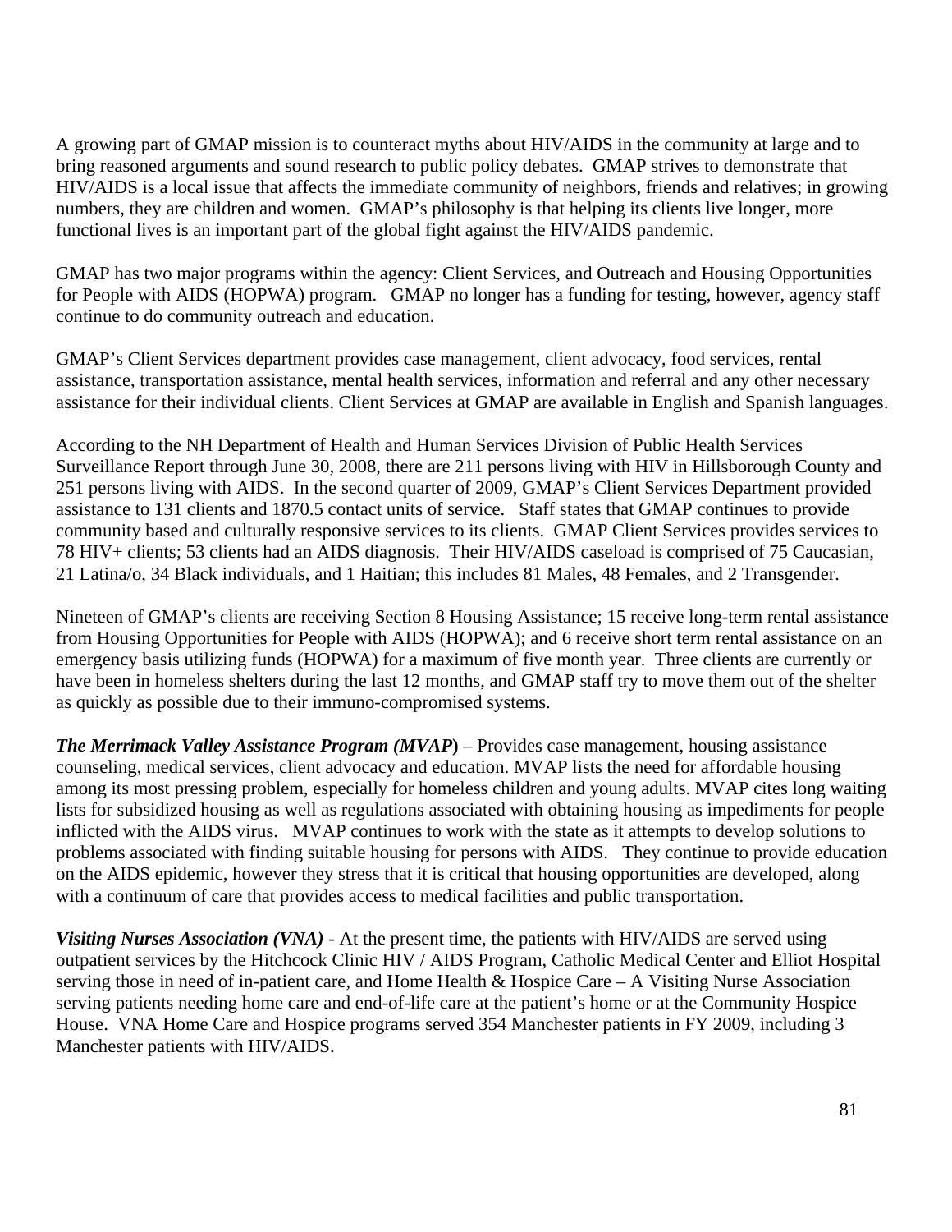A growing part of GMAP mission is to counteract myths about HIV/AIDS in the community at large and to bring reasoned arguments and sound research to public policy debates. GMAP strives to demonstrate that HIV/AIDS is a local issue that affects the immediate community of neighbors, friends and relatives; in growing numbers, they are children and women. GMAP's philosophy is that helping its clients live longer, more functional lives is an important part of the global fight against the HIV/AIDS pandemic.

GMAP has two major programs within the agency: Client Services, and Outreach and Housing Opportunities for People with AIDS (HOPWA) program. GMAP no longer has a funding for testing, however, agency staff continue to do community outreach and education.

GMAP's Client Services department provides case management, client advocacy, food services, rental assistance, transportation assistance, mental health services, information and referral and any other necessary assistance for their individual clients. Client Services at GMAP are available in English and Spanish languages.

According to the NH Department of Health and Human Services Division of Public Health Services Surveillance Report through June 30, 2008, there are 211 persons living with HIV in Hillsborough County and 251 persons living with AIDS. In the second quarter of 2009, GMAP's Client Services Department provided assistance to 131 clients and 1870.5 contact units of service. Staff states that GMAP continues to provide community based and culturally responsive services to its clients. GMAP Client Services provides services to 78 HIV+ clients; 53 clients had an AIDS diagnosis. Their HIV/AIDS caseload is comprised of 75 Caucasian, 21 Latina/o, 34 Black individuals, and 1 Haitian; this includes 81 Males, 48 Females, and 2 Transgender.

Nineteen of GMAP's clients are receiving Section 8 Housing Assistance; 15 receive long-term rental assistance from Housing Opportunities for People with AIDS (HOPWA); and 6 receive short term rental assistance on an emergency basis utilizing funds (HOPWA) for a maximum of five month year. Three clients are currently or have been in homeless shelters during the last 12 months, and GMAP staff try to move them out of the shelter as quickly as possible due to their immuno-compromised systems.

***The Merrimack Valley Assistance Program (MVAP)*** – Provides case management, housing assistance counseling, medical services, client advocacy and education. MVAP lists the need for affordable housing among its most pressing problem, especially for homeless children and young adults. MVAP cites long waiting lists for subsidized housing as well as regulations associated with obtaining housing as impediments for people inflicted with the AIDS virus. MVAP continues to work with the state as it attempts to develop solutions to problems associated with finding suitable housing for persons with AIDS. They continue to provide education on the AIDS epidemic, however they stress that it is critical that housing opportunities are developed, along with a continuum of care that provides access to medical facilities and public transportation.

***Visiting Nurses Association (VNA)*** - At the present time, the patients with HIV/AIDS are served using outpatient services by the Hitchcock Clinic HIV / AIDS Program, Catholic Medical Center and Elliot Hospital serving those in need of in-patient care, and Home Health & Hospice Care – A Visiting Nurse Association serving patients needing home care and end-of-life care at the patient's home or at the Community Hospice House. VNA Home Care and Hospice programs served 354 Manchester patients in FY 2009, including 3 Manchester patients with HIV/AIDS.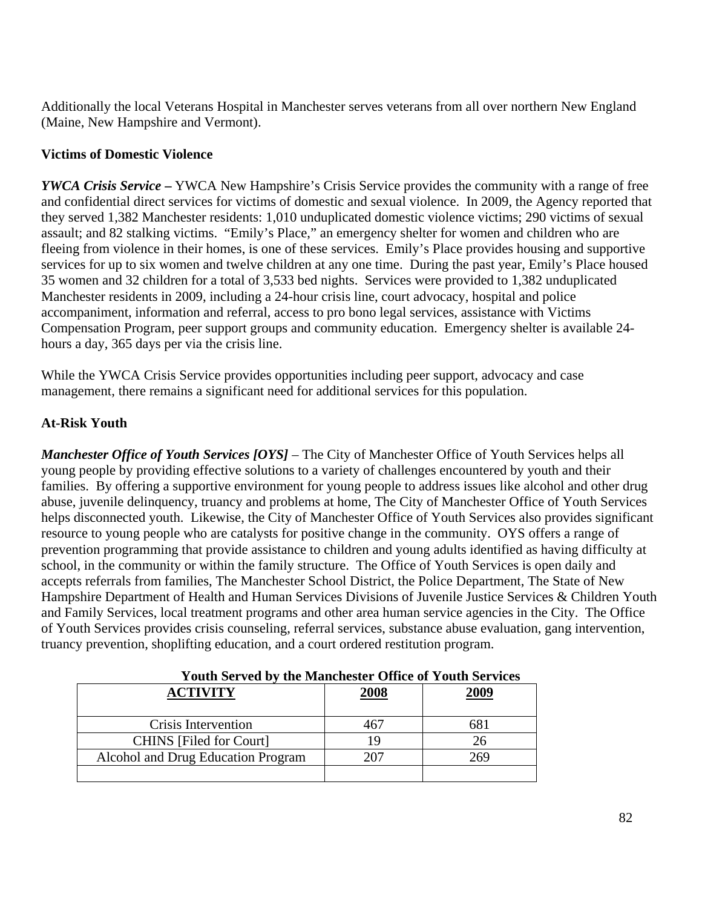Additionally the local Veterans Hospital in Manchester serves veterans from all over northern New England (Maine, New Hampshire and Vermont).

**Victims of Domestic Violence**

***YWCA Crisis Service –*** YWCA New Hampshire's Crisis Service provides the community with a range of free and confidential direct services for victims of domestic and sexual violence. In 2009, the Agency reported that they served 1,382 Manchester residents: 1,010 unduplicated domestic violence victims; 290 victims of sexual assault; and 82 stalking victims. "Emily's Place," an emergency shelter for women and children who are fleeing from violence in their homes, is one of these services. Emily's Place provides housing and supportive services for up to six women and twelve children at any one time. During the past year, Emily's Place housed 35 women and 32 children for a total of 3,533 bed nights. Services were provided to 1,382 unduplicated Manchester residents in 2009, including a 24-hour crisis line, court advocacy, hospital and police accompaniment, information and referral, access to pro bono legal services, assistance with Victims Compensation Program, peer support groups and community education. Emergency shelter is available 24-hours a day, 365 days per via the crisis line.

While the YWCA Crisis Service provides opportunities including peer support, advocacy and case management, there remains a significant need for additional services for this population.

**At-Risk Youth**

***Manchester Office of Youth Services [OYS]*** – The City of Manchester Office of Youth Services helps all young people by providing effective solutions to a variety of challenges encountered by youth and their families. By offering a supportive environment for young people to address issues like alcohol and other drug abuse, juvenile delinquency, truancy and problems at home, The City of Manchester Office of Youth Services helps disconnected youth. Likewise, the City of Manchester Office of Youth Services also provides significant resource to young people who are catalysts for positive change in the community. OYS offers a range of prevention programming that provide assistance to children and young adults identified as having difficulty at school, in the community or within the family structure. The Office of Youth Services is open daily and accepts referrals from families, The Manchester School District, the Police Department, The State of New Hampshire Department of Health and Human Services Divisions of Juvenile Justice Services & Children Youth and Family Services, local treatment programs and other area human service agencies in the City. The Office of Youth Services provides crisis counseling, referral services, substance abuse evaluation, gang intervention, truancy prevention, shoplifting education, and a court ordered restitution program.

**Youth Served by the Manchester Office of Youth Services**

| ACTIVITY | 2008 | 2009 |
|---|---|---|
| Crisis Intervention | 467 | 681 |
| CHINS [Filed for Court] | 19 | 26 |
| Alcohol and Drug Education Program | 207 | 269 |
| | | |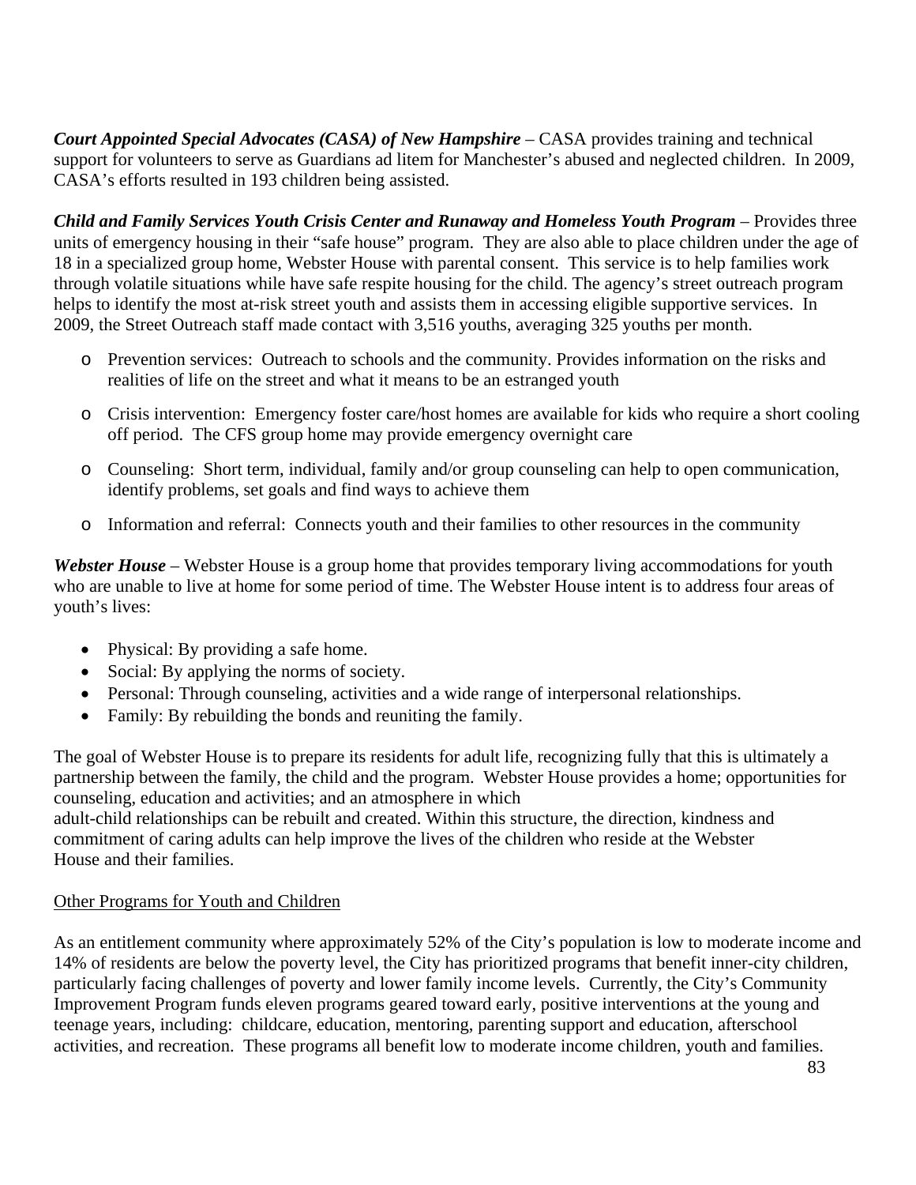***Court Appointed Special Advocates (CASA) of New Hampshire*** – CASA provides training and technical support for volunteers to serve as Guardians ad litem for Manchester's abused and neglected children. In 2009, CASA's efforts resulted in 193 children being assisted.

***Child and Family Services Youth Crisis Center and Runaway and Homeless Youth Program*** – Provides three units of emergency housing in their "safe house" program. They are also able to place children under the age of 18 in a specialized group home, Webster House with parental consent. This service is to help families work through volatile situations while have safe respite housing for the child. The agency's street outreach program helps to identify the most at-risk street youth and assists them in accessing eligible supportive services. In 2009, the Street Outreach staff made contact with 3,516 youths, averaging 325 youths per month.

- Prevention services: Outreach to schools and the community. Provides information on the risks and realities of life on the street and what it means to be an estranged youth
- Crisis intervention: Emergency foster care/host homes are available for kids who require a short cooling off period. The CFS group home may provide emergency overnight care
- Counseling: Short term, individual, family and/or group counseling can help to open communication, identify problems, set goals and find ways to achieve them
- Information and referral: Connects youth and their families to other resources in the community

***Webster House*** – Webster House is a group home that provides temporary living accommodations for youth who are unable to live at home for some period of time. The Webster House intent is to address four areas of youth's lives:

- Physical: By providing a safe home.
- Social: By applying the norms of society.
- Personal: Through counseling, activities and a wide range of interpersonal relationships.
- Family: By rebuilding the bonds and reuniting the family.

The goal of Webster House is to prepare its residents for adult life, recognizing fully that this is ultimately a partnership between the family, the child and the program. Webster House provides a home; opportunities for counseling, education and activities; and an atmosphere in which adult-child relationships can be rebuilt and created. Within this structure, the direction, kindness and commitment of caring adults can help improve the lives of the children who reside at the Webster House and their families.

<u>Other Programs for Youth and Children</u>

As an entitlement community where approximately 52% of the City's population is low to moderate income and 14% of residents are below the poverty level, the City has prioritized programs that benefit inner-city children, particularly facing challenges of poverty and lower family income levels. Currently, the City's Community Improvement Program funds eleven programs geared toward early, positive interventions at the young and teenage years, including: childcare, education, mentoring, parenting support and education, afterschool activities, and recreation. These programs all benefit low to moderate income children, youth and families.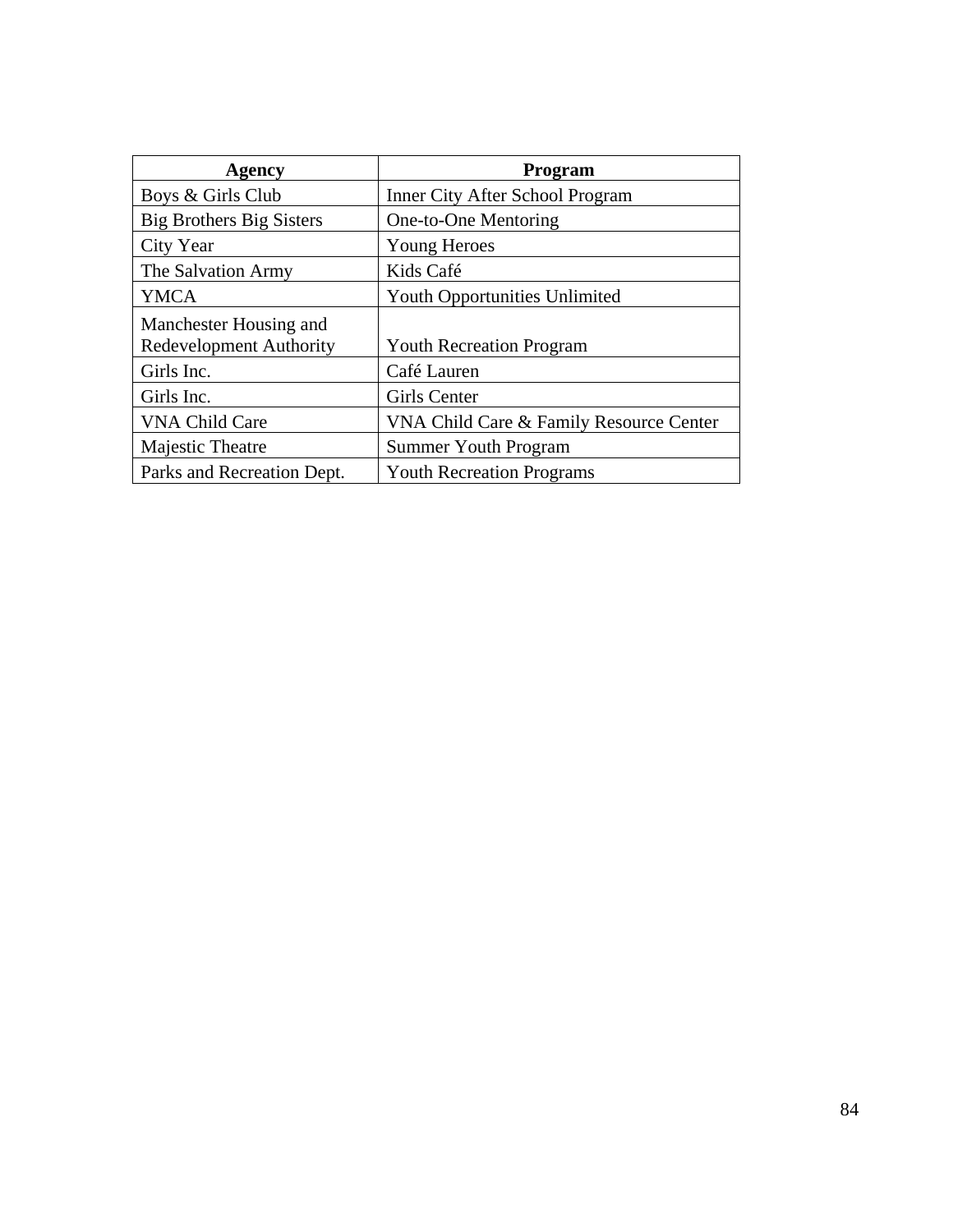| Agency | Program |
| --- | --- |
| Boys & Girls Club | Inner City After School Program |
| Big Brothers Big Sisters | One-to-One Mentoring |
| City Year | Young Heroes |
| The Salvation Army | Kids Café |
| YMCA | Youth Opportunities Unlimited |
| Manchester Housing and Redevelopment Authority | Youth Recreation Program |
| Girls Inc. | Café Lauren |
| Girls Inc. | Girls Center |
| VNA Child Care | VNA Child Care & Family Resource Center |
| Majestic Theatre | Summer Youth Program |
| Parks and Recreation Dept. | Youth Recreation Programs |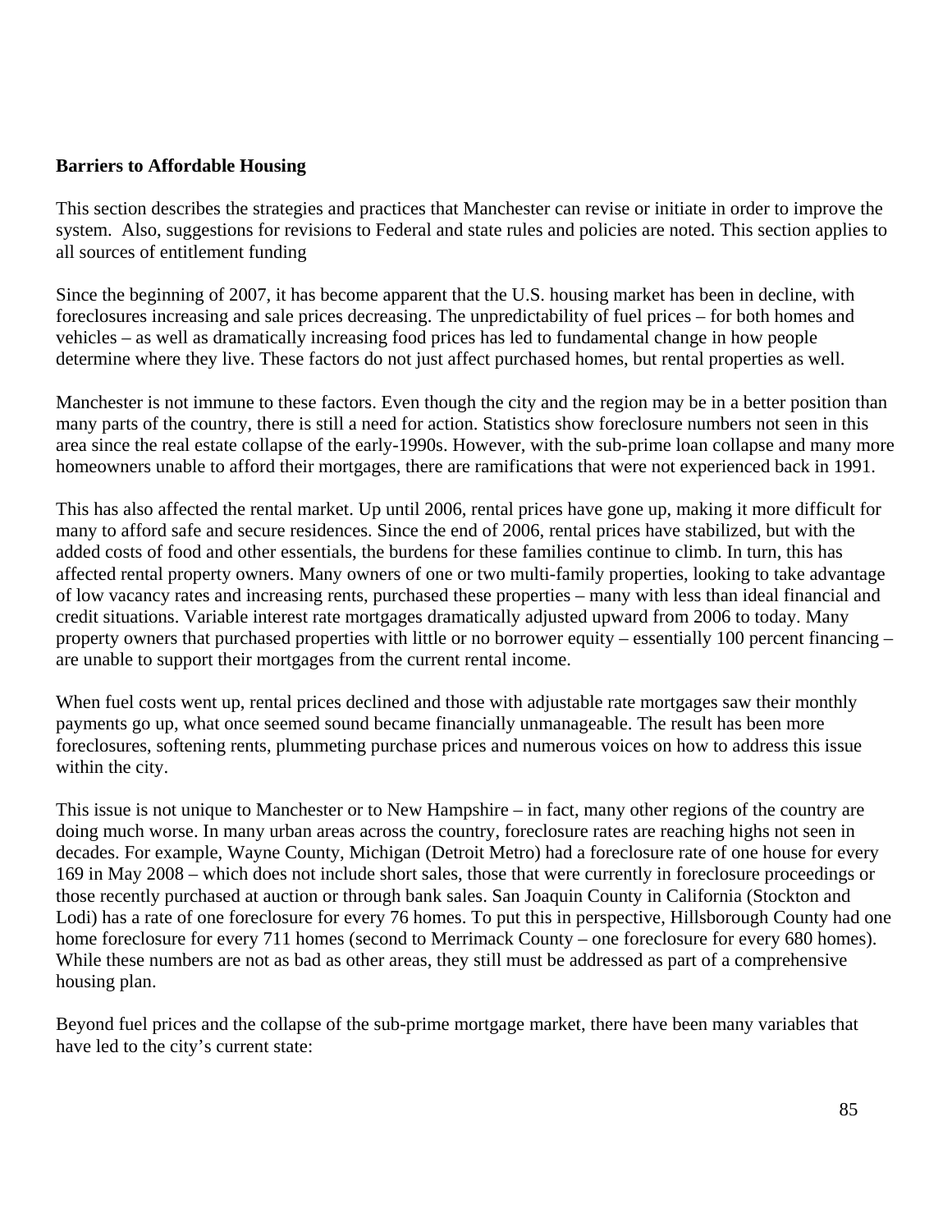**Barriers to Affordable Housing**

This section describes the strategies and practices that Manchester can revise or initiate in order to improve the system. Also, suggestions for revisions to Federal and state rules and policies are noted. This section applies to all sources of entitlement funding

Since the beginning of 2007, it has become apparent that the U.S. housing market has been in decline, with foreclosures increasing and sale prices decreasing. The unpredictability of fuel prices – for both homes and vehicles – as well as dramatically increasing food prices has led to fundamental change in how people determine where they live. These factors do not just affect purchased homes, but rental properties as well.

Manchester is not immune to these factors. Even though the city and the region may be in a better position than many parts of the country, there is still a need for action. Statistics show foreclosure numbers not seen in this area since the real estate collapse of the early-1990s. However, with the sub-prime loan collapse and many more homeowners unable to afford their mortgages, there are ramifications that were not experienced back in 1991.

This has also affected the rental market. Up until 2006, rental prices have gone up, making it more difficult for many to afford safe and secure residences. Since the end of 2006, rental prices have stabilized, but with the added costs of food and other essentials, the burdens for these families continue to climb. In turn, this has affected rental property owners. Many owners of one or two multi-family properties, looking to take advantage of low vacancy rates and increasing rents, purchased these properties – many with less than ideal financial and credit situations. Variable interest rate mortgages dramatically adjusted upward from 2006 to today. Many property owners that purchased properties with little or no borrower equity – essentially 100 percent financing – are unable to support their mortgages from the current rental income.

When fuel costs went up, rental prices declined and those with adjustable rate mortgages saw their monthly payments go up, what once seemed sound became financially unmanageable. The result has been more foreclosures, softening rents, plummeting purchase prices and numerous voices on how to address this issue within the city.

This issue is not unique to Manchester or to New Hampshire – in fact, many other regions of the country are doing much worse. In many urban areas across the country, foreclosure rates are reaching highs not seen in decades. For example, Wayne County, Michigan (Detroit Metro) had a foreclosure rate of one house for every 169 in May 2008 – which does not include short sales, those that were currently in foreclosure proceedings or those recently purchased at auction or through bank sales. San Joaquin County in California (Stockton and Lodi) has a rate of one foreclosure for every 76 homes. To put this in perspective, Hillsborough County had one home foreclosure for every 711 homes (second to Merrimack County – one foreclosure for every 680 homes). While these numbers are not as bad as other areas, they still must be addressed as part of a comprehensive housing plan.

Beyond fuel prices and the collapse of the sub-prime mortgage market, there have been many variables that have led to the city's current state: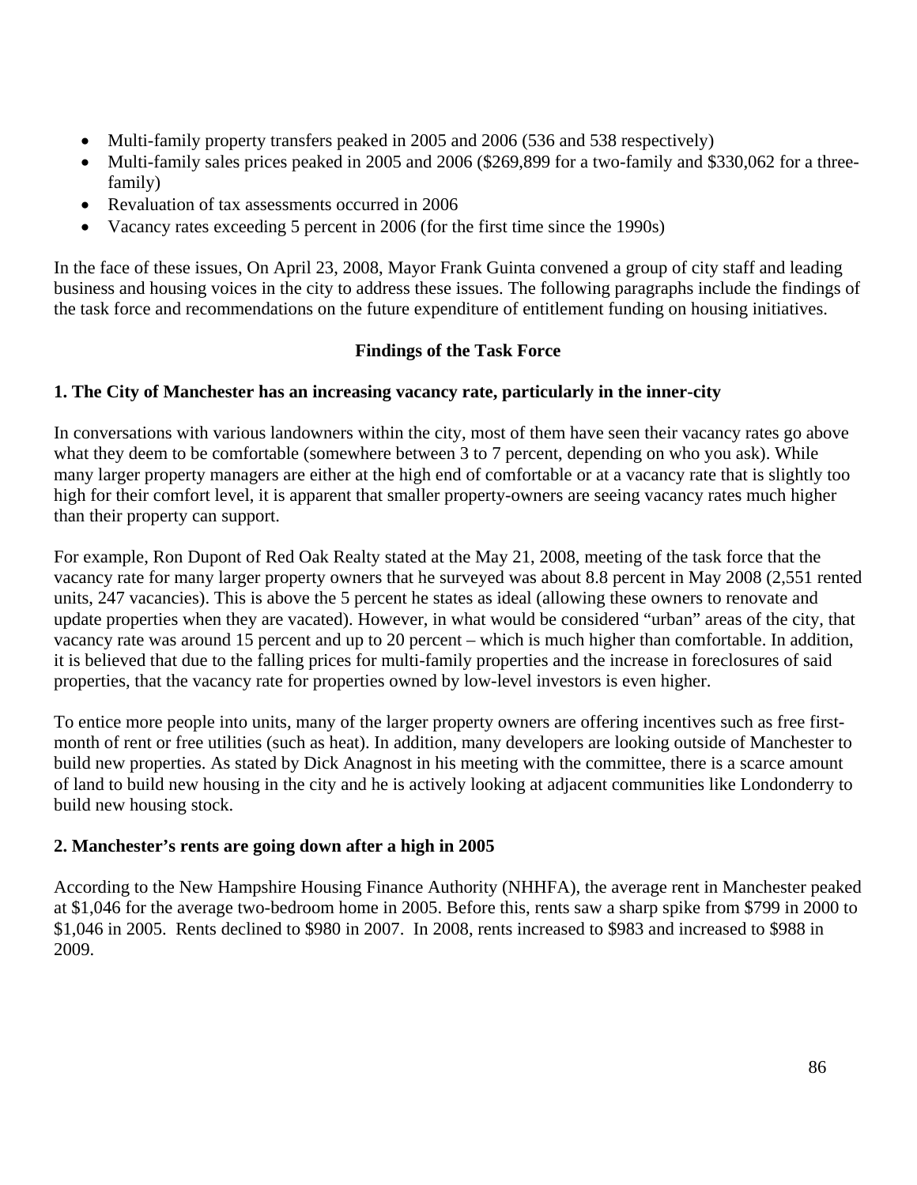- Multi-family property transfers peaked in 2005 and 2006 (536 and 538 respectively)
- Multi-family sales prices peaked in 2005 and 2006 ($269,899 for a two-family and $330,062 for a three-family)
- Revaluation of tax assessments occurred in 2006
- Vacancy rates exceeding 5 percent in 2006 (for the first time since the 1990s)

In the face of these issues, On April 23, 2008, Mayor Frank Guinta convened a group of city staff and leading business and housing voices in the city to address these issues. The following paragraphs include the findings of the task force and recommendations on the future expenditure of entitlement funding on housing initiatives.

**Findings of the Task Force**

**1. The City of Manchester has an increasing vacancy rate, particularly in the inner-city**

In conversations with various landowners within the city, most of them have seen their vacancy rates go above what they deem to be comfortable (somewhere between 3 to 7 percent, depending on who you ask). While many larger property managers are either at the high end of comfortable or at a vacancy rate that is slightly too high for their comfort level, it is apparent that smaller property-owners are seeing vacancy rates much higher than their property can support.

For example, Ron Dupont of Red Oak Realty stated at the May 21, 2008, meeting of the task force that the vacancy rate for many larger property owners that he surveyed was about 8.8 percent in May 2008 (2,551 rented units, 247 vacancies). This is above the 5 percent he states as ideal (allowing these owners to renovate and update properties when they are vacated). However, in what would be considered "urban" areas of the city, that vacancy rate was around 15 percent and up to 20 percent – which is much higher than comfortable. In addition, it is believed that due to the falling prices for multi-family properties and the increase in foreclosures of said properties, that the vacancy rate for properties owned by low-level investors is even higher.

To entice more people into units, many of the larger property owners are offering incentives such as free first-month of rent or free utilities (such as heat). In addition, many developers are looking outside of Manchester to build new properties. As stated by Dick Anagnost in his meeting with the committee, there is a scarce amount of land to build new housing in the city and he is actively looking at adjacent communities like Londonderry to build new housing stock.

**2. Manchester's rents are going down after a high in 2005**

According to the New Hampshire Housing Finance Authority (NHHFA), the average rent in Manchester peaked at $1,046 for the average two-bedroom home in 2005. Before this, rents saw a sharp spike from $799 in 2000 to $1,046 in 2005. Rents declined to $980 in 2007. In 2008, rents increased to $983 and increased to $988 in 2009.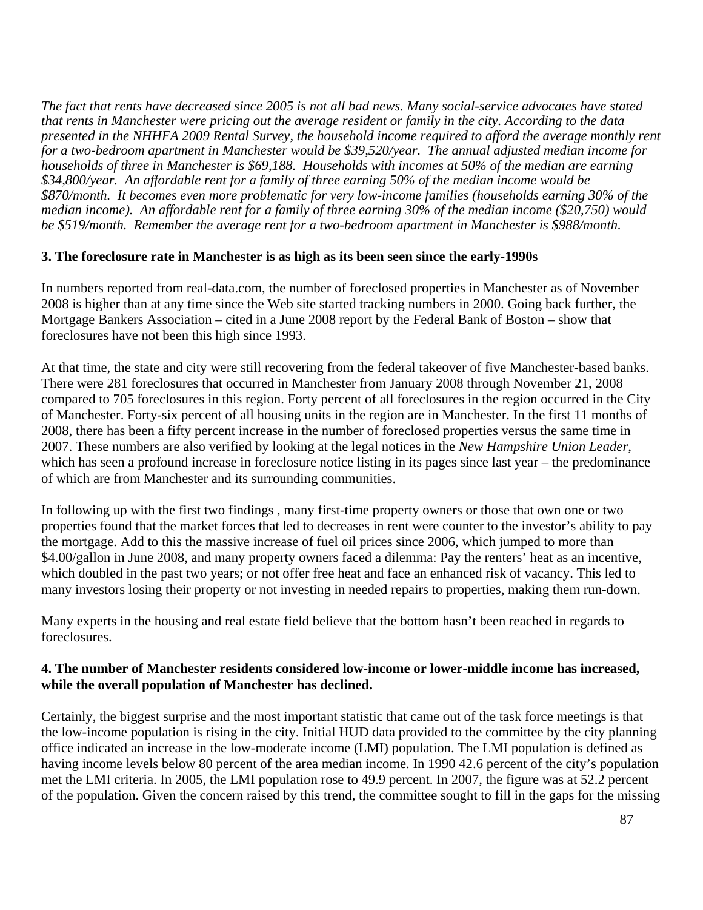*The fact that rents have decreased since 2005 is not all bad news. Many social-service advocates have stated that rents in Manchester were pricing out the average resident or family in the city. According to the data presented in the NHHFA 2009 Rental Survey, the household income required to afford the average monthly rent for a two-bedroom apartment in Manchester would be $39,520/year. The annual adjusted median income for households of three in Manchester is $69,188. Households with incomes at 50% of the median are earning $34,800/year. An affordable rent for a family of three earning 50% of the median income would be $870/month. It becomes even more problematic for very low-income families (households earning 30% of the median income). An affordable rent for a family of three earning 30% of the median income ($20,750) would be $519/month. Remember the average rent for a two-bedroom apartment in Manchester is $988/month.*

**3. The foreclosure rate in Manchester is as high as its been seen since the early-1990s**

In numbers reported from real-data.com, the number of foreclosed properties in Manchester as of November 2008 is higher than at any time since the Web site started tracking numbers in 2000. Going back further, the Mortgage Bankers Association – cited in a June 2008 report by the Federal Bank of Boston – show that foreclosures have not been this high since 1993.

At that time, the state and city were still recovering from the federal takeover of five Manchester-based banks. There were 281 foreclosures that occurred in Manchester from January 2008 through November 21, 2008 compared to 705 foreclosures in this region. Forty percent of all foreclosures in the region occurred in the City of Manchester. Forty-six percent of all housing units in the region are in Manchester. In the first 11 months of 2008, there has been a fifty percent increase in the number of foreclosed properties versus the same time in 2007. These numbers are also verified by looking at the legal notices in the *New Hampshire Union Leader*, which has seen a profound increase in foreclosure notice listing in its pages since last year – the predominance of which are from Manchester and its surrounding communities.

In following up with the first two findings , many first-time property owners or those that own one or two properties found that the market forces that led to decreases in rent were counter to the investor's ability to pay the mortgage. Add to this the massive increase of fuel oil prices since 2006, which jumped to more than $4.00/gallon in June 2008, and many property owners faced a dilemma: Pay the renters' heat as an incentive, which doubled in the past two years; or not offer free heat and face an enhanced risk of vacancy. This led to many investors losing their property or not investing in needed repairs to properties, making them run-down.

Many experts in the housing and real estate field believe that the bottom hasn't been reached in regards to foreclosures.

**4. The number of Manchester residents considered low-income or lower-middle income has increased, while the overall population of Manchester has declined.**

Certainly, the biggest surprise and the most important statistic that came out of the task force meetings is that the low-income population is rising in the city. Initial HUD data provided to the committee by the city planning office indicated an increase in the low-moderate income (LMI) population. The LMI population is defined as having income levels below 80 percent of the area median income. In 1990 42.6 percent of the city's population met the LMI criteria. In 2005, the LMI population rose to 49.9 percent. In 2007, the figure was at 52.2 percent of the population. Given the concern raised by this trend, the committee sought to fill in the gaps for the missing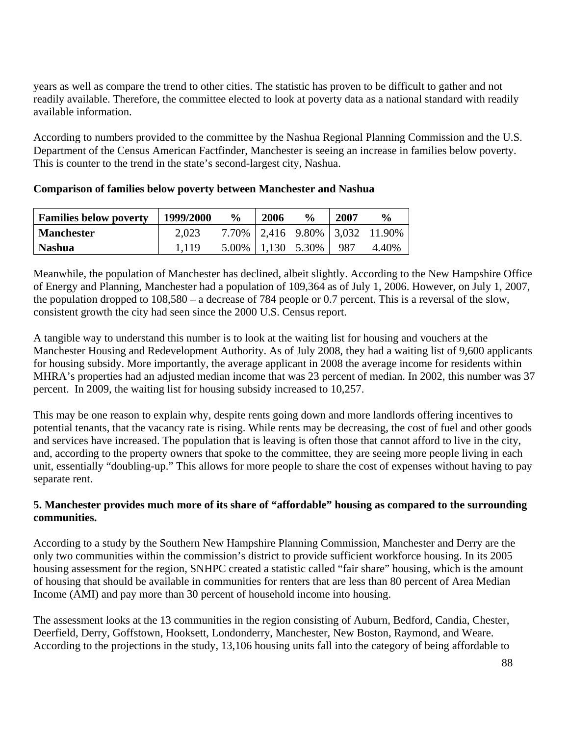years as well as compare the trend to other cities. The statistic has proven to be difficult to gather and not readily available. Therefore, the committee elected to look at poverty data as a national standard with readily available information.

According to numbers provided to the committee by the Nashua Regional Planning Commission and the U.S. Department of the Census American Factfinder, Manchester is seeing an increase in families below poverty. This is counter to the trend in the state's second-largest city, Nashua.

**Comparison of families below poverty between Manchester and Nashua**

| Families below poverty | 1999/2000 | % | 2006 | % | 2007 | % |
|---|---|---|---|---|---|---|
| Manchester | 2,023 | 7.70% | 2,416 | 9.80% | 3,032 | 11.90% |
| Nashua | 1,119 | 5.00% | 1,130 | 5.30% | 987 | 4.40% |

Meanwhile, the population of Manchester has declined, albeit slightly. According to the New Hampshire Office of Energy and Planning, Manchester had a population of 109,364 as of July 1, 2006. However, on July 1, 2007, the population dropped to 108,580 – a decrease of 784 people or 0.7 percent. This is a reversal of the slow, consistent growth the city had seen since the 2000 U.S. Census report.

A tangible way to understand this number is to look at the waiting list for housing and vouchers at the Manchester Housing and Redevelopment Authority. As of July 2008, they had a waiting list of 9,600 applicants for housing subsidy. More importantly, the average applicant in 2008 the average income for residents within MHRA's properties had an adjusted median income that was 23 percent of median. In 2002, this number was 37 percent. In 2009, the waiting list for housing subsidy increased to 10,257.

This may be one reason to explain why, despite rents going down and more landlords offering incentives to potential tenants, that the vacancy rate is rising. While rents may be decreasing, the cost of fuel and other goods and services have increased. The population that is leaving is often those that cannot afford to live in the city, and, according to the property owners that spoke to the committee, they are seeing more people living in each unit, essentially "doubling-up." This allows for more people to share the cost of expenses without having to pay separate rent.

**5. Manchester provides much more of its share of "affordable" housing as compared to the surrounding communities.**

According to a study by the Southern New Hampshire Planning Commission, Manchester and Derry are the only two communities within the commission's district to provide sufficient workforce housing. In its 2005 housing assessment for the region, SNHPC created a statistic called "fair share" housing, which is the amount of housing that should be available in communities for renters that are less than 80 percent of Area Median Income (AMI) and pay more than 30 percent of household income into housing.

The assessment looks at the 13 communities in the region consisting of Auburn, Bedford, Candia, Chester, Deerfield, Derry, Goffstown, Hooksett, Londonderry, Manchester, New Boston, Raymond, and Weare. According to the projections in the study, 13,106 housing units fall into the category of being affordable to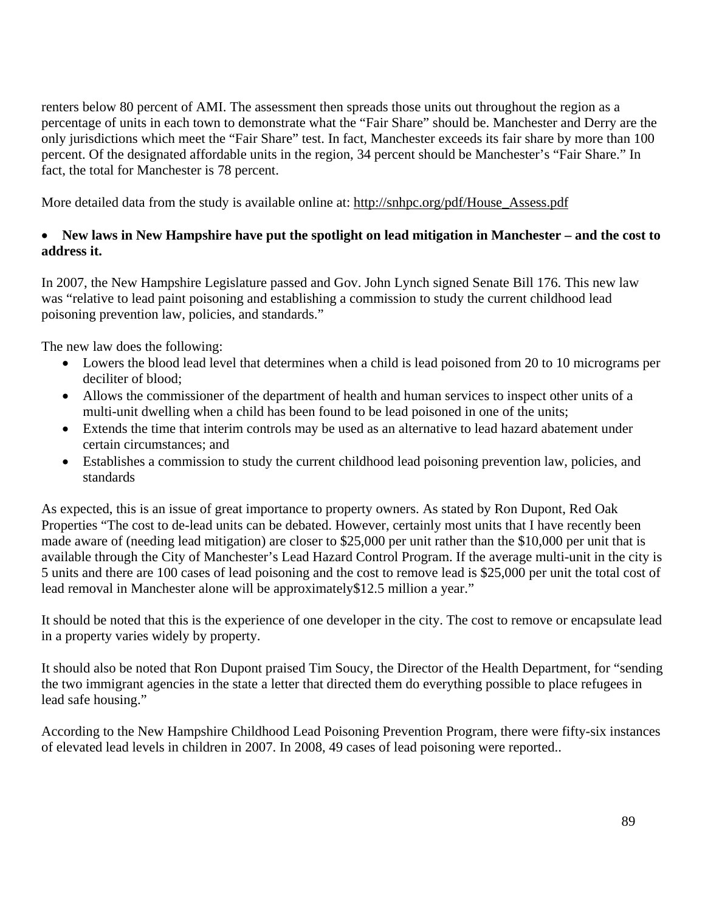renters below 80 percent of AMI. The assessment then spreads those units out throughout the region as a percentage of units in each town to demonstrate what the "Fair Share" should be. Manchester and Derry are the only jurisdictions which meet the "Fair Share" test. In fact, Manchester exceeds its fair share by more than 100 percent. Of the designated affordable units in the region, 34 percent should be Manchester's "Fair Share." In fact, the total for Manchester is 78 percent.

More detailed data from the study is available online at: http://snhpc.org/pdf/House_Assess.pdf

- **New laws in New Hampshire have put the spotlight on lead mitigation in Manchester – and the cost to address it.**

In 2007, the New Hampshire Legislature passed and Gov. John Lynch signed Senate Bill 176. This new law was "relative to lead paint poisoning and establishing a commission to study the current childhood lead poisoning prevention law, policies, and standards."

The new law does the following:

- Lowers the blood lead level that determines when a child is lead poisoned from 20 to 10 micrograms per deciliter of blood;
- Allows the commissioner of the department of health and human services to inspect other units of a multi-unit dwelling when a child has been found to be lead poisoned in one of the units;
- Extends the time that interim controls may be used as an alternative to lead hazard abatement under certain circumstances; and
- Establishes a commission to study the current childhood lead poisoning prevention law, policies, and standards

As expected, this is an issue of great importance to property owners. As stated by Ron Dupont, Red Oak Properties "The cost to de-lead units can be debated. However, certainly most units that I have recently been made aware of (needing lead mitigation) are closer to $25,000 per unit rather than the $10,000 per unit that is available through the City of Manchester's Lead Hazard Control Program. If the average multi-unit in the city is 5 units and there are 100 cases of lead poisoning and the cost to remove lead is $25,000 per unit the total cost of lead removal in Manchester alone will be approximately$12.5 million a year."

It should be noted that this is the experience of one developer in the city. The cost to remove or encapsulate lead in a property varies widely by property.

It should also be noted that Ron Dupont praised Tim Soucy, the Director of the Health Department, for "sending the two immigrant agencies in the state a letter that directed them do everything possible to place refugees in lead safe housing."

According to the New Hampshire Childhood Lead Poisoning Prevention Program, there were fifty-six instances of elevated lead levels in children in 2007. In 2008, 49 cases of lead poisoning were reported..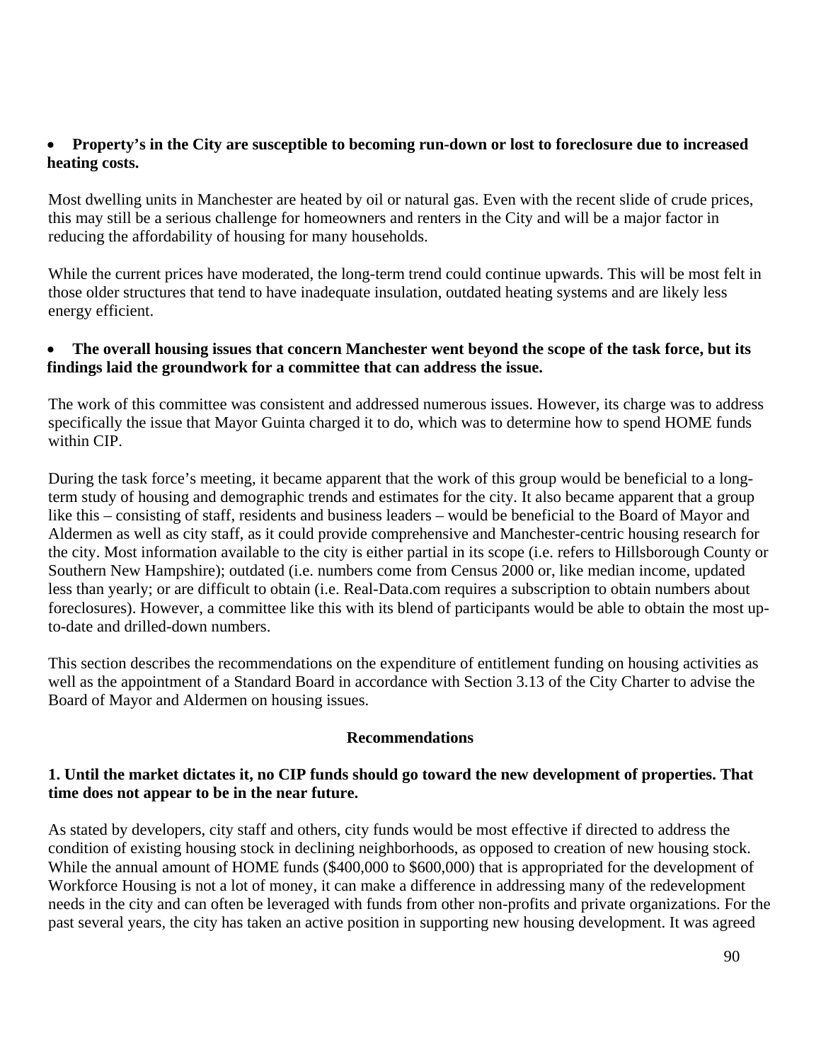- **Property's in the City are susceptible to becoming run-down or lost to foreclosure due to increased heating costs.**

Most dwelling units in Manchester are heated by oil or natural gas. Even with the recent slide of crude prices, this may still be a serious challenge for homeowners and renters in the City and will be a major factor in reducing the affordability of housing for many households.

While the current prices have moderated, the long-term trend could continue upwards. This will be most felt in those older structures that tend to have inadequate insulation, outdated heating systems and are likely less energy efficient.

- **The overall housing issues that concern Manchester went beyond the scope of the task force, but its findings laid the groundwork for a committee that can address the issue.**

The work of this committee was consistent and addressed numerous issues. However, its charge was to address specifically the issue that Mayor Guinta charged it to do, which was to determine how to spend HOME funds within CIP.

During the task force's meeting, it became apparent that the work of this group would be beneficial to a long-term study of housing and demographic trends and estimates for the city. It also became apparent that a group like this – consisting of staff, residents and business leaders – would be beneficial to the Board of Mayor and Aldermen as well as city staff, as it could provide comprehensive and Manchester-centric housing research for the city. Most information available to the city is either partial in its scope (i.e. refers to Hillsborough County or Southern New Hampshire); outdated (i.e. numbers come from Census 2000 or, like median income, updated less than yearly; or are difficult to obtain (i.e. Real-Data.com requires a subscription to obtain numbers about foreclosures). However, a committee like this with its blend of participants would be able to obtain the most up-to-date and drilled-down numbers.

This section describes the recommendations on the expenditure of entitlement funding on housing activities as well as the appointment of a Standard Board in accordance with Section 3.13 of the City Charter to advise the Board of Mayor and Aldermen on housing issues.

## Recommendations

**1. Until the market dictates it, no CIP funds should go toward the new development of properties. That time does not appear to be in the near future.**

As stated by developers, city staff and others, city funds would be most effective if directed to address the condition of existing housing stock in declining neighborhoods, as opposed to creation of new housing stock. While the annual amount of HOME funds ($400,000 to $600,000) that is appropriated for the development of Workforce Housing is not a lot of money, it can make a difference in addressing many of the redevelopment needs in the city and can often be leveraged with funds from other non-profits and private organizations. For the past several years, the city has taken an active position in supporting new housing development. It was agreed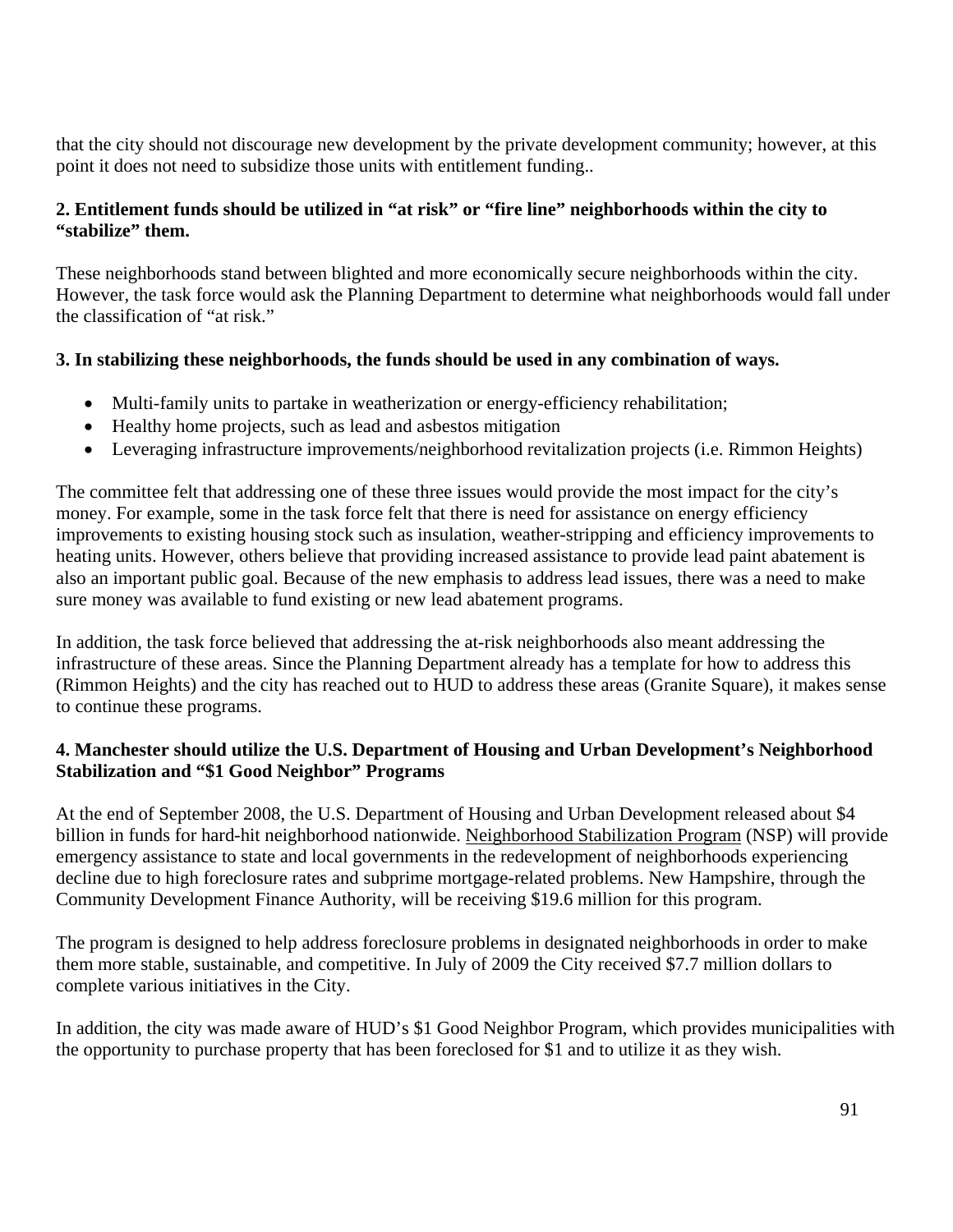that the city should not discourage new development by the private development community; however, at this point it does not need to subsidize those units with entitlement funding..

**2. Entitlement funds should be utilized in "at risk" or "fire line" neighborhoods within the city to "stabilize" them.**

These neighborhoods stand between blighted and more economically secure neighborhoods within the city. However, the task force would ask the Planning Department to determine what neighborhoods would fall under the classification of "at risk."

**3. In stabilizing these neighborhoods, the funds should be used in any combination of ways.**

- Multi-family units to partake in weatherization or energy-efficiency rehabilitation;
- Healthy home projects, such as lead and asbestos mitigation
- Leveraging infrastructure improvements/neighborhood revitalization projects (i.e. Rimmon Heights)

The committee felt that addressing one of these three issues would provide the most impact for the city's money. For example, some in the task force felt that there is need for assistance on energy efficiency improvements to existing housing stock such as insulation, weather-stripping and efficiency improvements to heating units. However, others believe that providing increased assistance to provide lead paint abatement is also an important public goal. Because of the new emphasis to address lead issues, there was a need to make sure money was available to fund existing or new lead abatement programs.

In addition, the task force believed that addressing the at-risk neighborhoods also meant addressing the infrastructure of these areas. Since the Planning Department already has a template for how to address this (Rimmon Heights) and the city has reached out to HUD to address these areas (Granite Square), it makes sense to continue these programs.

**4. Manchester should utilize the U.S. Department of Housing and Urban Development's Neighborhood Stabilization and "$1 Good Neighbor" Programs**

At the end of September 2008, the U.S. Department of Housing and Urban Development released about $4 billion in funds for hard-hit neighborhood nationwide. Neighborhood Stabilization Program (NSP) will provide emergency assistance to state and local governments in the redevelopment of neighborhoods experiencing decline due to high foreclosure rates and subprime mortgage-related problems. New Hampshire, through the Community Development Finance Authority, will be receiving $19.6 million for this program.

The program is designed to help address foreclosure problems in designated neighborhoods in order to make them more stable, sustainable, and competitive. In July of 2009 the City received $7.7 million dollars to complete various initiatives in the City.

In addition, the city was made aware of HUD's $1 Good Neighbor Program, which provides municipalities with the opportunity to purchase property that has been foreclosed for $1 and to utilize it as they wish.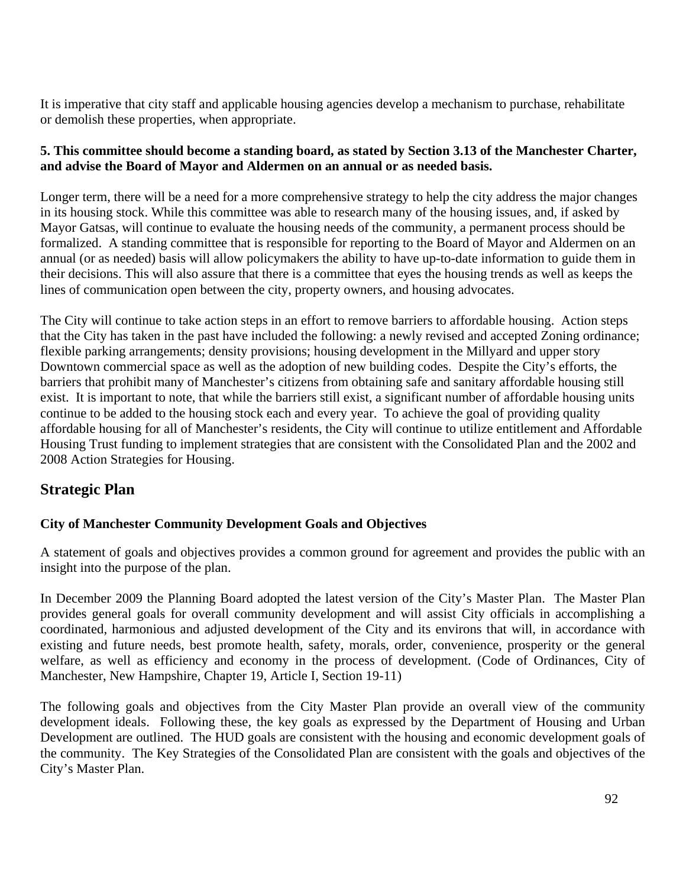It is imperative that city staff and applicable housing agencies develop a mechanism to purchase, rehabilitate or demolish these properties, when appropriate.

**5. This committee should become a standing board, as stated by Section 3.13 of the Manchester Charter, and advise the Board of Mayor and Aldermen on an annual or as needed basis.**

Longer term, there will be a need for a more comprehensive strategy to help the city address the major changes in its housing stock. While this committee was able to research many of the housing issues, and, if asked by Mayor Gatsas, will continue to evaluate the housing needs of the community, a permanent process should be formalized. A standing committee that is responsible for reporting to the Board of Mayor and Aldermen on an annual (or as needed) basis will allow policymakers the ability to have up-to-date information to guide them in their decisions. This will also assure that there is a committee that eyes the housing trends as well as keeps the lines of communication open between the city, property owners, and housing advocates.

The City will continue to take action steps in an effort to remove barriers to affordable housing. Action steps that the City has taken in the past have included the following: a newly revised and accepted Zoning ordinance; flexible parking arrangements; density provisions; housing development in the Millyard and upper story Downtown commercial space as well as the adoption of new building codes. Despite the City's efforts, the barriers that prohibit many of Manchester's citizens from obtaining safe and sanitary affordable housing still exist. It is important to note, that while the barriers still exist, a significant number of affordable housing units continue to be added to the housing stock each and every year. To achieve the goal of providing quality affordable housing for all of Manchester's residents, the City will continue to utilize entitlement and Affordable Housing Trust funding to implement strategies that are consistent with the Consolidated Plan and the 2002 and 2008 Action Strategies for Housing.

## Strategic Plan

### City of Manchester Community Development Goals and Objectives

A statement of goals and objectives provides a common ground for agreement and provides the public with an insight into the purpose of the plan.

In December 2009 the Planning Board adopted the latest version of the City's Master Plan. The Master Plan provides general goals for overall community development and will assist City officials in accomplishing a coordinated, harmonious and adjusted development of the City and its environs that will, in accordance with existing and future needs, best promote health, safety, morals, order, convenience, prosperity or the general welfare, as well as efficiency and economy in the process of development. (Code of Ordinances, City of Manchester, New Hampshire, Chapter 19, Article I, Section 19-11)

The following goals and objectives from the City Master Plan provide an overall view of the community development ideals. Following these, the key goals as expressed by the Department of Housing and Urban Development are outlined. The HUD goals are consistent with the housing and economic development goals of the community. The Key Strategies of the Consolidated Plan are consistent with the goals and objectives of the City's Master Plan.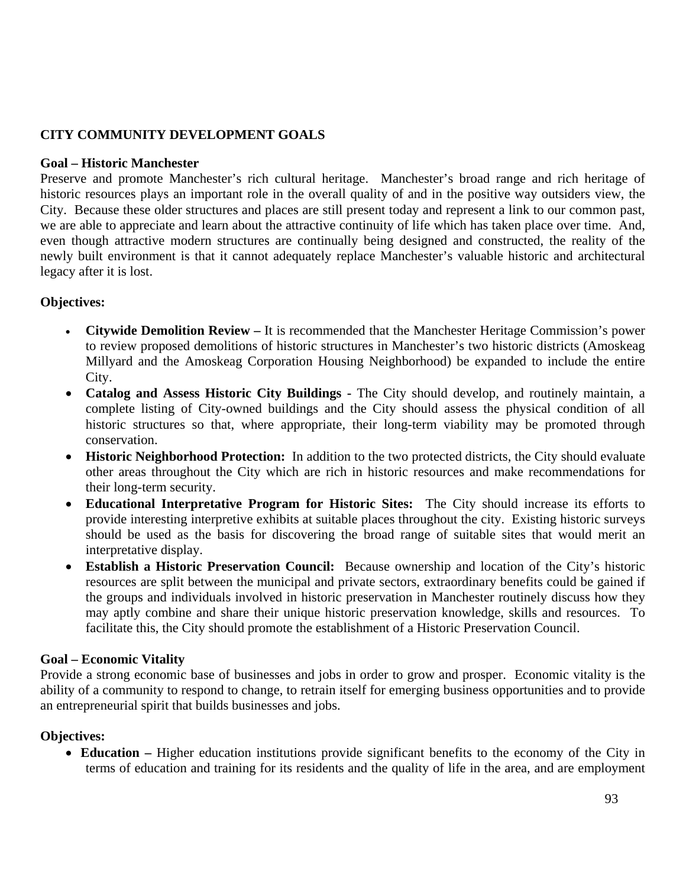## CITY COMMUNITY DEVELOPMENT GOALS

### Goal – Historic Manchester

Preserve and promote Manchester's rich cultural heritage. Manchester's broad range and rich heritage of historic resources plays an important role in the overall quality of and in the positive way outsiders view, the City. Because these older structures and places are still present today and represent a link to our common past, we are able to appreciate and learn about the attractive continuity of life which has taken place over time. And, even though attractive modern structures are continually being designed and constructed, the reality of the newly built environment is that it cannot adequately replace Manchester's valuable historic and architectural legacy after it is lost.

**Objectives:**

- **Citywide Demolition Review –** It is recommended that the Manchester Heritage Commission's power to review proposed demolitions of historic structures in Manchester's two historic districts (Amoskeag Millyard and the Amoskeag Corporation Housing Neighborhood) be expanded to include the entire City.
- **Catalog and Assess Historic City Buildings -** The City should develop, and routinely maintain, a complete listing of City-owned buildings and the City should assess the physical condition of all historic structures so that, where appropriate, their long-term viability may be promoted through conservation.
- **Historic Neighborhood Protection:** In addition to the two protected districts, the City should evaluate other areas throughout the City which are rich in historic resources and make recommendations for their long-term security.
- **Educational Interpretative Program for Historic Sites:** The City should increase its efforts to provide interesting interpretive exhibits at suitable places throughout the city. Existing historic surveys should be used as the basis for discovering the broad range of suitable sites that would merit an interpretative display.
- **Establish a Historic Preservation Council:** Because ownership and location of the City's historic resources are split between the municipal and private sectors, extraordinary benefits could be gained if the groups and individuals involved in historic preservation in Manchester routinely discuss how they may aptly combine and share their unique historic preservation knowledge, skills and resources. To facilitate this, the City should promote the establishment of a Historic Preservation Council.

### Goal – Economic Vitality

Provide a strong economic base of businesses and jobs in order to grow and prosper. Economic vitality is the ability of a community to respond to change, to retrain itself for emerging business opportunities and to provide an entrepreneurial spirit that builds businesses and jobs.

**Objectives:**

- **Education –** Higher education institutions provide significant benefits to the economy of the City in terms of education and training for its residents and the quality of life in the area, and are employment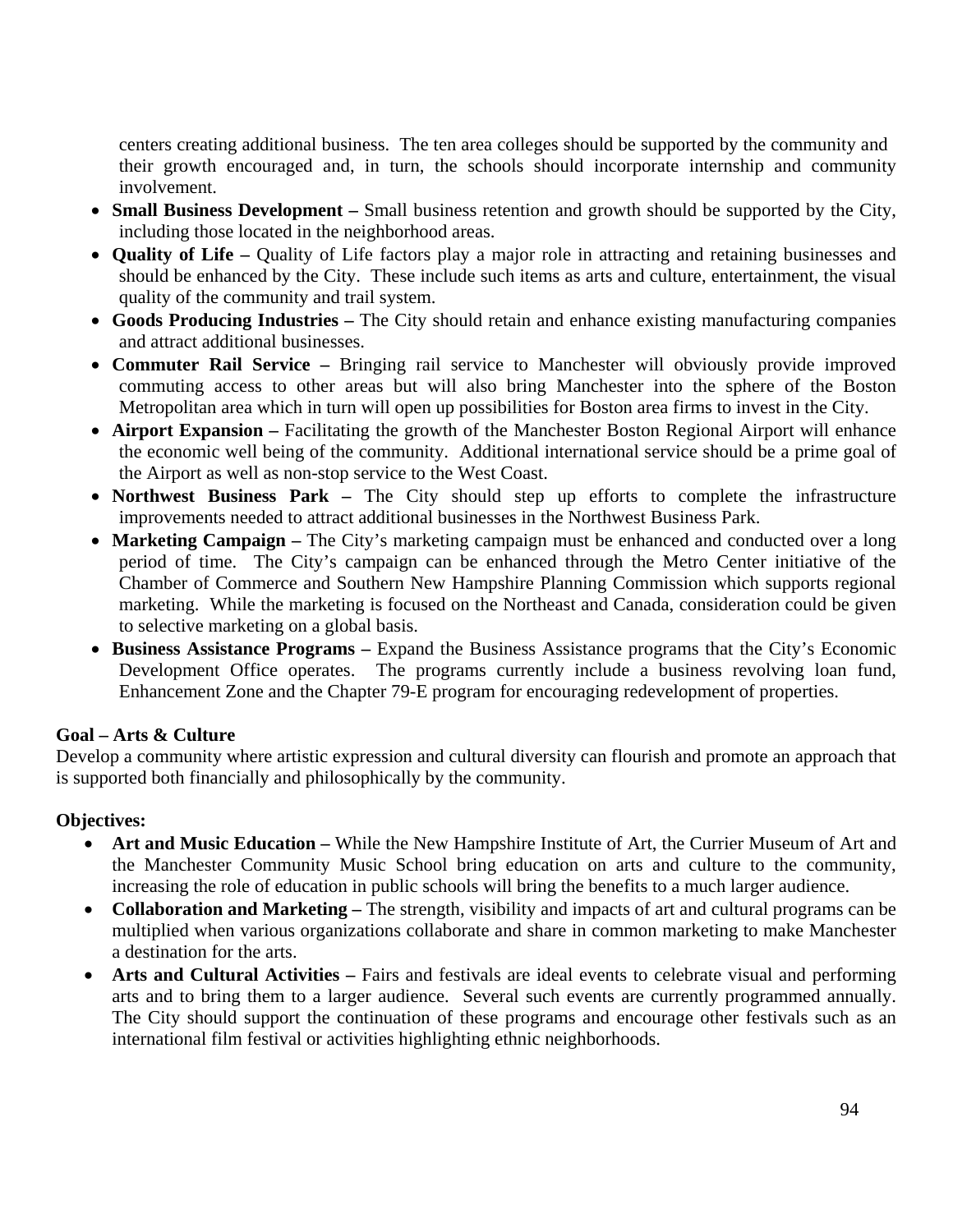centers creating additional business. The ten area colleges should be supported by the community and their growth encouraged and, in turn, the schools should incorporate internship and community involvement.

- **Small Business Development –** Small business retention and growth should be supported by the City, including those located in the neighborhood areas.
- **Quality of Life –** Quality of Life factors play a major role in attracting and retaining businesses and should be enhanced by the City. These include such items as arts and culture, entertainment, the visual quality of the community and trail system.
- **Goods Producing Industries –** The City should retain and enhance existing manufacturing companies and attract additional businesses.
- **Commuter Rail Service –** Bringing rail service to Manchester will obviously provide improved commuting access to other areas but will also bring Manchester into the sphere of the Boston Metropolitan area which in turn will open up possibilities for Boston area firms to invest in the City.
- **Airport Expansion –** Facilitating the growth of the Manchester Boston Regional Airport will enhance the economic well being of the community. Additional international service should be a prime goal of the Airport as well as non-stop service to the West Coast.
- **Northwest Business Park –** The City should step up efforts to complete the infrastructure improvements needed to attract additional businesses in the Northwest Business Park.
- **Marketing Campaign –** The City's marketing campaign must be enhanced and conducted over a long period of time. The City's campaign can be enhanced through the Metro Center initiative of the Chamber of Commerce and Southern New Hampshire Planning Commission which supports regional marketing. While the marketing is focused on the Northeast and Canada, consideration could be given to selective marketing on a global basis.
- **Business Assistance Programs –** Expand the Business Assistance programs that the City's Economic Development Office operates. The programs currently include a business revolving loan fund, Enhancement Zone and the Chapter 79-E program for encouraging redevelopment of properties.

**Goal – Arts & Culture**

Develop a community where artistic expression and cultural diversity can flourish and promote an approach that is supported both financially and philosophically by the community.

**Objectives:**

- **Art and Music Education –** While the New Hampshire Institute of Art, the Currier Museum of Art and the Manchester Community Music School bring education on arts and culture to the community, increasing the role of education in public schools will bring the benefits to a much larger audience.
- **Collaboration and Marketing –** The strength, visibility and impacts of art and cultural programs can be multiplied when various organizations collaborate and share in common marketing to make Manchester a destination for the arts.
- **Arts and Cultural Activities –** Fairs and festivals are ideal events to celebrate visual and performing arts and to bring them to a larger audience. Several such events are currently programmed annually. The City should support the continuation of these programs and encourage other festivals such as an international film festival or activities highlighting ethnic neighborhoods.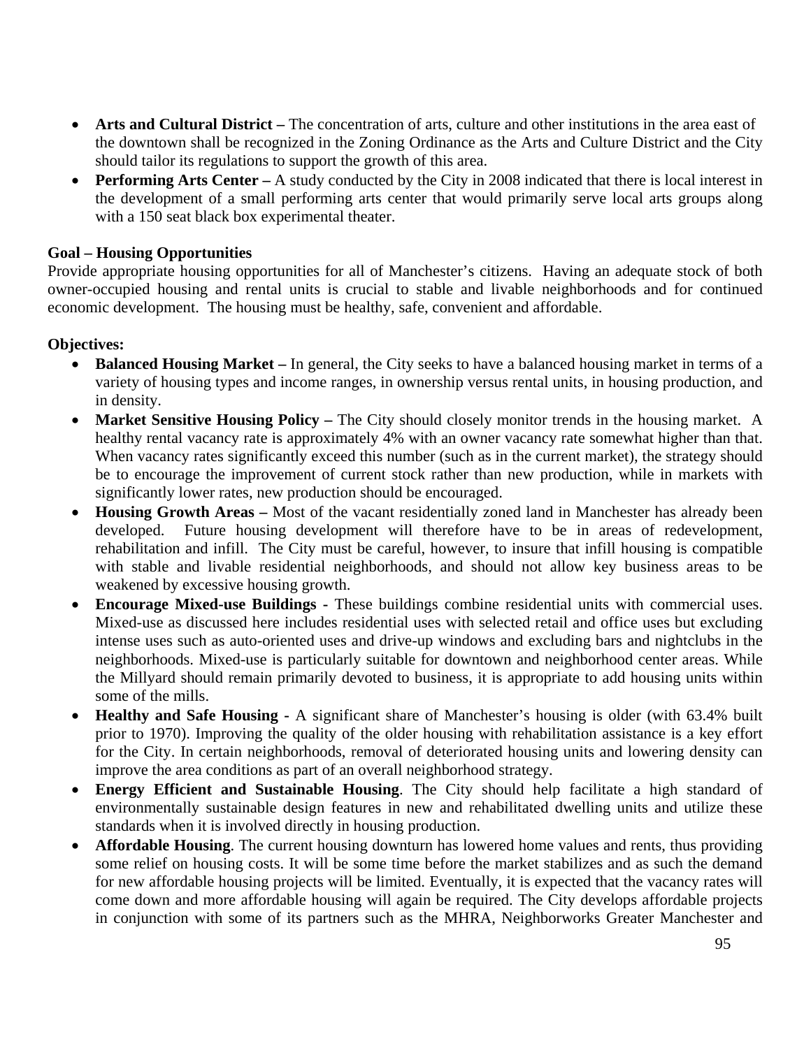- **Arts and Cultural District –** The concentration of arts, culture and other institutions in the area east of the downtown shall be recognized in the Zoning Ordinance as the Arts and Culture District and the City should tailor its regulations to support the growth of this area.
- **Performing Arts Center –** A study conducted by the City in 2008 indicated that there is local interest in the development of a small performing arts center that would primarily serve local arts groups along with a 150 seat black box experimental theater.

**Goal – Housing Opportunities**

Provide appropriate housing opportunities for all of Manchester's citizens. Having an adequate stock of both owner-occupied housing and rental units is crucial to stable and livable neighborhoods and for continued economic development. The housing must be healthy, safe, convenient and affordable.

**Objectives:**

- **Balanced Housing Market –** In general, the City seeks to have a balanced housing market in terms of a variety of housing types and income ranges, in ownership versus rental units, in housing production, and in density.
- **Market Sensitive Housing Policy –** The City should closely monitor trends in the housing market. A healthy rental vacancy rate is approximately 4% with an owner vacancy rate somewhat higher than that. When vacancy rates significantly exceed this number (such as in the current market), the strategy should be to encourage the improvement of current stock rather than new production, while in markets with significantly lower rates, new production should be encouraged.
- **Housing Growth Areas –** Most of the vacant residentially zoned land in Manchester has already been developed. Future housing development will therefore have to be in areas of redevelopment, rehabilitation and infill. The City must be careful, however, to insure that infill housing is compatible with stable and livable residential neighborhoods, and should not allow key business areas to be weakened by excessive housing growth.
- **Encourage Mixed-use Buildings -** These buildings combine residential units with commercial uses. Mixed-use as discussed here includes residential uses with selected retail and office uses but excluding intense uses such as auto-oriented uses and drive-up windows and excluding bars and nightclubs in the neighborhoods. Mixed-use is particularly suitable for downtown and neighborhood center areas. While the Millyard should remain primarily devoted to business, it is appropriate to add housing units within some of the mills.
- **Healthy and Safe Housing -** A significant share of Manchester's housing is older (with 63.4% built prior to 1970). Improving the quality of the older housing with rehabilitation assistance is a key effort for the City. In certain neighborhoods, removal of deteriorated housing units and lowering density can improve the area conditions as part of an overall neighborhood strategy.
- **Energy Efficient and Sustainable Housing**. The City should help facilitate a high standard of environmentally sustainable design features in new and rehabilitated dwelling units and utilize these standards when it is involved directly in housing production.
- **Affordable Housing**. The current housing downturn has lowered home values and rents, thus providing some relief on housing costs. It will be some time before the market stabilizes and as such the demand for new affordable housing projects will be limited. Eventually, it is expected that the vacancy rates will come down and more affordable housing will again be required. The City develops affordable projects in conjunction with some of its partners such as the MHRA, Neighborworks Greater Manchester and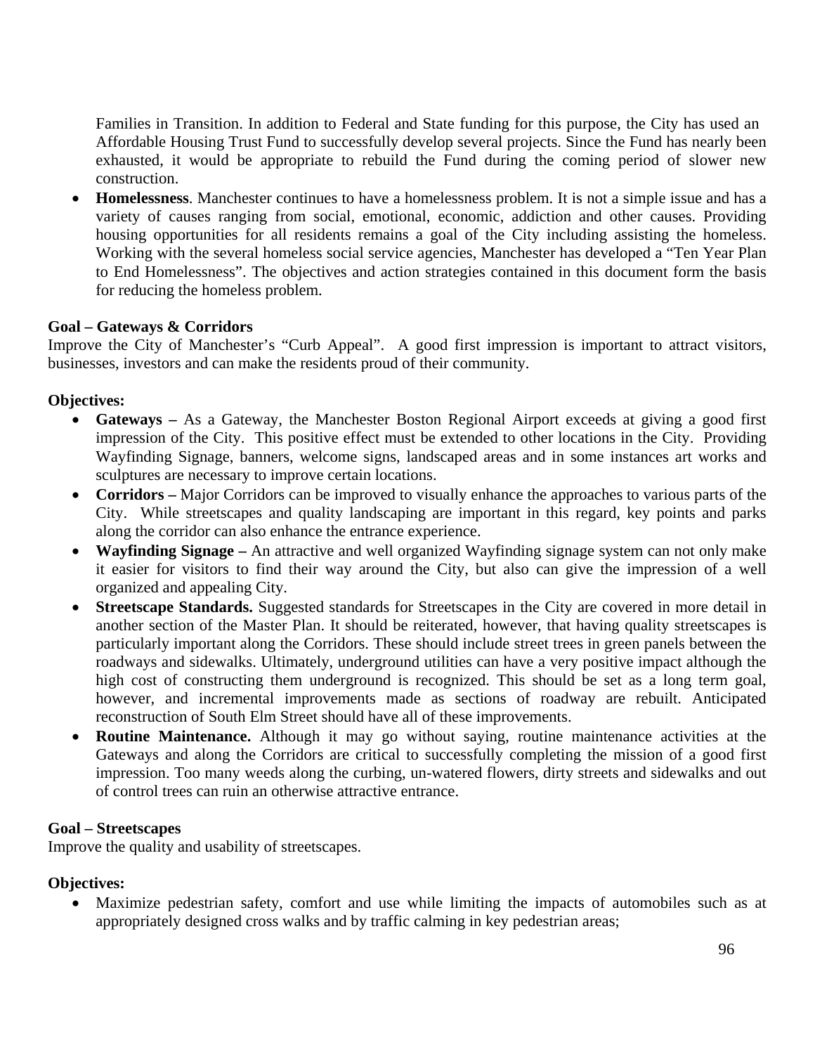Families in Transition. In addition to Federal and State funding for this purpose, the City has used an Affordable Housing Trust Fund to successfully develop several projects. Since the Fund has nearly been exhausted, it would be appropriate to rebuild the Fund during the coming period of slower new construction.

- **Homelessness**. Manchester continues to have a homelessness problem. It is not a simple issue and has a variety of causes ranging from social, emotional, economic, addiction and other causes. Providing housing opportunities for all residents remains a goal of the City including assisting the homeless. Working with the several homeless social service agencies, Manchester has developed a "Ten Year Plan to End Homelessness". The objectives and action strategies contained in this document form the basis for reducing the homeless problem.

**Goal – Gateways & Corridors**
Improve the City of Manchester's "Curb Appeal". A good first impression is important to attract visitors, businesses, investors and can make the residents proud of their community.

**Objectives:**

- **Gateways –** As a Gateway, the Manchester Boston Regional Airport exceeds at giving a good first impression of the City. This positive effect must be extended to other locations in the City. Providing Wayfinding Signage, banners, welcome signs, landscaped areas and in some instances art works and sculptures are necessary to improve certain locations.
- **Corridors –** Major Corridors can be improved to visually enhance the approaches to various parts of the City. While streetscapes and quality landscaping are important in this regard, key points and parks along the corridor can also enhance the entrance experience.
- **Wayfinding Signage –** An attractive and well organized Wayfinding signage system can not only make it easier for visitors to find their way around the City, but also can give the impression of a well organized and appealing City.
- **Streetscape Standards.** Suggested standards for Streetscapes in the City are covered in more detail in another section of the Master Plan. It should be reiterated, however, that having quality streetscapes is particularly important along the Corridors. These should include street trees in green panels between the roadways and sidewalks. Ultimately, underground utilities can have a very positive impact although the high cost of constructing them underground is recognized. This should be set as a long term goal, however, and incremental improvements made as sections of roadway are rebuilt. Anticipated reconstruction of South Elm Street should have all of these improvements.
- **Routine Maintenance.** Although it may go without saying, routine maintenance activities at the Gateways and along the Corridors are critical to successfully completing the mission of a good first impression. Too many weeds along the curbing, un-watered flowers, dirty streets and sidewalks and out of control trees can ruin an otherwise attractive entrance.

**Goal – Streetscapes**
Improve the quality and usability of streetscapes.

**Objectives:**

- Maximize pedestrian safety, comfort and use while limiting the impacts of automobiles such as at appropriately designed cross walks and by traffic calming in key pedestrian areas;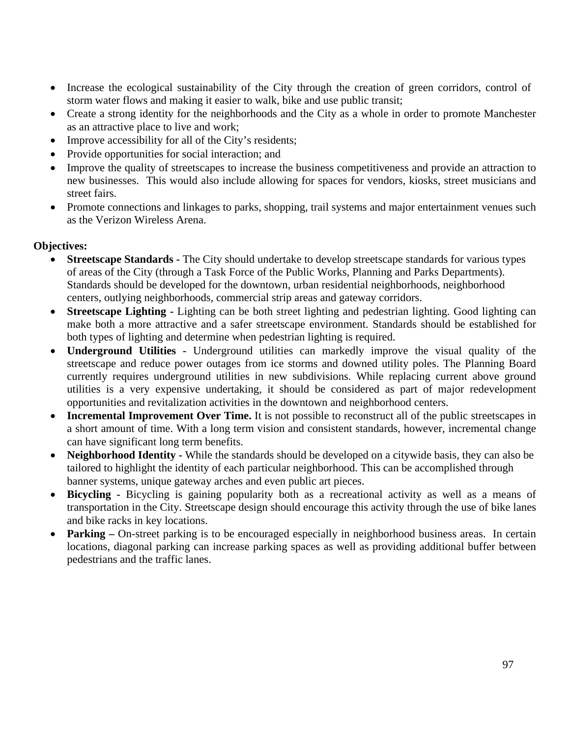- Increase the ecological sustainability of the City through the creation of green corridors, control of storm water flows and making it easier to walk, bike and use public transit;
- Create a strong identity for the neighborhoods and the City as a whole in order to promote Manchester as an attractive place to live and work;
- Improve accessibility for all of the City's residents;
- Provide opportunities for social interaction; and
- Improve the quality of streetscapes to increase the business competitiveness and provide an attraction to new businesses. This would also include allowing for spaces for vendors, kiosks, street musicians and street fairs.
- Promote connections and linkages to parks, shopping, trail systems and major entertainment venues such as the Verizon Wireless Arena.

**Objectives:**

- **Streetscape Standards -** The City should undertake to develop streetscape standards for various types of areas of the City (through a Task Force of the Public Works, Planning and Parks Departments). Standards should be developed for the downtown, urban residential neighborhoods, neighborhood centers, outlying neighborhoods, commercial strip areas and gateway corridors.
- **Streetscape Lighting -** Lighting can be both street lighting and pedestrian lighting. Good lighting can make both a more attractive and a safer streetscape environment. Standards should be established for both types of lighting and determine when pedestrian lighting is required.
- **Underground Utilities -** Underground utilities can markedly improve the visual quality of the streetscape and reduce power outages from ice storms and downed utility poles. The Planning Board currently requires underground utilities in new subdivisions. While replacing current above ground utilities is a very expensive undertaking, it should be considered as part of major redevelopment opportunities and revitalization activities in the downtown and neighborhood centers.
- **Incremental Improvement Over Time.** It is not possible to reconstruct all of the public streetscapes in a short amount of time. With a long term vision and consistent standards, however, incremental change can have significant long term benefits.
- **Neighborhood Identity -** While the standards should be developed on a citywide basis, they can also be tailored to highlight the identity of each particular neighborhood. This can be accomplished through banner systems, unique gateway arches and even public art pieces.
- **Bicycling -** Bicycling is gaining popularity both as a recreational activity as well as a means of transportation in the City. Streetscape design should encourage this activity through the use of bike lanes and bike racks in key locations.
- **Parking –** On-street parking is to be encouraged especially in neighborhood business areas. In certain locations, diagonal parking can increase parking spaces as well as providing additional buffer between pedestrians and the traffic lanes.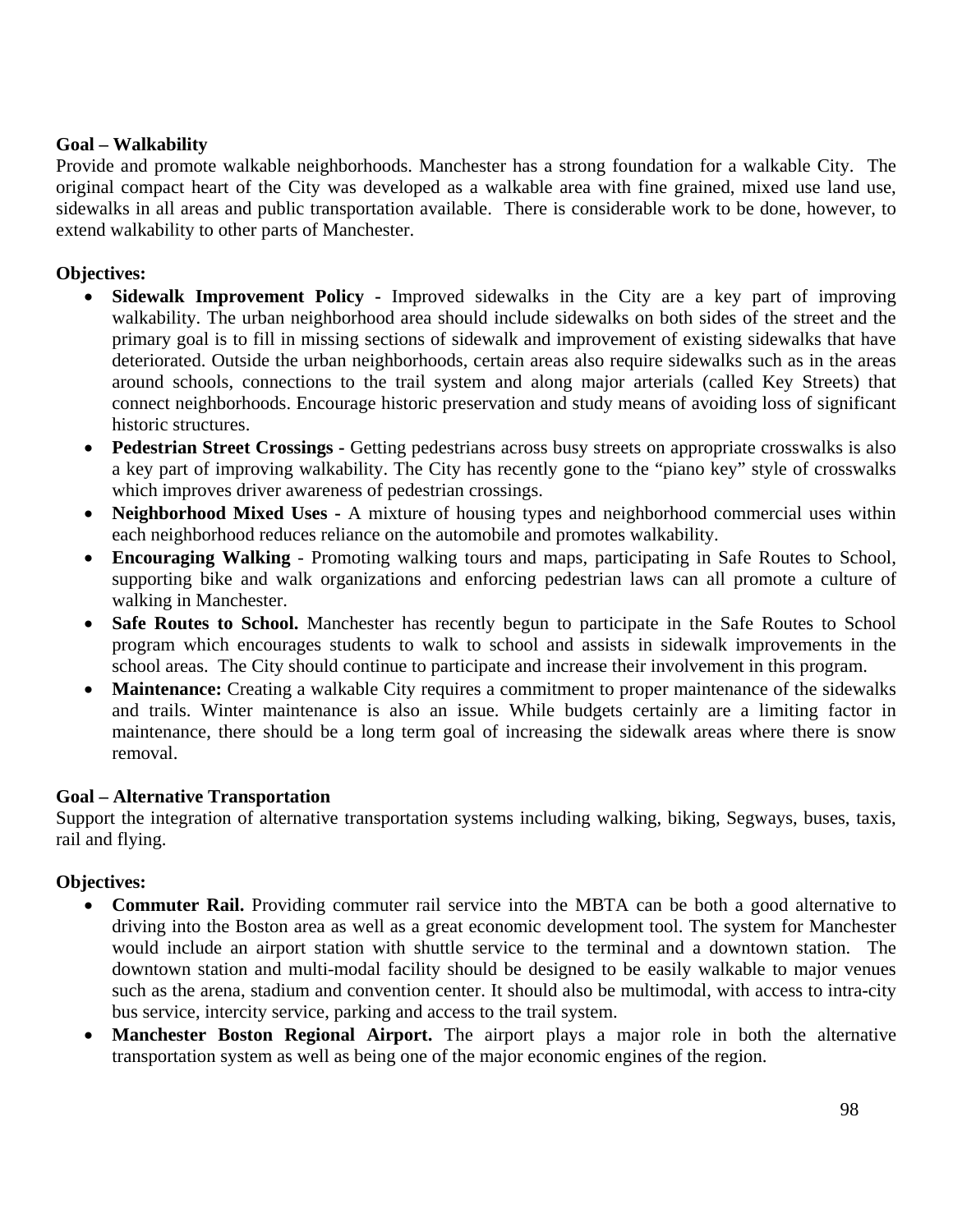**Goal – Walkability**

Provide and promote walkable neighborhoods. Manchester has a strong foundation for a walkable City. The original compact heart of the City was developed as a walkable area with fine grained, mixed use land use, sidewalks in all areas and public transportation available. There is considerable work to be done, however, to extend walkability to other parts of Manchester.

**Objectives:**

- **Sidewalk Improvement Policy -** Improved sidewalks in the City are a key part of improving walkability. The urban neighborhood area should include sidewalks on both sides of the street and the primary goal is to fill in missing sections of sidewalk and improvement of existing sidewalks that have deteriorated. Outside the urban neighborhoods, certain areas also require sidewalks such as in the areas around schools, connections to the trail system and along major arterials (called Key Streets) that connect neighborhoods. Encourage historic preservation and study means of avoiding loss of significant historic structures.
- **Pedestrian Street Crossings -** Getting pedestrians across busy streets on appropriate crosswalks is also a key part of improving walkability. The City has recently gone to the "piano key" style of crosswalks which improves driver awareness of pedestrian crossings.
- **Neighborhood Mixed Uses -** A mixture of housing types and neighborhood commercial uses within each neighborhood reduces reliance on the automobile and promotes walkability.
- **Encouraging Walking** - Promoting walking tours and maps, participating in Safe Routes to School, supporting bike and walk organizations and enforcing pedestrian laws can all promote a culture of walking in Manchester.
- **Safe Routes to School.** Manchester has recently begun to participate in the Safe Routes to School program which encourages students to walk to school and assists in sidewalk improvements in the school areas. The City should continue to participate and increase their involvement in this program.
- **Maintenance:** Creating a walkable City requires a commitment to proper maintenance of the sidewalks and trails. Winter maintenance is also an issue. While budgets certainly are a limiting factor in maintenance, there should be a long term goal of increasing the sidewalk areas where there is snow removal.

**Goal – Alternative Transportation**

Support the integration of alternative transportation systems including walking, biking, Segways, buses, taxis, rail and flying.

**Objectives:**

- **Commuter Rail.** Providing commuter rail service into the MBTA can be both a good alternative to driving into the Boston area as well as a great economic development tool. The system for Manchester would include an airport station with shuttle service to the terminal and a downtown station. The downtown station and multi-modal facility should be designed to be easily walkable to major venues such as the arena, stadium and convention center. It should also be multimodal, with access to intra-city bus service, intercity service, parking and access to the trail system.
- **Manchester Boston Regional Airport.** The airport plays a major role in both the alternative transportation system as well as being one of the major economic engines of the region.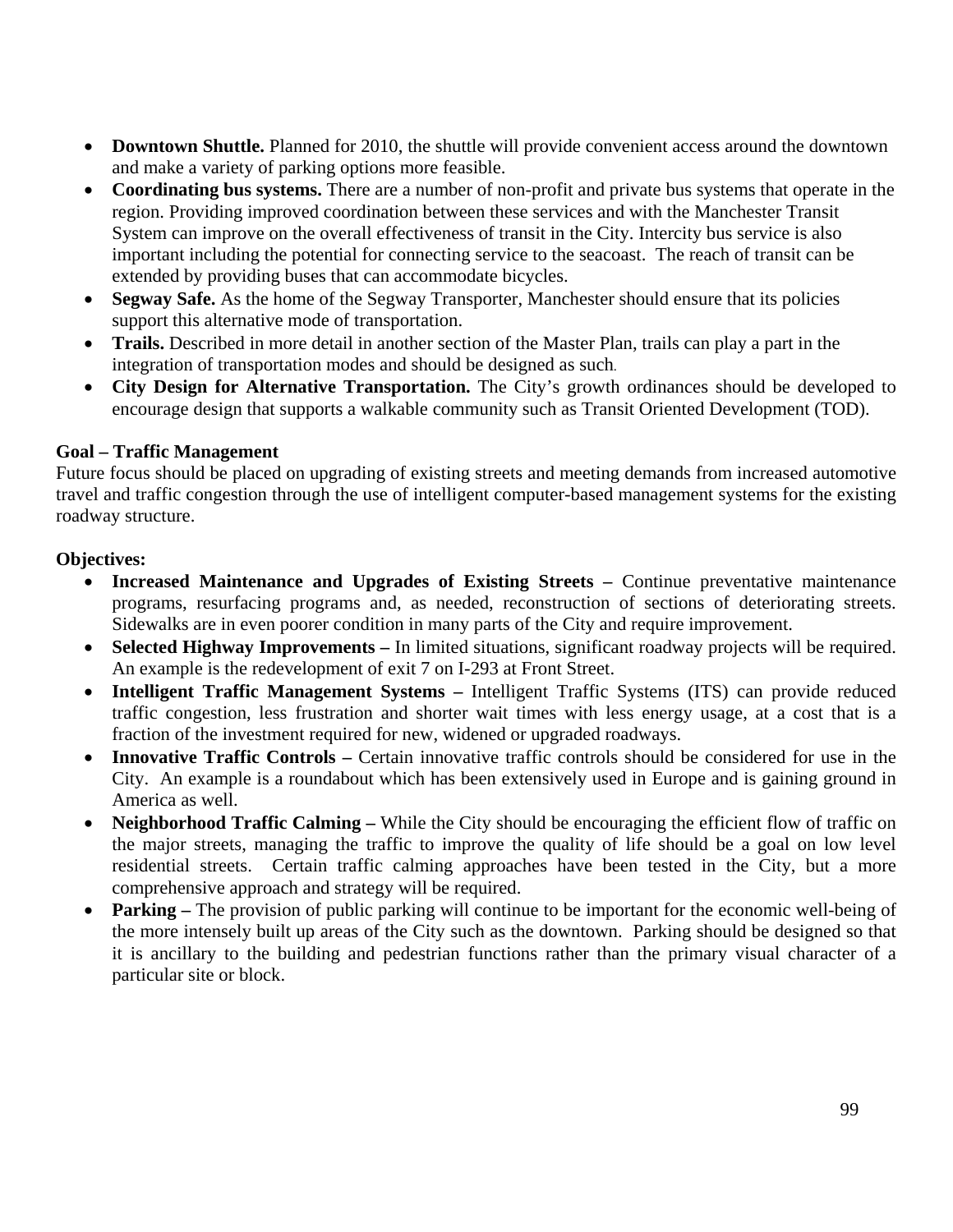- **Downtown Shuttle.** Planned for 2010, the shuttle will provide convenient access around the downtown and make a variety of parking options more feasible.
- **Coordinating bus systems.** There are a number of non-profit and private bus systems that operate in the region. Providing improved coordination between these services and with the Manchester Transit System can improve on the overall effectiveness of transit in the City. Intercity bus service is also important including the potential for connecting service to the seacoast. The reach of transit can be extended by providing buses that can accommodate bicycles.
- **Segway Safe.** As the home of the Segway Transporter, Manchester should ensure that its policies support this alternative mode of transportation.
- **Trails.** Described in more detail in another section of the Master Plan, trails can play a part in the integration of transportation modes and should be designed as such.
- **City Design for Alternative Transportation.** The City's growth ordinances should be developed to encourage design that supports a walkable community such as Transit Oriented Development (TOD).

**Goal – Traffic Management**

Future focus should be placed on upgrading of existing streets and meeting demands from increased automotive travel and traffic congestion through the use of intelligent computer-based management systems for the existing roadway structure.

**Objectives:**

- **Increased Maintenance and Upgrades of Existing Streets –** Continue preventative maintenance programs, resurfacing programs and, as needed, reconstruction of sections of deteriorating streets. Sidewalks are in even poorer condition in many parts of the City and require improvement.
- **Selected Highway Improvements –** In limited situations, significant roadway projects will be required. An example is the redevelopment of exit 7 on I-293 at Front Street.
- **Intelligent Traffic Management Systems –** Intelligent Traffic Systems (ITS) can provide reduced traffic congestion, less frustration and shorter wait times with less energy usage, at a cost that is a fraction of the investment required for new, widened or upgraded roadways.
- **Innovative Traffic Controls –** Certain innovative traffic controls should be considered for use in the City. An example is a roundabout which has been extensively used in Europe and is gaining ground in America as well.
- **Neighborhood Traffic Calming –** While the City should be encouraging the efficient flow of traffic on the major streets, managing the traffic to improve the quality of life should be a goal on low level residential streets. Certain traffic calming approaches have been tested in the City, but a more comprehensive approach and strategy will be required.
- **Parking –** The provision of public parking will continue to be important for the economic well-being of the more intensely built up areas of the City such as the downtown. Parking should be designed so that it is ancillary to the building and pedestrian functions rather than the primary visual character of a particular site or block.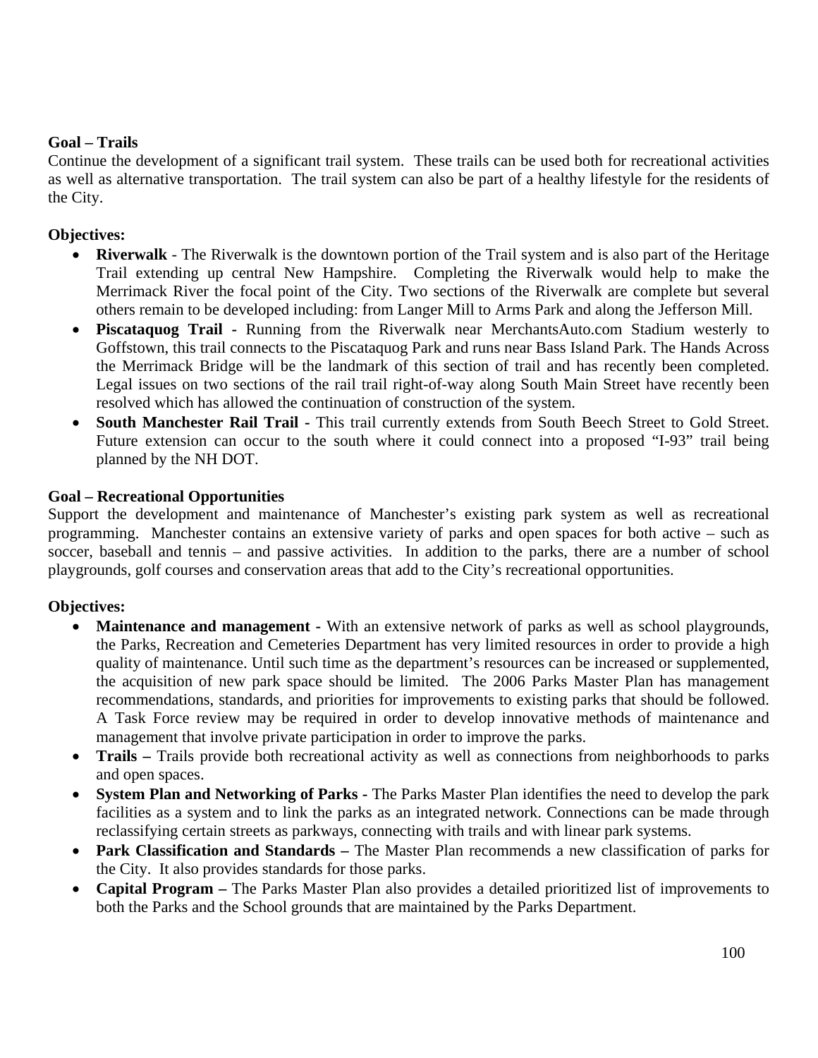**Goal – Trails**

Continue the development of a significant trail system. These trails can be used both for recreational activities as well as alternative transportation. The trail system can also be part of a healthy lifestyle for the residents of the City.

**Objectives:**

- **Riverwalk** - The Riverwalk is the downtown portion of the Trail system and is also part of the Heritage Trail extending up central New Hampshire. Completing the Riverwalk would help to make the Merrimack River the focal point of the City. Two sections of the Riverwalk are complete but several others remain to be developed including: from Langer Mill to Arms Park and along the Jefferson Mill.
- **Piscataquog Trail** - Running from the Riverwalk near MerchantsAuto.com Stadium westerly to Goffstown, this trail connects to the Piscataquog Park and runs near Bass Island Park. The Hands Across the Merrimack Bridge will be the landmark of this section of trail and has recently been completed. Legal issues on two sections of the rail trail right-of-way along South Main Street have recently been resolved which has allowed the continuation of construction of the system.
- **South Manchester Rail Trail** - This trail currently extends from South Beech Street to Gold Street. Future extension can occur to the south where it could connect into a proposed "I-93" trail being planned by the NH DOT.

**Goal – Recreational Opportunities**

Support the development and maintenance of Manchester's existing park system as well as recreational programming. Manchester contains an extensive variety of parks and open spaces for both active – such as soccer, baseball and tennis – and passive activities. In addition to the parks, there are a number of school playgrounds, golf courses and conservation areas that add to the City's recreational opportunities.

**Objectives:**

- **Maintenance and management** - With an extensive network of parks as well as school playgrounds, the Parks, Recreation and Cemeteries Department has very limited resources in order to provide a high quality of maintenance. Until such time as the department's resources can be increased or supplemented, the acquisition of new park space should be limited. The 2006 Parks Master Plan has management recommendations, standards, and priorities for improvements to existing parks that should be followed. A Task Force review may be required in order to develop innovative methods of maintenance and management that involve private participation in order to improve the parks.
- **Trails –** Trails provide both recreational activity as well as connections from neighborhoods to parks and open spaces.
- **System Plan and Networking of Parks** - The Parks Master Plan identifies the need to develop the park facilities as a system and to link the parks as an integrated network. Connections can be made through reclassifying certain streets as parkways, connecting with trails and with linear park systems.
- **Park Classification and Standards –** The Master Plan recommends a new classification of parks for the City. It also provides standards for those parks.
- **Capital Program –** The Parks Master Plan also provides a detailed prioritized list of improvements to both the Parks and the School grounds that are maintained by the Parks Department.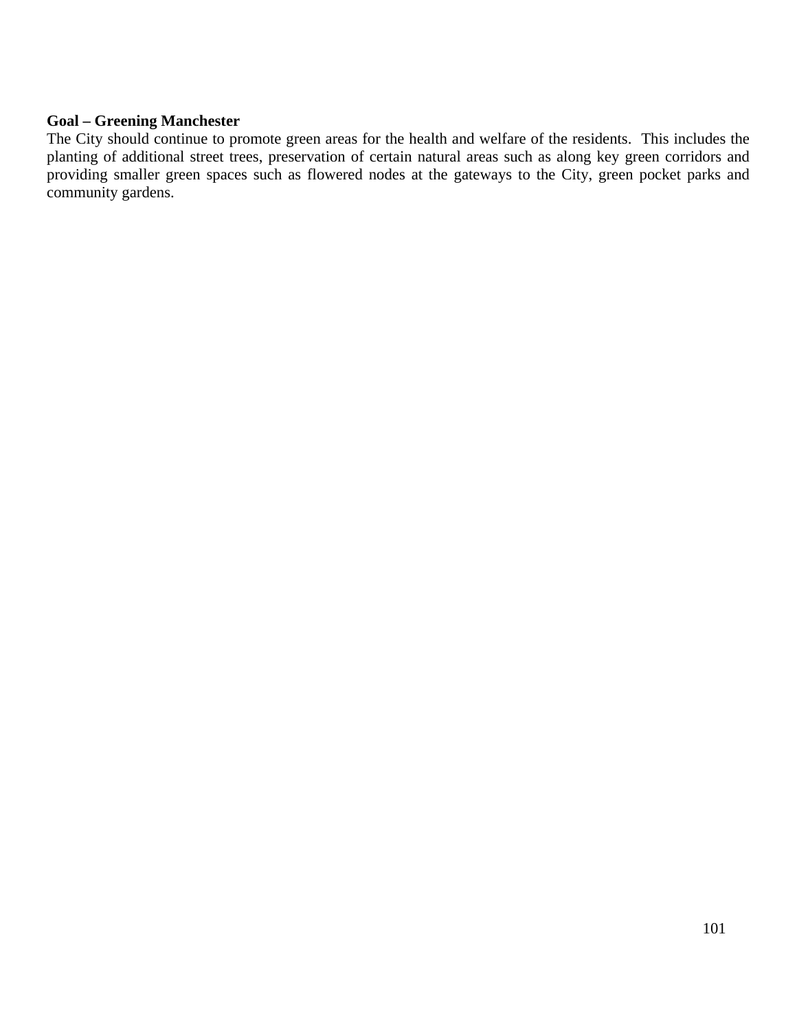**Goal – Greening Manchester**

The City should continue to promote green areas for the health and welfare of the residents. This includes the planting of additional street trees, preservation of certain natural areas such as along key green corridors and providing smaller green spaces such as flowered nodes at the gateways to the City, green pocket parks and community gardens.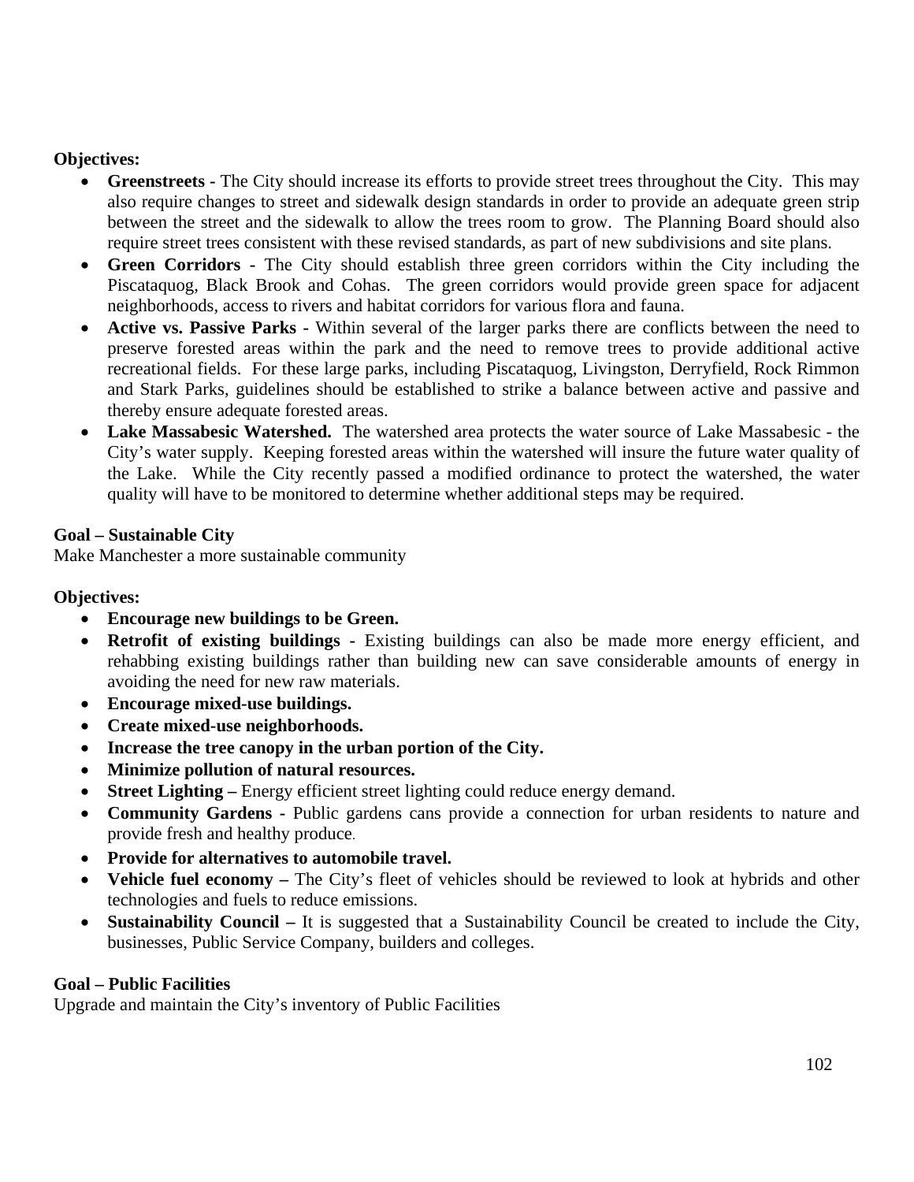**Objectives:**

- **Greenstreets -** The City should increase its efforts to provide street trees throughout the City. This may also require changes to street and sidewalk design standards in order to provide an adequate green strip between the street and the sidewalk to allow the trees room to grow. The Planning Board should also require street trees consistent with these revised standards, as part of new subdivisions and site plans.
- **Green Corridors -** The City should establish three green corridors within the City including the Piscataquog, Black Brook and Cohas. The green corridors would provide green space for adjacent neighborhoods, access to rivers and habitat corridors for various flora and fauna.
- **Active vs. Passive Parks -** Within several of the larger parks there are conflicts between the need to preserve forested areas within the park and the need to remove trees to provide additional active recreational fields. For these large parks, including Piscataquog, Livingston, Derryfield, Rock Rimmon and Stark Parks, guidelines should be established to strike a balance between active and passive and thereby ensure adequate forested areas.
- **Lake Massabesic Watershed.** The watershed area protects the water source of Lake Massabesic - the City's water supply. Keeping forested areas within the watershed will insure the future water quality of the Lake. While the City recently passed a modified ordinance to protect the watershed, the water quality will have to be monitored to determine whether additional steps may be required.

**Goal – Sustainable City**

Make Manchester a more sustainable community

**Objectives:**

- **Encourage new buildings to be Green.**
- **Retrofit of existing buildings -** Existing buildings can also be made more energy efficient, and rehabbing existing buildings rather than building new can save considerable amounts of energy in avoiding the need for new raw materials.
- **Encourage mixed-use buildings.**
- **Create mixed-use neighborhoods.**
- **Increase the tree canopy in the urban portion of the City.**
- **Minimize pollution of natural resources.**
- **Street Lighting –** Energy efficient street lighting could reduce energy demand.
- **Community Gardens -** Public gardens cans provide a connection for urban residents to nature and provide fresh and healthy produce.
- **Provide for alternatives to automobile travel.**
- **Vehicle fuel economy –** The City's fleet of vehicles should be reviewed to look at hybrids and other technologies and fuels to reduce emissions.
- **Sustainability Council –** It is suggested that a Sustainability Council be created to include the City, businesses, Public Service Company, builders and colleges.

**Goal – Public Facilities**

Upgrade and maintain the City's inventory of Public Facilities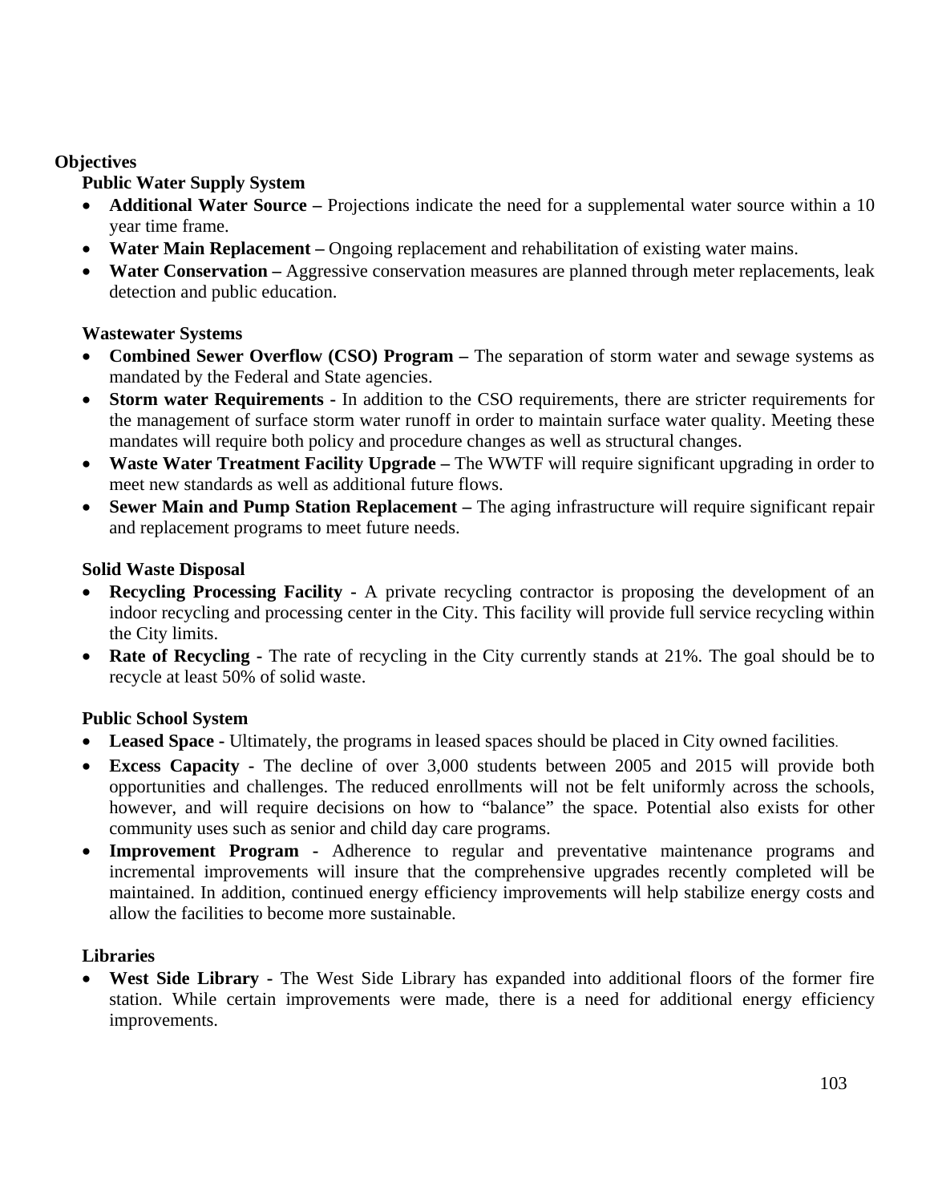**Objectives**

**Public Water Supply System**

- **Additional Water Source –** Projections indicate the need for a supplemental water source within a 10 year time frame.
- **Water Main Replacement –** Ongoing replacement and rehabilitation of existing water mains.
- **Water Conservation –** Aggressive conservation measures are planned through meter replacements, leak detection and public education.

**Wastewater Systems**

- **Combined Sewer Overflow (CSO) Program –** The separation of storm water and sewage systems as mandated by the Federal and State agencies.
- **Storm water Requirements -** In addition to the CSO requirements, there are stricter requirements for the management of surface storm water runoff in order to maintain surface water quality. Meeting these mandates will require both policy and procedure changes as well as structural changes.
- **Waste Water Treatment Facility Upgrade –** The WWTF will require significant upgrading in order to meet new standards as well as additional future flows.
- **Sewer Main and Pump Station Replacement –** The aging infrastructure will require significant repair and replacement programs to meet future needs.

**Solid Waste Disposal**

- **Recycling Processing Facility -** A private recycling contractor is proposing the development of an indoor recycling and processing center in the City. This facility will provide full service recycling within the City limits.
- **Rate of Recycling -** The rate of recycling in the City currently stands at 21%. The goal should be to recycle at least 50% of solid waste.

**Public School System**

- **Leased Space -** Ultimately, the programs in leased spaces should be placed in City owned facilities.
- **Excess Capacity -** The decline of over 3,000 students between 2005 and 2015 will provide both opportunities and challenges. The reduced enrollments will not be felt uniformly across the schools, however, and will require decisions on how to "balance" the space. Potential also exists for other community uses such as senior and child day care programs.
- **Improvement Program -** Adherence to regular and preventative maintenance programs and incremental improvements will insure that the comprehensive upgrades recently completed will be maintained. In addition, continued energy efficiency improvements will help stabilize energy costs and allow the facilities to become more sustainable.

**Libraries**

- **West Side Library -** The West Side Library has expanded into additional floors of the former fire station. While certain improvements were made, there is a need for additional energy efficiency improvements.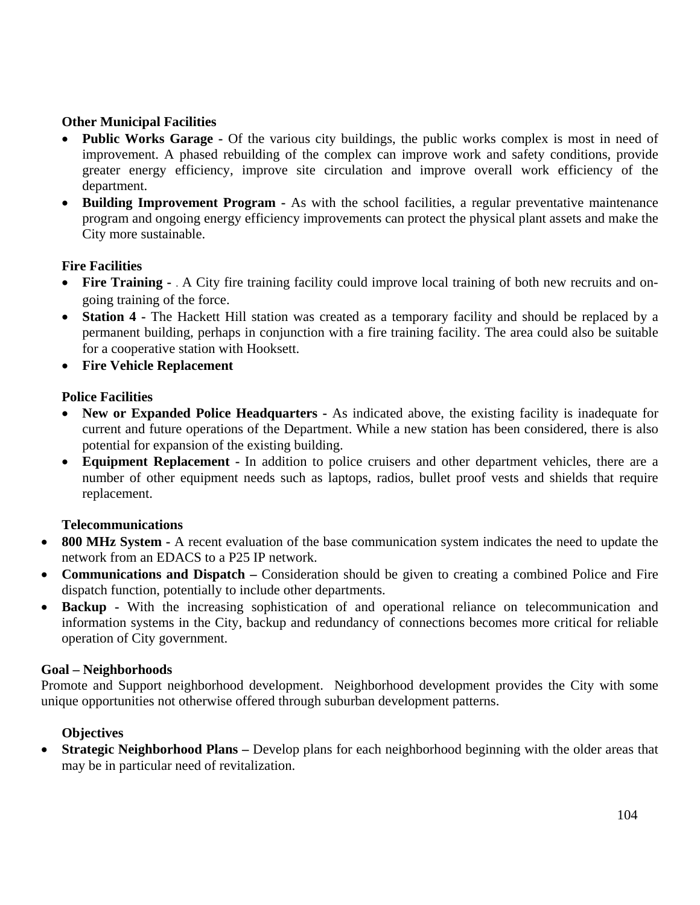**Other Municipal Facilities**

- **Public Works Garage -** Of the various city buildings, the public works complex is most in need of improvement. A phased rebuilding of the complex can improve work and safety conditions, provide greater energy efficiency, improve site circulation and improve overall work efficiency of the department.
- **Building Improvement Program -** As with the school facilities, a regular preventative maintenance program and ongoing energy efficiency improvements can protect the physical plant assets and make the City more sustainable.

**Fire Facilities**

- **Fire Training -** . A City fire training facility could improve local training of both new recruits and on-going training of the force.
- **Station 4 -** The Hackett Hill station was created as a temporary facility and should be replaced by a permanent building, perhaps in conjunction with a fire training facility. The area could also be suitable for a cooperative station with Hooksett.
- **Fire Vehicle Replacement**

**Police Facilities**

- **New or Expanded Police Headquarters -** As indicated above, the existing facility is inadequate for current and future operations of the Department. While a new station has been considered, there is also potential for expansion of the existing building.
- **Equipment Replacement -** In addition to police cruisers and other department vehicles, there are a number of other equipment needs such as laptops, radios, bullet proof vests and shields that require replacement.

**Telecommunications**

- **800 MHz System -** A recent evaluation of the base communication system indicates the need to update the network from an EDACS to a P25 IP network.
- **Communications and Dispatch –** Consideration should be given to creating a combined Police and Fire dispatch function, potentially to include other departments.
- **Backup -** With the increasing sophistication of and operational reliance on telecommunication and information systems in the City, backup and redundancy of connections becomes more critical for reliable operation of City government.

**Goal – Neighborhoods**

Promote and Support neighborhood development. Neighborhood development provides the City with some unique opportunities not otherwise offered through suburban development patterns.

**Objectives**

- **Strategic Neighborhood Plans –** Develop plans for each neighborhood beginning with the older areas that may be in particular need of revitalization.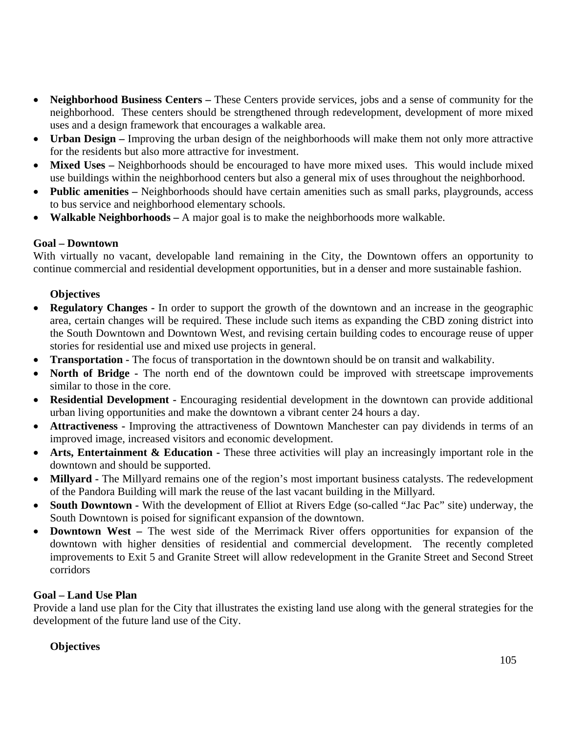- **Neighborhood Business Centers –** These Centers provide services, jobs and a sense of community for the neighborhood. These centers should be strengthened through redevelopment, development of more mixed uses and a design framework that encourages a walkable area.
- **Urban Design –** Improving the urban design of the neighborhoods will make them not only more attractive for the residents but also more attractive for investment.
- **Mixed Uses –** Neighborhoods should be encouraged to have more mixed uses. This would include mixed use buildings within the neighborhood centers but also a general mix of uses throughout the neighborhood.
- **Public amenities –** Neighborhoods should have certain amenities such as small parks, playgrounds, access to bus service and neighborhood elementary schools.
- **Walkable Neighborhoods –** A major goal is to make the neighborhoods more walkable.

**Goal – Downtown**

With virtually no vacant, developable land remaining in the City, the Downtown offers an opportunity to continue commercial and residential development opportunities, but in a denser and more sustainable fashion.

**Objectives**

- **Regulatory Changes -** In order to support the growth of the downtown and an increase in the geographic area, certain changes will be required. These include such items as expanding the CBD zoning district into the South Downtown and Downtown West, and revising certain building codes to encourage reuse of upper stories for residential use and mixed use projects in general.
- **Transportation -** The focus of transportation in the downtown should be on transit and walkability.
- **North of Bridge -** The north end of the downtown could be improved with streetscape improvements similar to those in the core.
- **Residential Development -** Encouraging residential development in the downtown can provide additional urban living opportunities and make the downtown a vibrant center 24 hours a day.
- **Attractiveness -** Improving the attractiveness of Downtown Manchester can pay dividends in terms of an improved image, increased visitors and economic development.
- **Arts, Entertainment & Education -** These three activities will play an increasingly important role in the downtown and should be supported.
- **Millyard -** The Millyard remains one of the region's most important business catalysts. The redevelopment of the Pandora Building will mark the reuse of the last vacant building in the Millyard.
- **South Downtown -** With the development of Elliot at Rivers Edge (so-called "Jac Pac" site) underway, the South Downtown is poised for significant expansion of the downtown.
- **Downtown West –** The west side of the Merrimack River offers opportunities for expansion of the downtown with higher densities of residential and commercial development. The recently completed improvements to Exit 5 and Granite Street will allow redevelopment in the Granite Street and Second Street corridors

**Goal – Land Use Plan**

Provide a land use plan for the City that illustrates the existing land use along with the general strategies for the development of the future land use of the City.

**Objectives**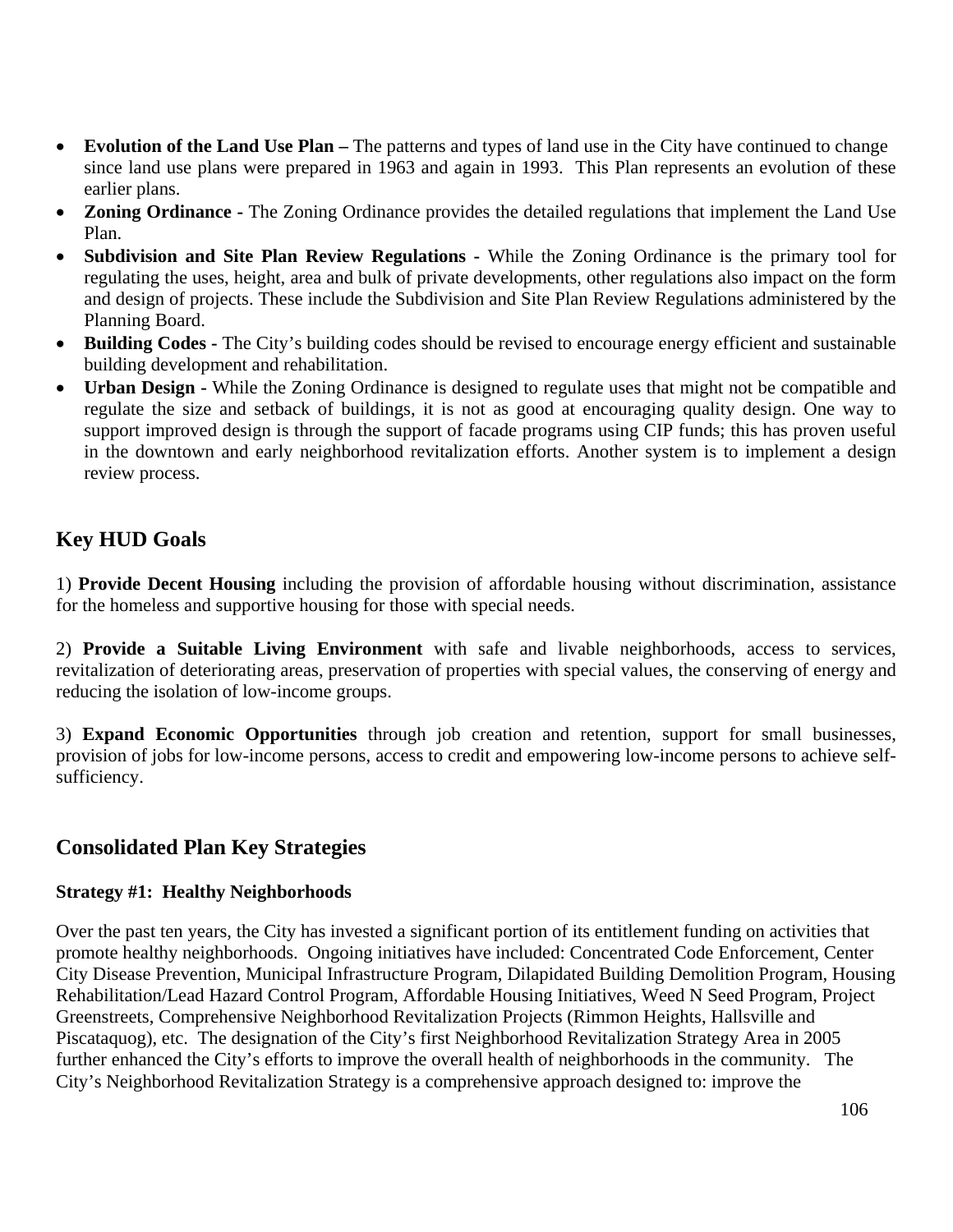- **Evolution of the Land Use Plan –** The patterns and types of land use in the City have continued to change since land use plans were prepared in 1963 and again in 1993. This Plan represents an evolution of these earlier plans.
- **Zoning Ordinance -** The Zoning Ordinance provides the detailed regulations that implement the Land Use Plan.
- **Subdivision and Site Plan Review Regulations -** While the Zoning Ordinance is the primary tool for regulating the uses, height, area and bulk of private developments, other regulations also impact on the form and design of projects. These include the Subdivision and Site Plan Review Regulations administered by the Planning Board.
- **Building Codes -** The City's building codes should be revised to encourage energy efficient and sustainable building development and rehabilitation.
- **Urban Design -** While the Zoning Ordinance is designed to regulate uses that might not be compatible and regulate the size and setback of buildings, it is not as good at encouraging quality design. One way to support improved design is through the support of facade programs using CIP funds; this has proven useful in the downtown and early neighborhood revitalization efforts. Another system is to implement a design review process.

## Key HUD Goals

1) **Provide Decent Housing** including the provision of affordable housing without discrimination, assistance for the homeless and supportive housing for those with special needs.

2) **Provide a Suitable Living Environment** with safe and livable neighborhoods, access to services, revitalization of deteriorating areas, preservation of properties with special values, the conserving of energy and reducing the isolation of low-income groups.

3) **Expand Economic Opportunities** through job creation and retention, support for small businesses, provision of jobs for low-income persons, access to credit and empowering low-income persons to achieve self-sufficiency.

## Consolidated Plan Key Strategies

### Strategy #1: Healthy Neighborhoods

Over the past ten years, the City has invested a significant portion of its entitlement funding on activities that promote healthy neighborhoods. Ongoing initiatives have included: Concentrated Code Enforcement, Center City Disease Prevention, Municipal Infrastructure Program, Dilapidated Building Demolition Program, Housing Rehabilitation/Lead Hazard Control Program, Affordable Housing Initiatives, Weed N Seed Program, Project Greenstreets, Comprehensive Neighborhood Revitalization Projects (Rimmon Heights, Hallsville and Piscataquog), etc. The designation of the City's first Neighborhood Revitalization Strategy Area in 2005 further enhanced the City's efforts to improve the overall health of neighborhoods in the community. The City's Neighborhood Revitalization Strategy is a comprehensive approach designed to: improve the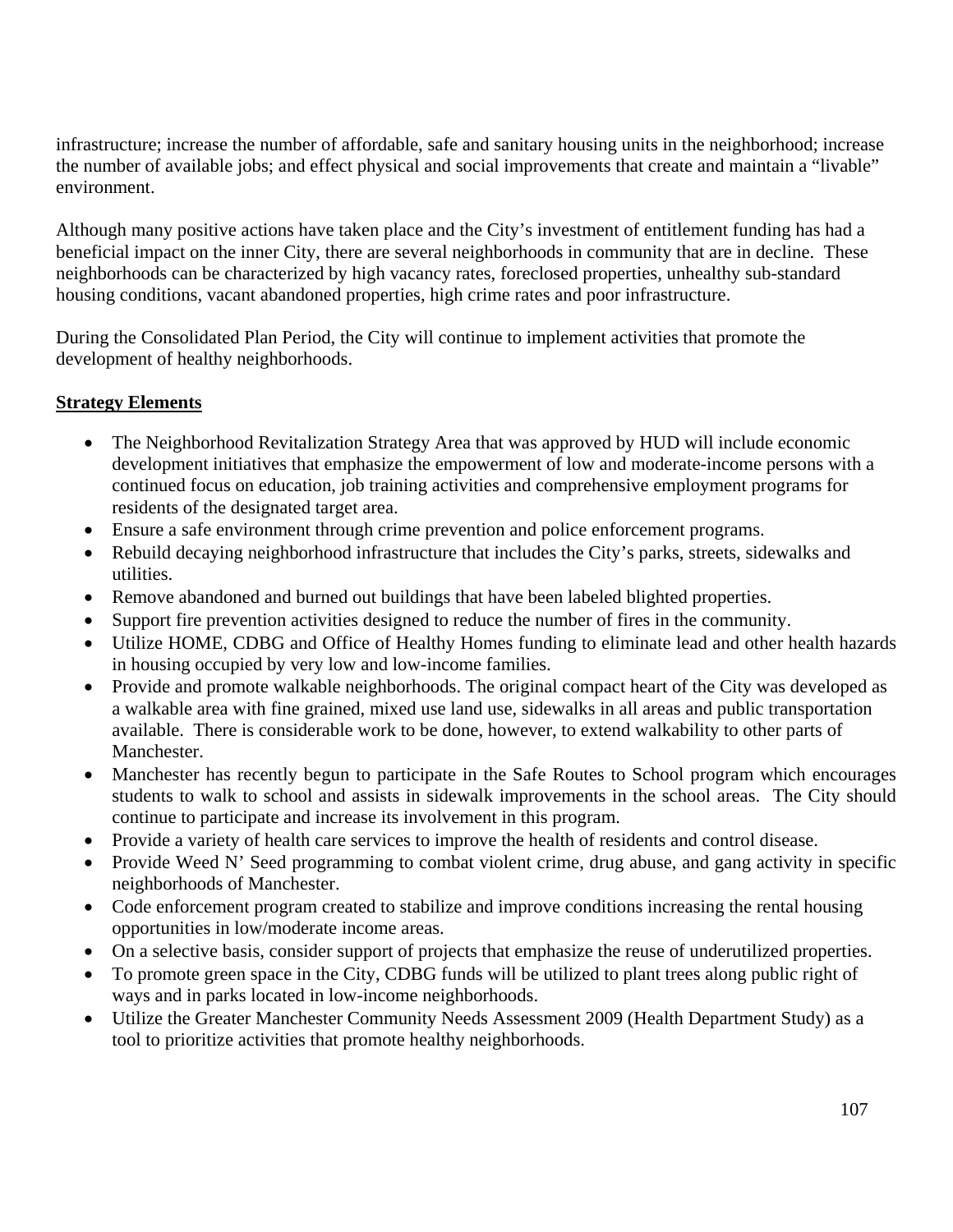infrastructure; increase the number of affordable, safe and sanitary housing units in the neighborhood; increase the number of available jobs; and effect physical and social improvements that create and maintain a "livable" environment.

Although many positive actions have taken place and the City's investment of entitlement funding has had a beneficial impact on the inner City, there are several neighborhoods in community that are in decline. These neighborhoods can be characterized by high vacancy rates, foreclosed properties, unhealthy sub-standard housing conditions, vacant abandoned properties, high crime rates and poor infrastructure.

During the Consolidated Plan Period, the City will continue to implement activities that promote the development of healthy neighborhoods.

**Strategy Elements**

- The Neighborhood Revitalization Strategy Area that was approved by HUD will include economic development initiatives that emphasize the empowerment of low and moderate-income persons with a continued focus on education, job training activities and comprehensive employment programs for residents of the designated target area.
- Ensure a safe environment through crime prevention and police enforcement programs.
- Rebuild decaying neighborhood infrastructure that includes the City's parks, streets, sidewalks and utilities.
- Remove abandoned and burned out buildings that have been labeled blighted properties.
- Support fire prevention activities designed to reduce the number of fires in the community.
- Utilize HOME, CDBG and Office of Healthy Homes funding to eliminate lead and other health hazards in housing occupied by very low and low-income families.
- Provide and promote walkable neighborhoods. The original compact heart of the City was developed as a walkable area with fine grained, mixed use land use, sidewalks in all areas and public transportation available. There is considerable work to be done, however, to extend walkability to other parts of Manchester.
- Manchester has recently begun to participate in the Safe Routes to School program which encourages students to walk to school and assists in sidewalk improvements in the school areas. The City should continue to participate and increase its involvement in this program.
- Provide a variety of health care services to improve the health of residents and control disease.
- Provide Weed N' Seed programming to combat violent crime, drug abuse, and gang activity in specific neighborhoods of Manchester.
- Code enforcement program created to stabilize and improve conditions increasing the rental housing opportunities in low/moderate income areas.
- On a selective basis, consider support of projects that emphasize the reuse of underutilized properties.
- To promote green space in the City, CDBG funds will be utilized to plant trees along public right of ways and in parks located in low-income neighborhoods.
- Utilize the Greater Manchester Community Needs Assessment 2009 (Health Department Study) as a tool to prioritize activities that promote healthy neighborhoods.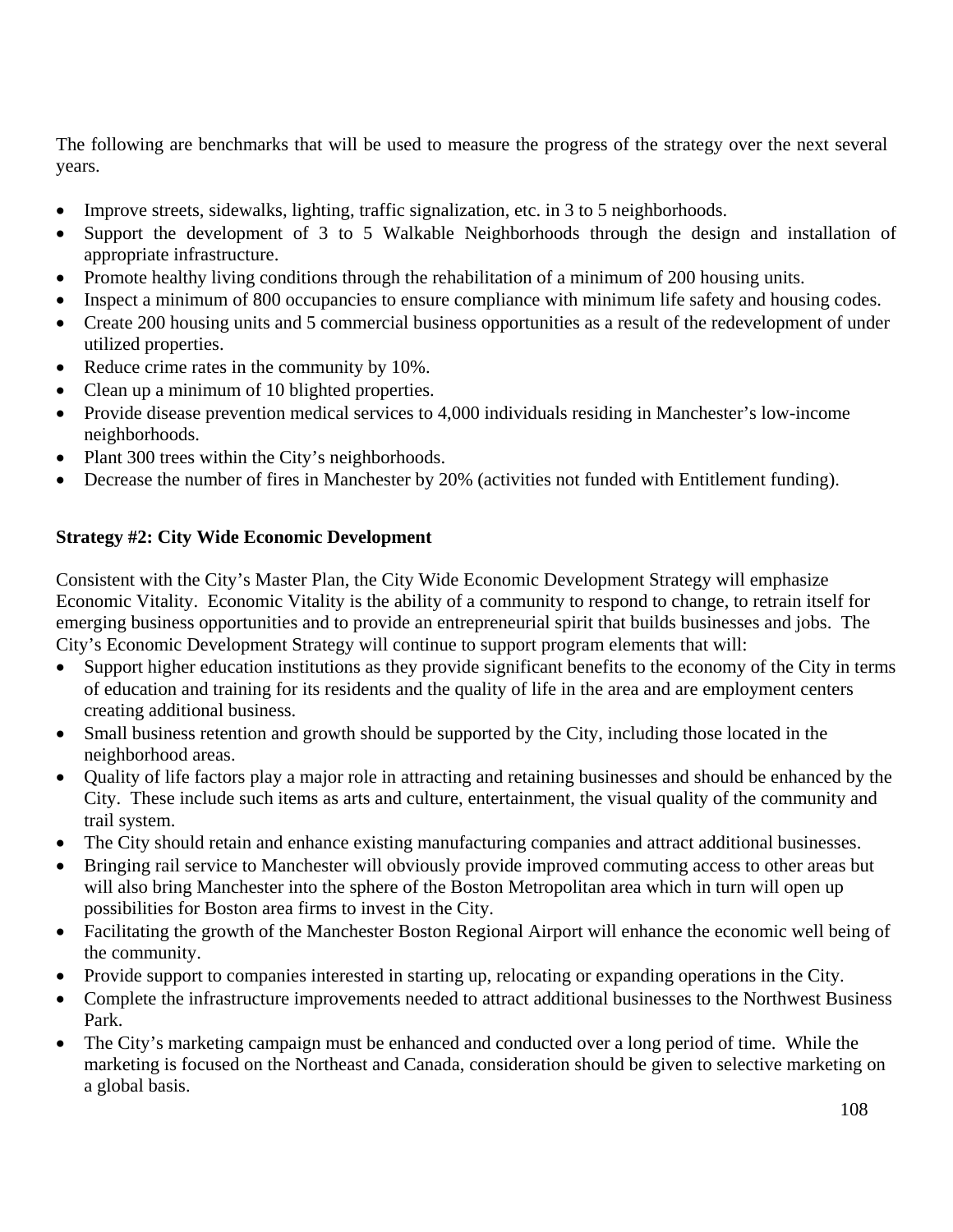The following are benchmarks that will be used to measure the progress of the strategy over the next several years.

- Improve streets, sidewalks, lighting, traffic signalization, etc. in 3 to 5 neighborhoods.
- Support the development of 3 to 5 Walkable Neighborhoods through the design and installation of appropriate infrastructure.
- Promote healthy living conditions through the rehabilitation of a minimum of 200 housing units.
- Inspect a minimum of 800 occupancies to ensure compliance with minimum life safety and housing codes.
- Create 200 housing units and 5 commercial business opportunities as a result of the redevelopment of under utilized properties.
- Reduce crime rates in the community by 10%.
- Clean up a minimum of 10 blighted properties.
- Provide disease prevention medical services to 4,000 individuals residing in Manchester's low-income neighborhoods.
- Plant 300 trees within the City's neighborhoods.
- Decrease the number of fires in Manchester by 20% (activities not funded with Entitlement funding).

**Strategy #2: City Wide Economic Development**

Consistent with the City's Master Plan, the City Wide Economic Development Strategy will emphasize Economic Vitality. Economic Vitality is the ability of a community to respond to change, to retrain itself for emerging business opportunities and to provide an entrepreneurial spirit that builds businesses and jobs. The City's Economic Development Strategy will continue to support program elements that will:

- Support higher education institutions as they provide significant benefits to the economy of the City in terms of education and training for its residents and the quality of life in the area and are employment centers creating additional business.
- Small business retention and growth should be supported by the City, including those located in the neighborhood areas.
- Quality of life factors play a major role in attracting and retaining businesses and should be enhanced by the City. These include such items as arts and culture, entertainment, the visual quality of the community and trail system.
- The City should retain and enhance existing manufacturing companies and attract additional businesses.
- Bringing rail service to Manchester will obviously provide improved commuting access to other areas but will also bring Manchester into the sphere of the Boston Metropolitan area which in turn will open up possibilities for Boston area firms to invest in the City.
- Facilitating the growth of the Manchester Boston Regional Airport will enhance the economic well being of the community.
- Provide support to companies interested in starting up, relocating or expanding operations in the City.
- Complete the infrastructure improvements needed to attract additional businesses to the Northwest Business Park.
- The City's marketing campaign must be enhanced and conducted over a long period of time. While the marketing is focused on the Northeast and Canada, consideration should be given to selective marketing on a global basis.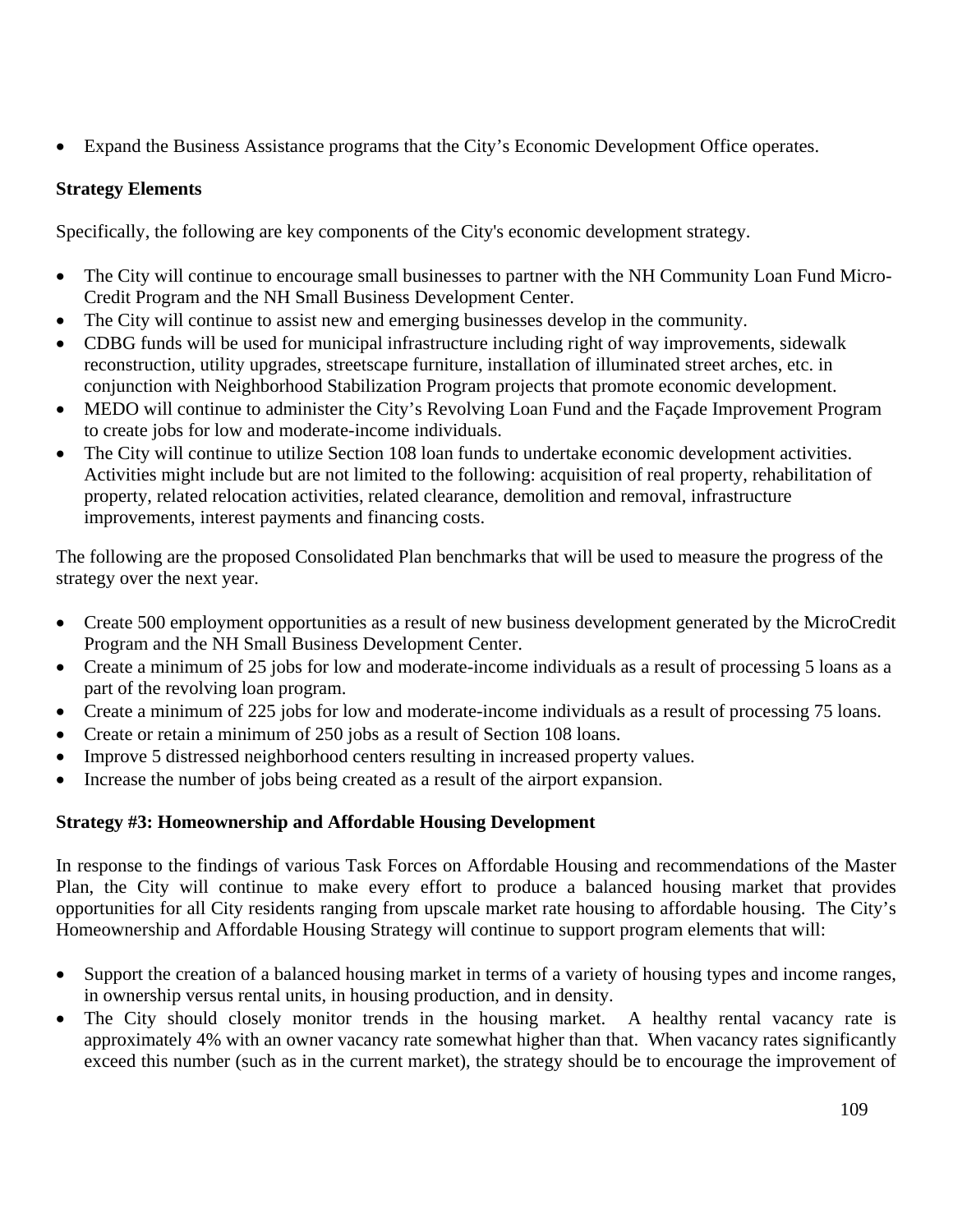- Expand the Business Assistance programs that the City's Economic Development Office operates.

**Strategy Elements**

Specifically, the following are key components of the City's economic development strategy.

- The City will continue to encourage small businesses to partner with the NH Community Loan Fund Micro-Credit Program and the NH Small Business Development Center.
- The City will continue to assist new and emerging businesses develop in the community.
- CDBG funds will be used for municipal infrastructure including right of way improvements, sidewalk reconstruction, utility upgrades, streetscape furniture, installation of illuminated street arches, etc. in conjunction with Neighborhood Stabilization Program projects that promote economic development.
- MEDO will continue to administer the City's Revolving Loan Fund and the Façade Improvement Program to create jobs for low and moderate-income individuals.
- The City will continue to utilize Section 108 loan funds to undertake economic development activities. Activities might include but are not limited to the following: acquisition of real property, rehabilitation of property, related relocation activities, related clearance, demolition and removal, infrastructure improvements, interest payments and financing costs.

The following are the proposed Consolidated Plan benchmarks that will be used to measure the progress of the strategy over the next year.

- Create 500 employment opportunities as a result of new business development generated by the MicroCredit Program and the NH Small Business Development Center.
- Create a minimum of 25 jobs for low and moderate-income individuals as a result of processing 5 loans as a part of the revolving loan program.
- Create a minimum of 225 jobs for low and moderate-income individuals as a result of processing 75 loans.
- Create or retain a minimum of 250 jobs as a result of Section 108 loans.
- Improve 5 distressed neighborhood centers resulting in increased property values.
- Increase the number of jobs being created as a result of the airport expansion.

**Strategy #3: Homeownership and Affordable Housing Development**

In response to the findings of various Task Forces on Affordable Housing and recommendations of the Master Plan, the City will continue to make every effort to produce a balanced housing market that provides opportunities for all City residents ranging from upscale market rate housing to affordable housing. The City's Homeownership and Affordable Housing Strategy will continue to support program elements that will:

- Support the creation of a balanced housing market in terms of a variety of housing types and income ranges, in ownership versus rental units, in housing production, and in density.
- The City should closely monitor trends in the housing market. A healthy rental vacancy rate is approximately 4% with an owner vacancy rate somewhat higher than that. When vacancy rates significantly exceed this number (such as in the current market), the strategy should be to encourage the improvement of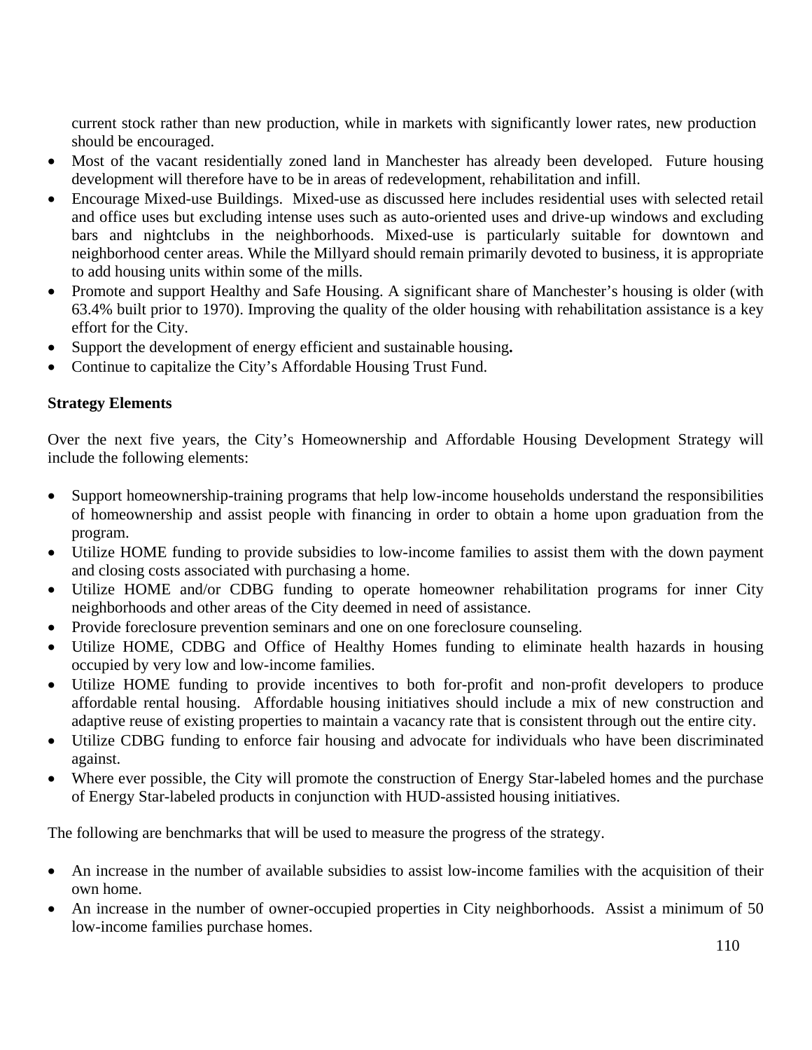current stock rather than new production, while in markets with significantly lower rates, new production should be encouraged.

- Most of the vacant residentially zoned land in Manchester has already been developed. Future housing development will therefore have to be in areas of redevelopment, rehabilitation and infill.
- Encourage Mixed-use Buildings. Mixed-use as discussed here includes residential uses with selected retail and office uses but excluding intense uses such as auto-oriented uses and drive-up windows and excluding bars and nightclubs in the neighborhoods. Mixed-use is particularly suitable for downtown and neighborhood center areas. While the Millyard should remain primarily devoted to business, it is appropriate to add housing units within some of the mills.
- Promote and support Healthy and Safe Housing. A significant share of Manchester's housing is older (with 63.4% built prior to 1970). Improving the quality of the older housing with rehabilitation assistance is a key effort for the City.
- Support the development of energy efficient and sustainable housing**.**
- Continue to capitalize the City's Affordable Housing Trust Fund.

**Strategy Elements**

Over the next five years, the City's Homeownership and Affordable Housing Development Strategy will include the following elements:

- Support homeownership-training programs that help low-income households understand the responsibilities of homeownership and assist people with financing in order to obtain a home upon graduation from the program.
- Utilize HOME funding to provide subsidies to low-income families to assist them with the down payment and closing costs associated with purchasing a home.
- Utilize HOME and/or CDBG funding to operate homeowner rehabilitation programs for inner City neighborhoods and other areas of the City deemed in need of assistance.
- Provide foreclosure prevention seminars and one on one foreclosure counseling.
- Utilize HOME, CDBG and Office of Healthy Homes funding to eliminate health hazards in housing occupied by very low and low-income families.
- Utilize HOME funding to provide incentives to both for-profit and non-profit developers to produce affordable rental housing. Affordable housing initiatives should include a mix of new construction and adaptive reuse of existing properties to maintain a vacancy rate that is consistent through out the entire city.
- Utilize CDBG funding to enforce fair housing and advocate for individuals who have been discriminated against.
- Where ever possible, the City will promote the construction of Energy Star-labeled homes and the purchase of Energy Star-labeled products in conjunction with HUD-assisted housing initiatives.

The following are benchmarks that will be used to measure the progress of the strategy.

- An increase in the number of available subsidies to assist low-income families with the acquisition of their own home.
- An increase in the number of owner-occupied properties in City neighborhoods. Assist a minimum of 50 low-income families purchase homes.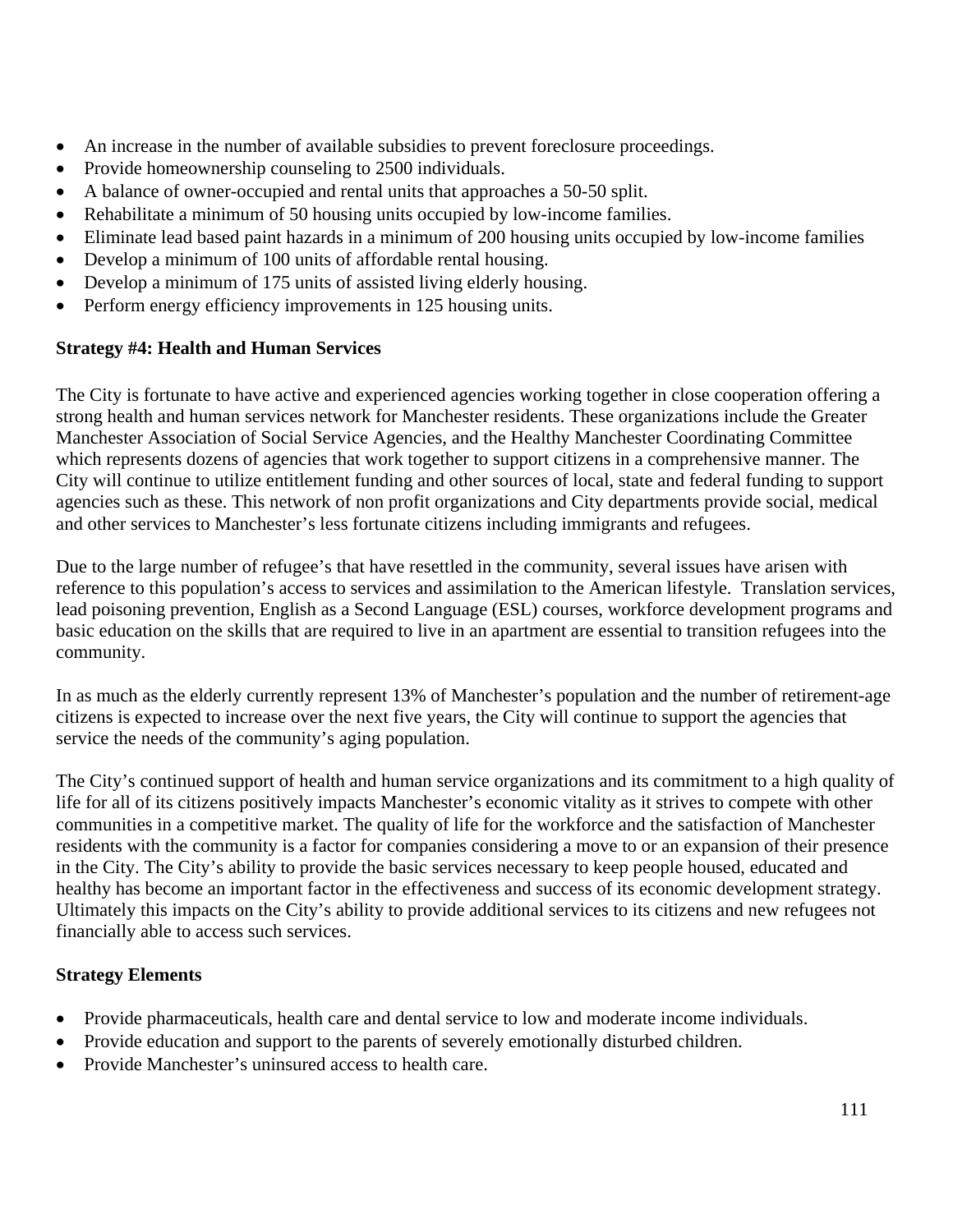- An increase in the number of available subsidies to prevent foreclosure proceedings.
- Provide homeownership counseling to 2500 individuals.
- A balance of owner-occupied and rental units that approaches a 50-50 split.
- Rehabilitate a minimum of 50 housing units occupied by low-income families.
- Eliminate lead based paint hazards in a minimum of 200 housing units occupied by low-income families
- Develop a minimum of 100 units of affordable rental housing.
- Develop a minimum of 175 units of assisted living elderly housing.
- Perform energy efficiency improvements in 125 housing units.

**Strategy #4: Health and Human Services**

The City is fortunate to have active and experienced agencies working together in close cooperation offering a strong health and human services network for Manchester residents. These organizations include the Greater Manchester Association of Social Service Agencies, and the Healthy Manchester Coordinating Committee which represents dozens of agencies that work together to support citizens in a comprehensive manner. The City will continue to utilize entitlement funding and other sources of local, state and federal funding to support agencies such as these. This network of non profit organizations and City departments provide social, medical and other services to Manchester's less fortunate citizens including immigrants and refugees.

Due to the large number of refugee's that have resettled in the community, several issues have arisen with reference to this population's access to services and assimilation to the American lifestyle. Translation services, lead poisoning prevention, English as a Second Language (ESL) courses, workforce development programs and basic education on the skills that are required to live in an apartment are essential to transition refugees into the community.

In as much as the elderly currently represent 13% of Manchester's population and the number of retirement-age citizens is expected to increase over the next five years, the City will continue to support the agencies that service the needs of the community's aging population.

The City's continued support of health and human service organizations and its commitment to a high quality of life for all of its citizens positively impacts Manchester's economic vitality as it strives to compete with other communities in a competitive market. The quality of life for the workforce and the satisfaction of Manchester residents with the community is a factor for companies considering a move to or an expansion of their presence in the City. The City's ability to provide the basic services necessary to keep people housed, educated and healthy has become an important factor in the effectiveness and success of its economic development strategy. Ultimately this impacts on the City's ability to provide additional services to its citizens and new refugees not financially able to access such services.

**Strategy Elements**

- Provide pharmaceuticals, health care and dental service to low and moderate income individuals.
- Provide education and support to the parents of severely emotionally disturbed children.
- Provide Manchester's uninsured access to health care.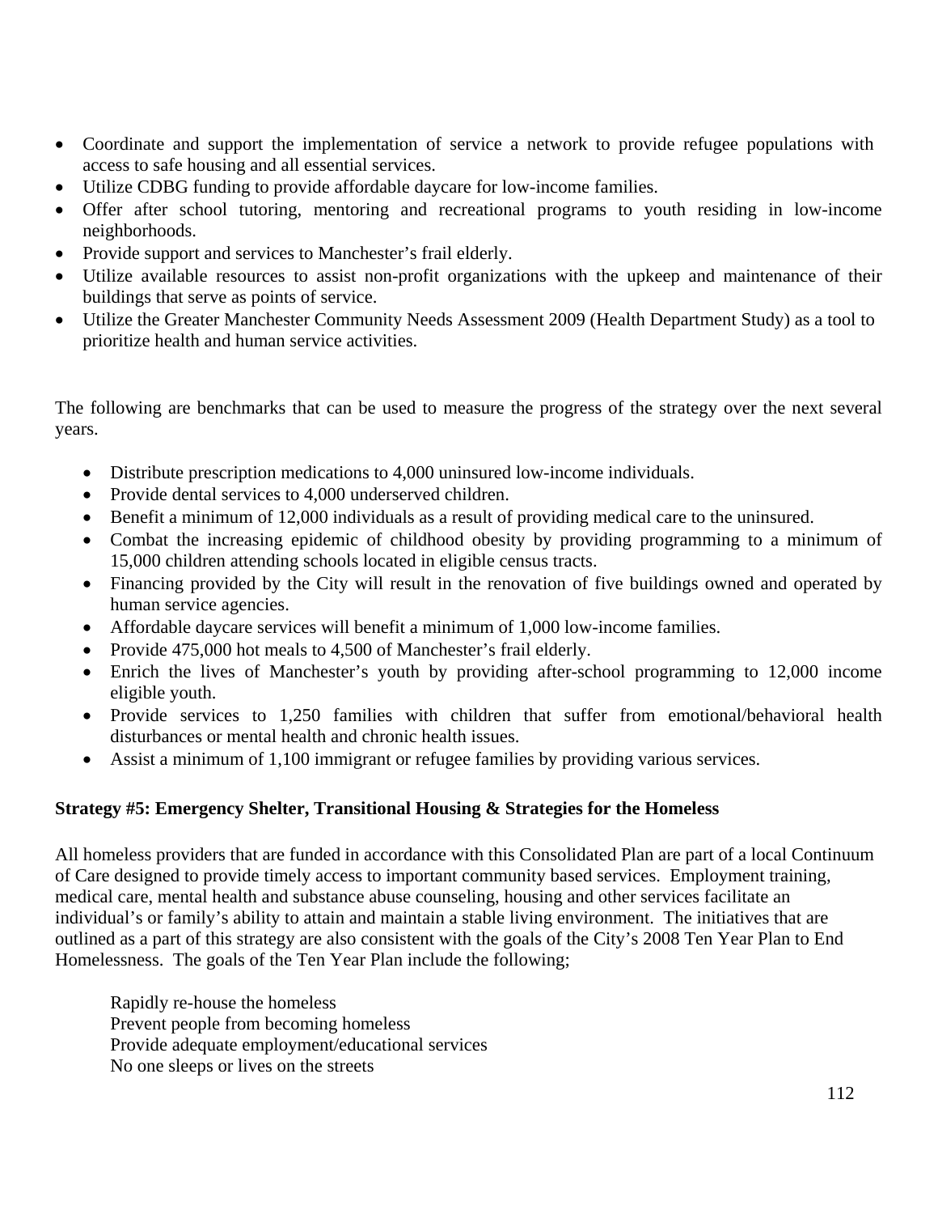- Coordinate and support the implementation of service a network to provide refugee populations with access to safe housing and all essential services.
- Utilize CDBG funding to provide affordable daycare for low-income families.
- Offer after school tutoring, mentoring and recreational programs to youth residing in low-income neighborhoods.
- Provide support and services to Manchester's frail elderly.
- Utilize available resources to assist non-profit organizations with the upkeep and maintenance of their buildings that serve as points of service.
- Utilize the Greater Manchester Community Needs Assessment 2009 (Health Department Study) as a tool to prioritize health and human service activities.

The following are benchmarks that can be used to measure the progress of the strategy over the next several years.

- Distribute prescription medications to 4,000 uninsured low-income individuals.
- Provide dental services to 4,000 underserved children.
- Benefit a minimum of 12,000 individuals as a result of providing medical care to the uninsured.
- Combat the increasing epidemic of childhood obesity by providing programming to a minimum of 15,000 children attending schools located in eligible census tracts.
- Financing provided by the City will result in the renovation of five buildings owned and operated by human service agencies.
- Affordable daycare services will benefit a minimum of 1,000 low-income families.
- Provide 475,000 hot meals to 4,500 of Manchester's frail elderly.
- Enrich the lives of Manchester's youth by providing after-school programming to 12,000 income eligible youth.
- Provide services to 1,250 families with children that suffer from emotional/behavioral health disturbances or mental health and chronic health issues.
- Assist a minimum of 1,100 immigrant or refugee families by providing various services.

**Strategy #5: Emergency Shelter, Transitional Housing & Strategies for the Homeless**

All homeless providers that are funded in accordance with this Consolidated Plan are part of a local Continuum of Care designed to provide timely access to important community based services. Employment training, medical care, mental health and substance abuse counseling, housing and other services facilitate an individual's or family's ability to attain and maintain a stable living environment. The initiatives that are outlined as a part of this strategy are also consistent with the goals of the City's 2008 Ten Year Plan to End Homelessness. The goals of the Ten Year Plan include the following;

Rapidly re-house the homeless
Prevent people from becoming homeless
Provide adequate employment/educational services
No one sleeps or lives on the streets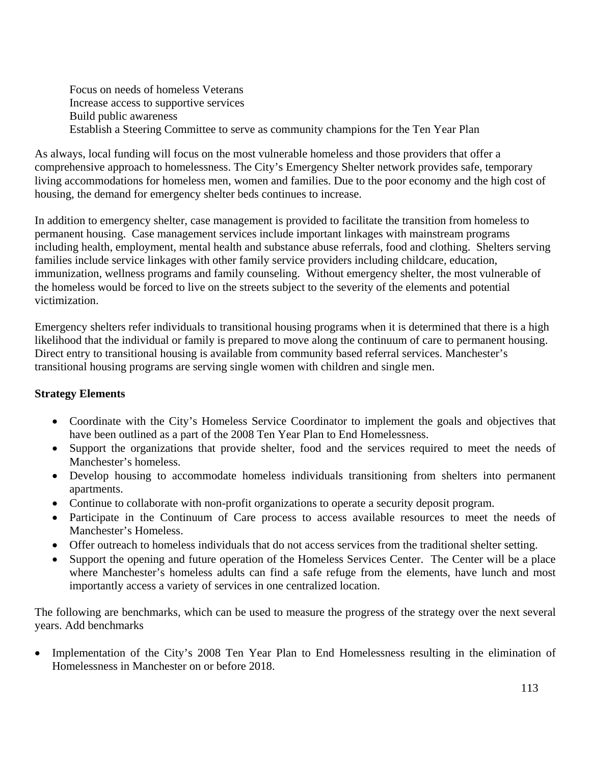Focus on needs of homeless Veterans
Increase access to supportive services
Build public awareness
Establish a Steering Committee to serve as community champions for the Ten Year Plan

As always, local funding will focus on the most vulnerable homeless and those providers that offer a comprehensive approach to homelessness. The City's Emergency Shelter network provides safe, temporary living accommodations for homeless men, women and families. Due to the poor economy and the high cost of housing, the demand for emergency shelter beds continues to increase.

In addition to emergency shelter, case management is provided to facilitate the transition from homeless to permanent housing. Case management services include important linkages with mainstream programs including health, employment, mental health and substance abuse referrals, food and clothing. Shelters serving families include service linkages with other family service providers including childcare, education, immunization, wellness programs and family counseling. Without emergency shelter, the most vulnerable of the homeless would be forced to live on the streets subject to the severity of the elements and potential victimization.

Emergency shelters refer individuals to transitional housing programs when it is determined that there is a high likelihood that the individual or family is prepared to move along the continuum of care to permanent housing. Direct entry to transitional housing is available from community based referral services. Manchester's transitional housing programs are serving single women with children and single men.

**Strategy Elements**

- Coordinate with the City's Homeless Service Coordinator to implement the goals and objectives that have been outlined as a part of the 2008 Ten Year Plan to End Homelessness.
- Support the organizations that provide shelter, food and the services required to meet the needs of Manchester's homeless.
- Develop housing to accommodate homeless individuals transitioning from shelters into permanent apartments.
- Continue to collaborate with non-profit organizations to operate a security deposit program.
- Participate in the Continuum of Care process to access available resources to meet the needs of Manchester's Homeless.
- Offer outreach to homeless individuals that do not access services from the traditional shelter setting.
- Support the opening and future operation of the Homeless Services Center. The Center will be a place where Manchester's homeless adults can find a safe refuge from the elements, have lunch and most importantly access a variety of services in one centralized location.

The following are benchmarks, which can be used to measure the progress of the strategy over the next several years. Add benchmarks

- Implementation of the City's 2008 Ten Year Plan to End Homelessness resulting in the elimination of Homelessness in Manchester on or before 2018.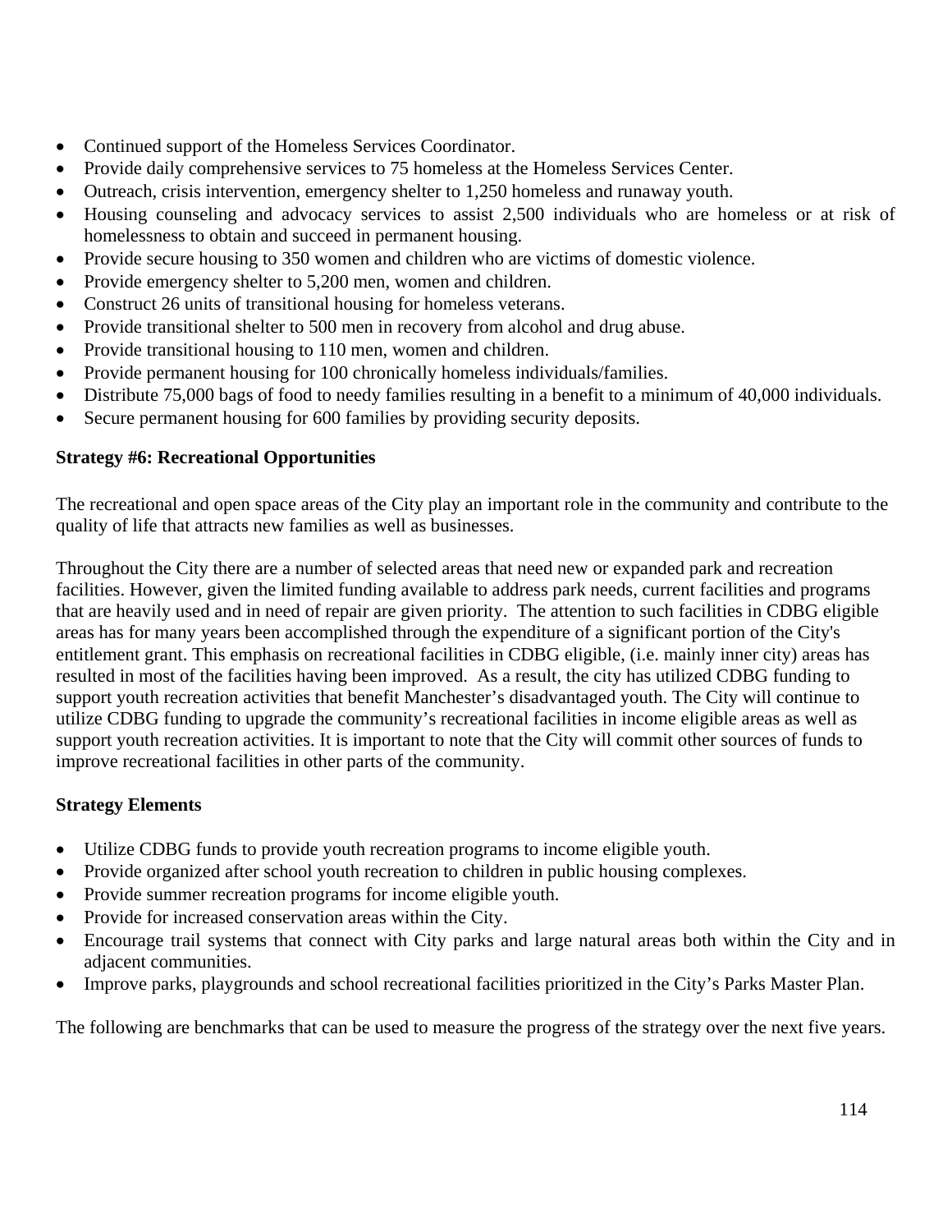- Continued support of the Homeless Services Coordinator.
- Provide daily comprehensive services to 75 homeless at the Homeless Services Center.
- Outreach, crisis intervention, emergency shelter to 1,250 homeless and runaway youth.
- Housing counseling and advocacy services to assist 2,500 individuals who are homeless or at risk of homelessness to obtain and succeed in permanent housing.
- Provide secure housing to 350 women and children who are victims of domestic violence.
- Provide emergency shelter to 5,200 men, women and children.
- Construct 26 units of transitional housing for homeless veterans.
- Provide transitional shelter to 500 men in recovery from alcohol and drug abuse.
- Provide transitional housing to 110 men, women and children.
- Provide permanent housing for 100 chronically homeless individuals/families.
- Distribute 75,000 bags of food to needy families resulting in a benefit to a minimum of 40,000 individuals.
- Secure permanent housing for 600 families by providing security deposits.

**Strategy #6: Recreational Opportunities**

The recreational and open space areas of the City play an important role in the community and contribute to the quality of life that attracts new families as well as businesses.

Throughout the City there are a number of selected areas that need new or expanded park and recreation facilities. However, given the limited funding available to address park needs, current facilities and programs that are heavily used and in need of repair are given priority. The attention to such facilities in CDBG eligible areas has for many years been accomplished through the expenditure of a significant portion of the City's entitlement grant. This emphasis on recreational facilities in CDBG eligible, (i.e. mainly inner city) areas has resulted in most of the facilities having been improved. As a result, the city has utilized CDBG funding to support youth recreation activities that benefit Manchester's disadvantaged youth. The City will continue to utilize CDBG funding to upgrade the community's recreational facilities in income eligible areas as well as support youth recreation activities. It is important to note that the City will commit other sources of funds to improve recreational facilities in other parts of the community.

**Strategy Elements**

- Utilize CDBG funds to provide youth recreation programs to income eligible youth.
- Provide organized after school youth recreation to children in public housing complexes.
- Provide summer recreation programs for income eligible youth.
- Provide for increased conservation areas within the City.
- Encourage trail systems that connect with City parks and large natural areas both within the City and in adjacent communities.
- Improve parks, playgrounds and school recreational facilities prioritized in the City's Parks Master Plan.

The following are benchmarks that can be used to measure the progress of the strategy over the next five years.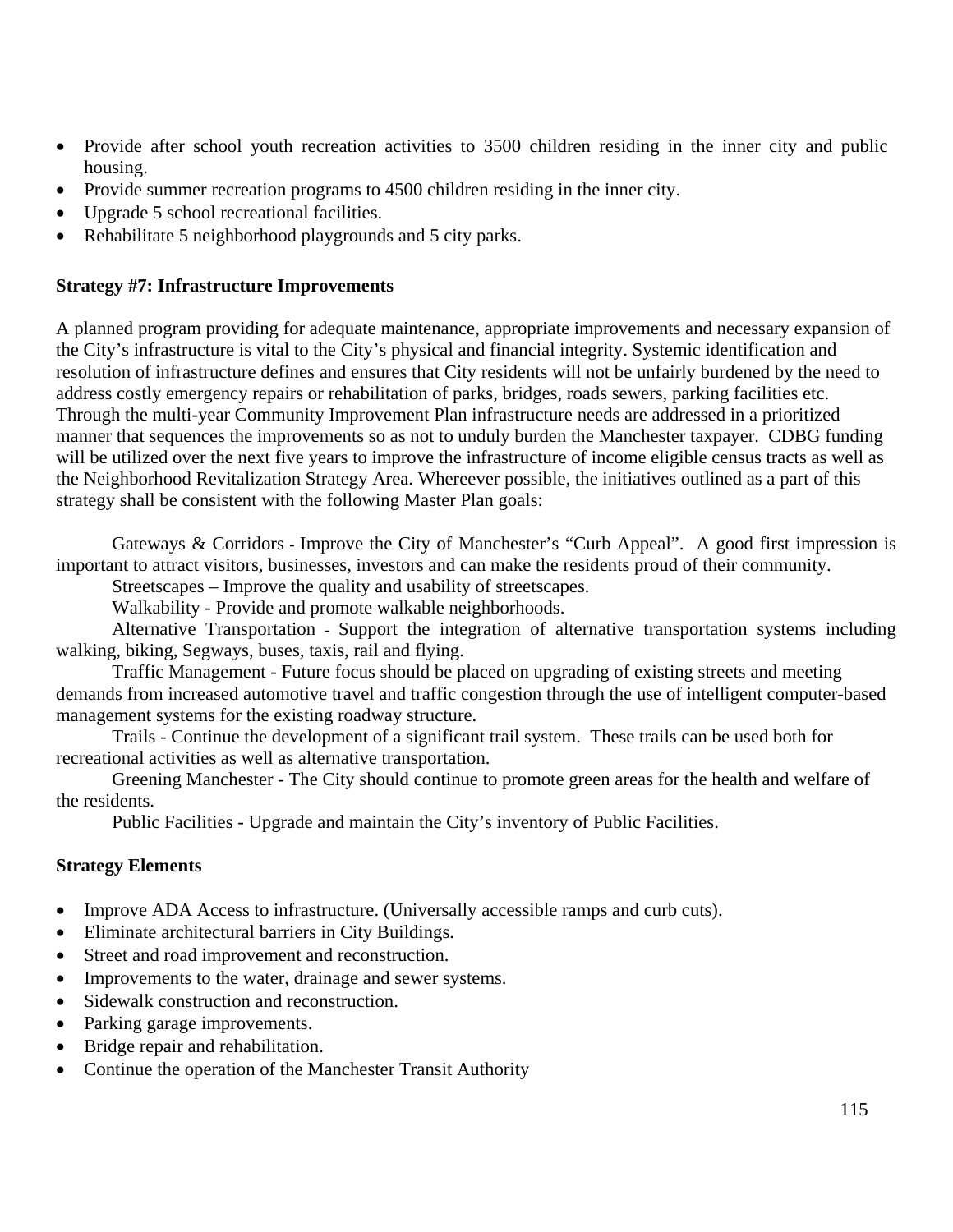- Provide after school youth recreation activities to 3500 children residing in the inner city and public housing.
- Provide summer recreation programs to 4500 children residing in the inner city.
- Upgrade 5 school recreational facilities.
- Rehabilitate 5 neighborhood playgrounds and 5 city parks.

**Strategy #7: Infrastructure Improvements**

A planned program providing for adequate maintenance, appropriate improvements and necessary expansion of the City's infrastructure is vital to the City's physical and financial integrity. Systemic identification and resolution of infrastructure defines and ensures that City residents will not be unfairly burdened by the need to address costly emergency repairs or rehabilitation of parks, bridges, roads sewers, parking facilities etc. Through the multi-year Community Improvement Plan infrastructure needs are addressed in a prioritized manner that sequences the improvements so as not to unduly burden the Manchester taxpayer. CDBG funding will be utilized over the next five years to improve the infrastructure of income eligible census tracts as well as the Neighborhood Revitalization Strategy Area. Whereever possible, the initiatives outlined as a part of this strategy shall be consistent with the following Master Plan goals:

Gateways & Corridors - Improve the City of Manchester's "Curb Appeal". A good first impression is important to attract visitors, businesses, investors and can make the residents proud of their community.

Streetscapes – Improve the quality and usability of streetscapes.

Walkability - Provide and promote walkable neighborhoods.

Alternative Transportation - Support the integration of alternative transportation systems including walking, biking, Segways, buses, taxis, rail and flying.

Traffic Management - Future focus should be placed on upgrading of existing streets and meeting demands from increased automotive travel and traffic congestion through the use of intelligent computer-based management systems for the existing roadway structure.

Trails - Continue the development of a significant trail system. These trails can be used both for recreational activities as well as alternative transportation.

Greening Manchester - The City should continue to promote green areas for the health and welfare of the residents.

Public Facilities - Upgrade and maintain the City's inventory of Public Facilities.

**Strategy Elements**

- Improve ADA Access to infrastructure. (Universally accessible ramps and curb cuts).
- Eliminate architectural barriers in City Buildings.
- Street and road improvement and reconstruction.
- Improvements to the water, drainage and sewer systems.
- Sidewalk construction and reconstruction.
- Parking garage improvements.
- Bridge repair and rehabilitation.
- Continue the operation of the Manchester Transit Authority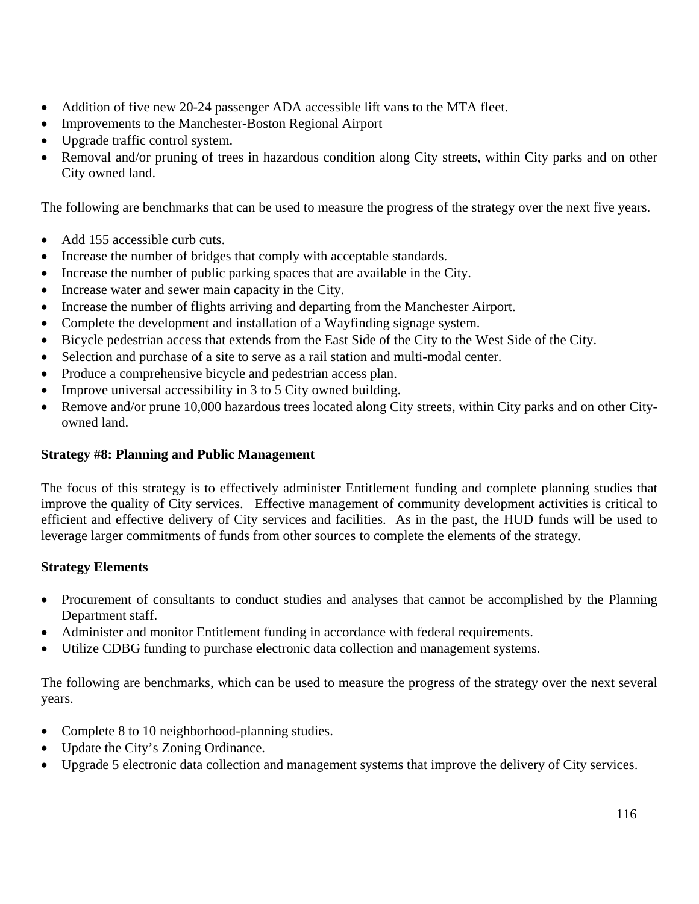- Addition of five new 20-24 passenger ADA accessible lift vans to the MTA fleet.
- Improvements to the Manchester-Boston Regional Airport
- Upgrade traffic control system.
- Removal and/or pruning of trees in hazardous condition along City streets, within City parks and on other City owned land.

The following are benchmarks that can be used to measure the progress of the strategy over the next five years.

- Add 155 accessible curb cuts.
- Increase the number of bridges that comply with acceptable standards.
- Increase the number of public parking spaces that are available in the City.
- Increase water and sewer main capacity in the City.
- Increase the number of flights arriving and departing from the Manchester Airport.
- Complete the development and installation of a Wayfinding signage system.
- Bicycle pedestrian access that extends from the East Side of the City to the West Side of the City.
- Selection and purchase of a site to serve as a rail station and multi-modal center.
- Produce a comprehensive bicycle and pedestrian access plan.
- Improve universal accessibility in 3 to 5 City owned building.
- Remove and/or prune 10,000 hazardous trees located along City streets, within City parks and on other City-owned land.

**Strategy #8: Planning and Public Management**

The focus of this strategy is to effectively administer Entitlement funding and complete planning studies that improve the quality of City services. Effective management of community development activities is critical to efficient and effective delivery of City services and facilities. As in the past, the HUD funds will be used to leverage larger commitments of funds from other sources to complete the elements of the strategy.

**Strategy Elements**

- Procurement of consultants to conduct studies and analyses that cannot be accomplished by the Planning Department staff.
- Administer and monitor Entitlement funding in accordance with federal requirements.
- Utilize CDBG funding to purchase electronic data collection and management systems.

The following are benchmarks, which can be used to measure the progress of the strategy over the next several years.

- Complete 8 to 10 neighborhood-planning studies.
- Update the City's Zoning Ordinance.
- Upgrade 5 electronic data collection and management systems that improve the delivery of City services.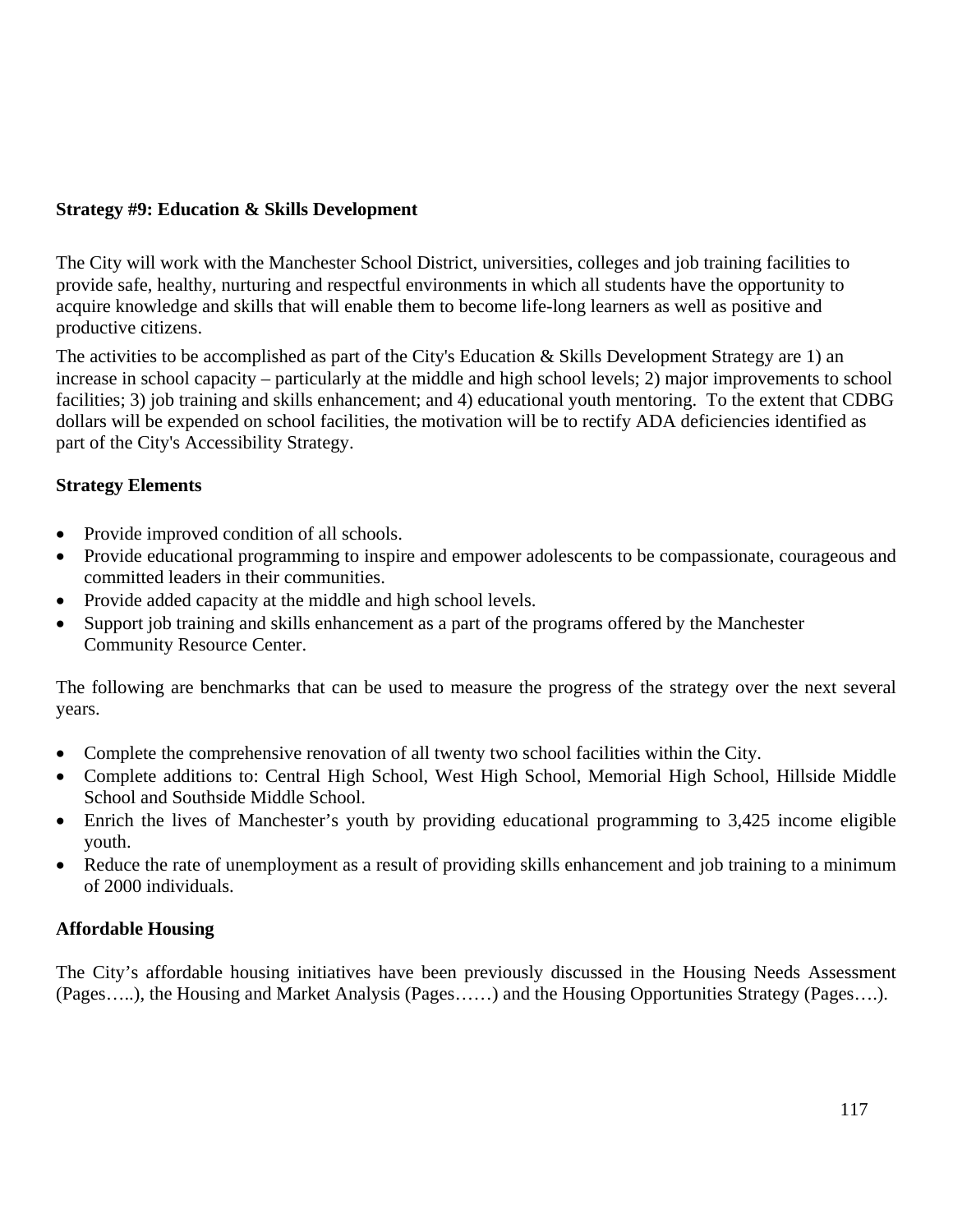**Strategy #9: Education & Skills Development**

The City will work with the Manchester School District, universities, colleges and job training facilities to provide safe, healthy, nurturing and respectful environments in which all students have the opportunity to acquire knowledge and skills that will enable them to become life-long learners as well as positive and productive citizens.

The activities to be accomplished as part of the City's Education & Skills Development Strategy are 1) an increase in school capacity – particularly at the middle and high school levels; 2) major improvements to school facilities; 3) job training and skills enhancement; and 4) educational youth mentoring. To the extent that CDBG dollars will be expended on school facilities, the motivation will be to rectify ADA deficiencies identified as part of the City's Accessibility Strategy.

**Strategy Elements**

- Provide improved condition of all schools.
- Provide educational programming to inspire and empower adolescents to be compassionate, courageous and committed leaders in their communities.
- Provide added capacity at the middle and high school levels.
- Support job training and skills enhancement as a part of the programs offered by the Manchester Community Resource Center.

The following are benchmarks that can be used to measure the progress of the strategy over the next several years.

- Complete the comprehensive renovation of all twenty two school facilities within the City.
- Complete additions to: Central High School, West High School, Memorial High School, Hillside Middle School and Southside Middle School.
- Enrich the lives of Manchester's youth by providing educational programming to 3,425 income eligible youth.
- Reduce the rate of unemployment as a result of providing skills enhancement and job training to a minimum of 2000 individuals.

**Affordable Housing**

The City's affordable housing initiatives have been previously discussed in the Housing Needs Assessment (Pages…..), the Housing and Market Analysis (Pages……) and the Housing Opportunities Strategy (Pages….).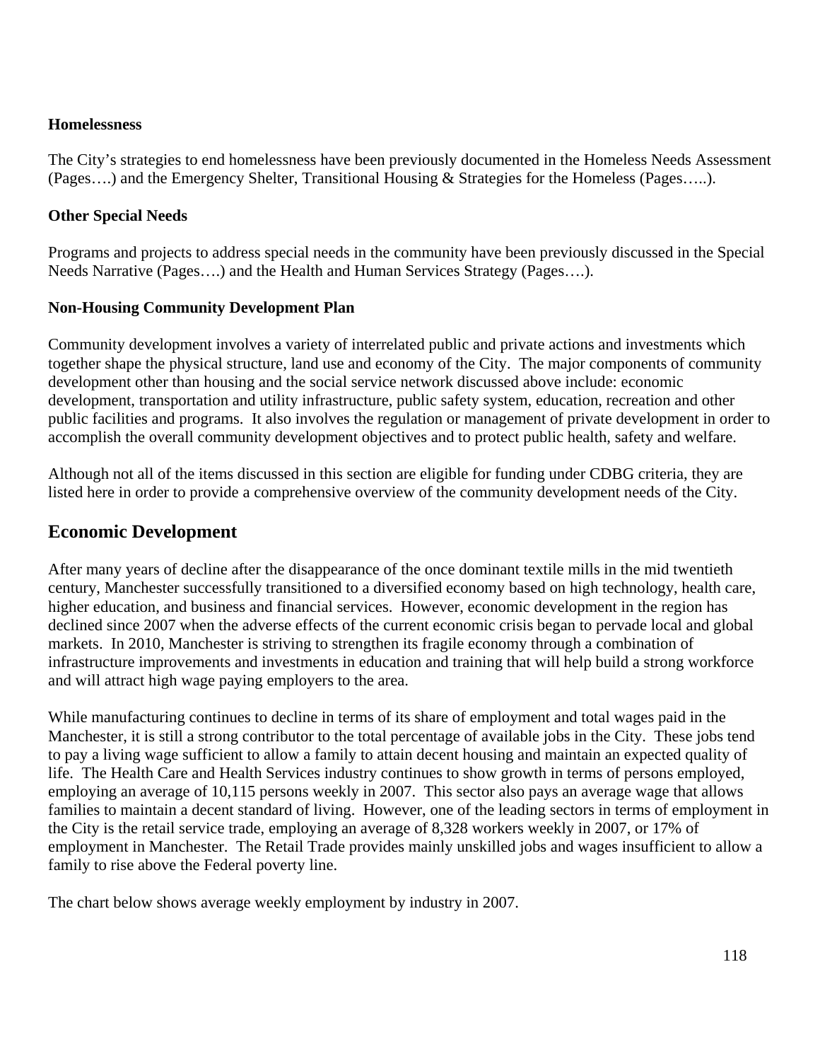**Homelessness**

The City's strategies to end homelessness have been previously documented in the Homeless Needs Assessment (Pages….) and the Emergency Shelter, Transitional Housing & Strategies for the Homeless (Pages…..).

**Other Special Needs**

Programs and projects to address special needs in the community have been previously discussed in the Special Needs Narrative (Pages….) and the Health and Human Services Strategy (Pages….).

**Non-Housing Community Development Plan**

Community development involves a variety of interrelated public and private actions and investments which together shape the physical structure, land use and economy of the City. The major components of community development other than housing and the social service network discussed above include: economic development, transportation and utility infrastructure, public safety system, education, recreation and other public facilities and programs. It also involves the regulation or management of private development in order to accomplish the overall community development objectives and to protect public health, safety and welfare.

Although not all of the items discussed in this section are eligible for funding under CDBG criteria, they are listed here in order to provide a comprehensive overview of the community development needs of the City.

## Economic Development

After many years of decline after the disappearance of the once dominant textile mills in the mid twentieth century, Manchester successfully transitioned to a diversified economy based on high technology, health care, higher education, and business and financial services. However, economic development in the region has declined since 2007 when the adverse effects of the current economic crisis began to pervade local and global markets. In 2010, Manchester is striving to strengthen its fragile economy through a combination of infrastructure improvements and investments in education and training that will help build a strong workforce and will attract high wage paying employers to the area.

While manufacturing continues to decline in terms of its share of employment and total wages paid in the Manchester, it is still a strong contributor to the total percentage of available jobs in the City. These jobs tend to pay a living wage sufficient to allow a family to attain decent housing and maintain an expected quality of life. The Health Care and Health Services industry continues to show growth in terms of persons employed, employing an average of 10,115 persons weekly in 2007. This sector also pays an average wage that allows families to maintain a decent standard of living. However, one of the leading sectors in terms of employment in the City is the retail service trade, employing an average of 8,328 workers weekly in 2007, or 17% of employment in Manchester. The Retail Trade provides mainly unskilled jobs and wages insufficient to allow a family to rise above the Federal poverty line.

The chart below shows average weekly employment by industry in 2007.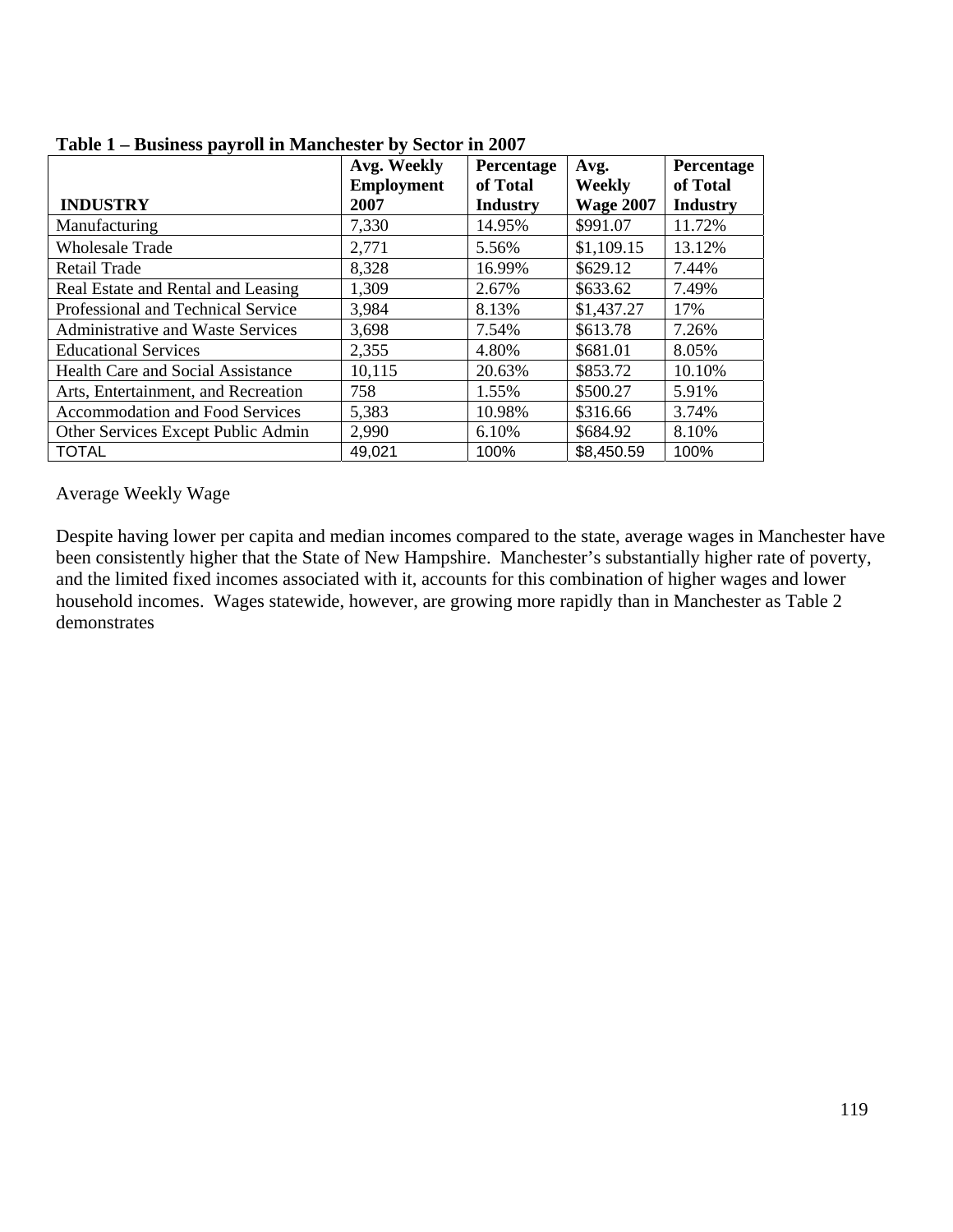**Table 1 – Business payroll in Manchester by Sector in 2007**

| INDUSTRY | Avg. Weekly Employment 2007 | Percentage of Total Industry | Avg. Weekly Wage 2007 | Percentage of Total Industry |
|---|---|---|---|---|
| Manufacturing | 7,330 | 14.95% | $991.07 | 11.72% |
| Wholesale Trade | 2,771 | 5.56% | $1,109.15 | 13.12% |
| Retail Trade | 8,328 | 16.99% | $629.12 | 7.44% |
| Real Estate and Rental and Leasing | 1,309 | 2.67% | $633.62 | 7.49% |
| Professional and Technical Service | 3,984 | 8.13% | $1,437.27 | 17% |
| Administrative and Waste Services | 3,698 | 7.54% | $613.78 | 7.26% |
| Educational Services | 2,355 | 4.80% | $681.01 | 8.05% |
| Health Care and Social Assistance | 10,115 | 20.63% | $853.72 | 10.10% |
| Arts, Entertainment, and Recreation | 758 | 1.55% | $500.27 | 5.91% |
| Accommodation and Food Services | 5,383 | 10.98% | $316.66 | 3.74% |
| Other Services Except Public Admin | 2,990 | 6.10% | $684.92 | 8.10% |
| TOTAL | 49,021 | 100% | $8,450.59 | 100% |

Average Weekly Wage

Despite having lower per capita and median incomes compared to the state, average wages in Manchester have been consistently higher that the State of New Hampshire. Manchester's substantially higher rate of poverty, and the limited fixed incomes associated with it, accounts for this combination of higher wages and lower household incomes. Wages statewide, however, are growing more rapidly than in Manchester as Table 2 demonstrates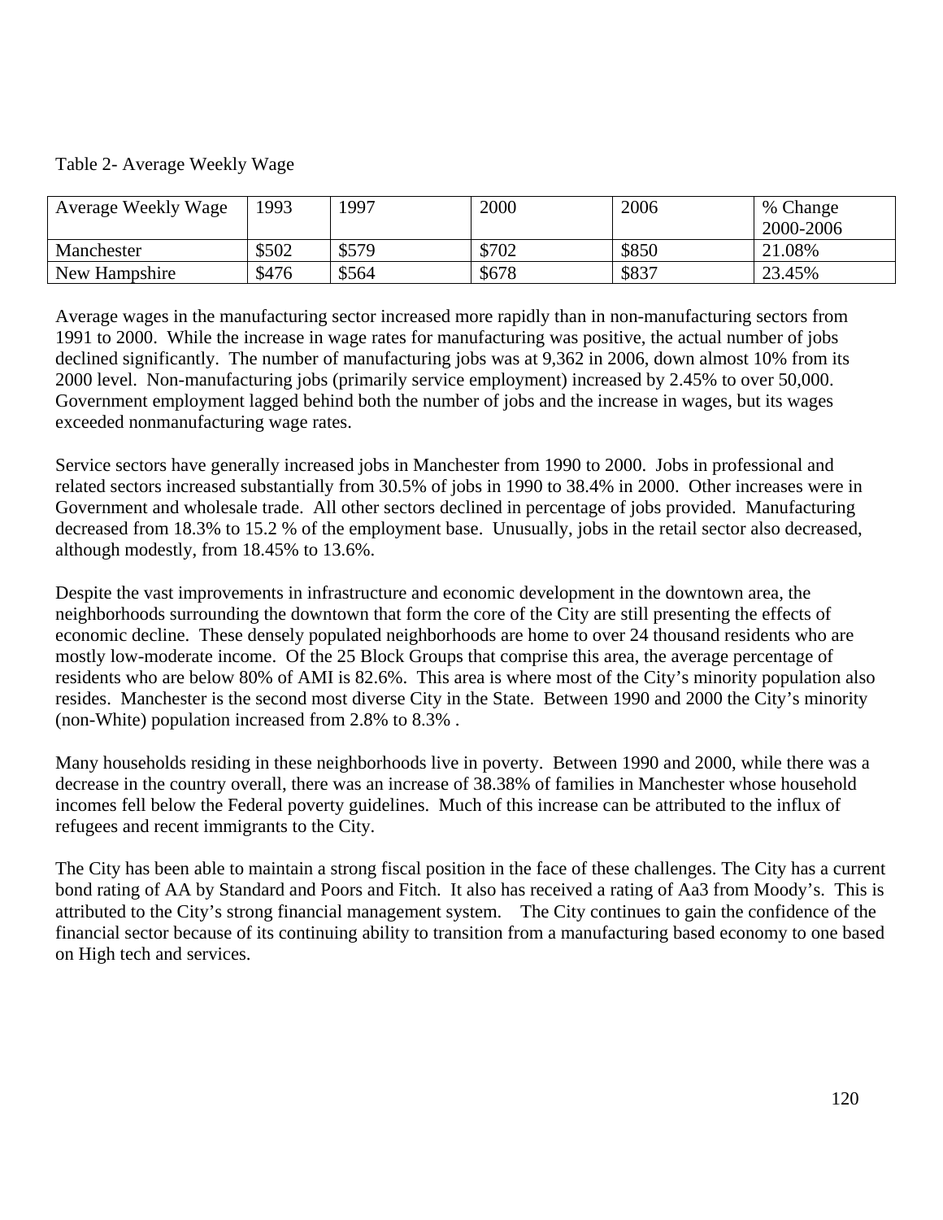Table 2- Average Weekly Wage

| Average Weekly Wage | 1993 | 1997 | 2000 | 2006 | % Change 2000-2006 |
|---|---|---|---|---|---|
| Manchester | $502 | $579 | $702 | $850 | 21.08% |
| New Hampshire | $476 | $564 | $678 | $837 | 23.45% |

Average wages in the manufacturing sector increased more rapidly than in non-manufacturing sectors from 1991 to 2000. While the increase in wage rates for manufacturing was positive, the actual number of jobs declined significantly. The number of manufacturing jobs was at 9,362 in 2006, down almost 10% from its 2000 level. Non-manufacturing jobs (primarily service employment) increased by 2.45% to over 50,000. Government employment lagged behind both the number of jobs and the increase in wages, but its wages exceeded nonmanufacturing wage rates.

Service sectors have generally increased jobs in Manchester from 1990 to 2000. Jobs in professional and related sectors increased substantially from 30.5% of jobs in 1990 to 38.4% in 2000. Other increases were in Government and wholesale trade. All other sectors declined in percentage of jobs provided. Manufacturing decreased from 18.3% to 15.2 % of the employment base. Unusually, jobs in the retail sector also decreased, although modestly, from 18.45% to 13.6%.

Despite the vast improvements in infrastructure and economic development in the downtown area, the neighborhoods surrounding the downtown that form the core of the City are still presenting the effects of economic decline. These densely populated neighborhoods are home to over 24 thousand residents who are mostly low-moderate income. Of the 25 Block Groups that comprise this area, the average percentage of residents who are below 80% of AMI is 82.6%. This area is where most of the City's minority population also resides. Manchester is the second most diverse City in the State. Between 1990 and 2000 the City's minority (non-White) population increased from 2.8% to 8.3% .

Many households residing in these neighborhoods live in poverty. Between 1990 and 2000, while there was a decrease in the country overall, there was an increase of 38.38% of families in Manchester whose household incomes fell below the Federal poverty guidelines. Much of this increase can be attributed to the influx of refugees and recent immigrants to the City.

The City has been able to maintain a strong fiscal position in the face of these challenges. The City has a current bond rating of AA by Standard and Poors and Fitch. It also has received a rating of Aa3 from Moody's. This is attributed to the City's strong financial management system. The City continues to gain the confidence of the financial sector because of its continuing ability to transition from a manufacturing based economy to one based on High tech and services.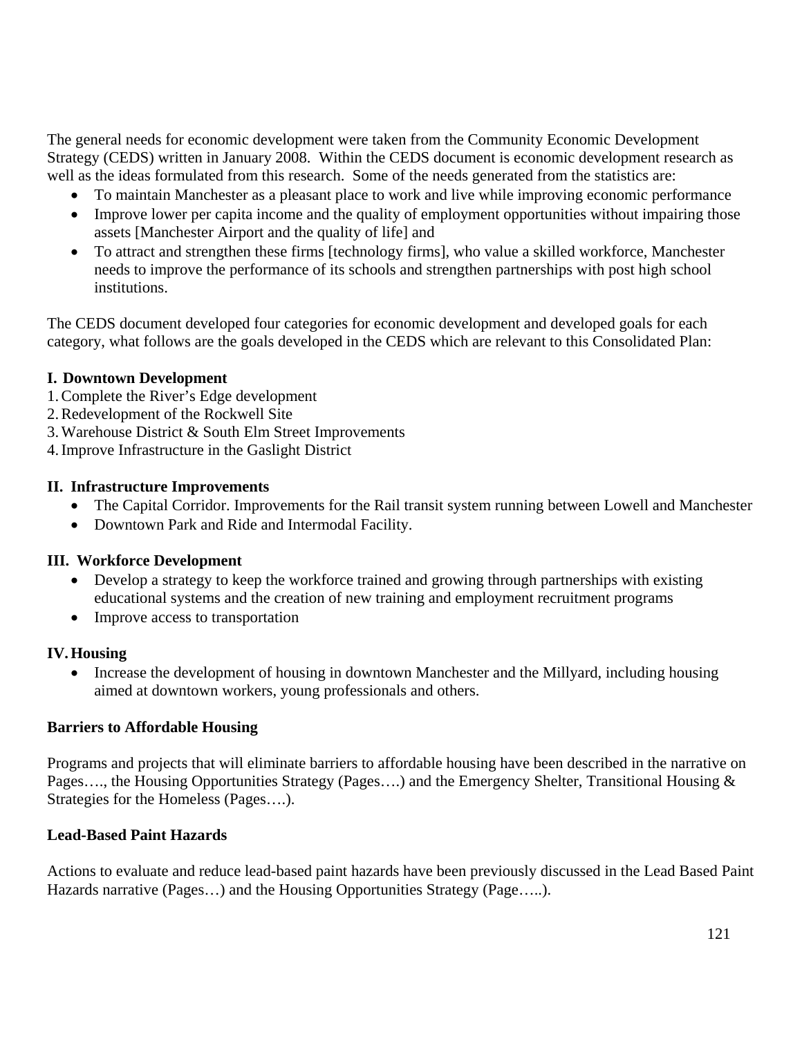The general needs for economic development were taken from the Community Economic Development Strategy (CEDS) written in January 2008. Within the CEDS document is economic development research as well as the ideas formulated from this research. Some of the needs generated from the statistics are:

- To maintain Manchester as a pleasant place to work and live while improving economic performance
- Improve lower per capita income and the quality of employment opportunities without impairing those assets [Manchester Airport and the quality of life] and
- To attract and strengthen these firms [technology firms], who value a skilled workforce, Manchester needs to improve the performance of its schools and strengthen partnerships with post high school institutions.

The CEDS document developed four categories for economic development and developed goals for each category, what follows are the goals developed in the CEDS which are relevant to this Consolidated Plan:

**I. Downtown Development**

1. Complete the River's Edge development
2. Redevelopment of the Rockwell Site
3. Warehouse District & South Elm Street Improvements
4. Improve Infrastructure in the Gaslight District

**II. Infrastructure Improvements**

- The Capital Corridor. Improvements for the Rail transit system running between Lowell and Manchester
- Downtown Park and Ride and Intermodal Facility.

**III. Workforce Development**

- Develop a strategy to keep the workforce trained and growing through partnerships with existing educational systems and the creation of new training and employment recruitment programs
- Improve access to transportation

**IV. Housing**

- Increase the development of housing in downtown Manchester and the Millyard, including housing aimed at downtown workers, young professionals and others.

**Barriers to Affordable Housing**

Programs and projects that will eliminate barriers to affordable housing have been described in the narrative on Pages…., the Housing Opportunities Strategy (Pages….) and the Emergency Shelter, Transitional Housing & Strategies for the Homeless (Pages….).

**Lead-Based Paint Hazards**

Actions to evaluate and reduce lead-based paint hazards have been previously discussed in the Lead Based Paint Hazards narrative (Pages…) and the Housing Opportunities Strategy (Page…..).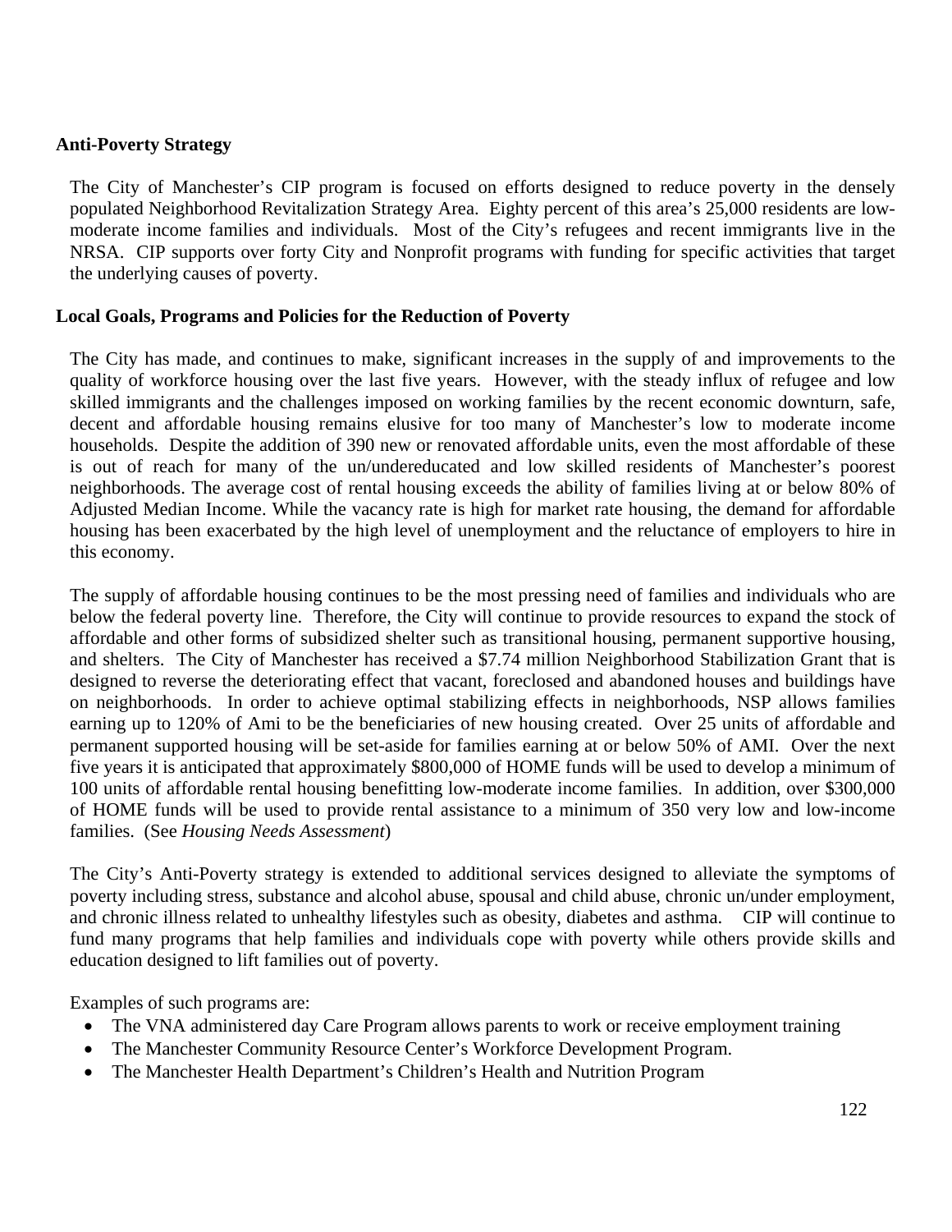## Anti-Poverty Strategy

The City of Manchester's CIP program is focused on efforts designed to reduce poverty in the densely populated Neighborhood Revitalization Strategy Area. Eighty percent of this area's 25,000 residents are low-moderate income families and individuals. Most of the City's refugees and recent immigrants live in the NRSA. CIP supports over forty City and Nonprofit programs with funding for specific activities that target the underlying causes of poverty.

## Local Goals, Programs and Policies for the Reduction of Poverty

The City has made, and continues to make, significant increases in the supply of and improvements to the quality of workforce housing over the last five years. However, with the steady influx of refugee and low skilled immigrants and the challenges imposed on working families by the recent economic downturn, safe, decent and affordable housing remains elusive for too many of Manchester's low to moderate income households. Despite the addition of 390 new or renovated affordable units, even the most affordable of these is out of reach for many of the un/undereducated and low skilled residents of Manchester's poorest neighborhoods. The average cost of rental housing exceeds the ability of families living at or below 80% of Adjusted Median Income. While the vacancy rate is high for market rate housing, the demand for affordable housing has been exacerbated by the high level of unemployment and the reluctance of employers to hire in this economy.

The supply of affordable housing continues to be the most pressing need of families and individuals who are below the federal poverty line. Therefore, the City will continue to provide resources to expand the stock of affordable and other forms of subsidized shelter such as transitional housing, permanent supportive housing, and shelters. The City of Manchester has received a $7.74 million Neighborhood Stabilization Grant that is designed to reverse the deteriorating effect that vacant, foreclosed and abandoned houses and buildings have on neighborhoods. In order to achieve optimal stabilizing effects in neighborhoods, NSP allows families earning up to 120% of Ami to be the beneficiaries of new housing created. Over 25 units of affordable and permanent supported housing will be set-aside for families earning at or below 50% of AMI. Over the next five years it is anticipated that approximately $800,000 of HOME funds will be used to develop a minimum of 100 units of affordable rental housing benefitting low-moderate income families. In addition, over $300,000 of HOME funds will be used to provide rental assistance to a minimum of 350 very low and low-income families. (See *Housing Needs Assessment*)

The City's Anti-Poverty strategy is extended to additional services designed to alleviate the symptoms of poverty including stress, substance and alcohol abuse, spousal and child abuse, chronic un/under employment, and chronic illness related to unhealthy lifestyles such as obesity, diabetes and asthma. CIP will continue to fund many programs that help families and individuals cope with poverty while others provide skills and education designed to lift families out of poverty.

Examples of such programs are:

- The VNA administered day Care Program allows parents to work or receive employment training
- The Manchester Community Resource Center's Workforce Development Program.
- The Manchester Health Department's Children's Health and Nutrition Program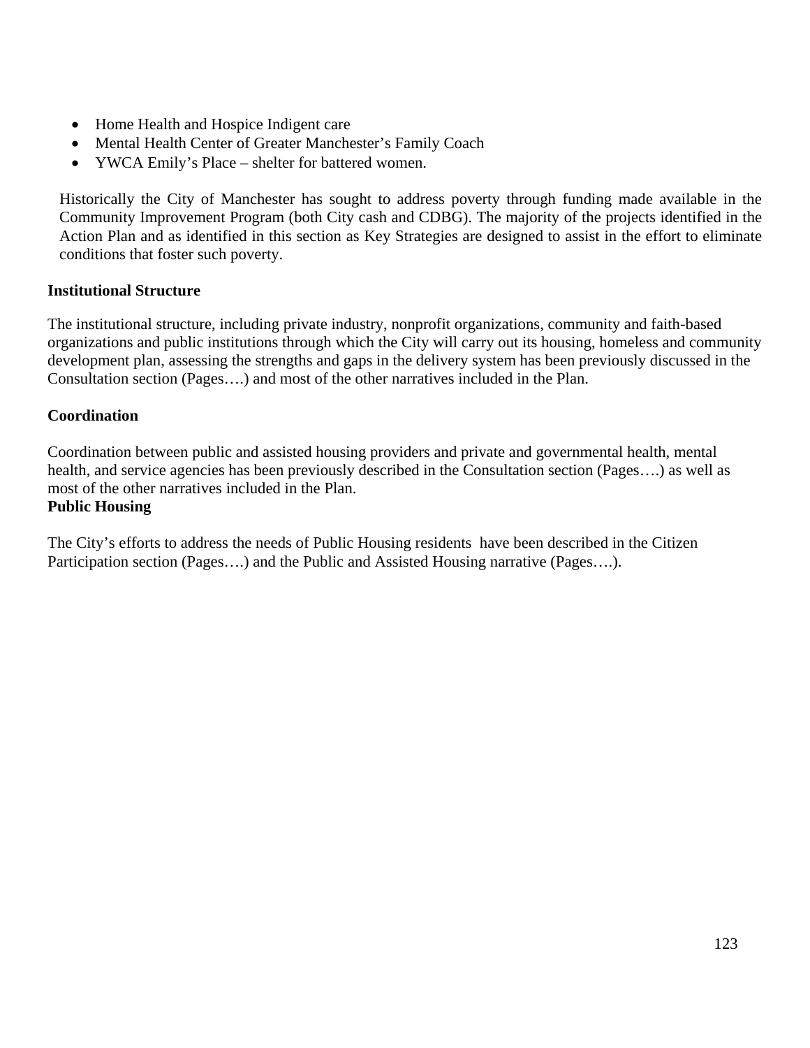- Home Health and Hospice Indigent care
- Mental Health Center of Greater Manchester's Family Coach
- YWCA Emily's Place – shelter for battered women.

Historically the City of Manchester has sought to address poverty through funding made available in the Community Improvement Program (both City cash and CDBG). The majority of the projects identified in the Action Plan and as identified in this section as Key Strategies are designed to assist in the effort to eliminate conditions that foster such poverty.

**Institutional Structure**

The institutional structure, including private industry, nonprofit organizations, community and faith-based organizations and public institutions through which the City will carry out its housing, homeless and community development plan, assessing the strengths and gaps in the delivery system has been previously discussed in the Consultation section (Pages….) and most of the other narratives included in the Plan.

**Coordination**

Coordination between public and assisted housing providers and private and governmental health, mental health, and service agencies has been previously described in the Consultation section (Pages….) as well as most of the other narratives included in the Plan.

**Public Housing**

The City's efforts to address the needs of Public Housing residents have been described in the Citizen Participation section (Pages….) and the Public and Assisted Housing narrative (Pages….).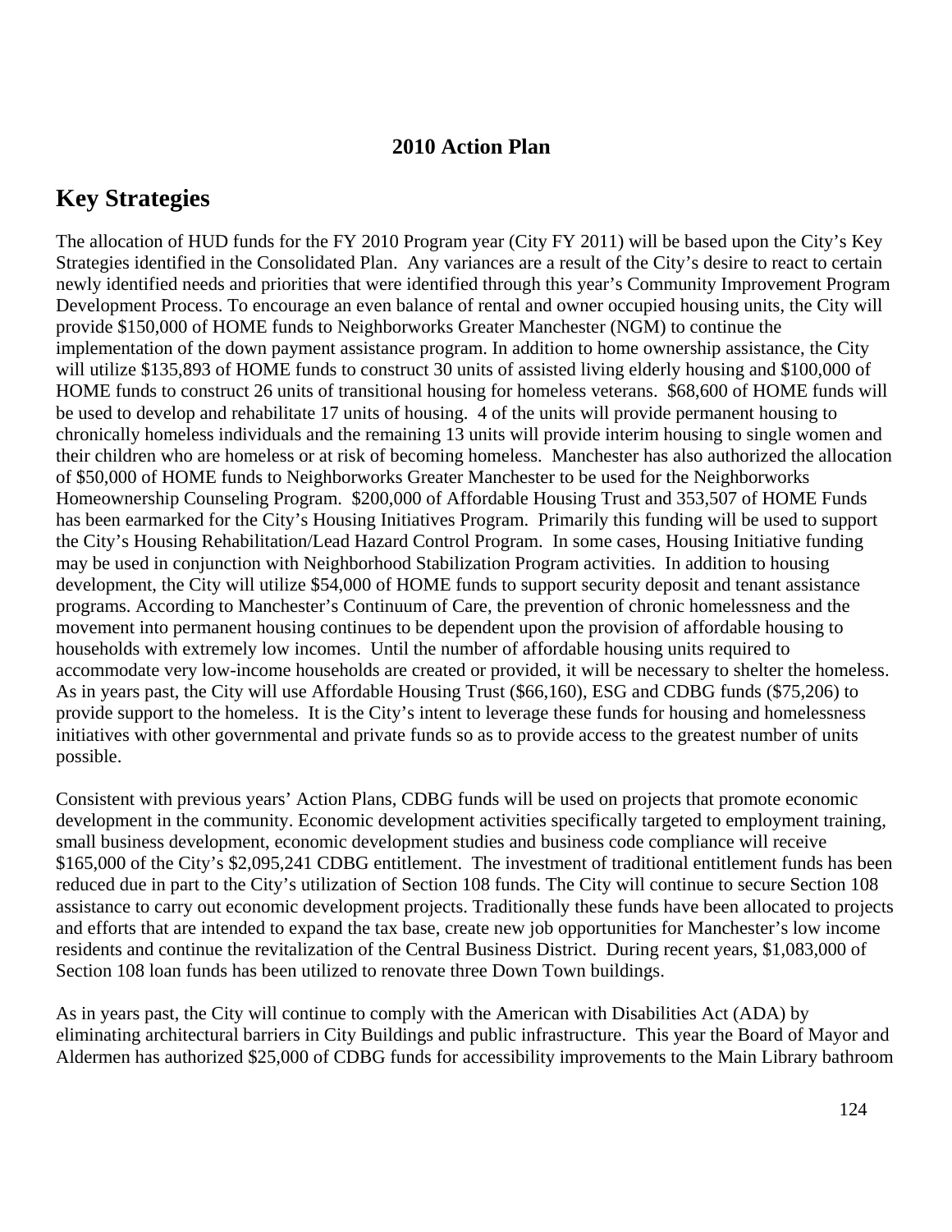**2010 Action Plan**

## Key Strategies

The allocation of HUD funds for the FY 2010 Program year (City FY 2011) will be based upon the City's Key Strategies identified in the Consolidated Plan. Any variances are a result of the City's desire to react to certain newly identified needs and priorities that were identified through this year's Community Improvement Program Development Process. To encourage an even balance of rental and owner occupied housing units, the City will provide $150,000 of HOME funds to Neighborworks Greater Manchester (NGM) to continue the implementation of the down payment assistance program. In addition to home ownership assistance, the City will utilize $135,893 of HOME funds to construct 30 units of assisted living elderly housing and $100,000 of HOME funds to construct 26 units of transitional housing for homeless veterans. $68,600 of HOME funds will be used to develop and rehabilitate 17 units of housing. 4 of the units will provide permanent housing to chronically homeless individuals and the remaining 13 units will provide interim housing to single women and their children who are homeless or at risk of becoming homeless. Manchester has also authorized the allocation of $50,000 of HOME funds to Neighborworks Greater Manchester to be used for the Neighborworks Homeownership Counseling Program. $200,000 of Affordable Housing Trust and 353,507 of HOME Funds has been earmarked for the City's Housing Initiatives Program. Primarily this funding will be used to support the City's Housing Rehabilitation/Lead Hazard Control Program. In some cases, Housing Initiative funding may be used in conjunction with Neighborhood Stabilization Program activities. In addition to housing development, the City will utilize $54,000 of HOME funds to support security deposit and tenant assistance programs. According to Manchester's Continuum of Care, the prevention of chronic homelessness and the movement into permanent housing continues to be dependent upon the provision of affordable housing to households with extremely low incomes. Until the number of affordable housing units required to accommodate very low-income households are created or provided, it will be necessary to shelter the homeless. As in years past, the City will use Affordable Housing Trust ($66,160), ESG and CDBG funds ($75,206) to provide support to the homeless. It is the City's intent to leverage these funds for housing and homelessness initiatives with other governmental and private funds so as to provide access to the greatest number of units possible.

Consistent with previous years' Action Plans, CDBG funds will be used on projects that promote economic development in the community. Economic development activities specifically targeted to employment training, small business development, economic development studies and business code compliance will receive $165,000 of the City's $2,095,241 CDBG entitlement. The investment of traditional entitlement funds has been reduced due in part to the City's utilization of Section 108 funds. The City will continue to secure Section 108 assistance to carry out economic development projects. Traditionally these funds have been allocated to projects and efforts that are intended to expand the tax base, create new job opportunities for Manchester's low income residents and continue the revitalization of the Central Business District. During recent years, $1,083,000 of Section 108 loan funds has been utilized to renovate three Down Town buildings.

As in years past, the City will continue to comply with the American with Disabilities Act (ADA) by eliminating architectural barriers in City Buildings and public infrastructure. This year the Board of Mayor and Aldermen has authorized $25,000 of CDBG funds for accessibility improvements to the Main Library bathroom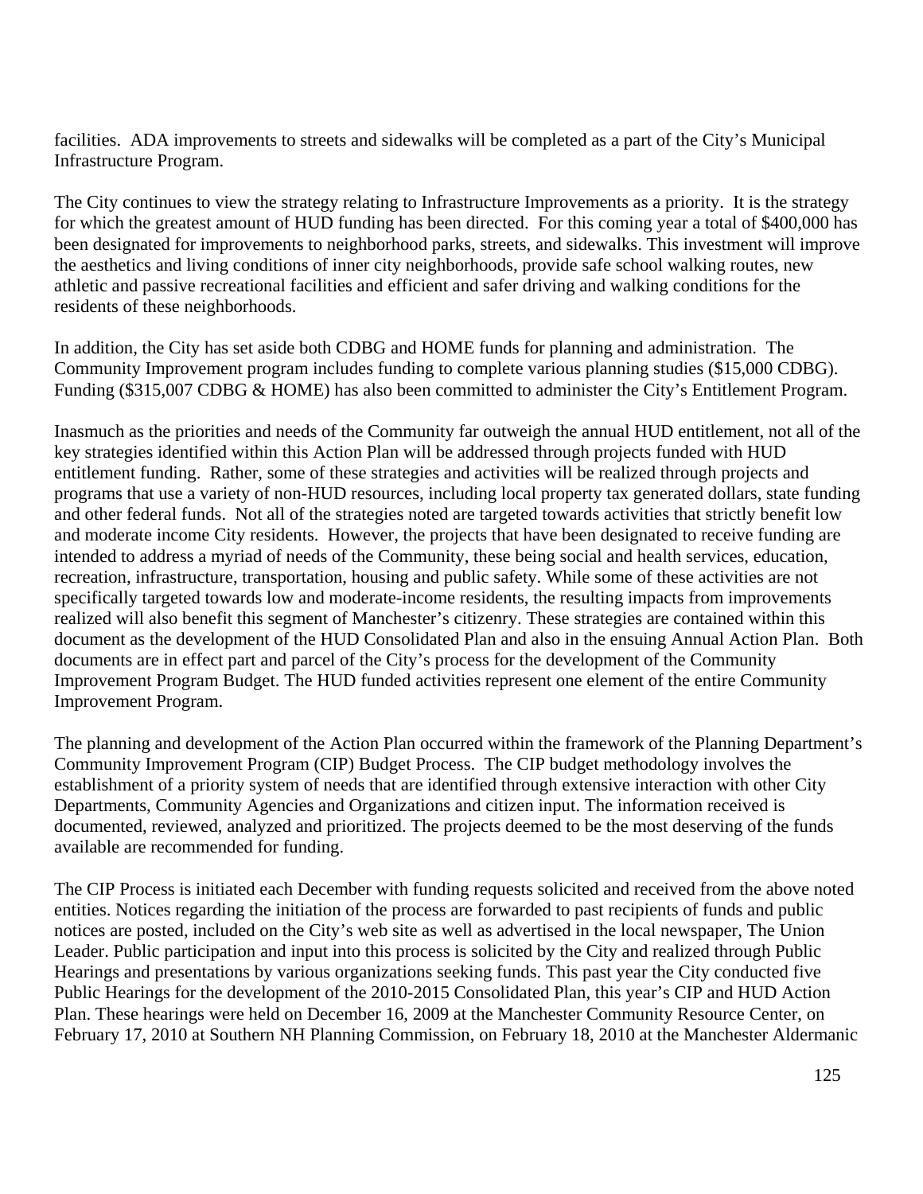facilities. ADA improvements to streets and sidewalks will be completed as a part of the City's Municipal Infrastructure Program.

The City continues to view the strategy relating to Infrastructure Improvements as a priority. It is the strategy for which the greatest amount of HUD funding has been directed. For this coming year a total of $400,000 has been designated for improvements to neighborhood parks, streets, and sidewalks. This investment will improve the aesthetics and living conditions of inner city neighborhoods, provide safe school walking routes, new athletic and passive recreational facilities and efficient and safer driving and walking conditions for the residents of these neighborhoods.

In addition, the City has set aside both CDBG and HOME funds for planning and administration. The Community Improvement program includes funding to complete various planning studies ($15,000 CDBG). Funding ($315,007 CDBG & HOME) has also been committed to administer the City's Entitlement Program.

Inasmuch as the priorities and needs of the Community far outweigh the annual HUD entitlement, not all of the key strategies identified within this Action Plan will be addressed through projects funded with HUD entitlement funding. Rather, some of these strategies and activities will be realized through projects and programs that use a variety of non-HUD resources, including local property tax generated dollars, state funding and other federal funds. Not all of the strategies noted are targeted towards activities that strictly benefit low and moderate income City residents. However, the projects that have been designated to receive funding are intended to address a myriad of needs of the Community, these being social and health services, education, recreation, infrastructure, transportation, housing and public safety. While some of these activities are not specifically targeted towards low and moderate-income residents, the resulting impacts from improvements realized will also benefit this segment of Manchester's citizenry. These strategies are contained within this document as the development of the HUD Consolidated Plan and also in the ensuing Annual Action Plan. Both documents are in effect part and parcel of the City's process for the development of the Community Improvement Program Budget. The HUD funded activities represent one element of the entire Community Improvement Program.

The planning and development of the Action Plan occurred within the framework of the Planning Department's Community Improvement Program (CIP) Budget Process. The CIP budget methodology involves the establishment of a priority system of needs that are identified through extensive interaction with other City Departments, Community Agencies and Organizations and citizen input. The information received is documented, reviewed, analyzed and prioritized. The projects deemed to be the most deserving of the funds available are recommended for funding.

The CIP Process is initiated each December with funding requests solicited and received from the above noted entities. Notices regarding the initiation of the process are forwarded to past recipients of funds and public notices are posted, included on the City's web site as well as advertised in the local newspaper, The Union Leader. Public participation and input into this process is solicited by the City and realized through Public Hearings and presentations by various organizations seeking funds. This past year the City conducted five Public Hearings for the development of the 2010-2015 Consolidated Plan, this year's CIP and HUD Action Plan. These hearings were held on December 16, 2009 at the Manchester Community Resource Center, on February 17, 2010 at Southern NH Planning Commission, on February 18, 2010 at the Manchester Aldermanic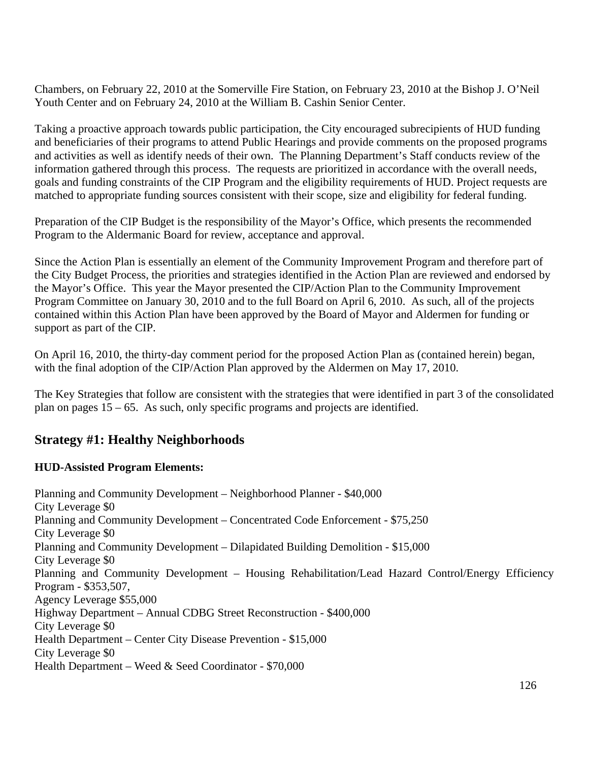Chambers, on February 22, 2010 at the Somerville Fire Station, on February 23, 2010 at the Bishop J. O'Neil Youth Center and on February 24, 2010 at the William B. Cashin Senior Center.

Taking a proactive approach towards public participation, the City encouraged subrecipients of HUD funding and beneficiaries of their programs to attend Public Hearings and provide comments on the proposed programs and activities as well as identify needs of their own. The Planning Department's Staff conducts review of the information gathered through this process. The requests are prioritized in accordance with the overall needs, goals and funding constraints of the CIP Program and the eligibility requirements of HUD. Project requests are matched to appropriate funding sources consistent with their scope, size and eligibility for federal funding.

Preparation of the CIP Budget is the responsibility of the Mayor's Office, which presents the recommended Program to the Aldermanic Board for review, acceptance and approval.

Since the Action Plan is essentially an element of the Community Improvement Program and therefore part of the City Budget Process, the priorities and strategies identified in the Action Plan are reviewed and endorsed by the Mayor's Office. This year the Mayor presented the CIP/Action Plan to the Community Improvement Program Committee on January 30, 2010 and to the full Board on April 6, 2010. As such, all of the projects contained within this Action Plan have been approved by the Board of Mayor and Aldermen for funding or support as part of the CIP.

On April 16, 2010, the thirty-day comment period for the proposed Action Plan as (contained herein) began, with the final adoption of the CIP/Action Plan approved by the Aldermen on May 17, 2010.

The Key Strategies that follow are consistent with the strategies that were identified in part 3 of the consolidated plan on pages 15 – 65. As such, only specific programs and projects are identified.

## Strategy #1: Healthy Neighborhoods

**HUD-Assisted Program Elements:**

Planning and Community Development – Neighborhood Planner - $40,000
City Leverage $0
Planning and Community Development – Concentrated Code Enforcement - $75,250
City Leverage $0
Planning and Community Development – Dilapidated Building Demolition - $15,000
City Leverage $0
Planning and Community Development – Housing Rehabilitation/Lead Hazard Control/Energy Efficiency Program - $353,507,
Agency Leverage $55,000
Highway Department – Annual CDBG Street Reconstruction - $400,000
City Leverage $0
Health Department – Center City Disease Prevention - $15,000
City Leverage $0
Health Department – Weed & Seed Coordinator - $70,000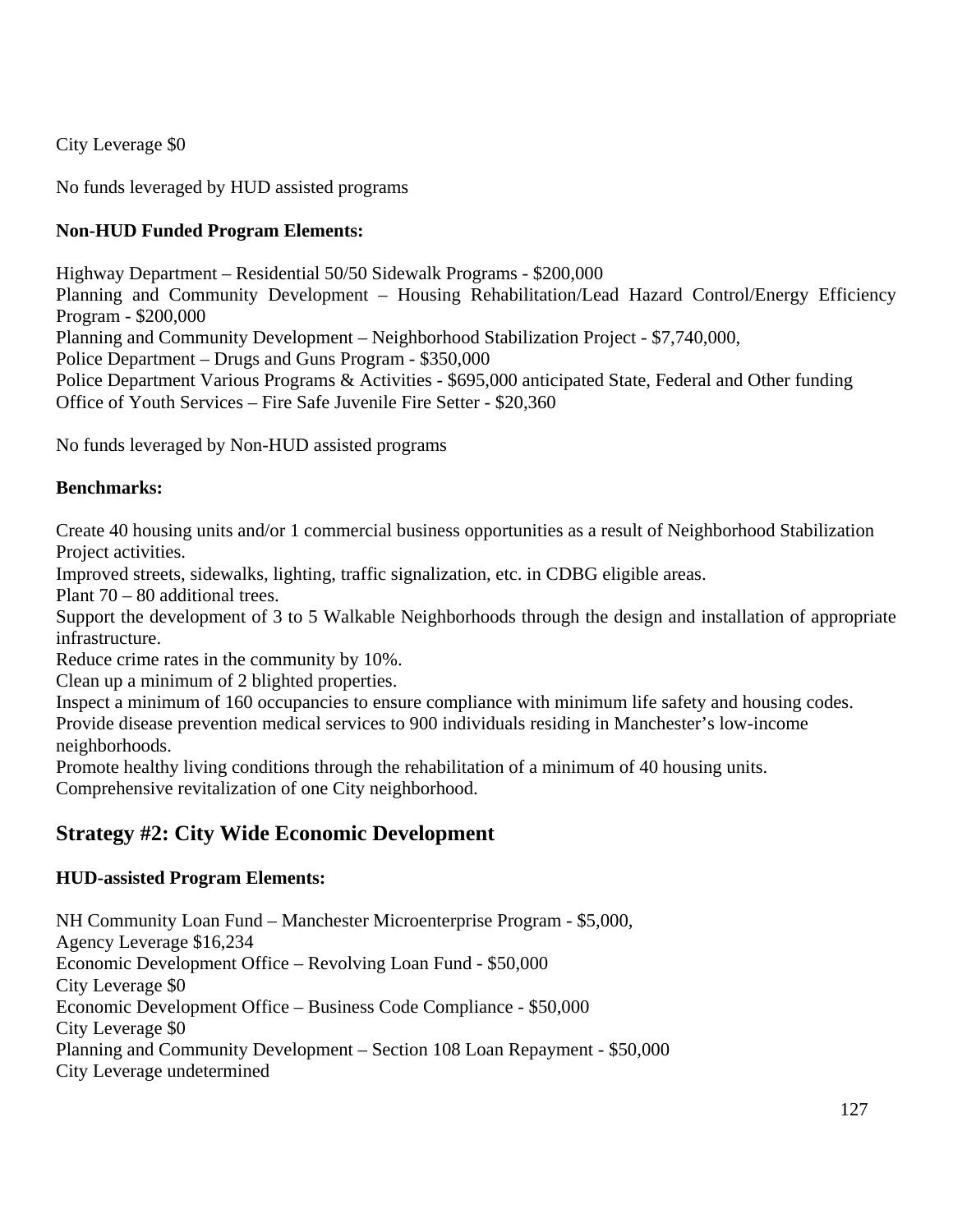City Leverage $0

No funds leveraged by HUD assisted programs

**Non-HUD Funded Program Elements:**

Highway Department – Residential 50/50 Sidewalk Programs - $200,000
Planning and Community Development – Housing Rehabilitation/Lead Hazard Control/Energy Efficiency Program - $200,000
Planning and Community Development – Neighborhood Stabilization Project - $7,740,000,
Police Department – Drugs and Guns Program - $350,000
Police Department Various Programs & Activities - $695,000 anticipated State, Federal and Other funding
Office of Youth Services – Fire Safe Juvenile Fire Setter - $20,360

No funds leveraged by Non-HUD assisted programs

**Benchmarks:**

Create 40 housing units and/or 1 commercial business opportunities as a result of Neighborhood Stabilization Project activities.
Improved streets, sidewalks, lighting, traffic signalization, etc. in CDBG eligible areas.
Plant 70 – 80 additional trees.
Support the development of 3 to 5 Walkable Neighborhoods through the design and installation of appropriate infrastructure.
Reduce crime rates in the community by 10%.
Clean up a minimum of 2 blighted properties.
Inspect a minimum of 160 occupancies to ensure compliance with minimum life safety and housing codes.
Provide disease prevention medical services to 900 individuals residing in Manchester's low-income neighborhoods.
Promote healthy living conditions through the rehabilitation of a minimum of 40 housing units.
Comprehensive revitalization of one City neighborhood.

## Strategy #2: City Wide Economic Development

**HUD-assisted Program Elements:**

NH Community Loan Fund – Manchester Microenterprise Program - $5,000,
Agency Leverage $16,234
Economic Development Office – Revolving Loan Fund - $50,000
City Leverage $0
Economic Development Office – Business Code Compliance - $50,000
City Leverage $0
Planning and Community Development – Section 108 Loan Repayment - $50,000
City Leverage undetermined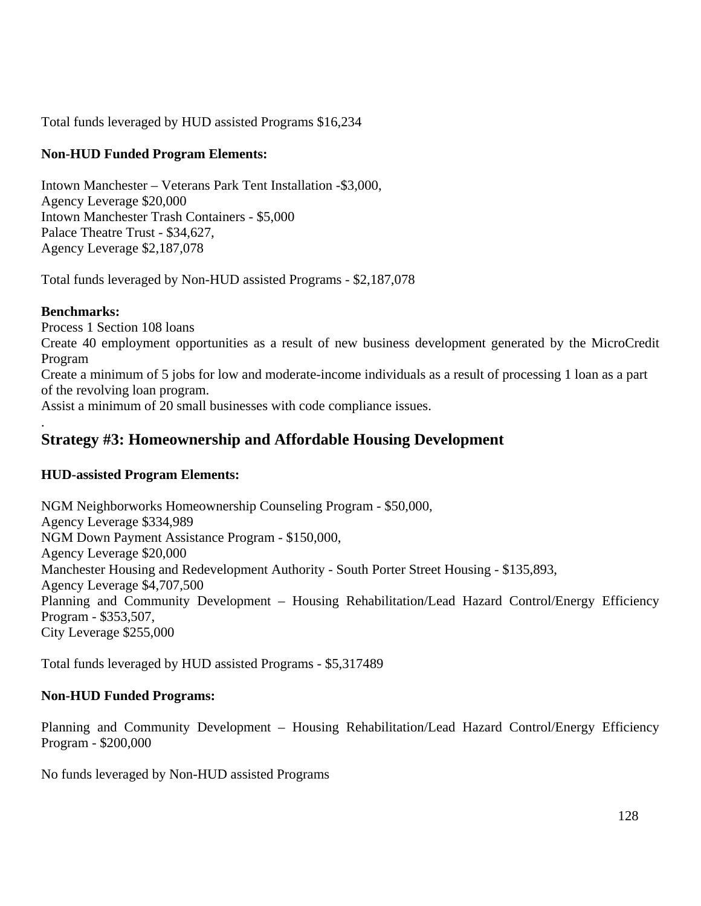Total funds leveraged by HUD assisted Programs $16,234

**Non-HUD Funded Program Elements:**

Intown Manchester – Veterans Park Tent Installation -$3,000,
Agency Leverage $20,000
Intown Manchester Trash Containers - $5,000
Palace Theatre Trust - $34,627,
Agency Leverage $2,187,078

Total funds leveraged by Non-HUD assisted Programs - $2,187,078

**Benchmarks:**
Process 1 Section 108 loans
Create 40 employment opportunities as a result of new business development generated by the MicroCredit Program
Create a minimum of 5 jobs for low and moderate-income individuals as a result of processing 1 loan as a part of the revolving loan program.
Assist a minimum of 20 small businesses with code compliance issues.
.

## Strategy #3: Homeownership and Affordable Housing Development

**HUD-assisted Program Elements:**

NGM Neighborworks Homeownership Counseling Program - $50,000,
Agency Leverage $334,989
NGM Down Payment Assistance Program - $150,000,
Agency Leverage $20,000
Manchester Housing and Redevelopment Authority - South Porter Street Housing - $135,893,
Agency Leverage $4,707,500
Planning and Community Development – Housing Rehabilitation/Lead Hazard Control/Energy Efficiency Program - $353,507,
City Leverage $255,000

Total funds leveraged by HUD assisted Programs - $5,317489

**Non-HUD Funded Programs:**

Planning and Community Development – Housing Rehabilitation/Lead Hazard Control/Energy Efficiency Program - $200,000

No funds leveraged by Non-HUD assisted Programs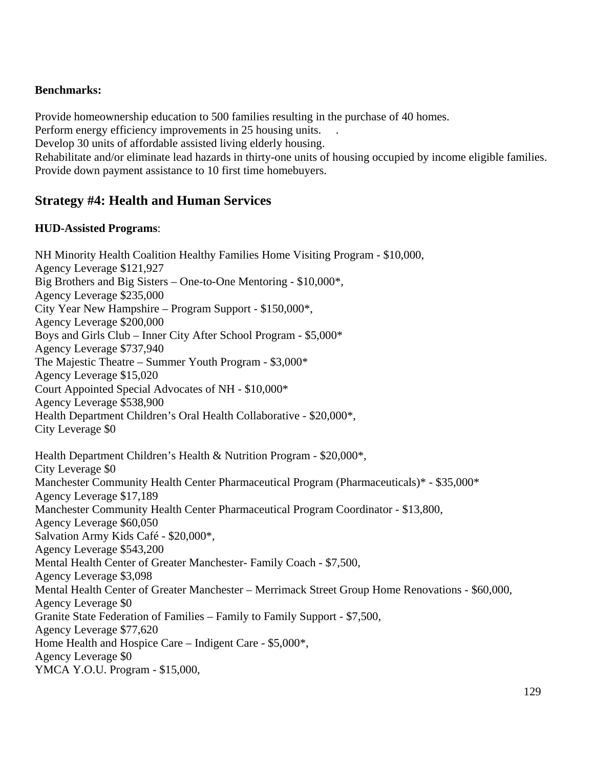**Benchmarks:**

Provide homeownership education to 500 families resulting in the purchase of 40 homes.
Perform energy efficiency improvements in 25 housing units.
Develop 30 units of affordable assisted living elderly housing.
Rehabilitate and/or eliminate lead hazards in thirty-one units of housing occupied by income eligible families.
Provide down payment assistance to 10 first time homebuyers.

## Strategy #4: Health and Human Services

**HUD-Assisted Programs**:

NH Minority Health Coalition Healthy Families Home Visiting Program - $10,000,
Agency Leverage $121,927
Big Brothers and Big Sisters – One-to-One Mentoring - $10,000*,
Agency Leverage $235,000
City Year New Hampshire – Program Support - $150,000*,
Agency Leverage $200,000
Boys and Girls Club – Inner City After School Program - $5,000*
Agency Leverage $737,940
The Majestic Theatre – Summer Youth Program - $3,000*
Agency Leverage $15,020
Court Appointed Special Advocates of NH - $10,000*
Agency Leverage $538,900
Health Department Children's Oral Health Collaborative - $20,000*,
City Leverage $0

Health Department Children's Health & Nutrition Program - $20,000*,
City Leverage $0
Manchester Community Health Center Pharmaceutical Program (Pharmaceuticals)* - $35,000*
Agency Leverage $17,189
Manchester Community Health Center Pharmaceutical Program Coordinator - $13,800,
Agency Leverage $60,050
Salvation Army Kids Café - $20,000*,
Agency Leverage $543,200
Mental Health Center of Greater Manchester- Family Coach - $7,500,
Agency Leverage $3,098
Mental Health Center of Greater Manchester – Merrimack Street Group Home Renovations - $60,000,
Agency Leverage $0
Granite State Federation of Families – Family to Family Support - $7,500,
Agency Leverage $77,620
Home Health and Hospice Care – Indigent Care - $5,000*,
Agency Leverage $0
YMCA Y.O.U. Program - $15,000,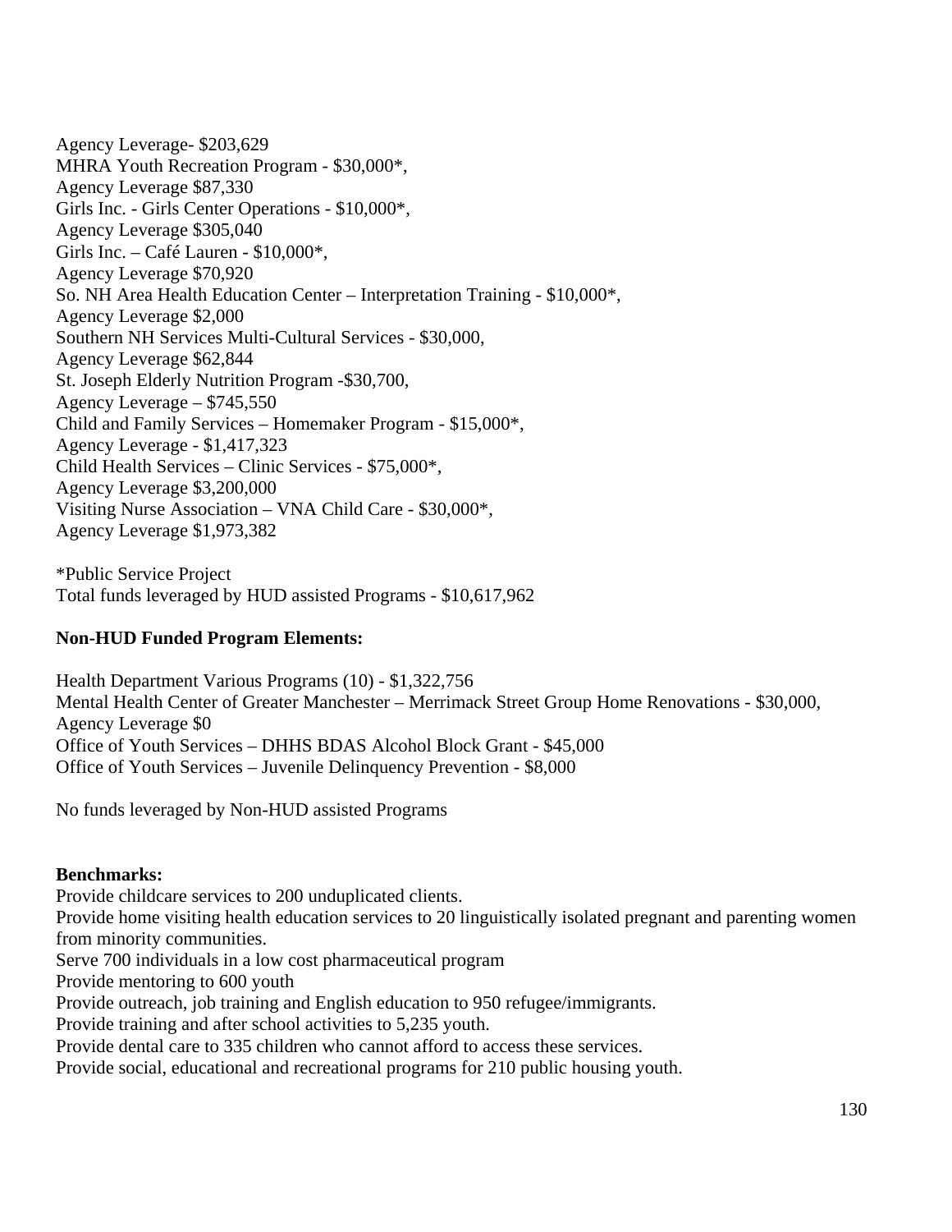Agency Leverage- $203,629
MHRA Youth Recreation Program - $30,000*,
Agency Leverage $87,330
Girls Inc. - Girls Center Operations - $10,000*,
Agency Leverage $305,040
Girls Inc. – Café Lauren - $10,000*,
Agency Leverage $70,920
So. NH Area Health Education Center – Interpretation Training - $10,000*,
Agency Leverage $2,000
Southern NH Services Multi-Cultural Services - $30,000,
Agency Leverage $62,844
St. Joseph Elderly Nutrition Program -$30,700,
Agency Leverage – $745,550
Child and Family Services – Homemaker Program - $15,000*,
Agency Leverage - $1,417,323
Child Health Services – Clinic Services - $75,000*,
Agency Leverage $3,200,000
Visiting Nurse Association – VNA Child Care - $30,000*,
Agency Leverage $1,973,382

*Public Service Project
Total funds leveraged by HUD assisted Programs - $10,617,962

**Non-HUD Funded Program Elements:**

Health Department Various Programs (10) - $1,322,756
Mental Health Center of Greater Manchester – Merrimack Street Group Home Renovations - $30,000,
Agency Leverage $0
Office of Youth Services – DHHS BDAS Alcohol Block Grant - $45,000
Office of Youth Services – Juvenile Delinquency Prevention - $8,000

No funds leveraged by Non-HUD assisted Programs

**Benchmarks:**

Provide childcare services to 200 unduplicated clients.
Provide home visiting health education services to 20 linguistically isolated pregnant and parenting women from minority communities.
Serve 700 individuals in a low cost pharmaceutical program
Provide mentoring to 600 youth
Provide outreach, job training and English education to 950 refugee/immigrants.
Provide training and after school activities to 5,235 youth.
Provide dental care to 335 children who cannot afford to access these services.
Provide social, educational and recreational programs for 210 public housing youth.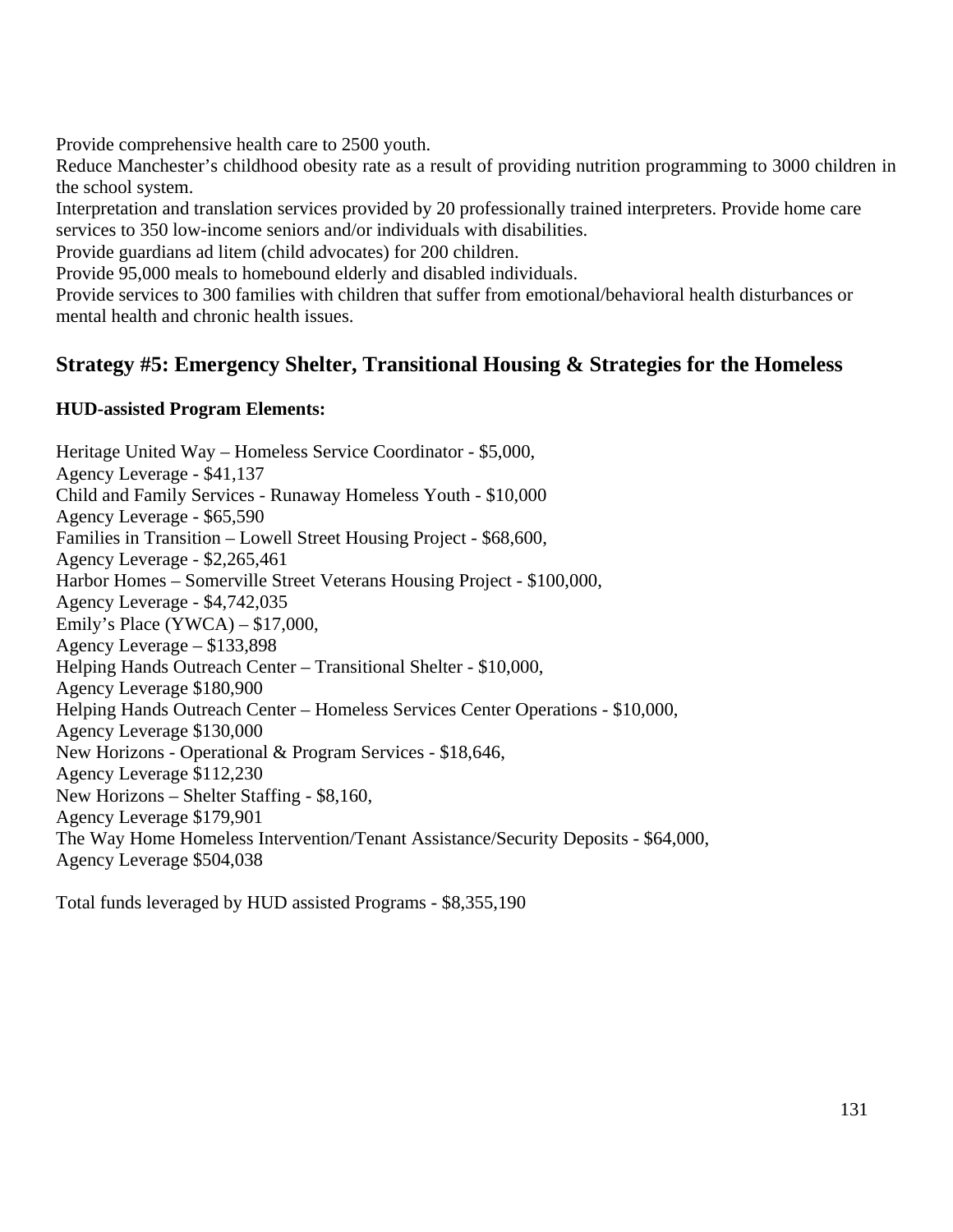Provide comprehensive health care to 2500 youth.
Reduce Manchester's childhood obesity rate as a result of providing nutrition programming to 3000 children in the school system.
Interpretation and translation services provided by 20 professionally trained interpreters. Provide home care services to 350 low-income seniors and/or individuals with disabilities.
Provide guardians ad litem (child advocates) for 200 children.
Provide 95,000 meals to homebound elderly and disabled individuals.
Provide services to 300 families with children that suffer from emotional/behavioral health disturbances or mental health and chronic health issues.

## Strategy #5: Emergency Shelter, Transitional Housing & Strategies for the Homeless

**HUD-assisted Program Elements:**

Heritage United Way – Homeless Service Coordinator - $5,000,
Agency Leverage - $41,137
Child and Family Services - Runaway Homeless Youth - $10,000
Agency Leverage - $65,590
Families in Transition – Lowell Street Housing Project - $68,600,
Agency Leverage - $2,265,461
Harbor Homes – Somerville Street Veterans Housing Project - $100,000,
Agency Leverage - $4,742,035
Emily's Place (YWCA) – $17,000,
Agency Leverage – $133,898
Helping Hands Outreach Center – Transitional Shelter - $10,000,
Agency Leverage $180,900
Helping Hands Outreach Center – Homeless Services Center Operations - $10,000,
Agency Leverage $130,000
New Horizons - Operational & Program Services - $18,646,
Agency Leverage $112,230
New Horizons – Shelter Staffing - $8,160,
Agency Leverage $179,901
The Way Home Homeless Intervention/Tenant Assistance/Security Deposits - $64,000,
Agency Leverage $504,038

Total funds leveraged by HUD assisted Programs - $8,355,190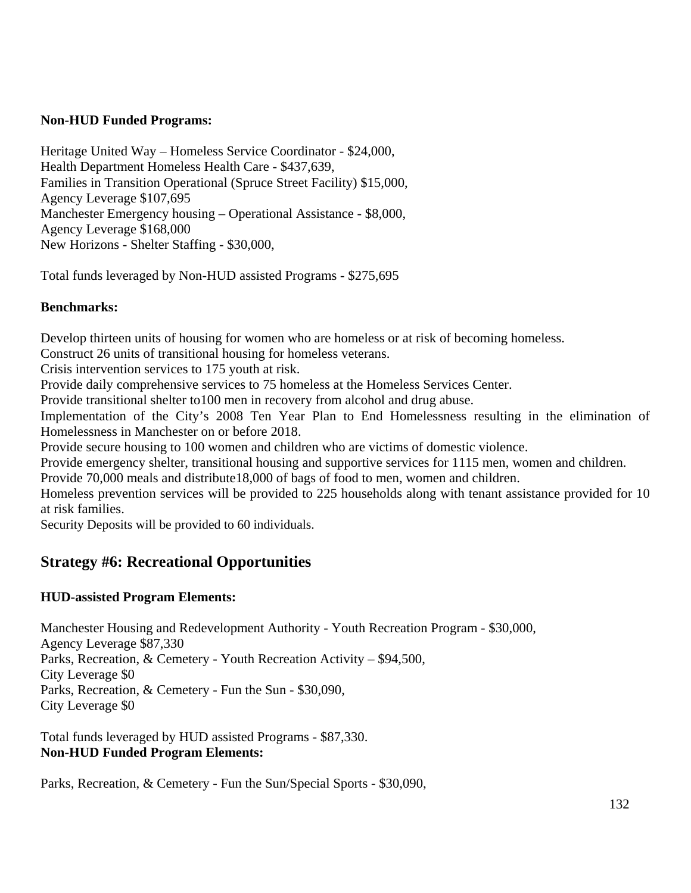**Non-HUD Funded Programs:**

Heritage United Way – Homeless Service Coordinator - $24,000,
Health Department Homeless Health Care - $437,639,
Families in Transition Operational (Spruce Street Facility) $15,000,
Agency Leverage $107,695
Manchester Emergency housing – Operational Assistance - $8,000,
Agency Leverage $168,000
New Horizons - Shelter Staffing - $30,000,

Total funds leveraged by Non-HUD assisted Programs - $275,695

**Benchmarks:**

Develop thirteen units of housing for women who are homeless or at risk of becoming homeless.
Construct 26 units of transitional housing for homeless veterans.
Crisis intervention services to 175 youth at risk.
Provide daily comprehensive services to 75 homeless at the Homeless Services Center.
Provide transitional shelter to100 men in recovery from alcohol and drug abuse.
Implementation of the City's 2008 Ten Year Plan to End Homelessness resulting in the elimination of Homelessness in Manchester on or before 2018.
Provide secure housing to 100 women and children who are victims of domestic violence.
Provide emergency shelter, transitional housing and supportive services for 1115 men, women and children.
Provide 70,000 meals and distribute18,000 of bags of food to men, women and children.
Homeless prevention services will be provided to 225 households along with tenant assistance provided for 10 at risk families.
Security Deposits will be provided to 60 individuals.

## Strategy #6: Recreational Opportunities

**HUD-assisted Program Elements:**

Manchester Housing and Redevelopment Authority - Youth Recreation Program - $30,000,
Agency Leverage $87,330
Parks, Recreation, & Cemetery - Youth Recreation Activity – $94,500,
City Leverage $0
Parks, Recreation, & Cemetery - Fun the Sun - $30,090,
City Leverage $0

Total funds leveraged by HUD assisted Programs - $87,330.
**Non-HUD Funded Program Elements:**

Parks, Recreation, & Cemetery - Fun the Sun/Special Sports - $30,090,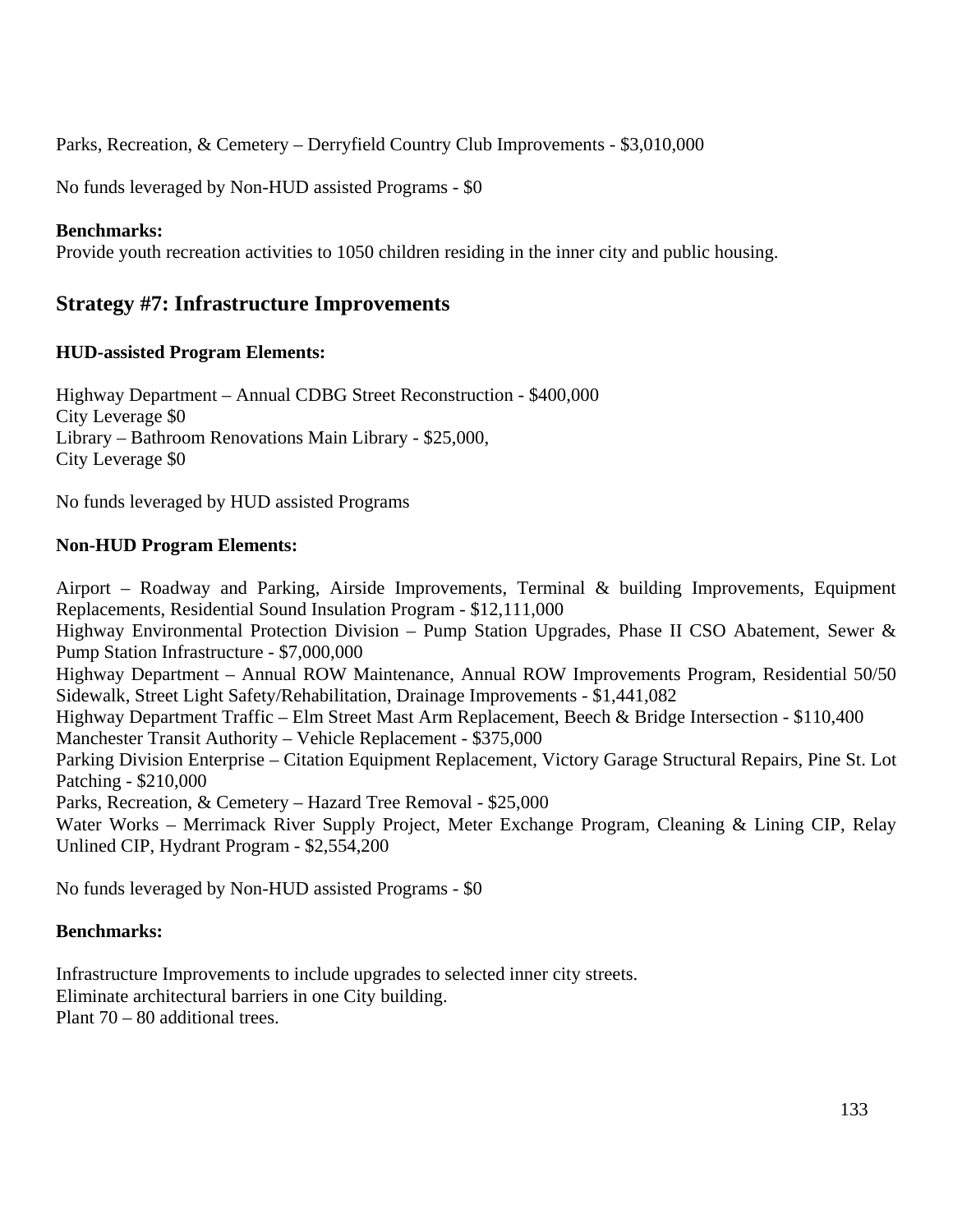Parks, Recreation, & Cemetery – Derryfield Country Club Improvements - $3,010,000

No funds leveraged by Non-HUD assisted Programs - $0

**Benchmarks:**
Provide youth recreation activities to 1050 children residing in the inner city and public housing.

## Strategy #7: Infrastructure Improvements

**HUD-assisted Program Elements:**

Highway Department – Annual CDBG Street Reconstruction - $400,000
City Leverage $0
Library – Bathroom Renovations Main Library - $25,000,
City Leverage $0

No funds leveraged by HUD assisted Programs

**Non-HUD Program Elements:**

Airport – Roadway and Parking, Airside Improvements, Terminal & building Improvements, Equipment Replacements, Residential Sound Insulation Program - $12,111,000
Highway Environmental Protection Division – Pump Station Upgrades, Phase II CSO Abatement, Sewer & Pump Station Infrastructure - $7,000,000
Highway Department – Annual ROW Maintenance, Annual ROW Improvements Program, Residential 50/50 Sidewalk, Street Light Safety/Rehabilitation, Drainage Improvements - $1,441,082
Highway Department Traffic – Elm Street Mast Arm Replacement, Beech & Bridge Intersection - $110,400
Manchester Transit Authority – Vehicle Replacement - $375,000
Parking Division Enterprise – Citation Equipment Replacement, Victory Garage Structural Repairs, Pine St. Lot Patching - $210,000
Parks, Recreation, & Cemetery – Hazard Tree Removal - $25,000
Water Works – Merrimack River Supply Project, Meter Exchange Program, Cleaning & Lining CIP, Relay Unlined CIP, Hydrant Program - $2,554,200

No funds leveraged by Non-HUD assisted Programs - $0

**Benchmarks:**

Infrastructure Improvements to include upgrades to selected inner city streets.
Eliminate architectural barriers in one City building.
Plant 70 – 80 additional trees.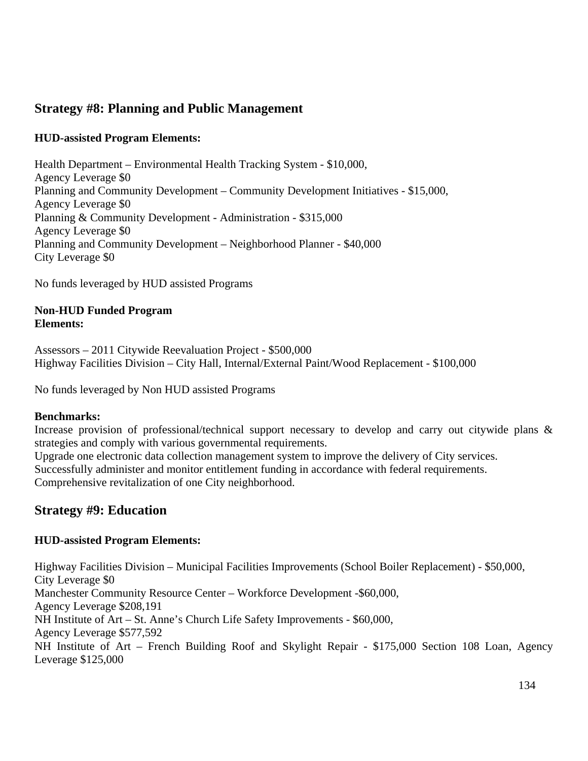## Strategy #8: Planning and Public Management

**HUD-assisted Program Elements:**

Health Department – Environmental Health Tracking System - $10,000,
Agency Leverage $0
Planning and Community Development – Community Development Initiatives - $15,000,
Agency Leverage $0
Planning & Community Development - Administration - $315,000
Agency Leverage $0
Planning and Community Development – Neighborhood Planner - $40,000
City Leverage $0

No funds leveraged by HUD assisted Programs

**Non-HUD Funded Program Elements:**

Assessors – 2011 Citywide Reevaluation Project - $500,000
Highway Facilities Division – City Hall, Internal/External Paint/Wood Replacement - $100,000

No funds leveraged by Non HUD assisted Programs

**Benchmarks:**
Increase provision of professional/technical support necessary to develop and carry out citywide plans & strategies and comply with various governmental requirements.
Upgrade one electronic data collection management system to improve the delivery of City services.
Successfully administer and monitor entitlement funding in accordance with federal requirements.
Comprehensive revitalization of one City neighborhood.

## Strategy #9: Education

**HUD-assisted Program Elements:**

Highway Facilities Division – Municipal Facilities Improvements (School Boiler Replacement) - $50,000,
City Leverage $0
Manchester Community Resource Center – Workforce Development -$60,000,
Agency Leverage $208,191
NH Institute of Art – St. Anne's Church Life Safety Improvements - $60,000,
Agency Leverage $577,592
NH Institute of Art – French Building Roof and Skylight Repair - $175,000 Section 108 Loan, Agency Leverage $125,000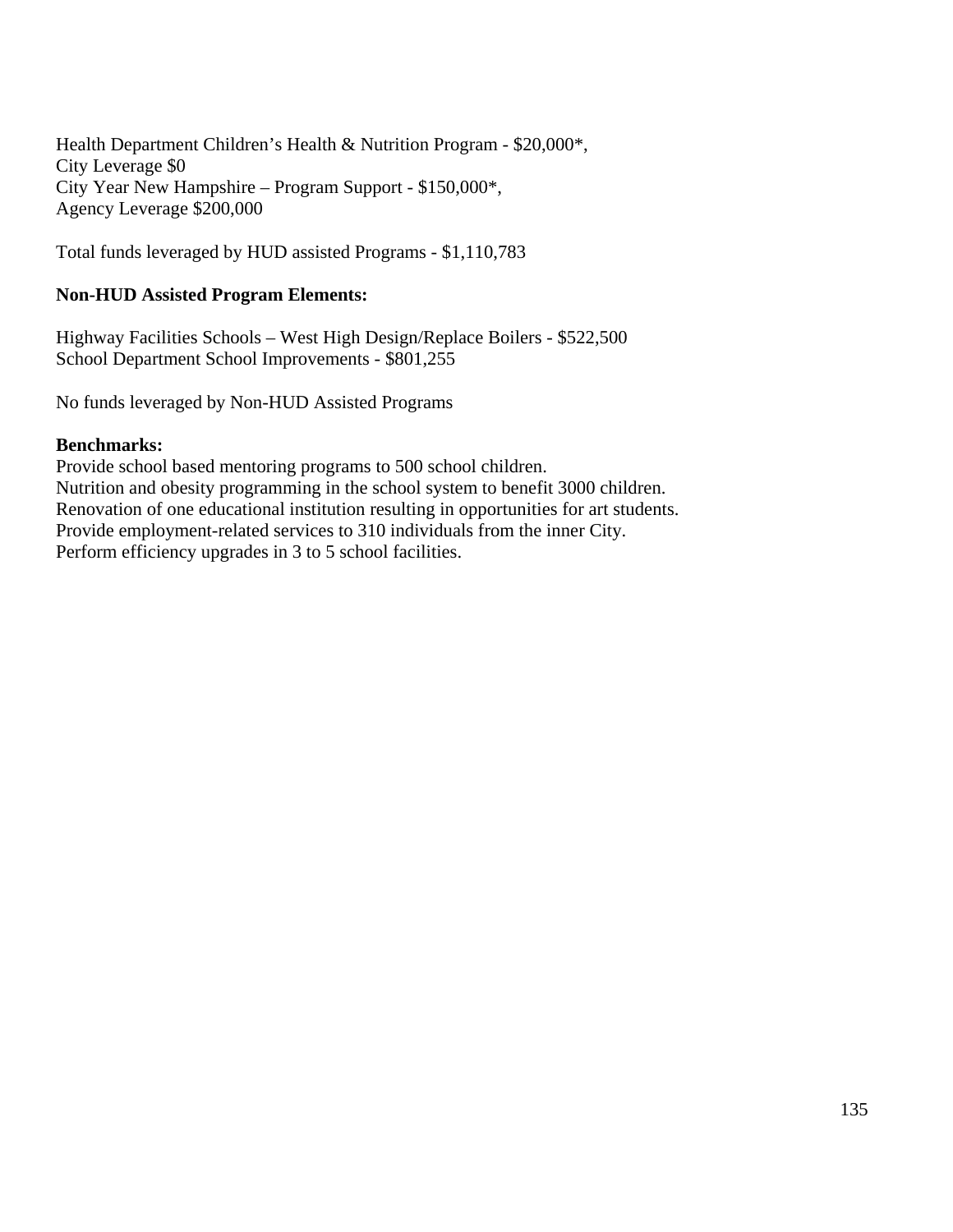Health Department Children's Health & Nutrition Program - $20,000*,
City Leverage $0
City Year New Hampshire – Program Support - $150,000*,
Agency Leverage $200,000

Total funds leveraged by HUD assisted Programs - $1,110,783

**Non-HUD Assisted Program Elements:**

Highway Facilities Schools – West High Design/Replace Boilers - $522,500
School Department School Improvements - $801,255

No funds leveraged by Non-HUD Assisted Programs

**Benchmarks:**
Provide school based mentoring programs to 500 school children.
Nutrition and obesity programming in the school system to benefit 3000 children.
Renovation of one educational institution resulting in opportunities for art students.
Provide employment-related services to 310 individuals from the inner City.
Perform efficiency upgrades in 3 to 5 school facilities.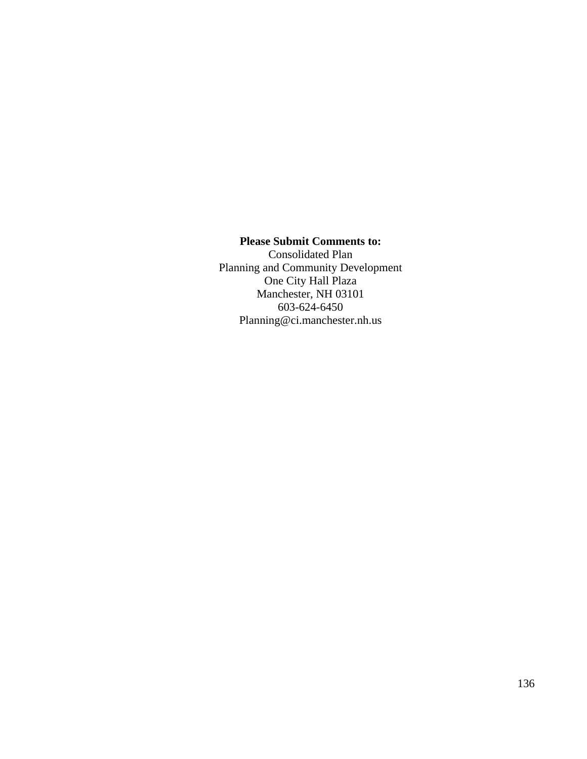**Please Submit Comments to:**

Consolidated Plan
Planning and Community Development
One City Hall Plaza
Manchester, NH 03101
603-624-6450
Planning@ci.manchester.nh.us